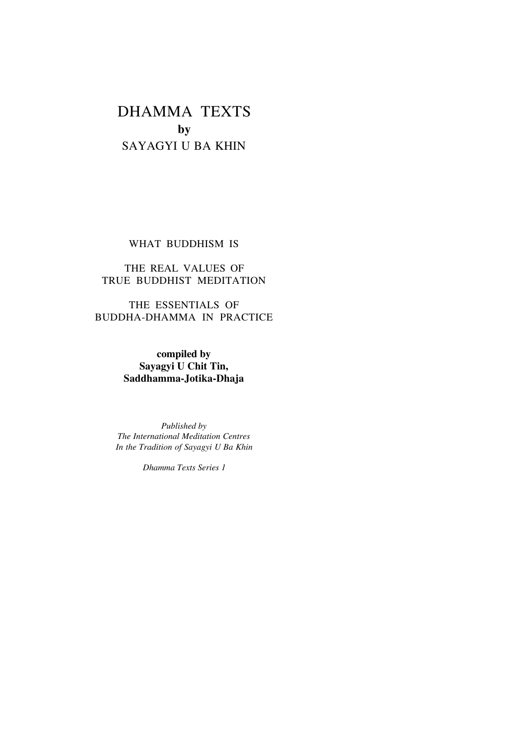# DHAMMA TEXTS

**by**

SAYAGYI U BA KHIN

WHAT BUDDHISM IS

THE REAL VALUES OF TRUE BUDDHIST MEDITATION

THE ESSENTIALS OF BUDDHA-DHAMMA IN PRACTICE

**compiled by**
**Sayagyi U Chit Tin,**
**Saddhamma-Jotika-Dhaja**

*Published by*
*The International Meditation Centres*
*In the Tradition of Sayagyi U Ba Khin*

*Dhamma Texts Series 1*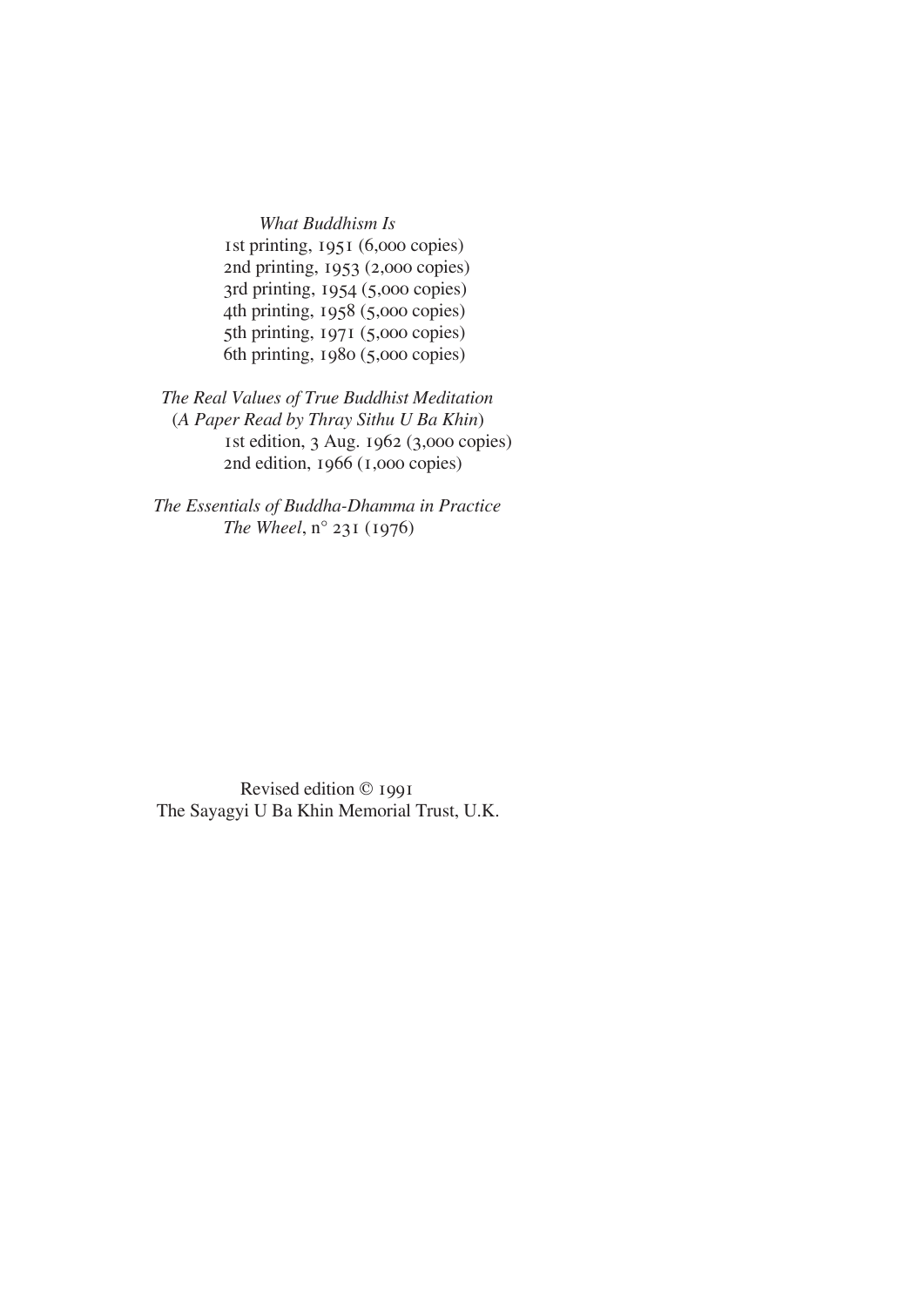*What Buddhism Is*

1st printing, 1951 (6,000 copies)
2nd printing, 1953 (2,000 copies)
3rd printing, 1954 (5,000 copies)
4th printing, 1958 (5,000 copies)
5th printing, 1971 (5,000 copies)
6th printing, 1980 (5,000 copies)

*The Real Values of True Buddhist Meditation*
(*A Paper Read by Thray Sithu U Ba Khin*)

1st edition, 3 Aug. 1962 (3,000 copies)
2nd edition, 1966 (1,000 copies)

*The Essentials of Buddha-Dhamma in Practice*
*The Wheel*, n° 231 (1976)

Revised edition © 1991
The Sayagyi U Ba Khin Memorial Trust, U.K.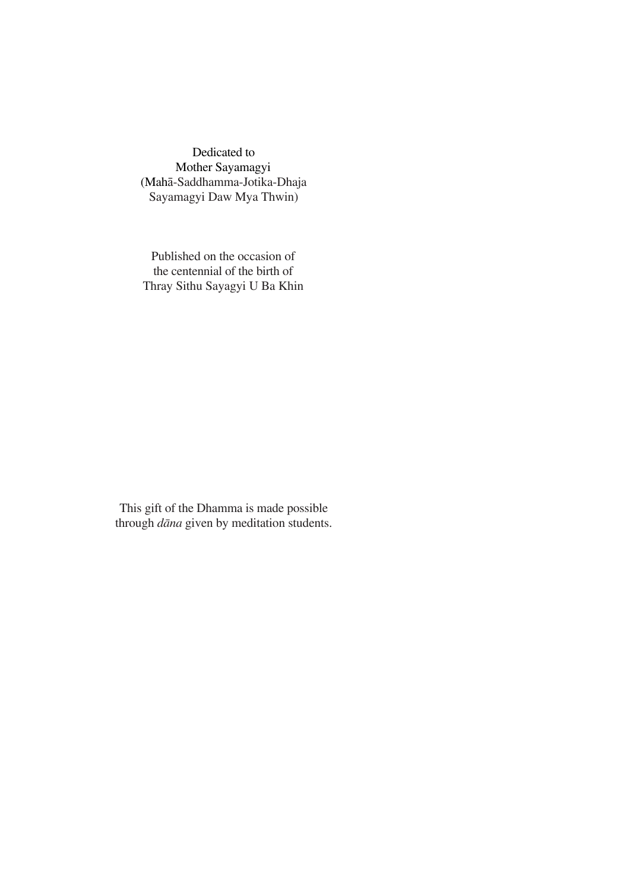Dedicated to
Mother Sayamagyi
(Mahā-Saddhamma-Jotika-Dhaja
Sayamagyi Daw Mya Thwin)

Published on the occasion of
the centennial of the birth of
Thray Sithu Sayagyi U Ba Khin

This gift of the Dhamma is made possible
through *dāna* given by meditation students.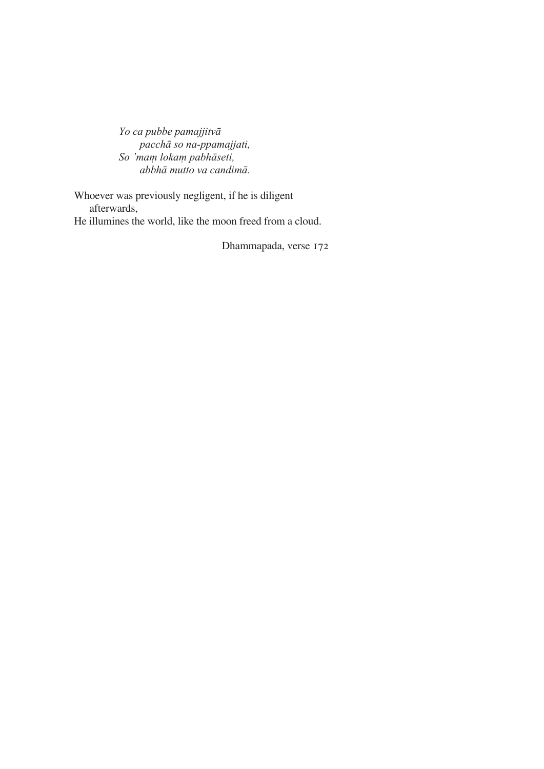*Yo ca pubbe pamajjitvā*  
*pacchā so na-ppamajjati,*  
*So 'maṃ lokaṃ pabhāseti,*  
*abbhā mutto va candimā.*

Whoever was previously negligent, if he is diligent afterwards,  
He illumines the world, like the moon freed from a cloud.

Dhammapada, verse 172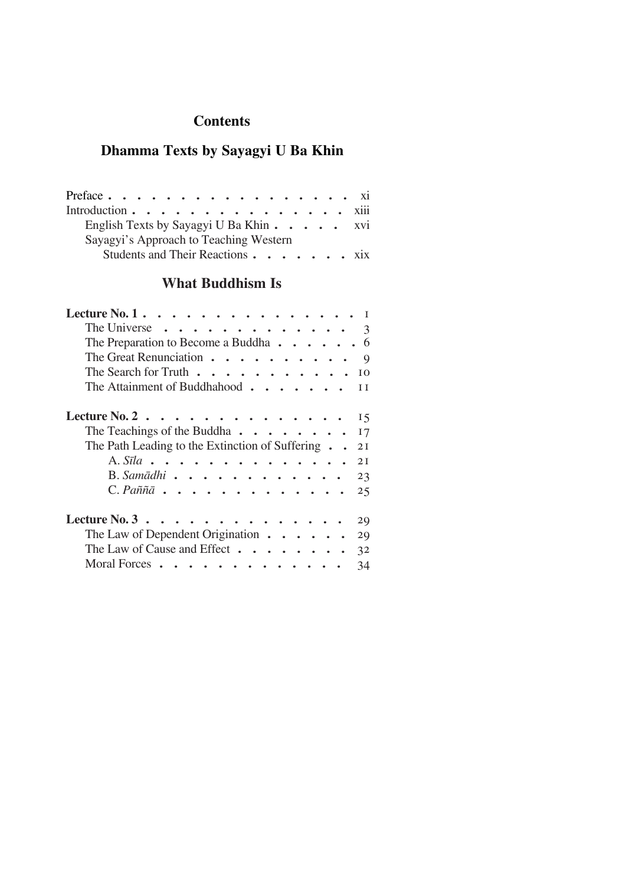# Contents

## Dhamma Texts by Sayagyi U Ba Khin

Preface . . . . . . . . . . . . . . . . . . xi
Introduction . . . . . . . . . . . . . . . . xiii
    English Texts by Sayagyi U Ba Khin . . . . . xvi
    Sayagyi's Approach to Teaching Western Students and Their Reactions . . . . . . . xix

## What Buddhism Is

**Lecture No. 1** . . . . . . . . . . . . . . . 1
    The Universe . . . . . . . . . . . . . 3
    The Preparation to Become a Buddha . . . . . . 6
    The Great Renunciation . . . . . . . . . . 9
    The Search for Truth . . . . . . . . . . . 10
    The Attainment of Buddhahood . . . . . . . 11

**Lecture No. 2** . . . . . . . . . . . . . . 15
    The Teachings of the Buddha . . . . . . . . 17
    The Path Leading to the Extinction of Suffering . . 21
        A. *Sīla* . . . . . . . . . . . . . . . 21
        B. *Samādhi* . . . . . . . . . . . . 23
        C. *Paññā* . . . . . . . . . . . . . 25

**Lecture No. 3** . . . . . . . . . . . . . . 29
    The Law of Dependent Origination . . . . . . 29
    The Law of Cause and Effect . . . . . . . . 32
    Moral Forces . . . . . . . . . . . . . 34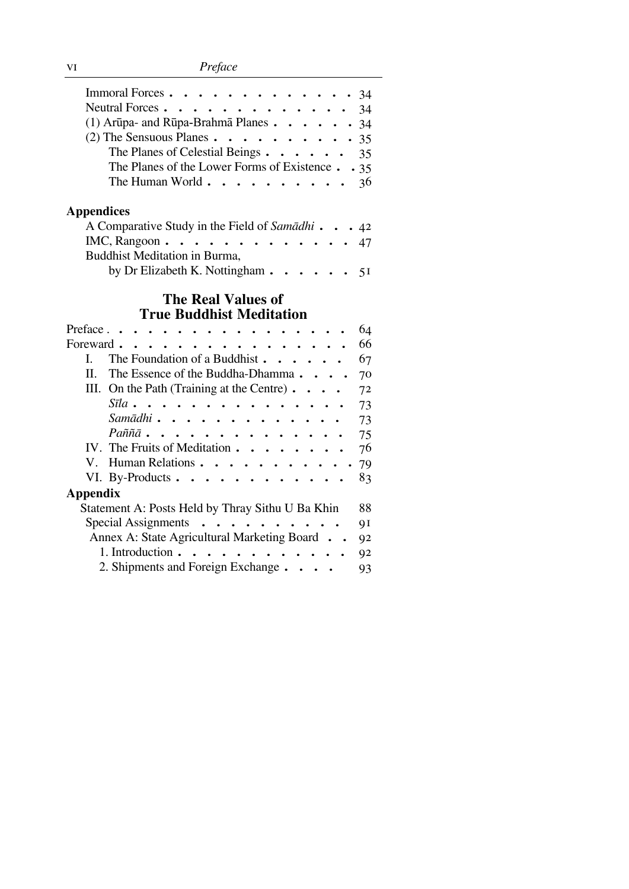Immoral Forces . . . . . . . . . . . . . . 34
Neutral Forces . . . . . . . . . . . . . . 34
(1) Arūpa- and Rūpa-Brahmā Planes . . . . . . 34
(2) The Sensuous Planes . . . . . . . . . . 35
The Planes of Celestial Beings . . . . . . 35
The Planes of the Lower Forms of Existence . . 35
The Human World . . . . . . . . . . 36

**Appendices**

A Comparative Study in the Field of *Samādhi* . . . 42
IMC, Rangoon . . . . . . . . . . . . . . 47
Buddhist Meditation in Burma,
by Dr Elizabeth K. Nottingham . . . . . . 51

## The Real Values of True Buddhist Meditation

Preface . . . . . . . . . . . . . . . . . 64
Foreward . . . . . . . . . . . . . . . . 66
I. The Foundation of a Buddhist . . . . . . 67
II. The Essence of the Buddha-Dhamma . . . . 70
III. On the Path (Training at the Centre) . . . . 72
*Sīla* . . . . . . . . . . . . . . . 73
*Samādhi* . . . . . . . . . . . . . 73
*Paññā* . . . . . . . . . . . . . . 75
IV. The Fruits of Meditation . . . . . . . . 76
V. Human Relations . . . . . . . . . . . 79
VI. By-Products . . . . . . . . . . . . 83

**Appendix**

Statement A: Posts Held by Thray Sithu U Ba Khin 88
Special Assignments . . . . . . . . . . 91
Annex A: State Agricultural Marketing Board . . 92
1. Introduction . . . . . . . . . . . . 92
2. Shipments and Foreign Exchange . . . . 93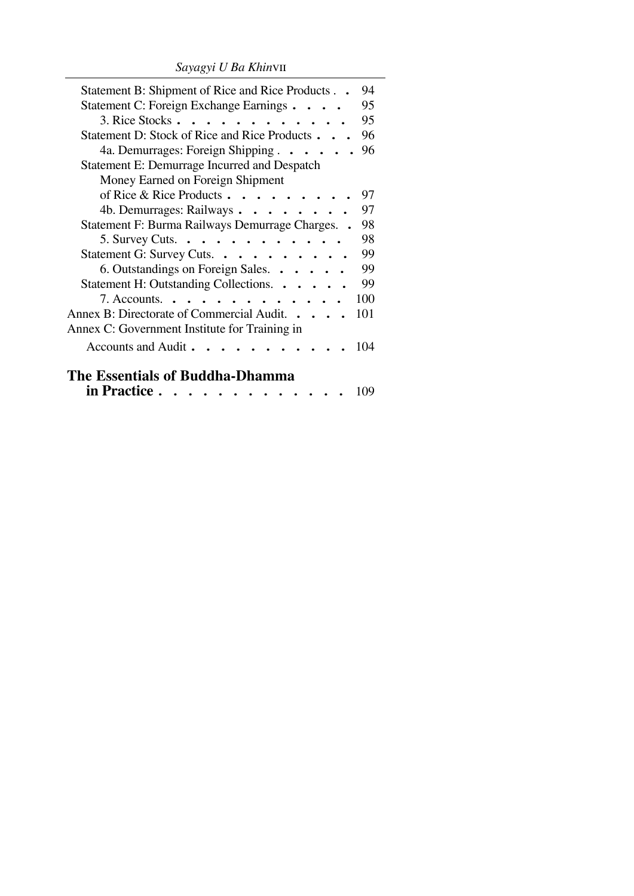Statement B: Shipment of Rice and Rice Products . . 94
Statement C: Foreign Exchange Earnings . . . . 95
3. Rice Stocks . . . . . . . . . . . . 95
Statement D: Stock of Rice and Rice Products . . . 96
4a. Demurrages: Foreign Shipping . . . . . . 96
Statement E: Demurrage Incurred and Despatch Money Earned on Foreign Shipment of Rice & Rice Products . . . . . . . . . 97
4b. Demurrages: Railways . . . . . . . . 97
Statement F: Burma Railways Demurrage Charges. . 98
5. Survey Cuts. . . . . . . . . . . . 98
Statement G: Survey Cuts. . . . . . . . . . 99
6. Outstandings on Foreign Sales. . . . . . 99
Statement H: Outstanding Collections. . . . . . 99
7. Accounts. . . . . . . . . . . . . 100
Annex B: Directorate of Commercial Audit. . . . . 101
Annex C: Government Institute for Training in Accounts and Audit . . . . . . . . . . . 104

**The Essentials of Buddha-Dhamma in Practice** . . . . . . . . . . . . . 109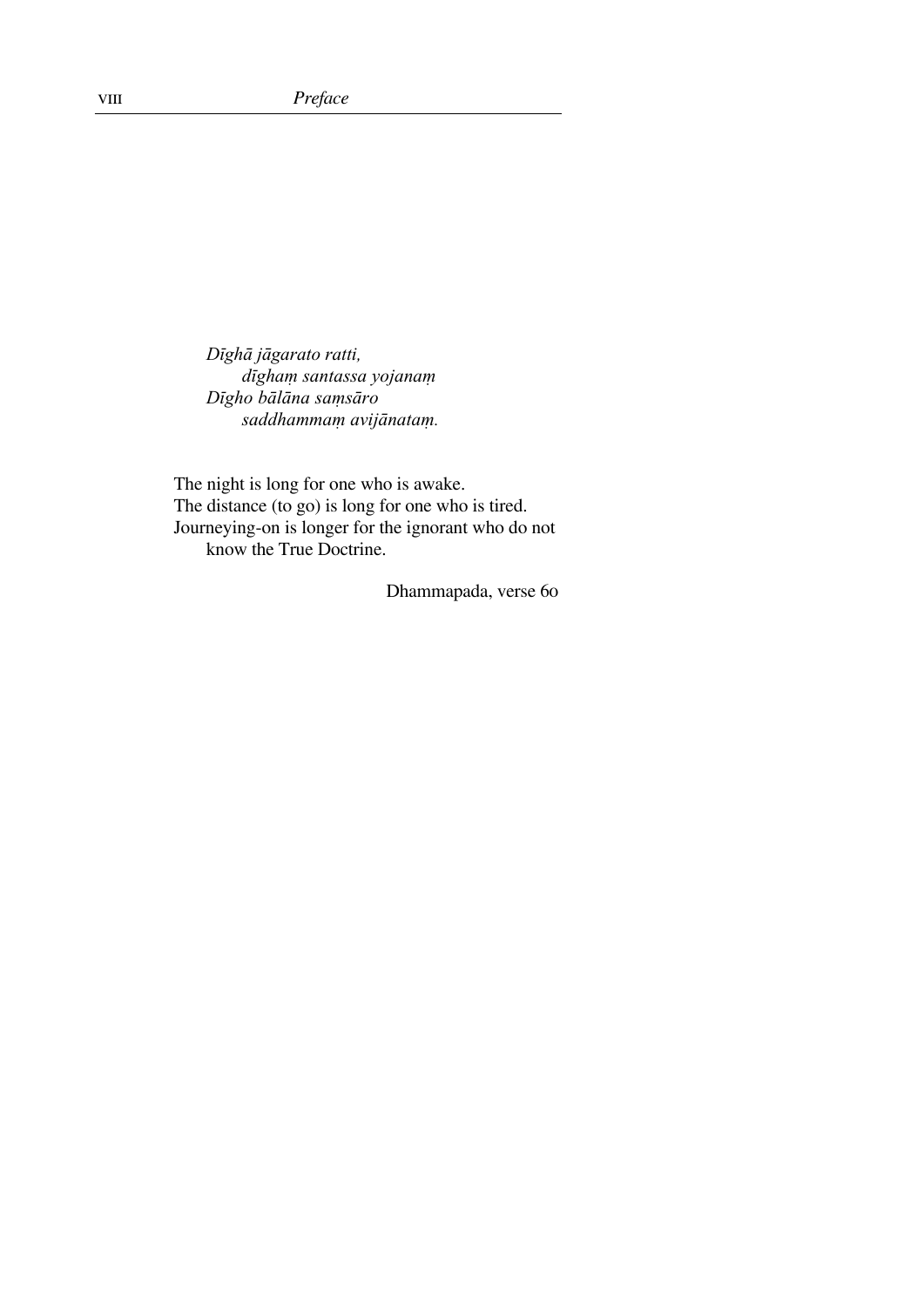*Dīghā jāgarato ratti,*
*dīghaṃ santassa yojanaṃ*
*Dīgho bālāna saṃsāro*
*saddhammaṃ avijānataṃ.*

The night is long for one who is awake.
The distance (to go) is long for one who is tired.
Journeying-on is longer for the ignorant who do not know the True Doctrine.

Dhammapada, verse 60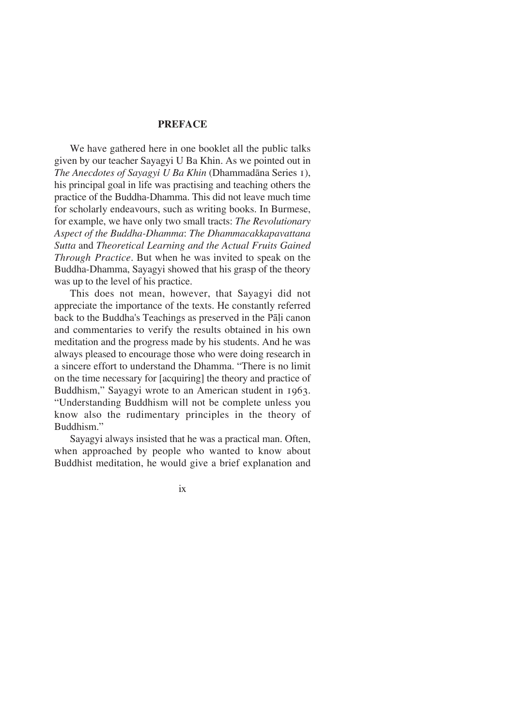## PREFACE

We have gathered here in one booklet all the public talks given by our teacher Sayagyi U Ba Khin. As we pointed out in *The Anecdotes of Sayagyi U Ba Khin* (Dhammadāna Series 1), his principal goal in life was practising and teaching others the practice of the Buddha-Dhamma. This did not leave much time for scholarly endeavours, such as writing books. In Burmese, for example, we have only two small tracts: *The Revolutionary Aspect of the Buddha-Dhamma*: *The Dhammacakkapavattana Sutta* and *Theoretical Learning and the Actual Fruits Gained Through Practice*. But when he was invited to speak on the Buddha-Dhamma, Sayagyi showed that his grasp of the theory was up to the level of his practice.

This does not mean, however, that Sayagyi did not appreciate the importance of the texts. He constantly referred back to the Buddha's Teachings as preserved in the Pāḷi canon and commentaries to verify the results obtained in his own meditation and the progress made by his students. And he was always pleased to encourage those who were doing research in a sincere effort to understand the Dhamma. "There is no limit on the time necessary for [acquiring] the theory and practice of Buddhism," Sayagyi wrote to an American student in 1963. "Understanding Buddhism will not be complete unless you know also the rudimentary principles in the theory of Buddhism."

Sayagyi always insisted that he was a practical man. Often, when approached by people who wanted to know about Buddhist meditation, he would give a brief explanation and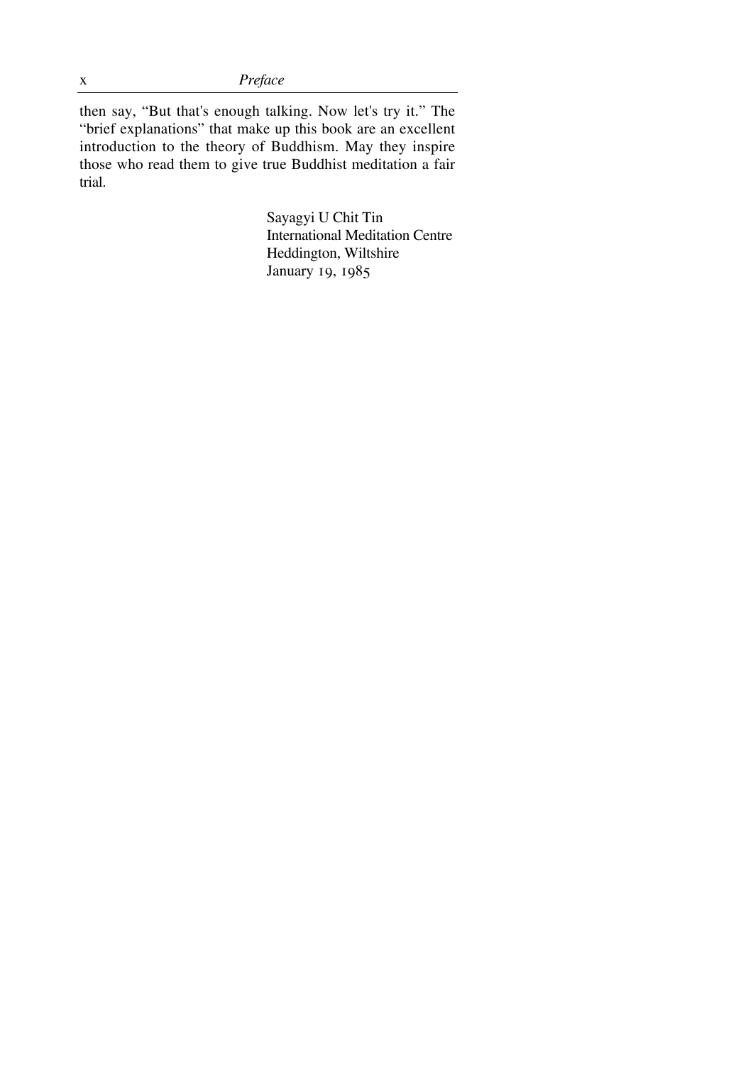then say, "But that's enough talking. Now let's try it." The "brief explanations" that make up this book are an excellent introduction to the theory of Buddhism. May they inspire those who read them to give true Buddhist meditation a fair trial.

Sayagyi U Chit Tin  
International Meditation Centre  
Heddington, Wiltshire  
January 19, 1985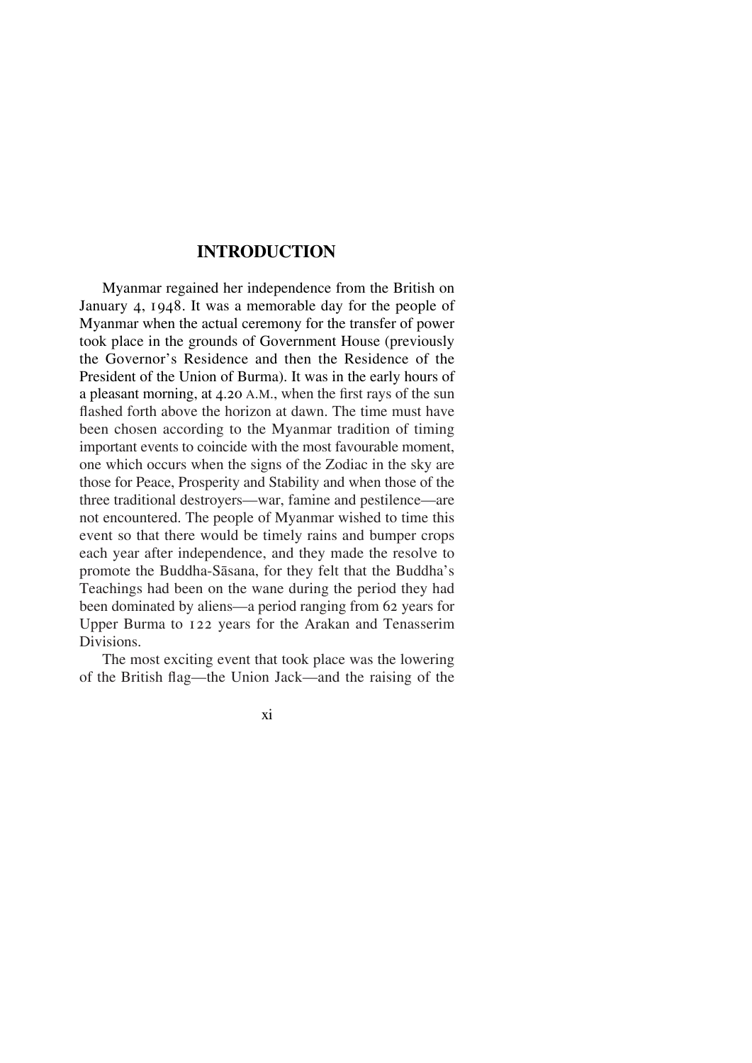## INTRODUCTION

Myanmar regained her independence from the British on January 4, 1948. It was a memorable day for the people of Myanmar when the actual ceremony for the transfer of power took place in the grounds of Government House (previously the Governor's Residence and then the Residence of the President of the Union of Burma). It was in the early hours of a pleasant morning, at 4.20 A.M., when the first rays of the sun flashed forth above the horizon at dawn. The time must have been chosen according to the Myanmar tradition of timing important events to coincide with the most favourable moment, one which occurs when the signs of the Zodiac in the sky are those for Peace, Prosperity and Stability and when those of the three traditional destroyers—war, famine and pestilence—are not encountered. The people of Myanmar wished to time this event so that there would be timely rains and bumper crops each year after independence, and they made the resolve to promote the Buddha-Sāsana, for they felt that the Buddha's Teachings had been on the wane during the period they had been dominated by aliens—a period ranging from 62 years for Upper Burma to 122 years for the Arakan and Tenasserim Divisions.

The most exciting event that took place was the lowering of the British flag—the Union Jack—and the raising of the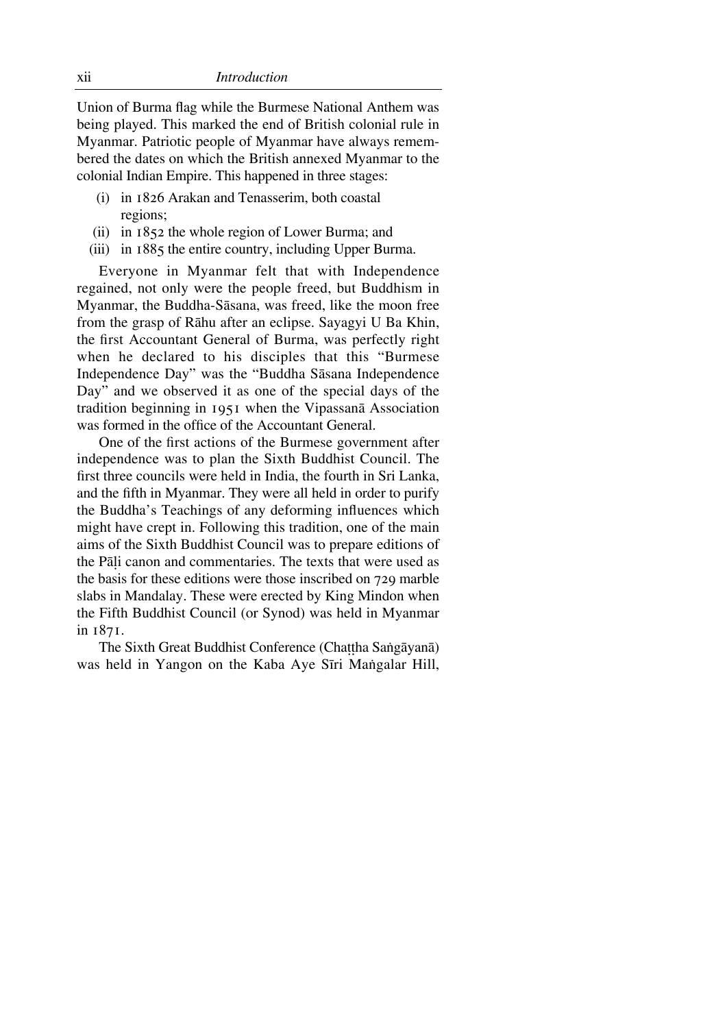Union of Burma flag while the Burmese National Anthem was being played. This marked the end of British colonial rule in Myanmar. Patriotic people of Myanmar have always remembered the dates on which the British annexed Myanmar to the colonial Indian Empire. This happened in three stages:

(i) in 1826 Arakan and Tenasserim, both coastal regions;
(ii) in 1852 the whole region of Lower Burma; and
(iii) in 1885 the entire country, including Upper Burma.

Everyone in Myanmar felt that with Independence regained, not only were the people freed, but Buddhism in Myanmar, the Buddha-Sāsana, was freed, like the moon free from the grasp of Rāhu after an eclipse. Sayagyi U Ba Khin, the first Accountant General of Burma, was perfectly right when he declared to his disciples that this "Burmese Independence Day" was the "Buddha Sāsana Independence Day" and we observed it as one of the special days of the tradition beginning in 1951 when the Vipassanā Association was formed in the office of the Accountant General.

One of the first actions of the Burmese government after independence was to plan the Sixth Buddhist Council. The first three councils were held in India, the fourth in Sri Lanka, and the fifth in Myanmar. They were all held in order to purify the Buddha's Teachings of any deforming influences which might have crept in. Following this tradition, one of the main aims of the Sixth Buddhist Council was to prepare editions of the Pāḷi canon and commentaries. The texts that were used as the basis for these editions were those inscribed on 729 marble slabs in Mandalay. These were erected by King Mindon when the Fifth Buddhist Council (or Synod) was held in Myanmar in 1871.

The Sixth Great Buddhist Conference (Chaṭṭha Saṅgāyanā) was held in Yangon on the Kaba Aye Sīri Maṅgalar Hill,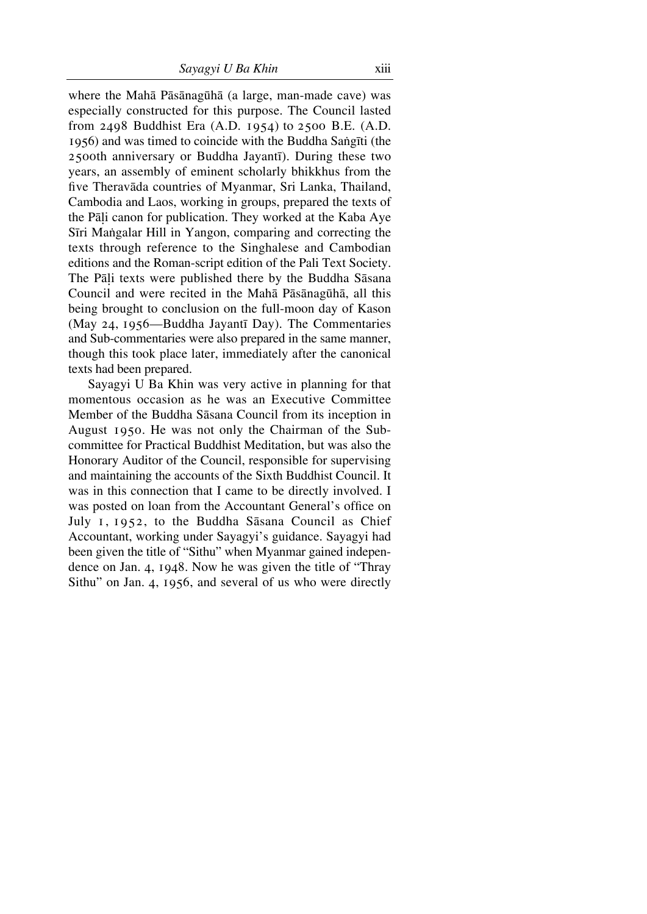where the Mahā Pāsānagūhā (a large, man-made cave) was especially constructed for this purpose. The Council lasted from 2498 Buddhist Era (A.D. 1954) to 2500 B.E. (A.D. 1956) and was timed to coincide with the Buddha Saṅgīti (the 2500th anniversary or Buddha Jayantī). During these two years, an assembly of eminent scholarly bhikkhus from the five Theravāda countries of Myanmar, Sri Lanka, Thailand, Cambodia and Laos, working in groups, prepared the texts of the Pāḷi canon for publication. They worked at the Kaba Aye Sīri Maṅgalar Hill in Yangon, comparing and correcting the texts through reference to the Singhalese and Cambodian editions and the Roman-script edition of the Pali Text Society. The Pāḷi texts were published there by the Buddha Sāsana Council and were recited in the Mahā Pāsānagūhā, all this being brought to conclusion on the full-moon day of Kason (May 24, 1956—Buddha Jayantī Day). The Commentaries and Sub-commentaries were also prepared in the same manner, though this took place later, immediately after the canonical texts had been prepared.

Sayagyi U Ba Khin was very active in planning for that momentous occasion as he was an Executive Committee Member of the Buddha Sāsana Council from its inception in August 1950. He was not only the Chairman of the Sub-committee for Practical Buddhist Meditation, but was also the Honorary Auditor of the Council, responsible for supervising and maintaining the accounts of the Sixth Buddhist Council. It was in this connection that I came to be directly involved. I was posted on loan from the Accountant General's office on July 1, 1952, to the Buddha Sāsana Council as Chief Accountant, working under Sayagyi's guidance. Sayagyi had been given the title of "Sithu" when Myanmar gained independence on Jan. 4, 1948. Now he was given the title of "Thray Sithu" on Jan. 4, 1956, and several of us who were directly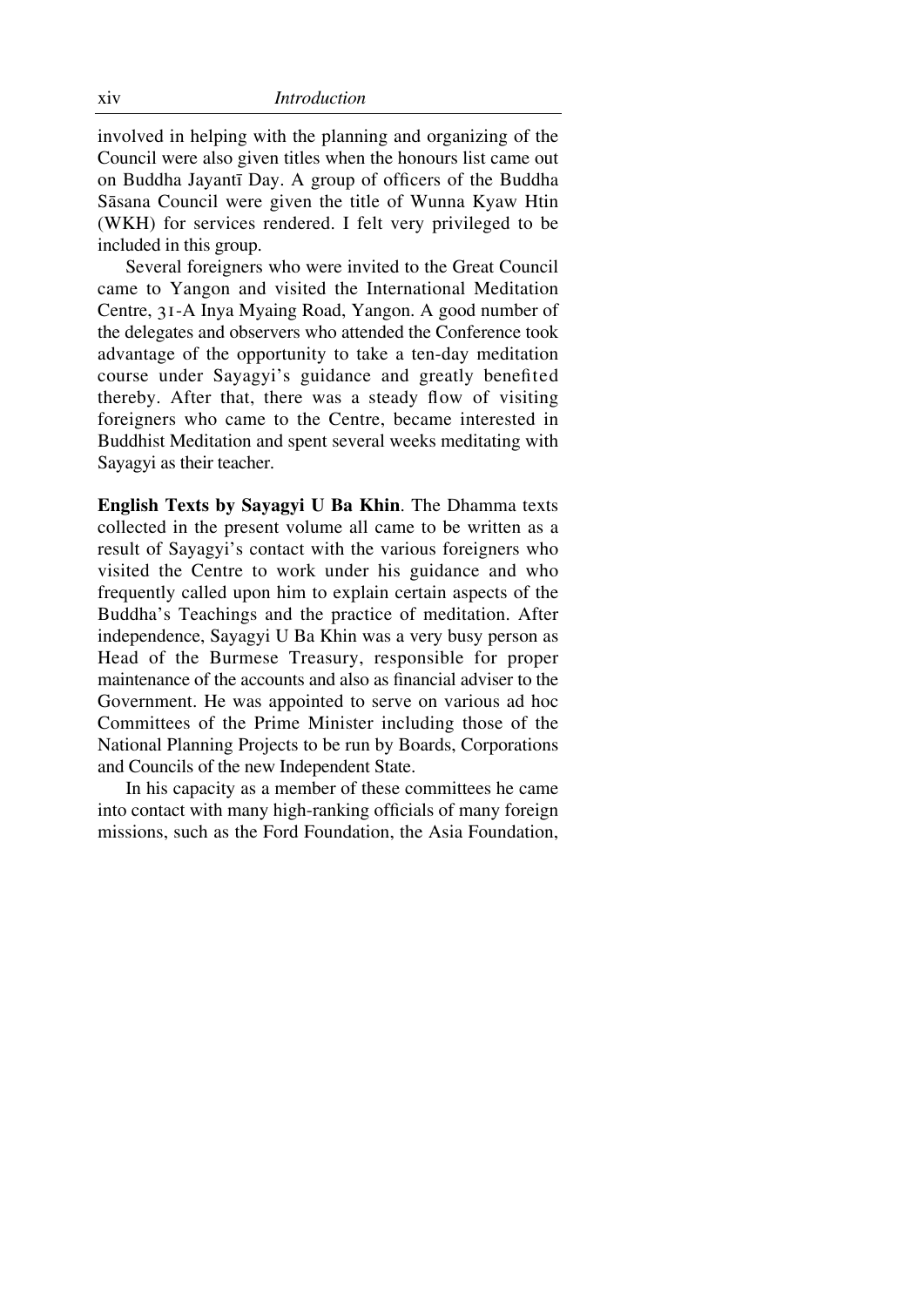involved in helping with the planning and organizing of the Council were also given titles when the honours list came out on Buddha Jayantī Day. A group of officers of the Buddha Sāsana Council were given the title of Wunna Kyaw Htin (WKH) for services rendered. I felt very privileged to be included in this group.

Several foreigners who were invited to the Great Council came to Yangon and visited the International Meditation Centre, 31-A Inya Myaing Road, Yangon. A good number of the delegates and observers who attended the Conference took advantage of the opportunity to take a ten-day meditation course under Sayagyi's guidance and greatly benefited thereby. After that, there was a steady flow of visiting foreigners who came to the Centre, became interested in Buddhist Meditation and spent several weeks meditating with Sayagyi as their teacher.

**English Texts by Sayagyi U Ba Khin**. The Dhamma texts collected in the present volume all came to be written as a result of Sayagyi's contact with the various foreigners who visited the Centre to work under his guidance and who frequently called upon him to explain certain aspects of the Buddha's Teachings and the practice of meditation. After independence, Sayagyi U Ba Khin was a very busy person as Head of the Burmese Treasury, responsible for proper maintenance of the accounts and also as financial adviser to the Government. He was appointed to serve on various ad hoc Committees of the Prime Minister including those of the National Planning Projects to be run by Boards, Corporations and Councils of the new Independent State.

In his capacity as a member of these committees he came into contact with many high-ranking officials of many foreign missions, such as the Ford Foundation, the Asia Foundation,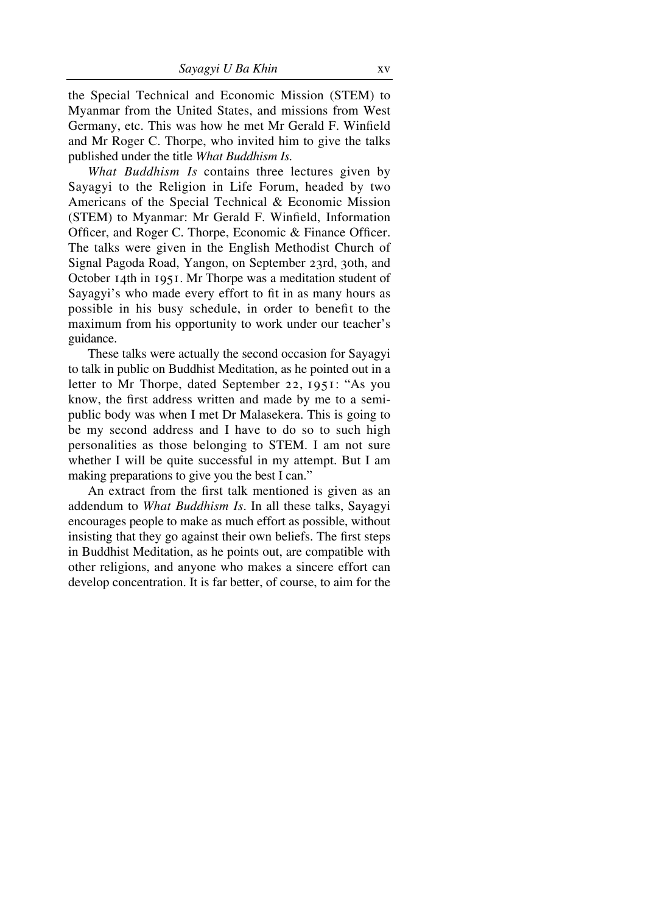the Special Technical and Economic Mission (STEM) to Myanmar from the United States, and missions from West Germany, etc. This was how he met Mr Gerald F. Winfield and Mr Roger C. Thorpe, who invited him to give the talks published under the title *What Buddhism Is.*

*What Buddhism Is* contains three lectures given by Sayagyi to the Religion in Life Forum, headed by two Americans of the Special Technical & Economic Mission (STEM) to Myanmar: Mr Gerald F. Winfield, Information Officer, and Roger C. Thorpe, Economic & Finance Officer. The talks were given in the English Methodist Church of Signal Pagoda Road, Yangon, on September 23rd, 30th, and October 14th in 1951. Mr Thorpe was a meditation student of Sayagyi's who made every effort to fit in as many hours as possible in his busy schedule, in order to benefit to the maximum from his opportunity to work under our teacher's guidance.

These talks were actually the second occasion for Sayagyi to talk in public on Buddhist Meditation, as he pointed out in a letter to Mr Thorpe, dated September 22, 1951: "As you know, the first address written and made by me to a semi-public body was when I met Dr Malasekera. This is going to be my second address and I have to do so to such high personalities as those belonging to STEM. I am not sure whether I will be quite successful in my attempt. But I am making preparations to give you the best I can."

An extract from the first talk mentioned is given as an addendum to *What Buddhism Is*. In all these talks, Sayagyi encourages people to make as much effort as possible, without insisting that they go against their own beliefs. The first steps in Buddhist Meditation, as he points out, are compatible with other religions, and anyone who makes a sincere effort can develop concentration. It is far better, of course, to aim for the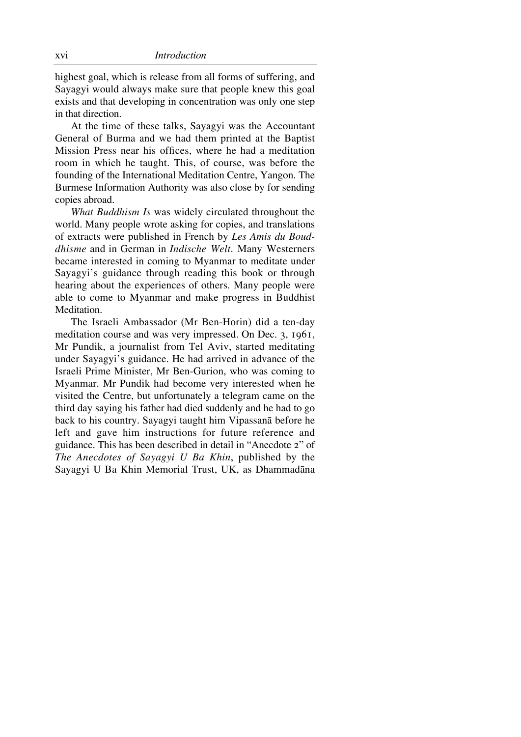highest goal, which is release from all forms of suffering, and Sayagyi would always make sure that people knew this goal exists and that developing in concentration was only one step in that direction.

At the time of these talks, Sayagyi was the Accountant General of Burma and we had them printed at the Baptist Mission Press near his offices, where he had a meditation room in which he taught. This, of course, was before the founding of the International Meditation Centre, Yangon. The Burmese Information Authority was also close by for sending copies abroad.

*What Buddhism Is* was widely circulated throughout the world. Many people wrote asking for copies, and translations of extracts were published in French by *Les Amis du Bouddhisme* and in German in *Indische Welt*. Many Westerners became interested in coming to Myanmar to meditate under Sayagyi's guidance through reading this book or through hearing about the experiences of others. Many people were able to come to Myanmar and make progress in Buddhist Meditation.

The Israeli Ambassador (Mr Ben-Horin) did a ten-day meditation course and was very impressed. On Dec. 3, 1961, Mr Pundik, a journalist from Tel Aviv, started meditating under Sayagyi's guidance. He had arrived in advance of the Israeli Prime Minister, Mr Ben-Gurion, who was coming to Myanmar. Mr Pundik had become very interested when he visited the Centre, but unfortunately a telegram came on the third day saying his father had died suddenly and he had to go back to his country. Sayagyi taught him Vipassanā before he left and gave him instructions for future reference and guidance. This has been described in detail in "Anecdote 2" of *The Anecdotes of Sayagyi U Ba Khin*, published by the Sayagyi U Ba Khin Memorial Trust, UK, as Dhammadāna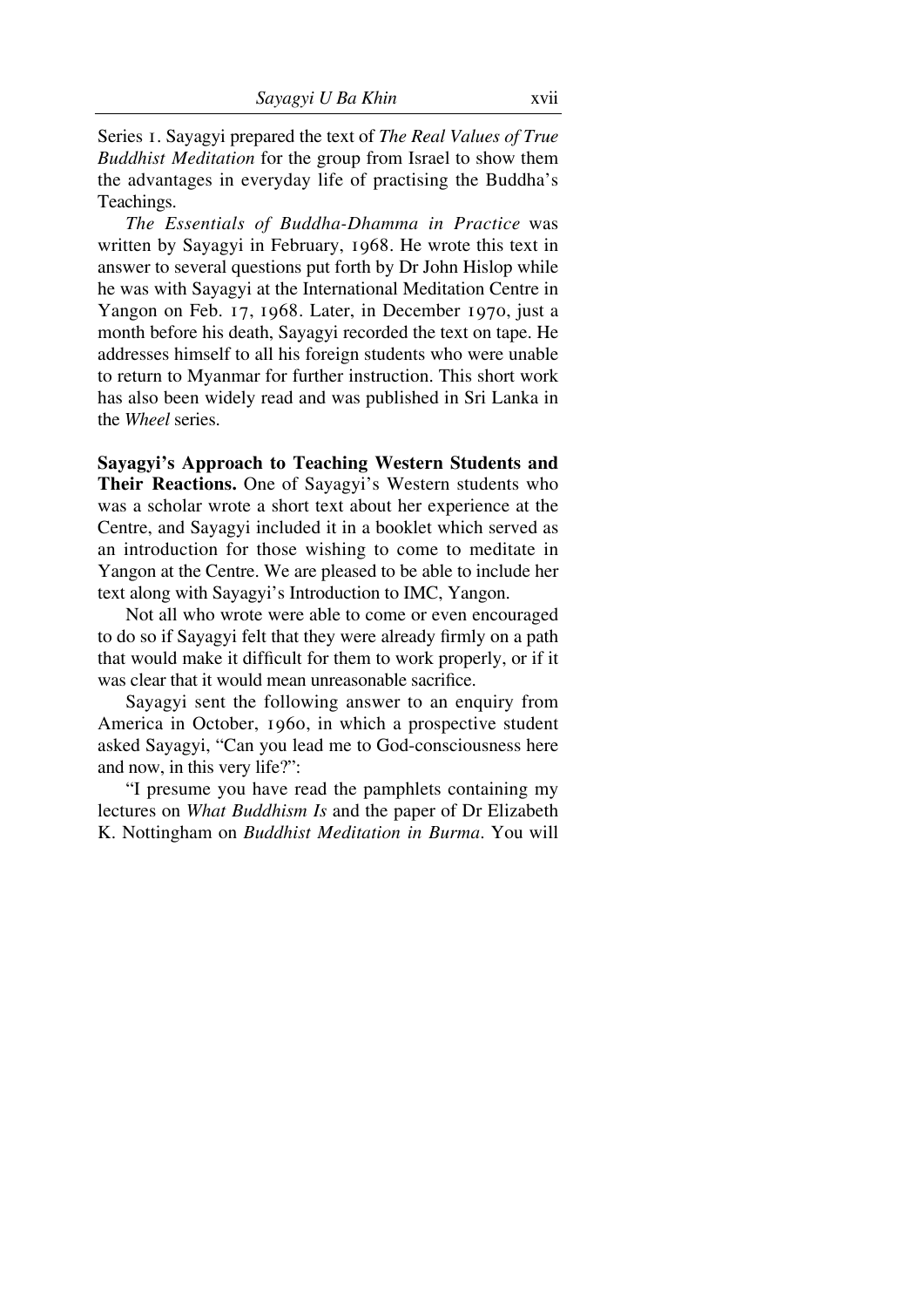Series 1. Sayagyi prepared the text of *The Real Values of True Buddhist Meditation* for the group from Israel to show them the advantages in everyday life of practising the Buddha's Teachings.

*The Essentials of Buddha-Dhamma in Practice* was written by Sayagyi in February, 1968. He wrote this text in answer to several questions put forth by Dr John Hislop while he was with Sayagyi at the International Meditation Centre in Yangon on Feb. 17, 1968. Later, in December 1970, just a month before his death, Sayagyi recorded the text on tape. He addresses himself to all his foreign students who were unable to return to Myanmar for further instruction. This short work has also been widely read and was published in Sri Lanka in the *Wheel* series.

**Sayagyi's Approach to Teaching Western Students and Their Reactions.** One of Sayagyi's Western students who was a scholar wrote a short text about her experience at the Centre, and Sayagyi included it in a booklet which served as an introduction for those wishing to come to meditate in Yangon at the Centre. We are pleased to be able to include her text along with Sayagyi's Introduction to IMC, Yangon.

Not all who wrote were able to come or even encouraged to do so if Sayagyi felt that they were already firmly on a path that would make it difficult for them to work properly, or if it was clear that it would mean unreasonable sacrifice.

Sayagyi sent the following answer to an enquiry from America in October, 1960, in which a prospective student asked Sayagyi, "Can you lead me to God-consciousness here and now, in this very life?":

"I presume you have read the pamphlets containing my lectures on *What Buddhism Is* and the paper of Dr Elizabeth K. Nottingham on *Buddhist Meditation in Burma*. You will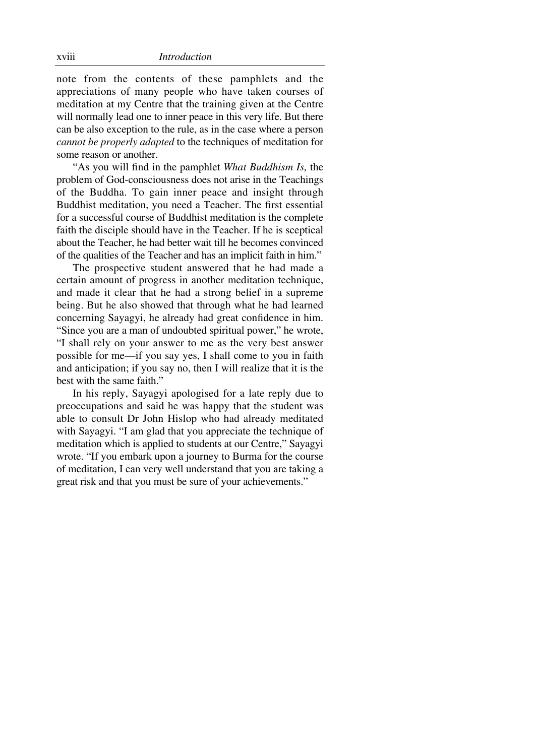note from the contents of these pamphlets and the appreciations of many people who have taken courses of meditation at my Centre that the training given at the Centre will normally lead one to inner peace in this very life. But there can be also exception to the rule, as in the case where a person *cannot be properly adapted* to the techniques of meditation for some reason or another.

"As you will find in the pamphlet *What Buddhism Is,* the problem of God-consciousness does not arise in the Teachings of the Buddha. To gain inner peace and insight through Buddhist meditation, you need a Teacher. The first essential for a successful course of Buddhist meditation is the complete faith the disciple should have in the Teacher. If he is sceptical about the Teacher, he had better wait till he becomes convinced of the qualities of the Teacher and has an implicit faith in him."

The prospective student answered that he had made a certain amount of progress in another meditation technique, and made it clear that he had a strong belief in a supreme being. But he also showed that through what he had learned concerning Sayagyi, he already had great confidence in him. "Since you are a man of undoubted spiritual power," he wrote, "I shall rely on your answer to me as the very best answer possible for me—if you say yes, I shall come to you in faith and anticipation; if you say no, then I will realize that it is the best with the same faith."

In his reply, Sayagyi apologised for a late reply due to preoccupations and said he was happy that the student was able to consult Dr John Hislop who had already meditated with Sayagyi. "I am glad that you appreciate the technique of meditation which is applied to students at our Centre," Sayagyi wrote. "If you embark upon a journey to Burma for the course of meditation, I can very well understand that you are taking a great risk and that you must be sure of your achievements."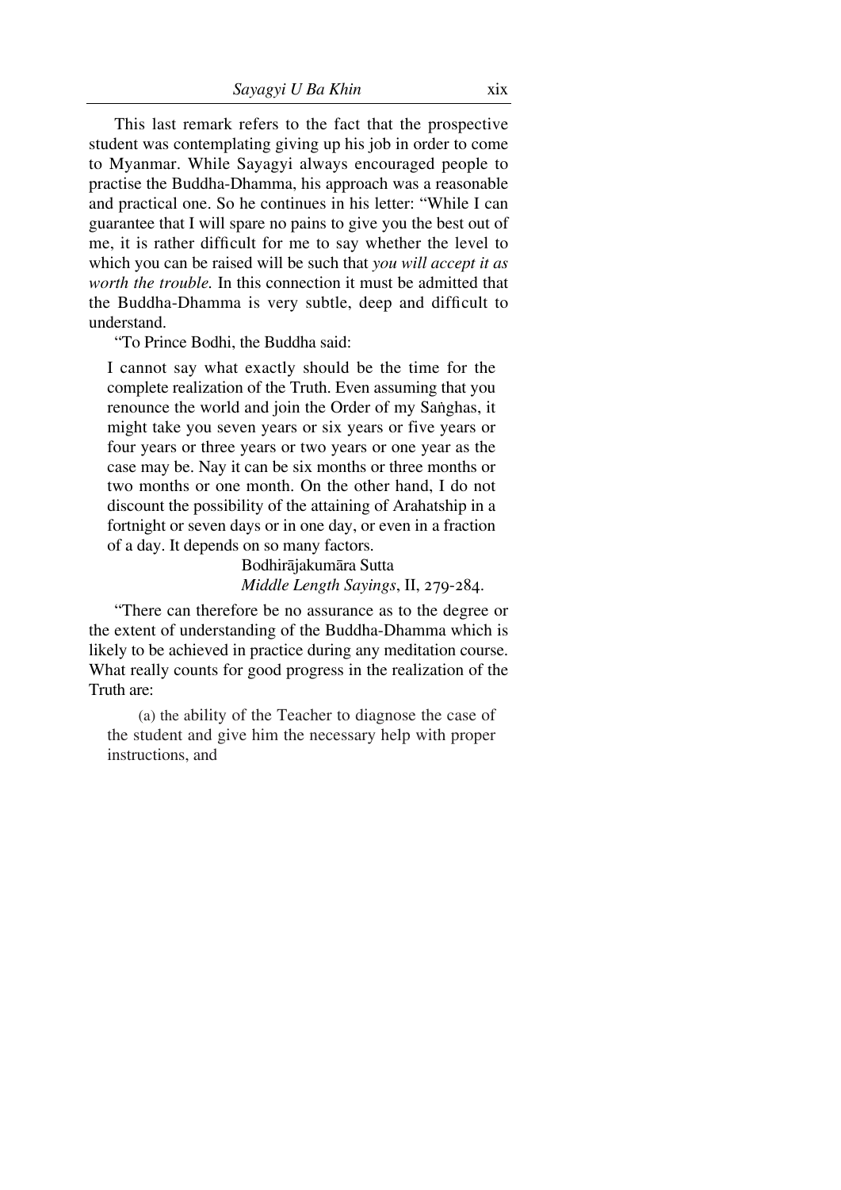This last remark refers to the fact that the prospective student was contemplating giving up his job in order to come to Myanmar. While Sayagyi always encouraged people to practise the Buddha-Dhamma, his approach was a reasonable and practical one. So he continues in his letter: "While I can guarantee that I will spare no pains to give you the best out of me, it is rather difficult for me to say whether the level to which you can be raised will be such that *you will accept it as worth the trouble.* In this connection it must be admitted that the Buddha-Dhamma is very subtle, deep and difficult to understand.

"To Prince Bodhi, the Buddha said:

> I cannot say what exactly should be the time for the complete realization of the Truth. Even assuming that you renounce the world and join the Order of my Saṅghas, it might take you seven years or six years or five years or four years or three years or two years or one year as the case may be. Nay it can be six months or three months or two months or one month. On the other hand, I do not discount the possibility of the attaining of Arahatship in a fortnight or seven days or in one day, or even in a fraction of a day. It depends on so many factors.
>
> Bodhirājakumāra Sutta
> *Middle Length Sayings*, II, 279-284.

"There can therefore be no assurance as to the degree or the extent of understanding of the Buddha-Dhamma which is likely to be achieved in practice during any meditation course. What really counts for good progress in the realization of the Truth are:

(a) the ability of the Teacher to diagnose the case of the student and give him the necessary help with proper instructions, and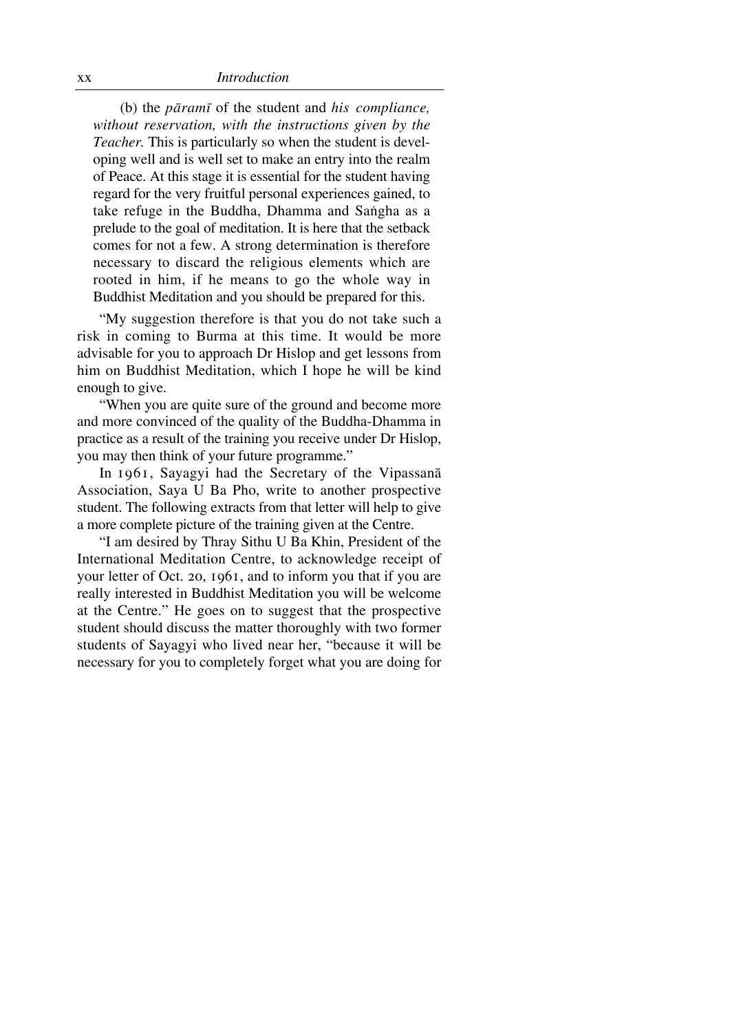(b) the *pāramī* of the student and *his compliance, without reservation, with the instructions given by the Teacher.* This is particularly so when the student is developing well and is well set to make an entry into the realm of Peace. At this stage it is essential for the student having regard for the very fruitful personal experiences gained, to take refuge in the Buddha, Dhamma and Saṅgha as a prelude to the goal of meditation. It is here that the setback comes for not a few. A strong determination is therefore necessary to discard the religious elements which are rooted in him, if he means to go the whole way in Buddhist Meditation and you should be prepared for this.

"My suggestion therefore is that you do not take such a risk in coming to Burma at this time. It would be more advisable for you to approach Dr Hislop and get lessons from him on Buddhist Meditation, which I hope he will be kind enough to give.

"When you are quite sure of the ground and become more and more convinced of the quality of the Buddha-Dhamma in practice as a result of the training you receive under Dr Hislop, you may then think of your future programme."

In 1961, Sayagyi had the Secretary of the Vipassanā Association, Saya U Ba Pho, write to another prospective student. The following extracts from that letter will help to give a more complete picture of the training given at the Centre.

"I am desired by Thray Sithu U Ba Khin, President of the International Meditation Centre, to acknowledge receipt of your letter of Oct. 20, 1961, and to inform you that if you are really interested in Buddhist Meditation you will be welcome at the Centre." He goes on to suggest that the prospective student should discuss the matter thoroughly with two former students of Sayagyi who lived near her, "because it will be necessary for you to completely forget what you are doing for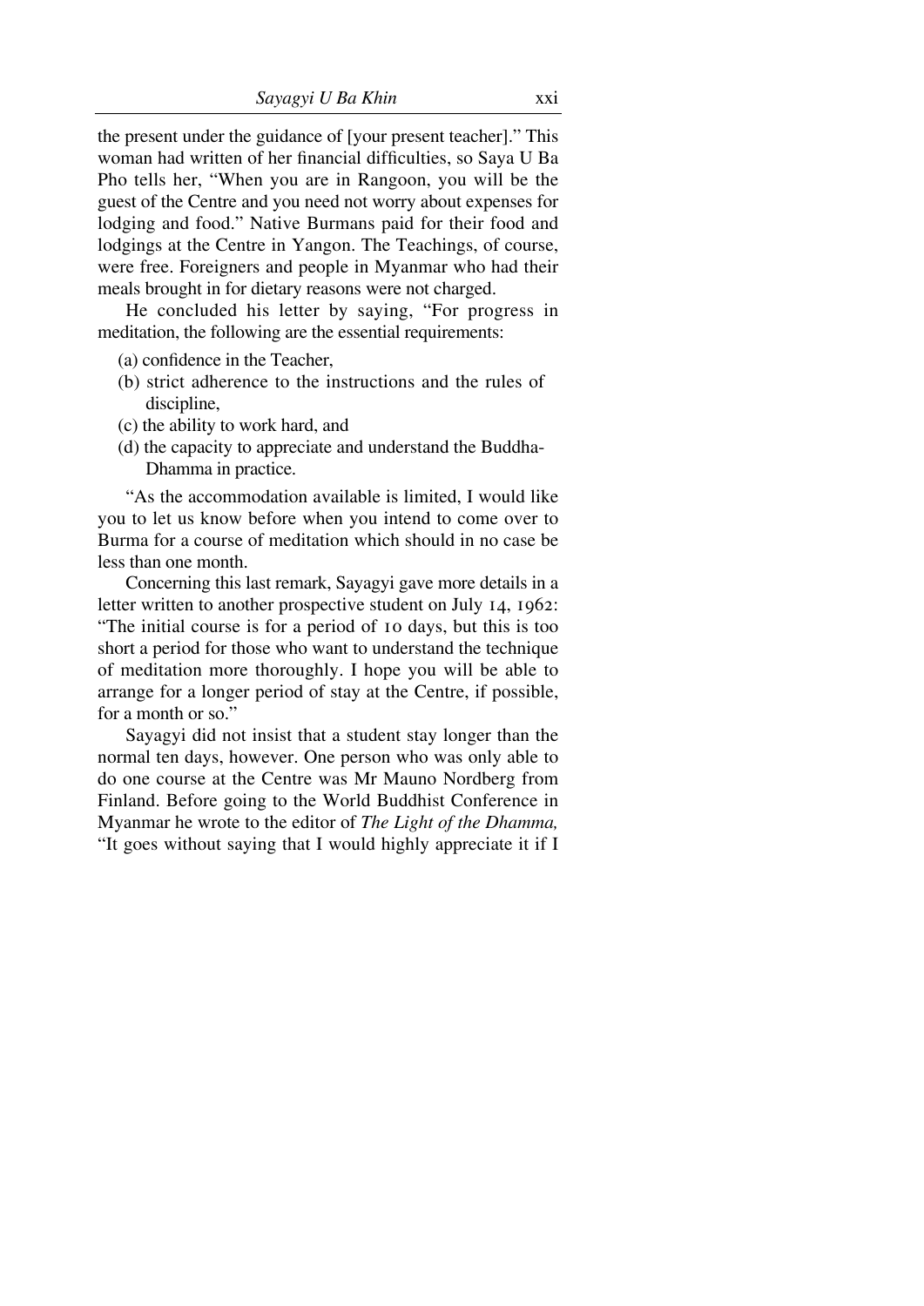the present under the guidance of [your present teacher]." This woman had written of her financial difficulties, so Saya U Ba Pho tells her, "When you are in Rangoon, you will be the guest of the Centre and you need not worry about expenses for lodging and food." Native Burmans paid for their food and lodgings at the Centre in Yangon. The Teachings, of course, were free. Foreigners and people in Myanmar who had their meals brought in for dietary reasons were not charged.

He concluded his letter by saying, "For progress in meditation, the following are the essential requirements:

(a) confidence in the Teacher,
(b) strict adherence to the instructions and the rules of discipline,
(c) the ability to work hard, and
(d) the capacity to appreciate and understand the Buddha-Dhamma in practice.

"As the accommodation available is limited, I would like you to let us know before when you intend to come over to Burma for a course of meditation which should in no case be less than one month.

Concerning this last remark, Sayagyi gave more details in a letter written to another prospective student on July 14, 1962: "The initial course is for a period of 10 days, but this is too short a period for those who want to understand the technique of meditation more thoroughly. I hope you will be able to arrange for a longer period of stay at the Centre, if possible, for a month or so."

Sayagyi did not insist that a student stay longer than the normal ten days, however. One person who was only able to do one course at the Centre was Mr Mauno Nordberg from Finland. Before going to the World Buddhist Conference in Myanmar he wrote to the editor of *The Light of the Dhamma,* "It goes without saying that I would highly appreciate it if I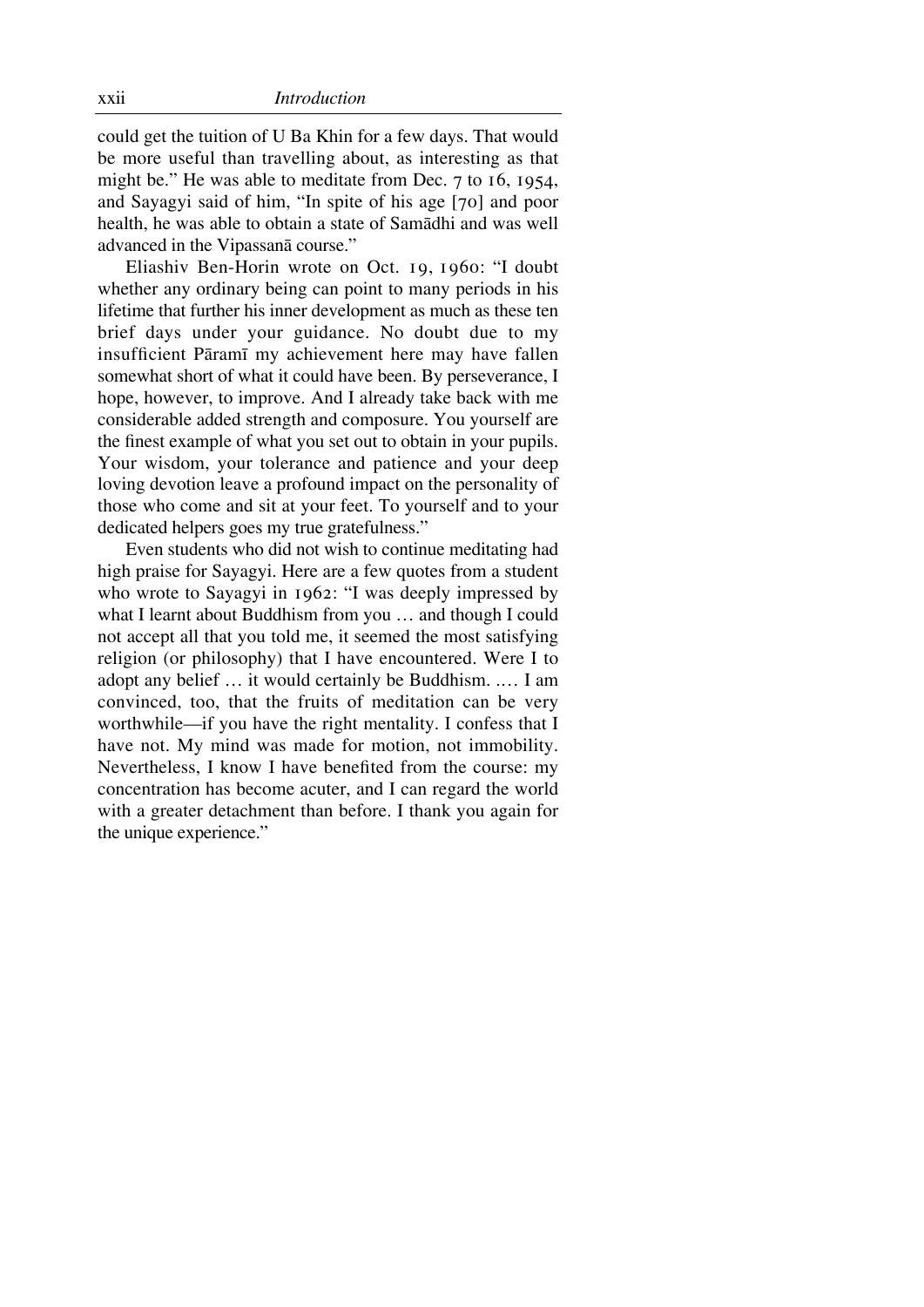could get the tuition of U Ba Khin for a few days. That would be more useful than travelling about, as interesting as that might be." He was able to meditate from Dec. 7 to 16, 1954, and Sayagyi said of him, "In spite of his age [70] and poor health, he was able to obtain a state of Samādhi and was well advanced in the Vipassanā course."

Eliashiv Ben-Horin wrote on Oct. 19, 1960: "I doubt whether any ordinary being can point to many periods in his lifetime that further his inner development as much as these ten brief days under your guidance. No doubt due to my insufficient Pāramī my achievement here may have fallen somewhat short of what it could have been. By perseverance, I hope, however, to improve. And I already take back with me considerable added strength and composure. You yourself are the finest example of what you set out to obtain in your pupils. Your wisdom, your tolerance and patience and your deep loving devotion leave a profound impact on the personality of those who come and sit at your feet. To yourself and to your dedicated helpers goes my true gratefulness."

Even students who did not wish to continue meditating had high praise for Sayagyi. Here are a few quotes from a student who wrote to Sayagyi in 1962: "I was deeply impressed by what I learnt about Buddhism from you … and though I could not accept all that you told me, it seemed the most satisfying religion (or philosophy) that I have encountered. Were I to adopt any belief … it would certainly be Buddhism. .… I am convinced, too, that the fruits of meditation can be very worthwhile—if you have the right mentality. I confess that I have not. My mind was made for motion, not immobility. Nevertheless, I know I have benefited from the course: my concentration has become acuter, and I can regard the world with a greater detachment than before. I thank you again for the unique experience."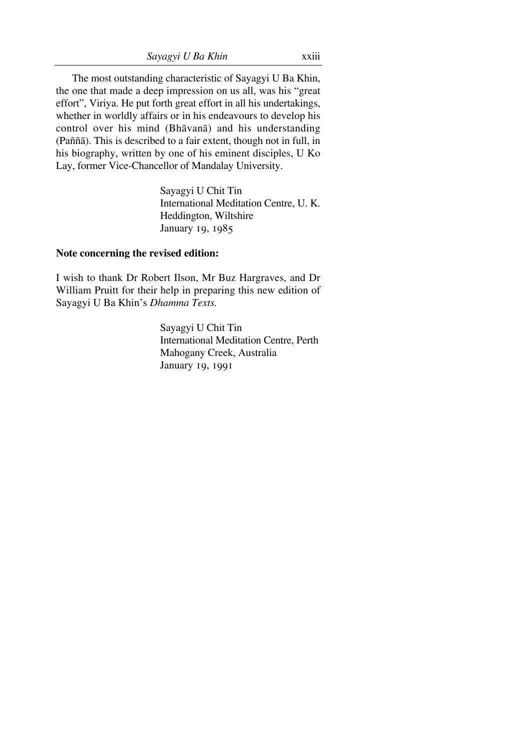The most outstanding characteristic of Sayagyi U Ba Khin, the one that made a deep impression on us all, was his "great effort", Viriya. He put forth great effort in all his undertakings, whether in worldly affairs or in his endeavours to develop his control over his mind (Bhāvanā) and his understanding (Paññā). This is described to a fair extent, though not in full, in his biography, written by one of his eminent disciples, U Ko Lay, former Vice-Chancellor of Mandalay University.

Sayagyi U Chit Tin  
International Meditation Centre, U. K.  
Heddington, Wiltshire  
January 19, 1985

**Note concerning the revised edition:**

I wish to thank Dr Robert Ilson, Mr Buz Hargraves, and Dr William Pruitt for their help in preparing this new edition of Sayagyi U Ba Khin's *Dhamma Texts.*

Sayagyi U Chit Tin  
International Meditation Centre, Perth  
Mahogany Creek, Australia  
January 19, 1991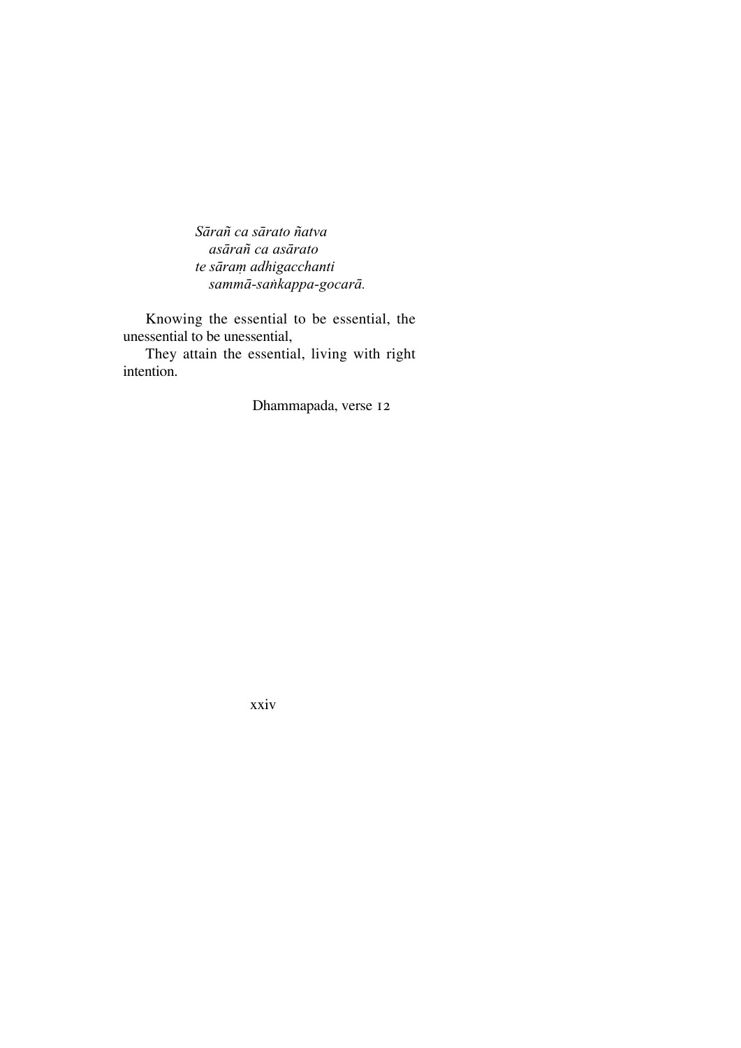*Sārañ ca sārato ñatva*
*asārañ ca asārato*
*te sāraṃ adhigacchanti*
*sammā-saṅkappa-gocarā.*

Knowing the essential to be essential, the unessential to be unessential,

They attain the essential, living with right intention.

Dhammapada, verse 12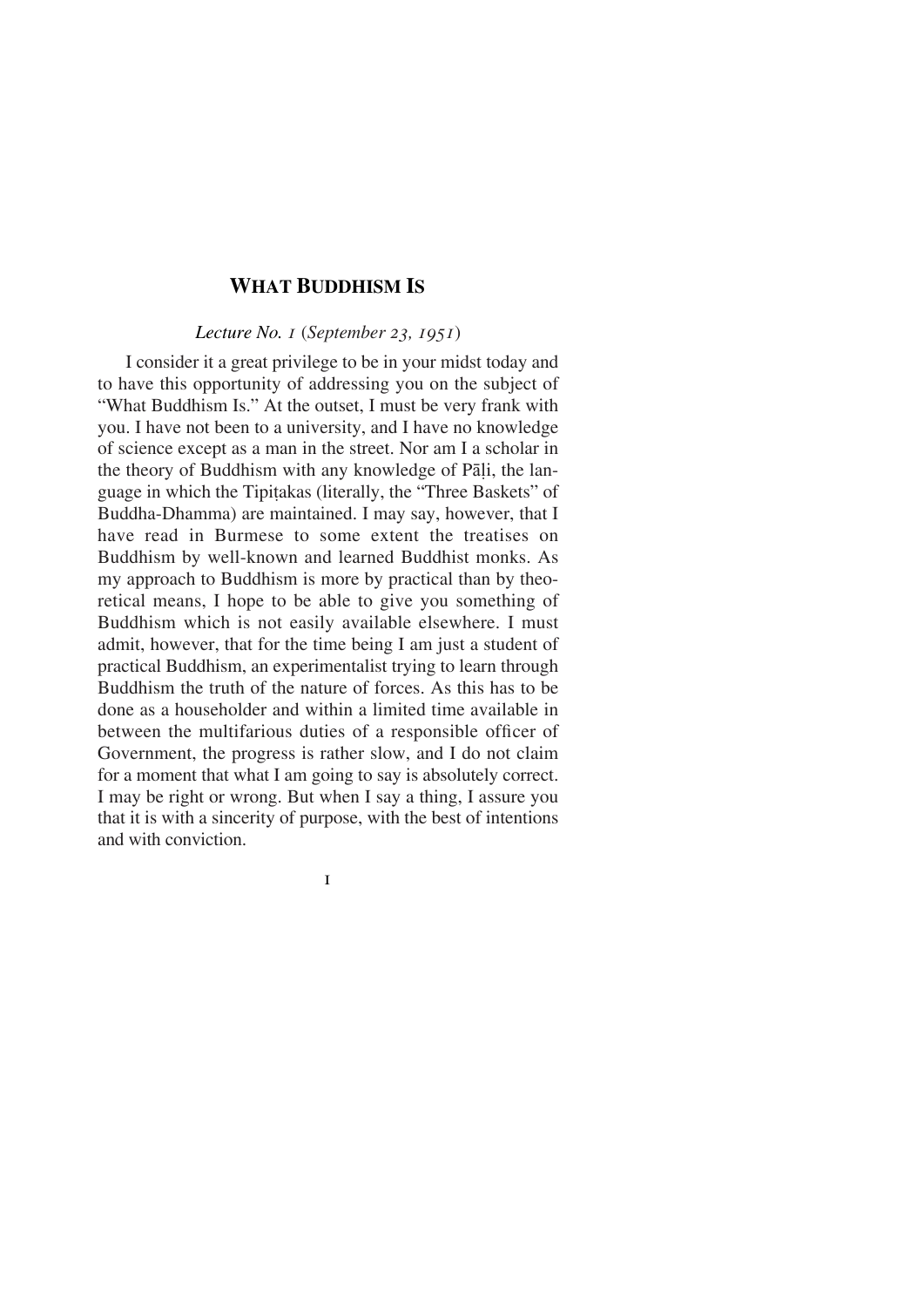# WHAT BUDDHISM IS

*Lecture No. 1 (September 23, 1951)*

I consider it a great privilege to be in your midst today and to have this opportunity of addressing you on the subject of "What Buddhism Is." At the outset, I must be very frank with you. I have not been to a university, and I have no knowledge of science except as a man in the street. Nor am I a scholar in the theory of Buddhism with any knowledge of Pāḷi, the language in which the Tipiṭakas (literally, the "Three Baskets" of Buddha-Dhamma) are maintained. I may say, however, that I have read in Burmese to some extent the treatises on Buddhism by well-known and learned Buddhist monks. As my approach to Buddhism is more by practical than by theoretical means, I hope to be able to give you something of Buddhism which is not easily available elsewhere. I must admit, however, that for the time being I am just a student of practical Buddhism, an experimentalist trying to learn through Buddhism the truth of the nature of forces. As this has to be done as a householder and within a limited time available in between the multifarious duties of a responsible officer of Government, the progress is rather slow, and I do not claim for a moment that what I am going to say is absolutely correct. I may be right or wrong. But when I say a thing, I assure you that it is with a sincerity of purpose, with the best of intentions and with conviction.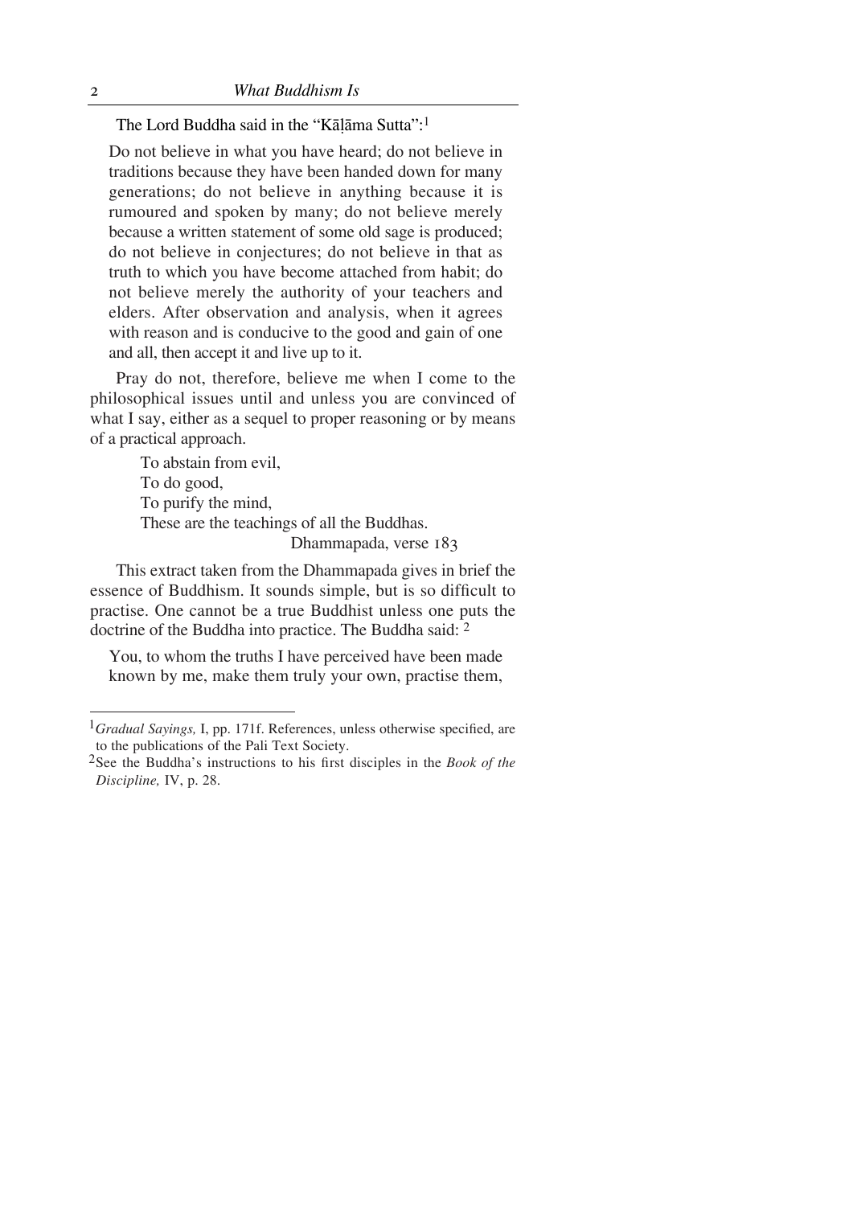The Lord Buddha said in the "Kāḷāma Sutta":[1]

> Do not believe in what you have heard; do not believe in traditions because they have been handed down for many generations; do not believe in anything because it is rumoured and spoken by many; do not believe merely because a written statement of some old sage is produced; do not believe in conjectures; do not believe in that as truth to which you have become attached from habit; do not believe merely the authority of your teachers and elders. After observation and analysis, when it agrees with reason and is conducive to the good and gain of one and all, then accept it and live up to it.

Pray do not, therefore, believe me when I come to the philosophical issues until and unless you are convinced of what I say, either as a sequel to proper reasoning or by means of a practical approach.

> To abstain from evil,
> To do good,
> To purify the mind,
> These are the teachings of all the Buddhas.
>
> Dhammapada, verse 183

This extract taken from the Dhammapada gives in brief the essence of Buddhism. It sounds simple, but is so difficult to practise. One cannot be a true Buddhist unless one puts the doctrine of the Buddha into practice. The Buddha said: [2]

> You, to whom the truths I have perceived have been made known by me, make them truly your own, practise them,

---

[1] *Gradual Sayings,* I, pp. 171f. References, unless otherwise specified, are to the publications of the Pali Text Society.

[2] See the Buddha's instructions to his first disciples in the *Book of the Discipline,* IV, p. 28.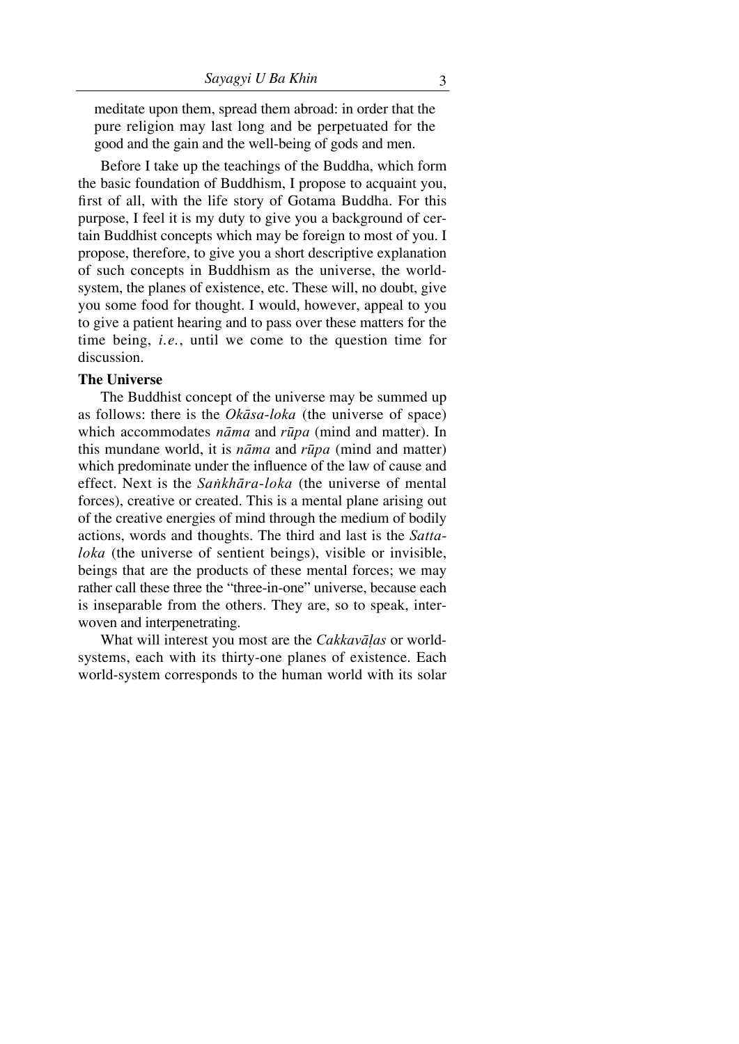meditate upon them, spread them abroad: in order that the pure religion may last long and be perpetuated for the good and the gain and the well-being of gods and men.

Before I take up the teachings of the Buddha, which form the basic foundation of Buddhism, I propose to acquaint you, first of all, with the life story of Gotama Buddha. For this purpose, I feel it is my duty to give you a background of certain Buddhist concepts which may be foreign to most of you. I propose, therefore, to give you a short descriptive explanation of such concepts in Buddhism as the universe, the world-system, the planes of existence, etc. These will, no doubt, give you some food for thought. I would, however, appeal to you to give a patient hearing and to pass over these matters for the time being, *i.e.*, until we come to the question time for discussion.

**The Universe**

The Buddhist concept of the universe may be summed up as follows: there is the *Okāsa-loka* (the universe of space) which accommodates *nāma* and *rūpa* (mind and matter). In this mundane world, it is *nāma* and *rūpa* (mind and matter) which predominate under the influence of the law of cause and effect. Next is the *Saṅkhāra-loka* (the universe of mental forces), creative or created. This is a mental plane arising out of the creative energies of mind through the medium of bodily actions, words and thoughts. The third and last is the *Satta-loka* (the universe of sentient beings), visible or invisible, beings that are the products of these mental forces; we may rather call these three the "three-in-one" universe, because each is inseparable from the others. They are, so to speak, interwoven and interpenetrating.

What will interest you most are the *Cakkavāḷas* or world-systems, each with its thirty-one planes of existence. Each world-system corresponds to the human world with its solar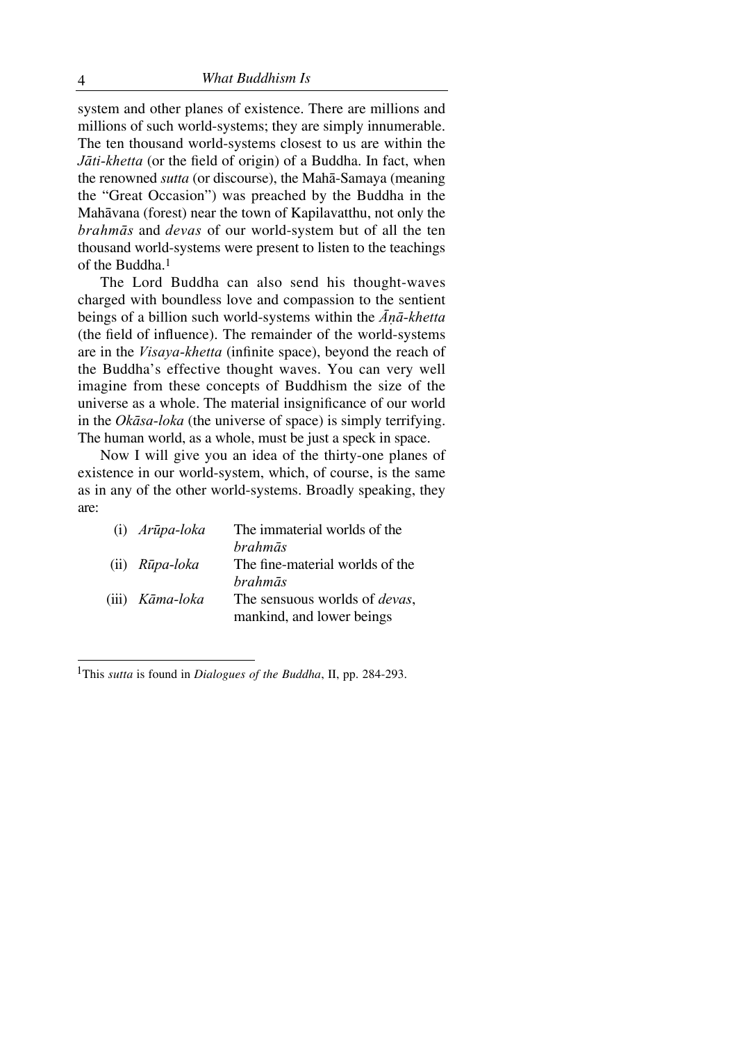system and other planes of existence. There are millions and millions of such world-systems; they are simply innumerable. The ten thousand world-systems closest to us are within the *Jāti-khetta* (or the field of origin) of a Buddha. In fact, when the renowned *sutta* (or discourse), the Mahā-Samaya (meaning the "Great Occasion") was preached by the Buddha in the Mahāvana (forest) near the town of Kapilavatthu, not only the *brahmās* and *devas* of our world-system but of all the ten thousand world-systems were present to listen to the teachings of the Buddha.[1]

The Lord Buddha can also send his thought-waves charged with boundless love and compassion to the sentient beings of a billion such world-systems within the *Āṇā-khetta* (the field of influence). The remainder of the world-systems are in the *Visaya-khetta* (infinite space), beyond the reach of the Buddha's effective thought waves. You can very well imagine from these concepts of Buddhism the size of the universe as a whole. The material insignificance of our world in the *Okāsa-loka* (the universe of space) is simply terrifying. The human world, as a whole, must be just a speck in space.

Now I will give you an idea of the thirty-one planes of existence in our world-system, which, of course, is the same as in any of the other world-systems. Broadly speaking, they are:

| | | |
|---|---|---|
| (i) | *Arūpa-loka* | The immaterial worlds of the *brahmās* |
| (ii) | *Rūpa-loka* | The fine-material worlds of the *brahmās* |
| (iii) | *Kāma-loka* | The sensuous worlds of *devas*, mankind, and lower beings |

---

[1] This *sutta* is found in *Dialogues of the Buddha*, II, pp. 284-293.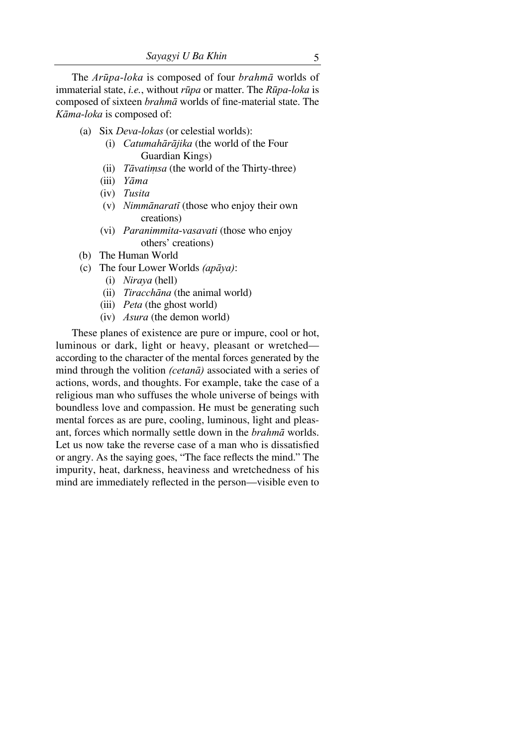The *Arūpa-loka* is composed of four *brahmā* worlds of immaterial state, *i.e.*, without *rūpa* or matter. The *Rūpa-loka* is composed of sixteen *brahmā* worlds of fine-material state. The *Kāma-loka* is composed of:

- (a) Six *Deva-lokas* (or celestial worlds):
  - (i) *Catumahārājika* (the world of the Four Guardian Kings)
  - (ii) *Tāvatiṃsa* (the world of the Thirty-three)
  - (iii) *Yāma*
  - (iv) *Tusita*
  - (v) *Nimmānaratī* (those who enjoy their own creations)
  - (vi) *Paranimmita-vasavati* (those who enjoy others' creations)
- (b) The Human World
- (c) The four Lower Worlds *(apāya)*:
  - (i) *Niraya* (hell)
  - (ii) *Tiracchāna* (the animal world)
  - (iii) *Peta* (the ghost world)
  - (iv) *Asura* (the demon world)

These planes of existence are pure or impure, cool or hot, luminous or dark, light or heavy, pleasant or wretched—according to the character of the mental forces generated by the mind through the volition *(cetanā)* associated with a series of actions, words, and thoughts. For example, take the case of a religious man who suffuses the whole universe of beings with boundless love and compassion. He must be generating such mental forces as are pure, cooling, luminous, light and pleasant, forces which normally settle down in the *brahmā* worlds. Let us now take the reverse case of a man who is dissatisfied or angry. As the saying goes, "The face reflects the mind." The impurity, heat, darkness, heaviness and wretchedness of his mind are immediately reflected in the person—visible even to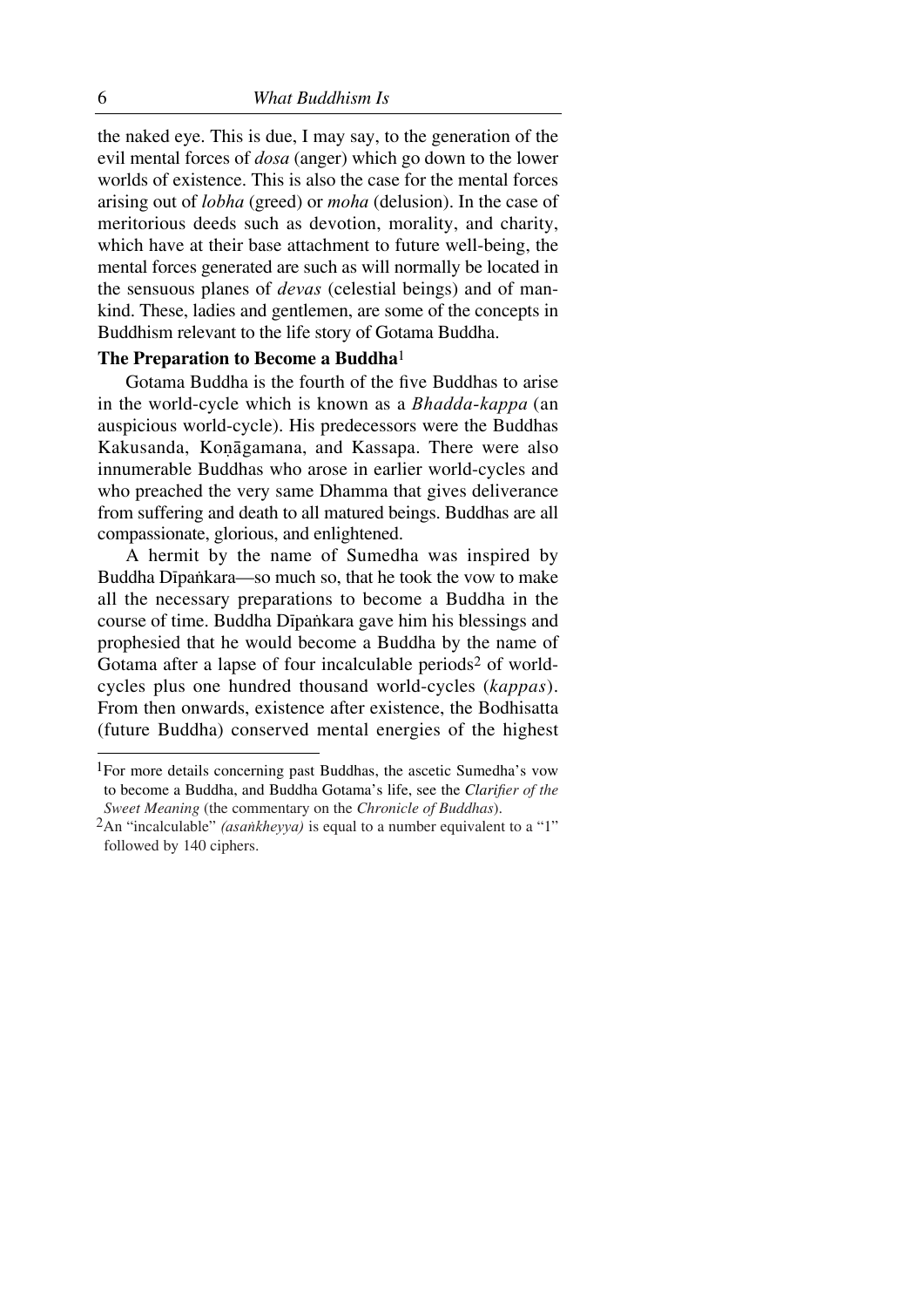the naked eye. This is due, I may say, to the generation of the evil mental forces of *dosa* (anger) which go down to the lower worlds of existence. This is also the case for the mental forces arising out of *lobha* (greed) or *moha* (delusion). In the case of meritorious deeds such as devotion, morality, and charity, which have at their base attachment to future well-being, the mental forces generated are such as will normally be located in the sensuous planes of *devas* (celestial beings) and of mankind. These, ladies and gentlemen, are some of the concepts in Buddhism relevant to the life story of Gotama Buddha.

### The Preparation to Become a Buddha[1]

Gotama Buddha is the fourth of the five Buddhas to arise in the world-cycle which is known as a *Bhadda-kappa* (an auspicious world-cycle). His predecessors were the Buddhas Kakusanda, Koṇāgamana, and Kassapa. There were also innumerable Buddhas who arose in earlier world-cycles and who preached the very same Dhamma that gives deliverance from suffering and death to all matured beings. Buddhas are all compassionate, glorious, and enlightened.

A hermit by the name of Sumedha was inspired by Buddha Dīpaṅkara—so much so, that he took the vow to make all the necessary preparations to become a Buddha in the course of time. Buddha Dīpaṅkara gave him his blessings and prophesied that he would become a Buddha by the name of Gotama after a lapse of four incalculable periods[2] of world-cycles plus one hundred thousand world-cycles (*kappas*). From then onwards, existence after existence, the Bodhisatta (future Buddha) conserved mental energies of the highest

---

[1] For more details concerning past Buddhas, the ascetic Sumedha's vow to become a Buddha, and Buddha Gotama's life, see the *Clarifier of the Sweet Meaning* (the commentary on the *Chronicle of Buddhas*).

[2] An "incalculable" *(asaṅkheyya)* is equal to a number equivalent to a "1" followed by 140 ciphers.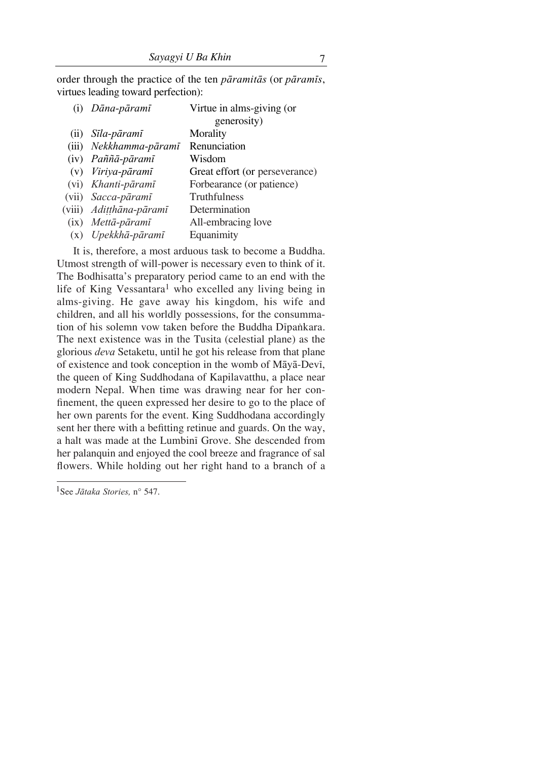order through the practice of the ten *pāramitās* (or *pāramīs*, virtues leading toward perfection):

| | | |
|---|---|---|
| (i) | *Dāna-pāramī* | Virtue in alms-giving (or generosity) |
| (ii) | *Sīla-pāramī* | Morality |
| (iii) | *Nekkhamma-pāramī* | Renunciation |
| (iv) | *Paññā-pāramī* | Wisdom |
| (v) | *Viriya-pāramī* | Great effort (or perseverance) |
| (vi) | *Khanti-pāramī* | Forbearance (or patience) |
| (vii) | *Sacca-pāramī* | Truthfulness |
| (viii) | *Adiṭṭhāna-pāramī* | Determination |
| (ix) | *Mettā-pāramī* | All-embracing love |
| (x) | *Upekkhā-pāramī* | Equanimity |

It is, therefore, a most arduous task to become a Buddha. Utmost strength of will-power is necessary even to think of it. The Bodhisatta's preparatory period came to an end with the life of King Vessantara[1] who excelled any living being in alms-giving. He gave away his kingdom, his wife and children, and all his worldly possessions, for the consummation of his solemn vow taken before the Buddha Dīpaṅkara. The next existence was in the Tusita (celestial plane) as the glorious *deva* Setaketu, until he got his release from that plane of existence and took conception in the womb of Māyā-Devī, the queen of King Suddhodana of Kapilavatthu, a place near modern Nepal. When time was drawing near for her confinement, the queen expressed her desire to go to the place of her own parents for the event. King Suddhodana accordingly sent her there with a befitting retinue and guards. On the way, a halt was made at the Lumbinī Grove. She descended from her palanquin and enjoyed the cool breeze and fragrance of sal flowers. While holding out her right hand to a branch of a

[1] See *Jātaka Stories,* n° 547.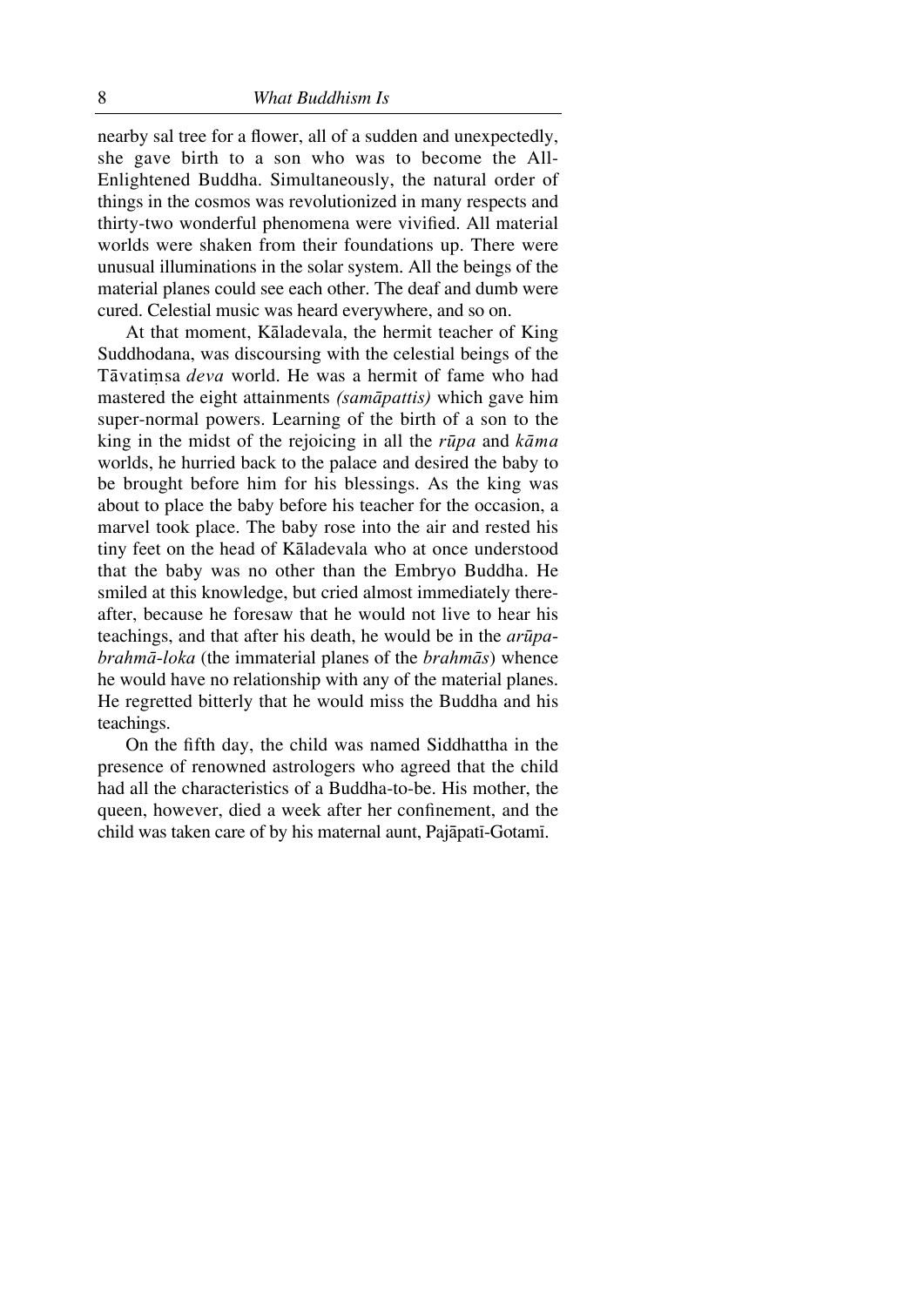nearby sal tree for a flower, all of a sudden and unexpectedly, she gave birth to a son who was to become the All-Enlightened Buddha. Simultaneously, the natural order of things in the cosmos was revolutionized in many respects and thirty-two wonderful phenomena were vivified. All material worlds were shaken from their foundations up. There were unusual illuminations in the solar system. All the beings of the material planes could see each other. The deaf and dumb were cured. Celestial music was heard everywhere, and so on.

At that moment, Kāladevala, the hermit teacher of King Suddhodana, was discoursing with the celestial beings of the Tāvatiṃsa *deva* world. He was a hermit of fame who had mastered the eight attainments *(samāpattis)* which gave him super-normal powers. Learning of the birth of a son to the king in the midst of the rejoicing in all the *rūpa* and *kāma* worlds, he hurried back to the palace and desired the baby to be brought before him for his blessings. As the king was about to place the baby before his teacher for the occasion, a marvel took place. The baby rose into the air and rested his tiny feet on the head of Kāladevala who at once understood that the baby was no other than the Embryo Buddha. He smiled at this knowledge, but cried almost immediately thereafter, because he foresaw that he would not live to hear his teachings, and that after his death, he would be in the *arūpa-brahmā-loka* (the immaterial planes of the *brahmās*) whence he would have no relationship with any of the material planes. He regretted bitterly that he would miss the Buddha and his teachings.

On the fifth day, the child was named Siddhattha in the presence of renowned astrologers who agreed that the child had all the characteristics of a Buddha-to-be. His mother, the queen, however, died a week after her confinement, and the child was taken care of by his maternal aunt, Pajāpatī-Gotamī.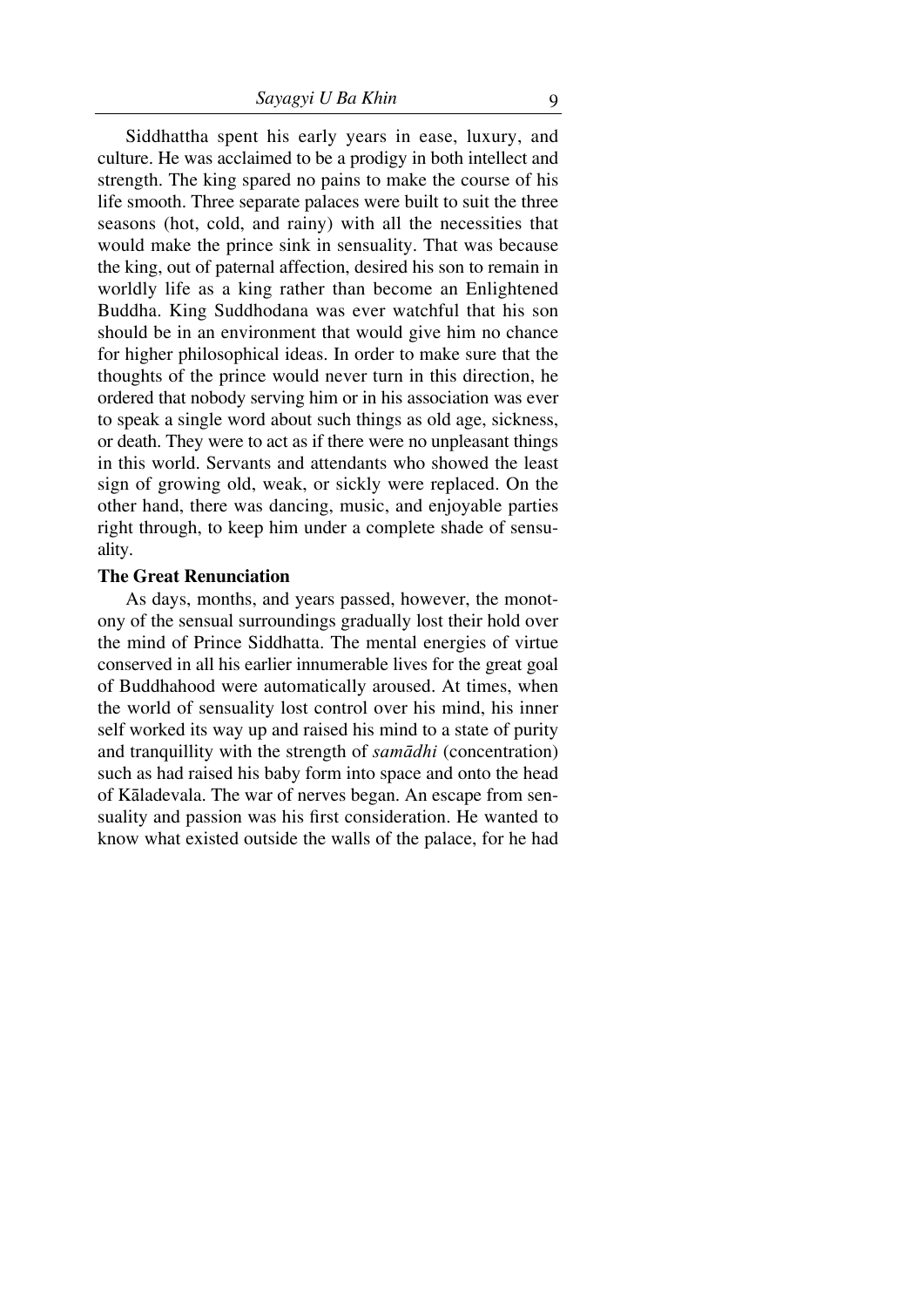Siddhattha spent his early years in ease, luxury, and culture. He was acclaimed to be a prodigy in both intellect and strength. The king spared no pains to make the course of his life smooth. Three separate palaces were built to suit the three seasons (hot, cold, and rainy) with all the necessities that would make the prince sink in sensuality. That was because the king, out of paternal affection, desired his son to remain in worldly life as a king rather than become an Enlightened Buddha. King Suddhodana was ever watchful that his son should be in an environment that would give him no chance for higher philosophical ideas. In order to make sure that the thoughts of the prince would never turn in this direction, he ordered that nobody serving him or in his association was ever to speak a single word about such things as old age, sickness, or death. They were to act as if there were no unpleasant things in this world. Servants and attendants who showed the least sign of growing old, weak, or sickly were replaced. On the other hand, there was dancing, music, and enjoyable parties right through, to keep him under a complete shade of sensuality.

**The Great Renunciation**

As days, months, and years passed, however, the monotony of the sensual surroundings gradually lost their hold over the mind of Prince Siddhatta. The mental energies of virtue conserved in all his earlier innumerable lives for the great goal of Buddhahood were automatically aroused. At times, when the world of sensuality lost control over his mind, his inner self worked its way up and raised his mind to a state of purity and tranquillity with the strength of *samādhi* (concentration) such as had raised his baby form into space and onto the head of Kāladevala. The war of nerves began. An escape from sensuality and passion was his first consideration. He wanted to know what existed outside the walls of the palace, for he had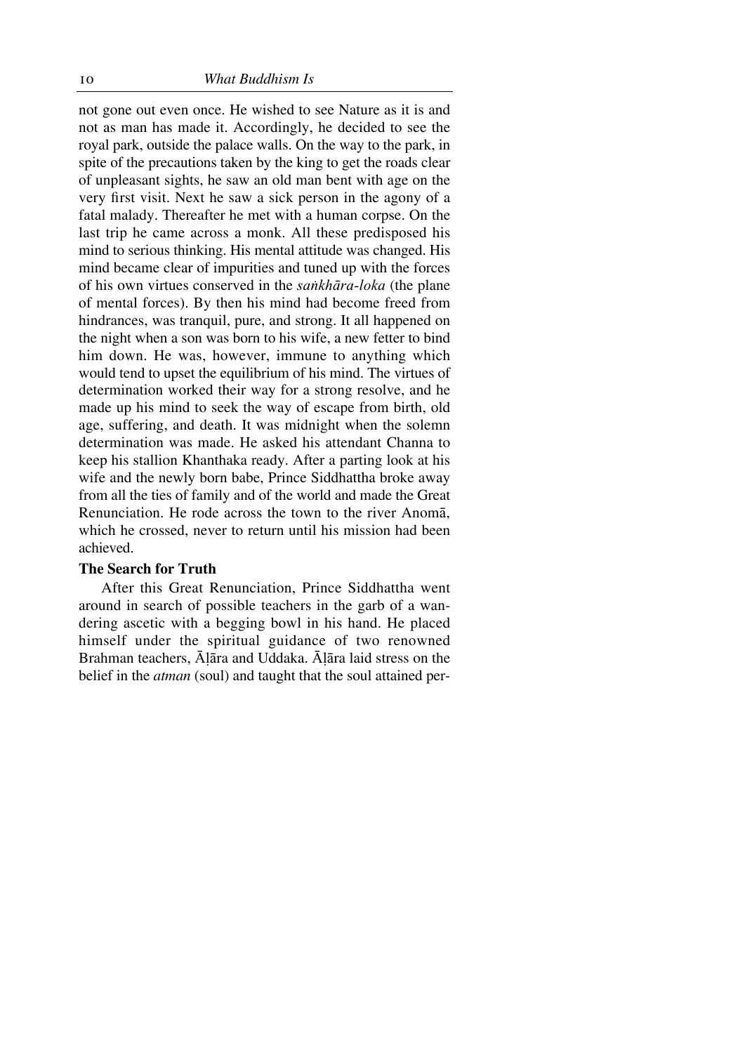not gone out even once. He wished to see Nature as it is and not as man has made it. Accordingly, he decided to see the royal park, outside the palace walls. On the way to the park, in spite of the precautions taken by the king to get the roads clear of unpleasant sights, he saw an old man bent with age on the very first visit. Next he saw a sick person in the agony of a fatal malady. Thereafter he met with a human corpse. On the last trip he came across a monk. All these predisposed his mind to serious thinking. His mental attitude was changed. His mind became clear of impurities and tuned up with the forces of his own virtues conserved in the *saṅkhāra-loka* (the plane of mental forces). By then his mind had become freed from hindrances, was tranquil, pure, and strong. It all happened on the night when a son was born to his wife, a new fetter to bind him down. He was, however, immune to anything which would tend to upset the equilibrium of his mind. The virtues of determination worked their way for a strong resolve, and he made up his mind to seek the way of escape from birth, old age, suffering, and death. It was midnight when the solemn determination was made. He asked his attendant Channa to keep his stallion Khanthaka ready. After a parting look at his wife and the newly born babe, Prince Siddhattha broke away from all the ties of family and of the world and made the Great Renunciation. He rode across the town to the river Anomā, which he crossed, never to return until his mission had been achieved.

**The Search for Truth**

After this Great Renunciation, Prince Siddhattha went around in search of possible teachers in the garb of a wandering ascetic with a begging bowl in his hand. He placed himself under the spiritual guidance of two renowned Brahman teachers, Āḷāra and Uddaka. Āḷāra laid stress on the belief in the *atman* (soul) and taught that the soul attained per-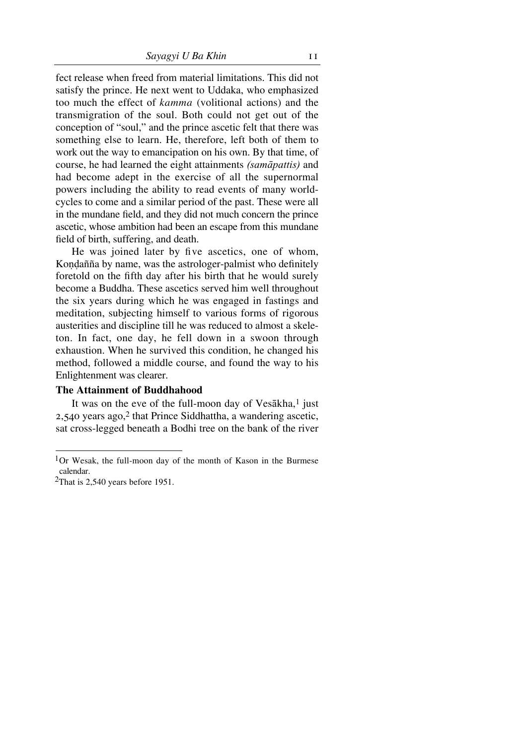fect release when freed from material limitations. This did not satisfy the prince. He next went to Uddaka, who emphasized too much the effect of *kamma* (volitional actions) and the transmigration of the soul. Both could not get out of the conception of "soul," and the prince ascetic felt that there was something else to learn. He, therefore, left both of them to work out the way to emancipation on his own. By that time, of course, he had learned the eight attainments *(samāpattis)* and had become adept in the exercise of all the supernormal powers including the ability to read events of many world-cycles to come and a similar period of the past. These were all in the mundane field, and they did not much concern the prince ascetic, whose ambition had been an escape from this mundane field of birth, suffering, and death.

He was joined later by five ascetics, one of whom, Koṇḍañña by name, was the astrologer-palmist who definitely foretold on the fifth day after his birth that he would surely become a Buddha. These ascetics served him well throughout the six years during which he was engaged in fastings and meditation, subjecting himself to various forms of rigorous austerities and discipline till he was reduced to almost a skeleton. In fact, one day, he fell down in a swoon through exhaustion. When he survived this condition, he changed his method, followed a middle course, and found the way to his Enlightenment was clearer.

**The Attainment of Buddhahood**

It was on the eve of the full-moon day of Vesākha,[1] just 2,540 years ago,[2] that Prince Siddhattha, a wandering ascetic, sat cross-legged beneath a Bodhi tree on the bank of the river

---

[1]Or Wesak, the full-moon day of the month of Kason in the Burmese calendar.

[2]That is 2,540 years before 1951.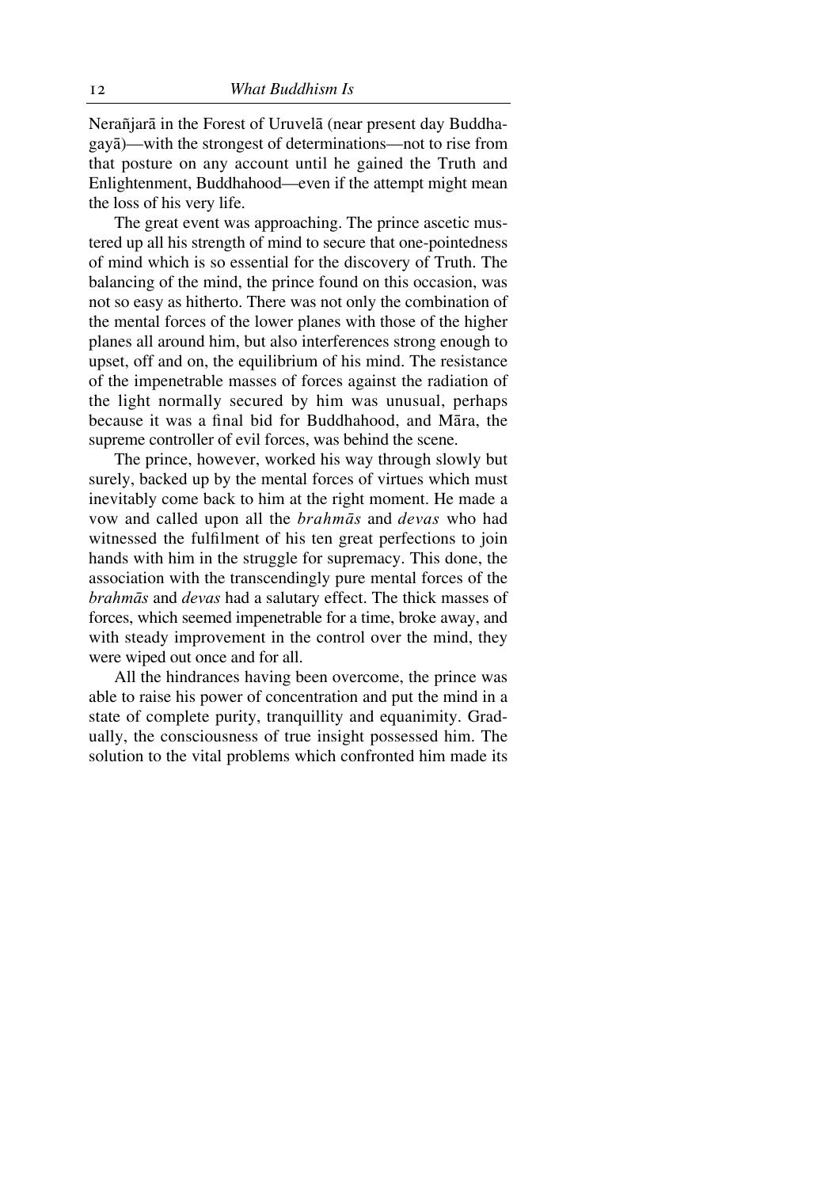Nerañjarā in the Forest of Uruvelā (near present day Buddhagayā)—with the strongest of determinations—not to rise from that posture on any account until he gained the Truth and Enlightenment, Buddhahood—even if the attempt might mean the loss of his very life.

The great event was approaching. The prince ascetic mustered up all his strength of mind to secure that one-pointedness of mind which is so essential for the discovery of Truth. The balancing of the mind, the prince found on this occasion, was not so easy as hitherto. There was not only the combination of the mental forces of the lower planes with those of the higher planes all around him, but also interferences strong enough to upset, off and on, the equilibrium of his mind. The resistance of the impenetrable masses of forces against the radiation of the light normally secured by him was unusual, perhaps because it was a final bid for Buddhahood, and Māra, the supreme controller of evil forces, was behind the scene.

The prince, however, worked his way through slowly but surely, backed up by the mental forces of virtues which must inevitably come back to him at the right moment. He made a vow and called upon all the *brahmās* and *devas* who had witnessed the fulfilment of his ten great perfections to join hands with him in the struggle for supremacy. This done, the association with the transcendingly pure mental forces of the *brahmās* and *devas* had a salutary effect. The thick masses of forces, which seemed impenetrable for a time, broke away, and with steady improvement in the control over the mind, they were wiped out once and for all.

All the hindrances having been overcome, the prince was able to raise his power of concentration and put the mind in a state of complete purity, tranquillity and equanimity. Gradually, the consciousness of true insight possessed him. The solution to the vital problems which confronted him made its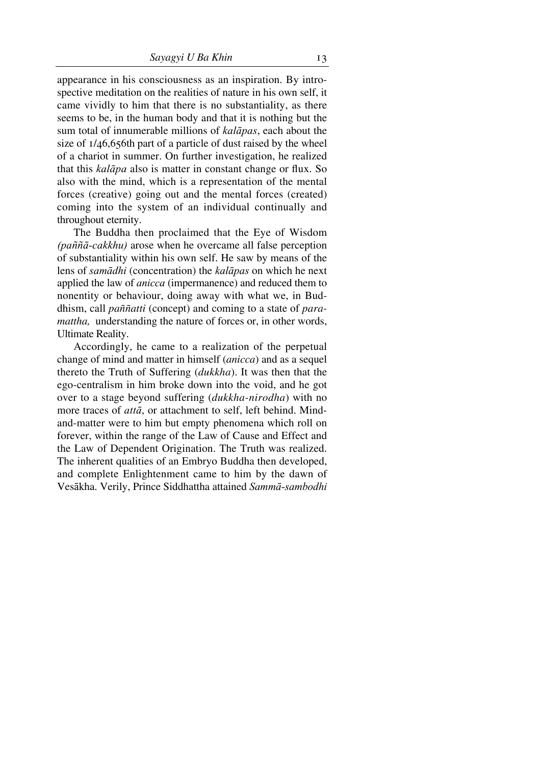appearance in his consciousness as an inspiration. By introspective meditation on the realities of nature in his own self, it came vividly to him that there is no substantiality, as there seems to be, in the human body and that it is nothing but the sum total of innumerable millions of *kalāpas*, each about the size of 1/46,656th part of a particle of dust raised by the wheel of a chariot in summer. On further investigation, he realized that this *kalāpa* also is matter in constant change or flux. So also with the mind, which is a representation of the mental forces (creative) going out and the mental forces (created) coming into the system of an individual continually and throughout eternity.

The Buddha then proclaimed that the Eye of Wisdom *(paññā-cakkhu)* arose when he overcame all false perception of substantiality within his own self. He saw by means of the lens of *samādhi* (concentration) the *kalāpas* on which he next applied the law of *anicca* (impermanence) and reduced them to nonentity or behaviour, doing away with what we, in Buddhism, call *paññatti* (concept) and coming to a state of *paramattha,* understanding the nature of forces or, in other words, Ultimate Reality.

Accordingly, he came to a realization of the perpetual change of mind and matter in himself (*anicca*) and as a sequel thereto the Truth of Suffering (*dukkha*). It was then that the ego-centralism in him broke down into the void, and he got over to a stage beyond suffering (*dukkha-nirodha*) with no more traces of *attā*, or attachment to self, left behind. Mind-and-matter were to him but empty phenomena which roll on forever, within the range of the Law of Cause and Effect and the Law of Dependent Origination. The Truth was realized. The inherent qualities of an Embryo Buddha then developed, and complete Enlightenment came to him by the dawn of Vesākha. Verily, Prince Siddhattha attained *Sammā-sambodhi*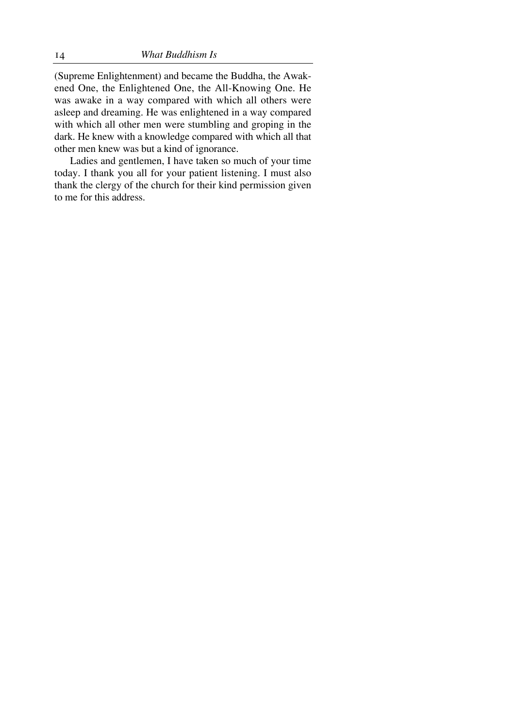(Supreme Enlightenment) and became the Buddha, the Awakened One, the Enlightened One, the All-Knowing One. He was awake in a way compared with which all others were asleep and dreaming. He was enlightened in a way compared with which all other men were stumbling and groping in the dark. He knew with a knowledge compared with which all that other men knew was but a kind of ignorance.

Ladies and gentlemen, I have taken so much of your time today. I thank you all for your patient listening. I must also thank the clergy of the church for their kind permission given to me for this address.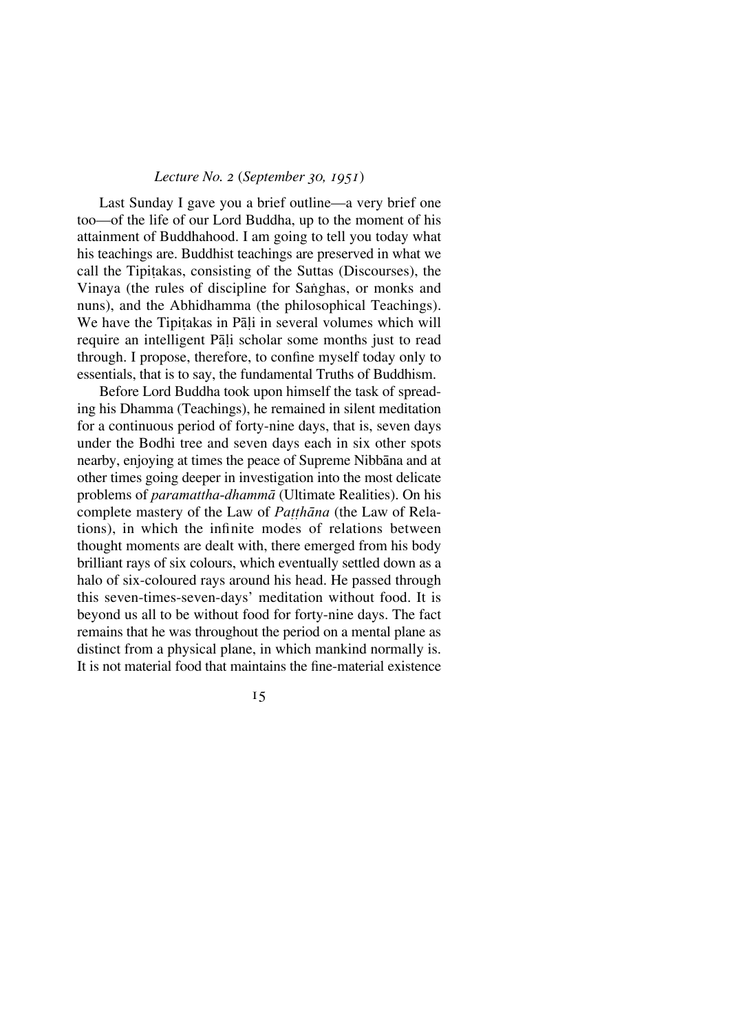*Lecture No. 2 (September 30, 1951)*

Last Sunday I gave you a brief outline—a very brief one too—of the life of our Lord Buddha, up to the moment of his attainment of Buddhahood. I am going to tell you today what his teachings are. Buddhist teachings are preserved in what we call the Tipiṭakas, consisting of the Suttas (Discourses), the Vinaya (the rules of discipline for Saṅghas, or monks and nuns), and the Abhidhamma (the philosophical Teachings). We have the Tipiṭakas in Pāḷi in several volumes which will require an intelligent Pāḷi scholar some months just to read through. I propose, therefore, to confine myself today only to essentials, that is to say, the fundamental Truths of Buddhism.

Before Lord Buddha took upon himself the task of spreading his Dhamma (Teachings), he remained in silent meditation for a continuous period of forty-nine days, that is, seven days under the Bodhi tree and seven days each in six other spots nearby, enjoying at times the peace of Supreme Nibbāna and at other times going deeper in investigation into the most delicate problems of *paramattha-dhammā* (Ultimate Realities). On his complete mastery of the Law of *Paṭṭhāna* (the Law of Relations), in which the infinite modes of relations between thought moments are dealt with, there emerged from his body brilliant rays of six colours, which eventually settled down as a halo of six-coloured rays around his head. He passed through this seven-times-seven-days' meditation without food. It is beyond us all to be without food for forty-nine days. The fact remains that he was throughout the period on a mental plane as distinct from a physical plane, in which mankind normally is. It is not material food that maintains the fine-material existence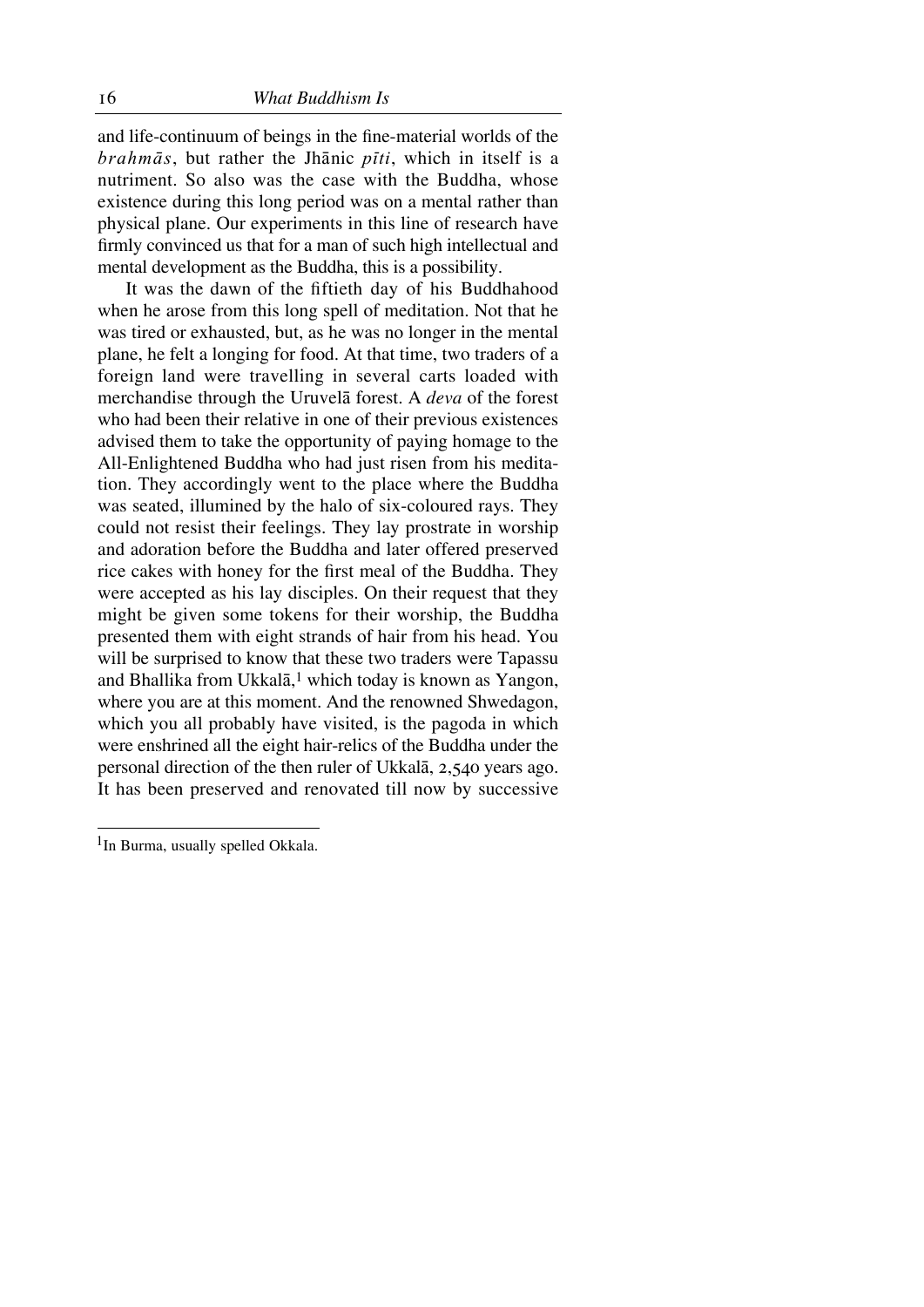and life-continuum of beings in the fine-material worlds of the *brahmās*, but rather the Jhānic *pīti*, which in itself is a nutriment. So also was the case with the Buddha, whose existence during this long period was on a mental rather than physical plane. Our experiments in this line of research have firmly convinced us that for a man of such high intellectual and mental development as the Buddha, this is a possibility.

It was the dawn of the fiftieth day of his Buddhahood when he arose from this long spell of meditation. Not that he was tired or exhausted, but, as he was no longer in the mental plane, he felt a longing for food. At that time, two traders of a foreign land were travelling in several carts loaded with merchandise through the Uruvelā forest. A *deva* of the forest who had been their relative in one of their previous existences advised them to take the opportunity of paying homage to the All-Enlightened Buddha who had just risen from his meditation. They accordingly went to the place where the Buddha was seated, illumined by the halo of six-coloured rays. They could not resist their feelings. They lay prostrate in worship and adoration before the Buddha and later offered preserved rice cakes with honey for the first meal of the Buddha. They were accepted as his lay disciples. On their request that they might be given some tokens for their worship, the Buddha presented them with eight strands of hair from his head. You will be surprised to know that these two traders were Tapassu and Bhallika from Ukkalā,[1] which today is known as Yangon, where you are at this moment. And the renowned Shwedagon, which you all probably have visited, is the pagoda in which were enshrined all the eight hair-relics of the Buddha under the personal direction of the then ruler of Ukkalā, 2,540 years ago. It has been preserved and renovated till now by successive

[1] In Burma, usually spelled Okkala.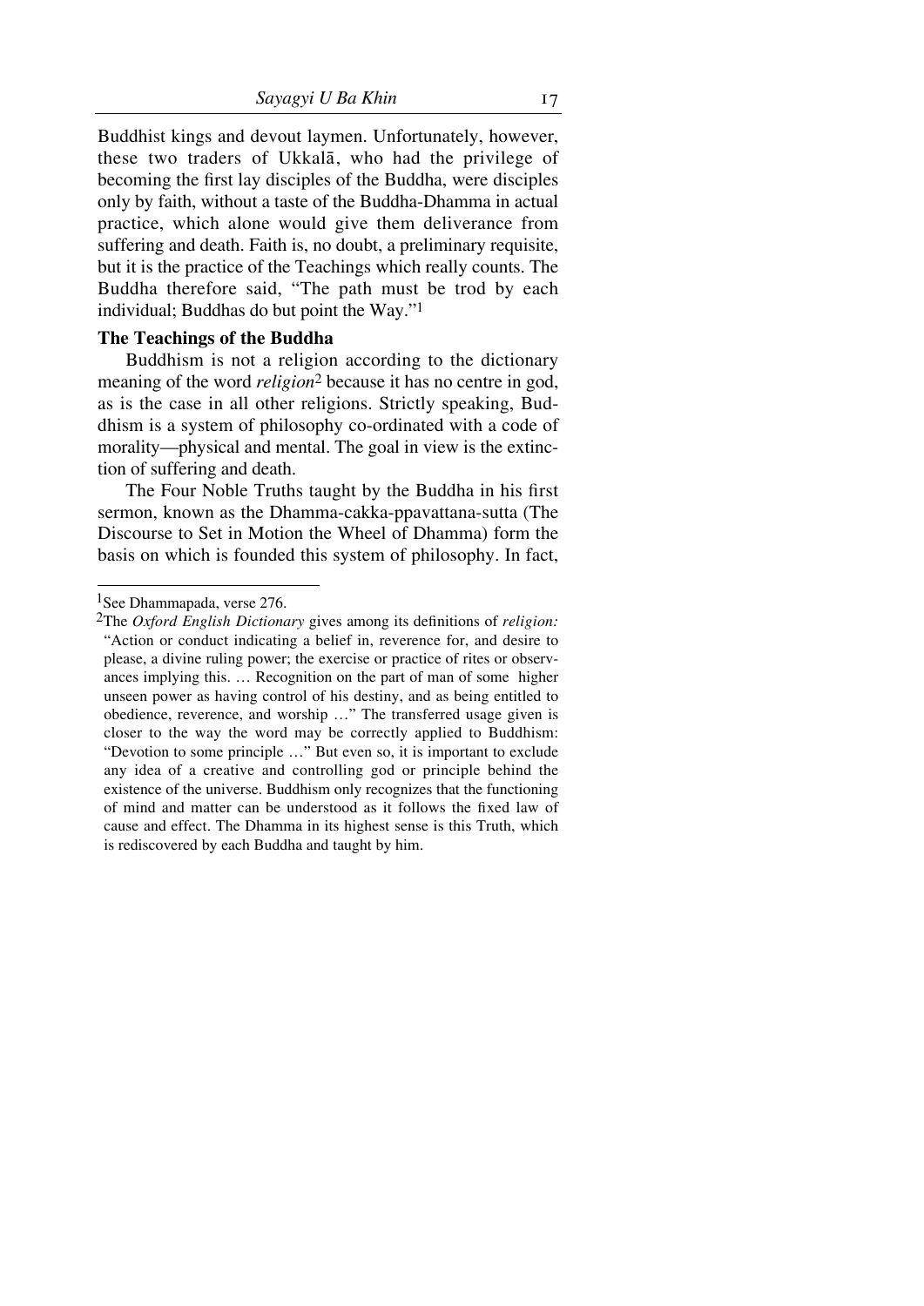Buddhist kings and devout laymen. Unfortunately, however, these two traders of Ukkalā, who had the privilege of becoming the first lay disciples of the Buddha, were disciples only by faith, without a taste of the Buddha-Dhamma in actual practice, which alone would give them deliverance from suffering and death. Faith is, no doubt, a preliminary requisite, but it is the practice of the Teachings which really counts. The Buddha therefore said, "The path must be trod by each individual; Buddhas do but point the Way."[1]

**The Teachings of the Buddha**

Buddhism is not a religion according to the dictionary meaning of the word *religion*[2] because it has no centre in god, as is the case in all other religions. Strictly speaking, Buddhism is a system of philosophy co-ordinated with a code of morality—physical and mental. The goal in view is the extinction of suffering and death.

The Four Noble Truths taught by the Buddha in his first sermon, known as the Dhamma-cakka-ppavattana-sutta (The Discourse to Set in Motion the Wheel of Dhamma) form the basis on which is founded this system of philosophy. In fact,

---

[1] See Dhammapada, verse 276.

[2] The *Oxford English Dictionary* gives among its definitions of *religion:* "Action or conduct indicating a belief in, reverence for, and desire to please, a divine ruling power; the exercise or practice of rites or observances implying this. … Recognition on the part of man of some higher unseen power as having control of his destiny, and as being entitled to obedience, reverence, and worship …" The transferred usage given is closer to the way the word may be correctly applied to Buddhism: "Devotion to some principle …" But even so, it is important to exclude any idea of a creative and controlling god or principle behind the existence of the universe. Buddhism only recognizes that the functioning of mind and matter can be understood as it follows the fixed law of cause and effect. The Dhamma in its highest sense is this Truth, which is rediscovered by each Buddha and taught by him.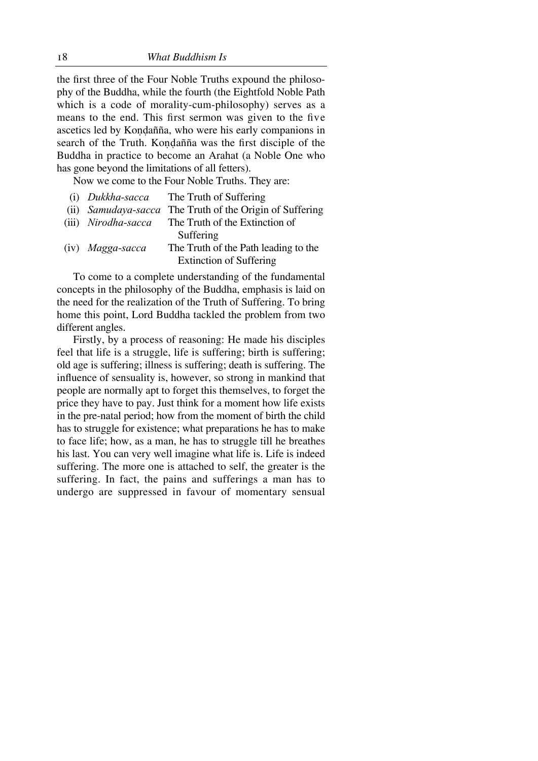the first three of the Four Noble Truths expound the philosophy of the Buddha, while the fourth (the Eightfold Noble Path which is a code of morality-cum-philosophy) serves as a means to the end. This first sermon was given to the five ascetics led by Koṇḍañña, who were his early companions in search of the Truth. Koṇḍañña was the first disciple of the Buddha in practice to become an Arahat (a Noble One who has gone beyond the limitations of all fetters).

Now we come to the Four Noble Truths. They are:

| | | |
|---|---|---|
| (i) | *Dukkha-sacca* | The Truth of Suffering |
| (ii) | *Samudaya-sacca* | The Truth of the Origin of Suffering |
| (iii) | *Nirodha-sacca* | The Truth of the Extinction of Suffering |
| (iv) | *Magga-sacca* | The Truth of the Path leading to the Extinction of Suffering |

To come to a complete understanding of the fundamental concepts in the philosophy of the Buddha, emphasis is laid on the need for the realization of the Truth of Suffering. To bring home this point, Lord Buddha tackled the problem from two different angles.

Firstly, by a process of reasoning: He made his disciples feel that life is a struggle, life is suffering; birth is suffering; old age is suffering; illness is suffering; death is suffering. The influence of sensuality is, however, so strong in mankind that people are normally apt to forget this themselves, to forget the price they have to pay. Just think for a moment how life exists in the pre-natal period; how from the moment of birth the child has to struggle for existence; what preparations he has to make to face life; how, as a man, he has to struggle till he breathes his last. You can very well imagine what life is. Life is indeed suffering. The more one is attached to self, the greater is the suffering. In fact, the pains and sufferings a man has to undergo are suppressed in favour of momentary sensual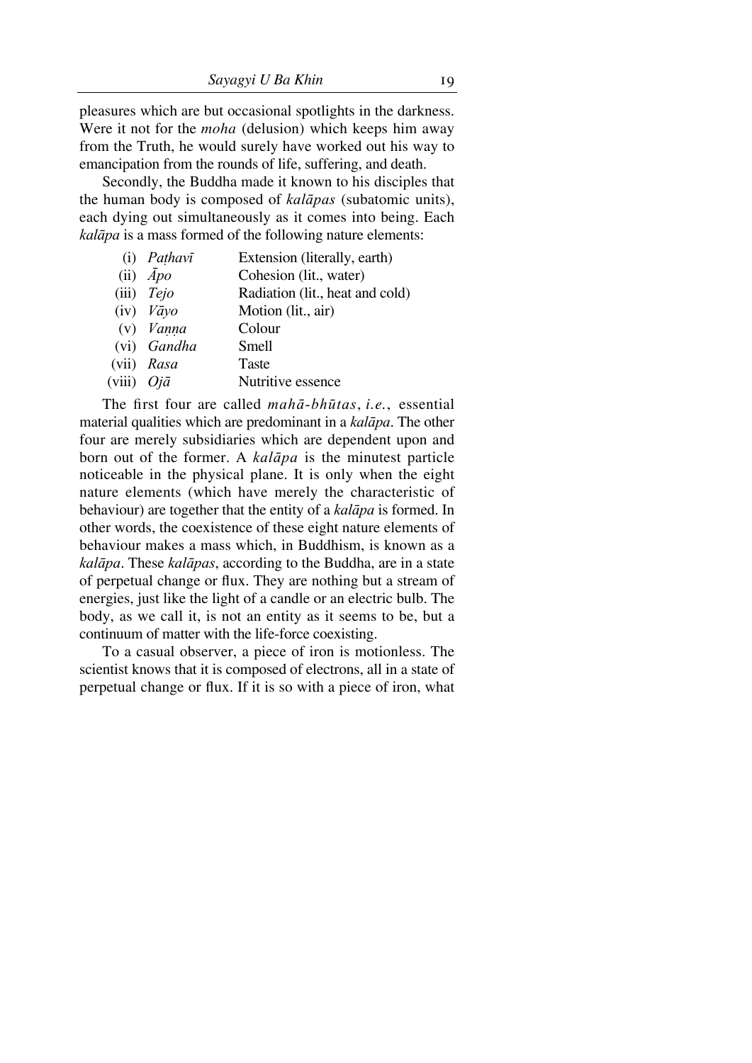pleasures which are but occasional spotlights in the darkness. Were it not for the *moha* (delusion) which keeps him away from the Truth, he would surely have worked out his way to emancipation from the rounds of life, suffering, and death.

Secondly, the Buddha made it known to his disciples that the human body is composed of *kalāpas* (subatomic units), each dying out simultaneously as it comes into being. Each *kalāpa* is a mass formed of the following nature elements:

| | | |
|---|---|---|
| (i) | *Paṭhavī* | Extension (literally, earth) |
| (ii) | *Āpo* | Cohesion (lit., water) |
| (iii) | *Tejo* | Radiation (lit., heat and cold) |
| (iv) | *Vāyo* | Motion (lit., air) |
| (v) | *Vaṇṇa* | Colour |
| (vi) | *Gandha* | Smell |
| (vii) | *Rasa* | Taste |
| (viii) | *Ojā* | Nutritive essence |

The first four are called *mahā-bhūtas*, *i.e.*, essential material qualities which are predominant in a *kalāpa*. The other four are merely subsidiaries which are dependent upon and born out of the former. A *kalāpa* is the minutest particle noticeable in the physical plane. It is only when the eight nature elements (which have merely the characteristic of behaviour) are together that the entity of a *kalāpa* is formed. In other words, the coexistence of these eight nature elements of behaviour makes a mass which, in Buddhism, is known as a *kalāpa*. These *kalāpas*, according to the Buddha, are in a state of perpetual change or flux. They are nothing but a stream of energies, just like the light of a candle or an electric bulb. The body, as we call it, is not an entity as it seems to be, but a continuum of matter with the life-force coexisting.

To a casual observer, a piece of iron is motionless. The scientist knows that it is composed of electrons, all in a state of perpetual change or flux. If it is so with a piece of iron, what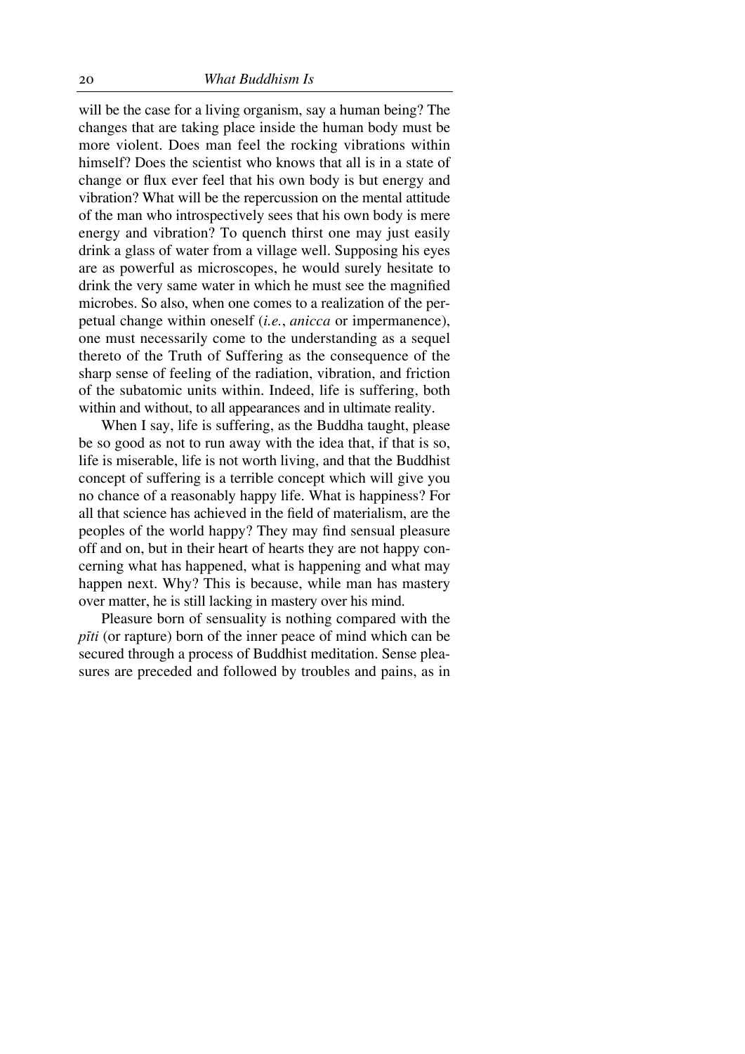will be the case for a living organism, say a human being? The changes that are taking place inside the human body must be more violent. Does man feel the rocking vibrations within himself? Does the scientist who knows that all is in a state of change or flux ever feel that his own body is but energy and vibration? What will be the repercussion on the mental attitude of the man who introspectively sees that his own body is mere energy and vibration? To quench thirst one may just easily drink a glass of water from a village well. Supposing his eyes are as powerful as microscopes, he would surely hesitate to drink the very same water in which he must see the magnified microbes. So also, when one comes to a realization of the perpetual change within oneself (*i.e.*, *anicca* or impermanence), one must necessarily come to the understanding as a sequel thereto of the Truth of Suffering as the consequence of the sharp sense of feeling of the radiation, vibration, and friction of the subatomic units within. Indeed, life is suffering, both within and without, to all appearances and in ultimate reality.

When I say, life is suffering, as the Buddha taught, please be so good as not to run away with the idea that, if that is so, life is miserable, life is not worth living, and that the Buddhist concept of suffering is a terrible concept which will give you no chance of a reasonably happy life. What is happiness? For all that science has achieved in the field of materialism, are the peoples of the world happy? They may find sensual pleasure off and on, but in their heart of hearts they are not happy concerning what has happened, what is happening and what may happen next. Why? This is because, while man has mastery over matter, he is still lacking in mastery over his mind.

Pleasure born of sensuality is nothing compared with the *pīti* (or rapture) born of the inner peace of mind which can be secured through a process of Buddhist meditation. Sense pleasures are preceded and followed by troubles and pains, as in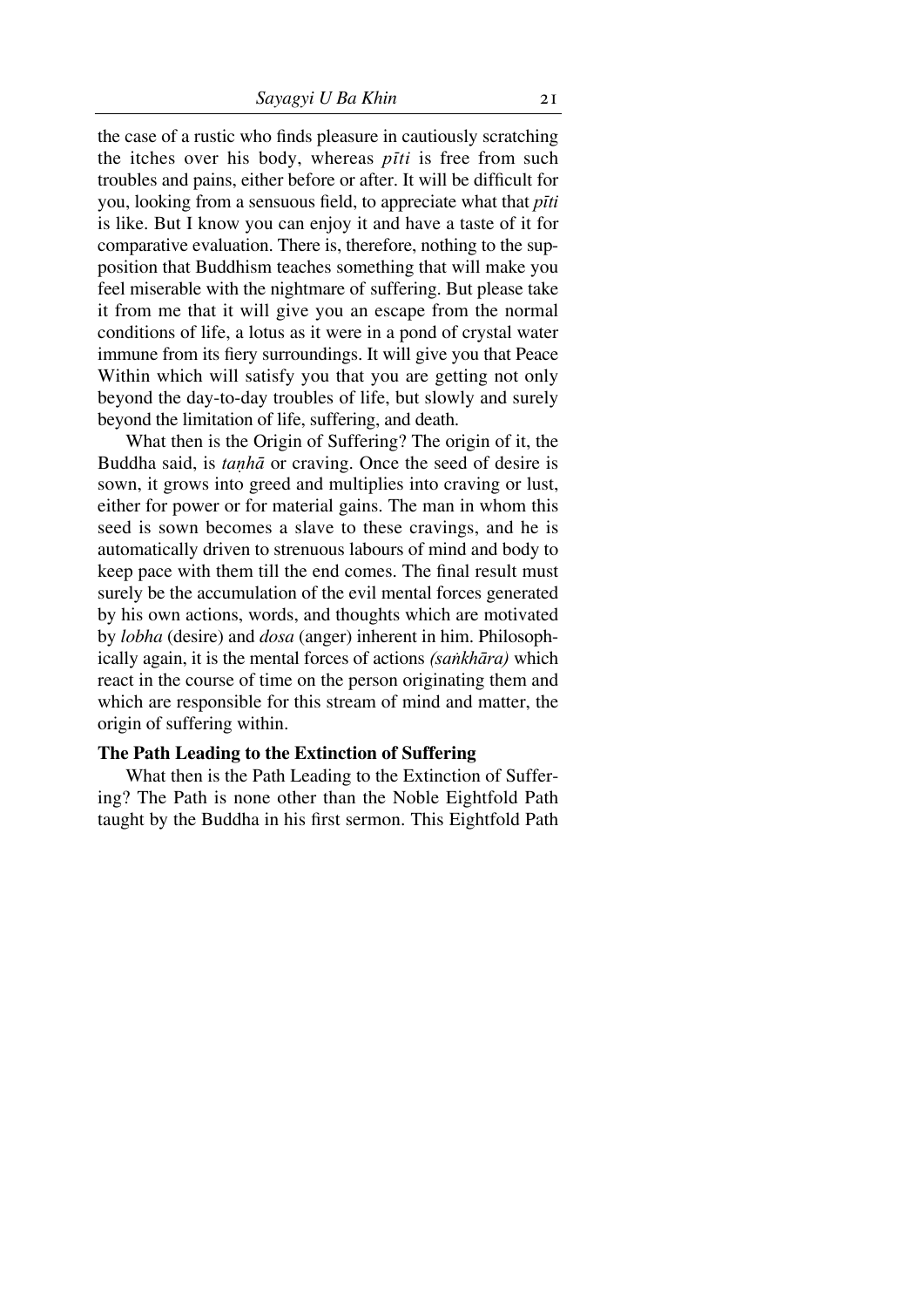the case of a rustic who finds pleasure in cautiously scratching the itches over his body, whereas *pīti* is free from such troubles and pains, either before or after. It will be difficult for you, looking from a sensuous field, to appreciate what that *pīti* is like. But I know you can enjoy it and have a taste of it for comparative evaluation. There is, therefore, nothing to the supposition that Buddhism teaches something that will make you feel miserable with the nightmare of suffering. But please take it from me that it will give you an escape from the normal conditions of life, a lotus as it were in a pond of crystal water immune from its fiery surroundings. It will give you that Peace Within which will satisfy you that you are getting not only beyond the day-to-day troubles of life, but slowly and surely beyond the limitation of life, suffering, and death.

What then is the Origin of Suffering? The origin of it, the Buddha said, is *taṇhā* or craving. Once the seed of desire is sown, it grows into greed and multiplies into craving or lust, either for power or for material gains. The man in whom this seed is sown becomes a slave to these cravings, and he is automatically driven to strenuous labours of mind and body to keep pace with them till the end comes. The final result must surely be the accumulation of the evil mental forces generated by his own actions, words, and thoughts which are motivated by *lobha* (desire) and *dosa* (anger) inherent in him. Philosophically again, it is the mental forces of actions *(saṅkhāra)* which react in the course of time on the person originating them and which are responsible for this stream of mind and matter, the origin of suffering within.

**The Path Leading to the Extinction of Suffering**

What then is the Path Leading to the Extinction of Suffering? The Path is none other than the Noble Eightfold Path taught by the Buddha in his first sermon. This Eightfold Path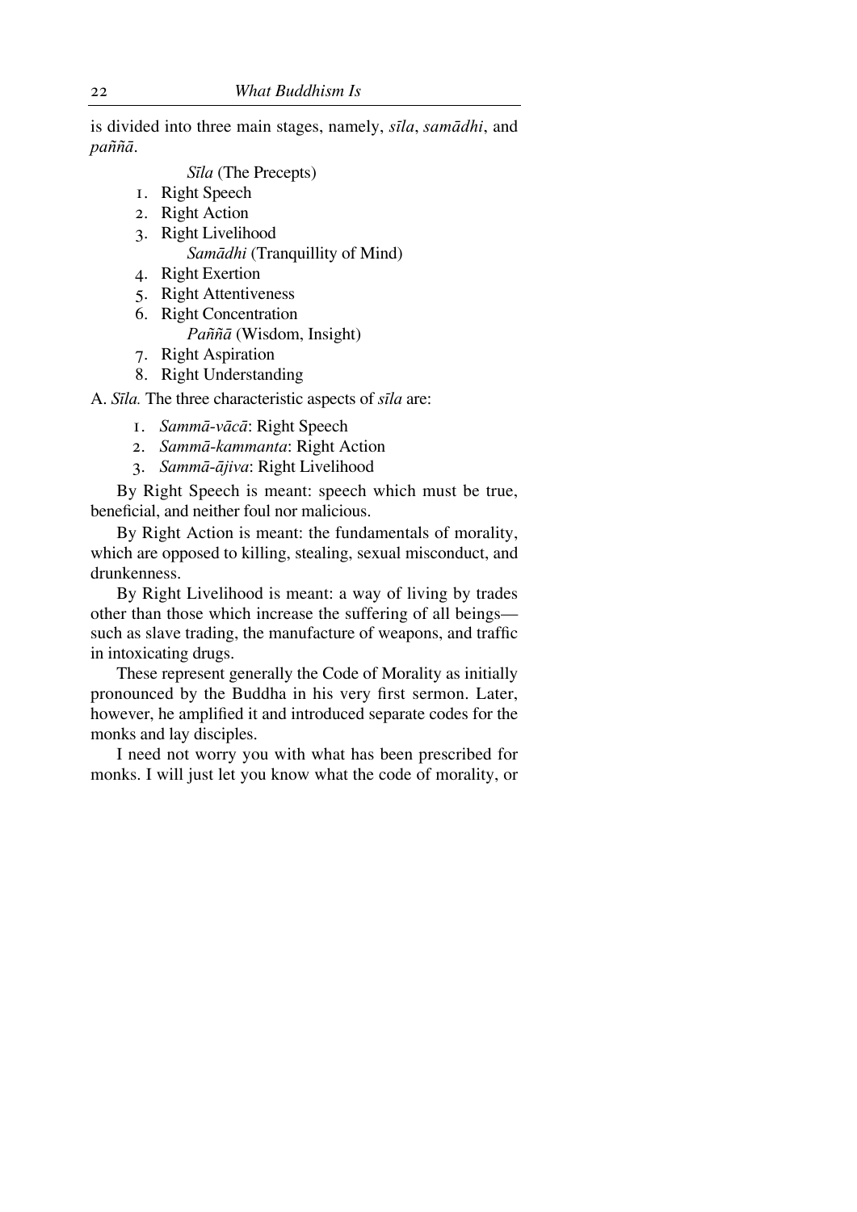is divided into three main stages, namely, *sīla*, *samādhi*, and *paññā*.

*Sīla* (The Precepts)

1. Right Speech
2. Right Action
3. Right Livelihood

*Samādhi* (Tranquillity of Mind)

4. Right Exertion
5. Right Attentiveness
6. Right Concentration

*Paññā* (Wisdom, Insight)

7. Right Aspiration
8. Right Understanding

A. *Sīla.* The three characteristic aspects of *sīla* are:

1. *Sammā-vācā*: Right Speech
2. *Sammā-kammanta*: Right Action
3. *Sammā-ājiva*: Right Livelihood

By Right Speech is meant: speech which must be true, beneficial, and neither foul nor malicious.

By Right Action is meant: the fundamentals of morality, which are opposed to killing, stealing, sexual misconduct, and drunkenness.

By Right Livelihood is meant: a way of living by trades other than those which increase the suffering of all beings—such as slave trading, the manufacture of weapons, and traffic in intoxicating drugs.

These represent generally the Code of Morality as initially pronounced by the Buddha in his very first sermon. Later, however, he amplified it and introduced separate codes for the monks and lay disciples.

I need not worry you with what has been prescribed for monks. I will just let you know what the code of morality, or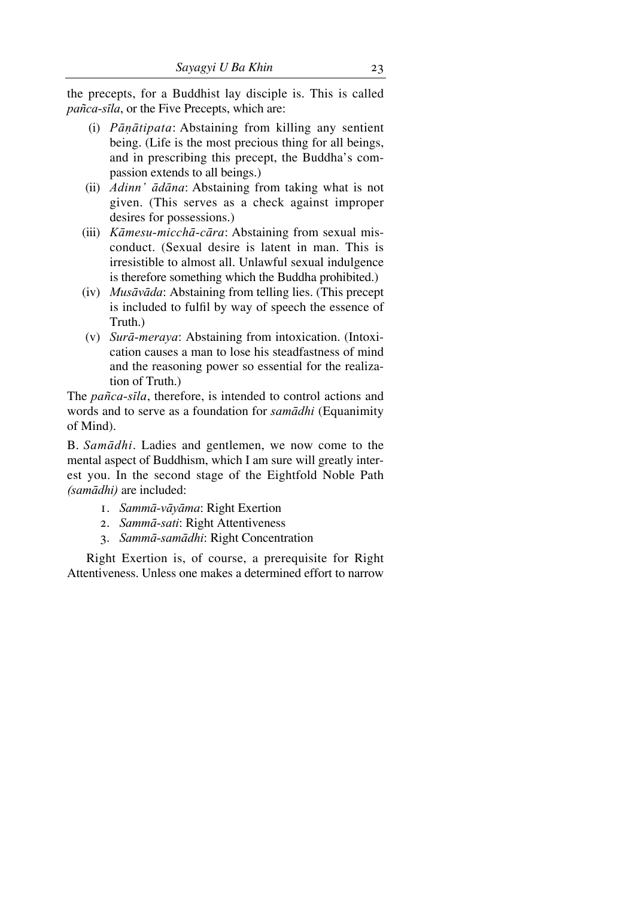the precepts, for a Buddhist lay disciple is. This is called *pañca-sīla*, or the Five Precepts, which are:

- (i) *Pāṇātipata*: Abstaining from killing any sentient being. (Life is the most precious thing for all beings, and in prescribing this precept, the Buddha's compassion extends to all beings.)
- (ii) *Adinn' ādāna*: Abstaining from taking what is not given. (This serves as a check against improper desires for possessions.)
- (iii) *Kāmesu-micchā-cāra*: Abstaining from sexual misconduct. (Sexual desire is latent in man. This is irresistible to almost all. Unlawful sexual indulgence is therefore something which the Buddha prohibited.)
- (iv) *Musāvāda*: Abstaining from telling lies. (This precept is included to fulfil by way of speech the essence of Truth.)
- (v) *Surā-meraya*: Abstaining from intoxication. (Intoxication causes a man to lose his steadfastness of mind and the reasoning power so essential for the realization of Truth.)

The *pañca-sīla*, therefore, is intended to control actions and words and to serve as a foundation for *samādhi* (Equanimity of Mind).

B. *Samādhi*. Ladies and gentlemen, we now come to the mental aspect of Buddhism, which I am sure will greatly interest you. In the second stage of the Eightfold Noble Path *(samādhi)* are included:

1. *Sammā-vāyāma*: Right Exertion
2. *Sammā-sati*: Right Attentiveness
3. *Sammā-samādhi*: Right Concentration

Right Exertion is, of course, a prerequisite for Right Attentiveness. Unless one makes a determined effort to narrow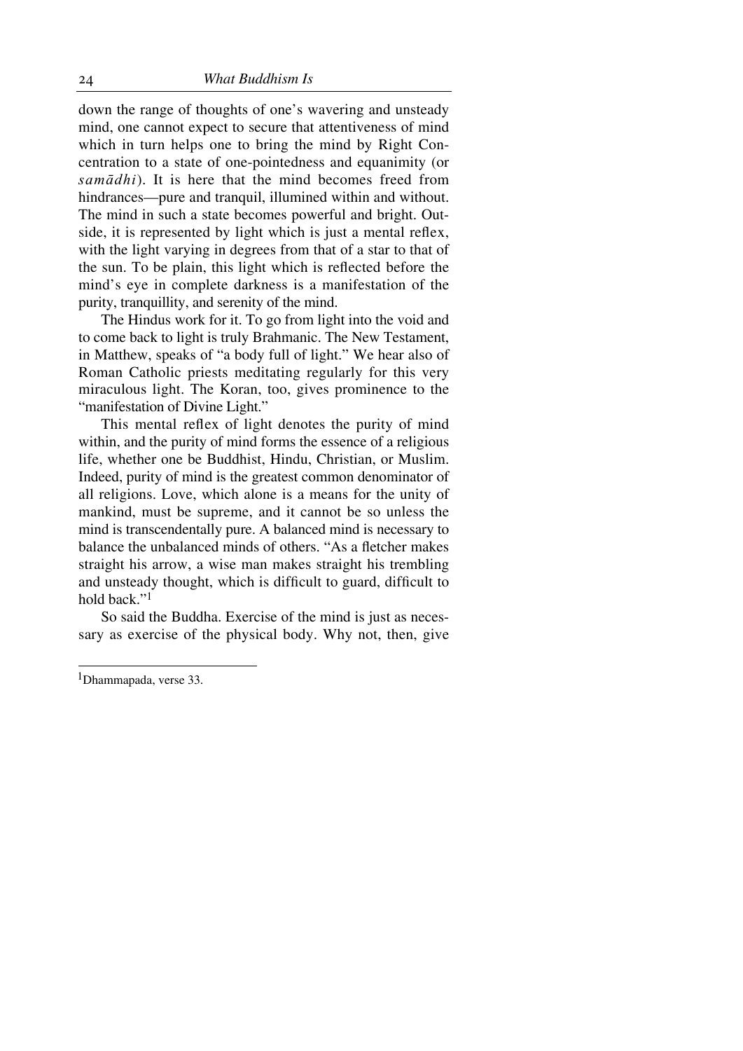down the range of thoughts of one's wavering and unsteady mind, one cannot expect to secure that attentiveness of mind which in turn helps one to bring the mind by Right Concentration to a state of one-pointedness and equanimity (or *samādhi*). It is here that the mind becomes freed from hindrances—pure and tranquil, illumined within and without. The mind in such a state becomes powerful and bright. Outside, it is represented by light which is just a mental reflex, with the light varying in degrees from that of a star to that of the sun. To be plain, this light which is reflected before the mind's eye in complete darkness is a manifestation of the purity, tranquillity, and serenity of the mind.

The Hindus work for it. To go from light into the void and to come back to light is truly Brahmanic. The New Testament, in Matthew, speaks of "a body full of light." We hear also of Roman Catholic priests meditating regularly for this very miraculous light. The Koran, too, gives prominence to the "manifestation of Divine Light."

This mental reflex of light denotes the purity of mind within, and the purity of mind forms the essence of a religious life, whether one be Buddhist, Hindu, Christian, or Muslim. Indeed, purity of mind is the greatest common denominator of all religions. Love, which alone is a means for the unity of mankind, must be supreme, and it cannot be so unless the mind is transcendentally pure. A balanced mind is necessary to balance the unbalanced minds of others. "As a fletcher makes straight his arrow, a wise man makes straight his trembling and unsteady thought, which is difficult to guard, difficult to hold back."[1]

So said the Buddha. Exercise of the mind is just as necessary as exercise of the physical body. Why not, then, give

[1] Dhammapada, verse 33.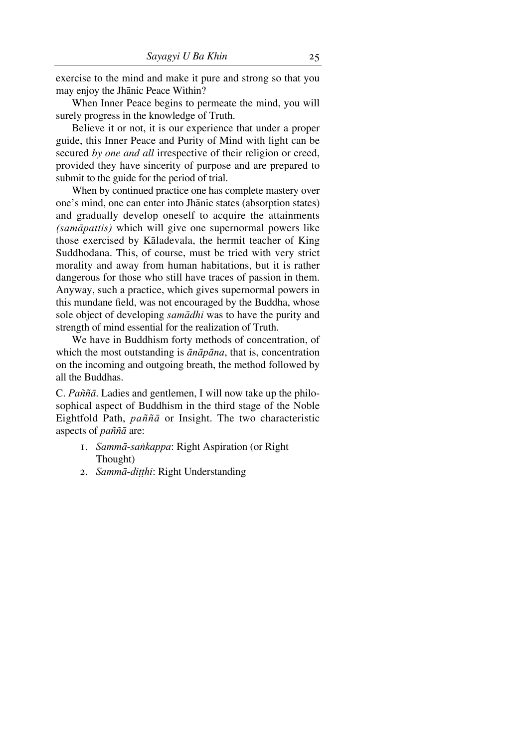exercise to the mind and make it pure and strong so that you may enjoy the Jhānic Peace Within?

When Inner Peace begins to permeate the mind, you will surely progress in the knowledge of Truth.

Believe it or not, it is our experience that under a proper guide, this Inner Peace and Purity of Mind with light can be secured *by one and all* irrespective of their religion or creed, provided they have sincerity of purpose and are prepared to submit to the guide for the period of trial.

When by continued practice one has complete mastery over one's mind, one can enter into Jhānic states (absorption states) and gradually develop oneself to acquire the attainments *(samāpattis)* which will give one supernormal powers like those exercised by Kāladevala, the hermit teacher of King Suddhodana. This, of course, must be tried with very strict morality and away from human habitations, but it is rather dangerous for those who still have traces of passion in them. Anyway, such a practice, which gives supernormal powers in this mundane field, was not encouraged by the Buddha, whose sole object of developing *samādhi* was to have the purity and strength of mind essential for the realization of Truth.

We have in Buddhism forty methods of concentration, of which the most outstanding is *ānāpāna*, that is, concentration on the incoming and outgoing breath, the method followed by all the Buddhas.

C. *Paññā*. Ladies and gentlemen, I will now take up the philosophical aspect of Buddhism in the third stage of the Noble Eightfold Path, *paññā* or Insight. The two characteristic aspects of *paññā* are:

1. *Sammā-saṅkappa*: Right Aspiration (or Right Thought)
2. *Sammā-diṭṭhi*: Right Understanding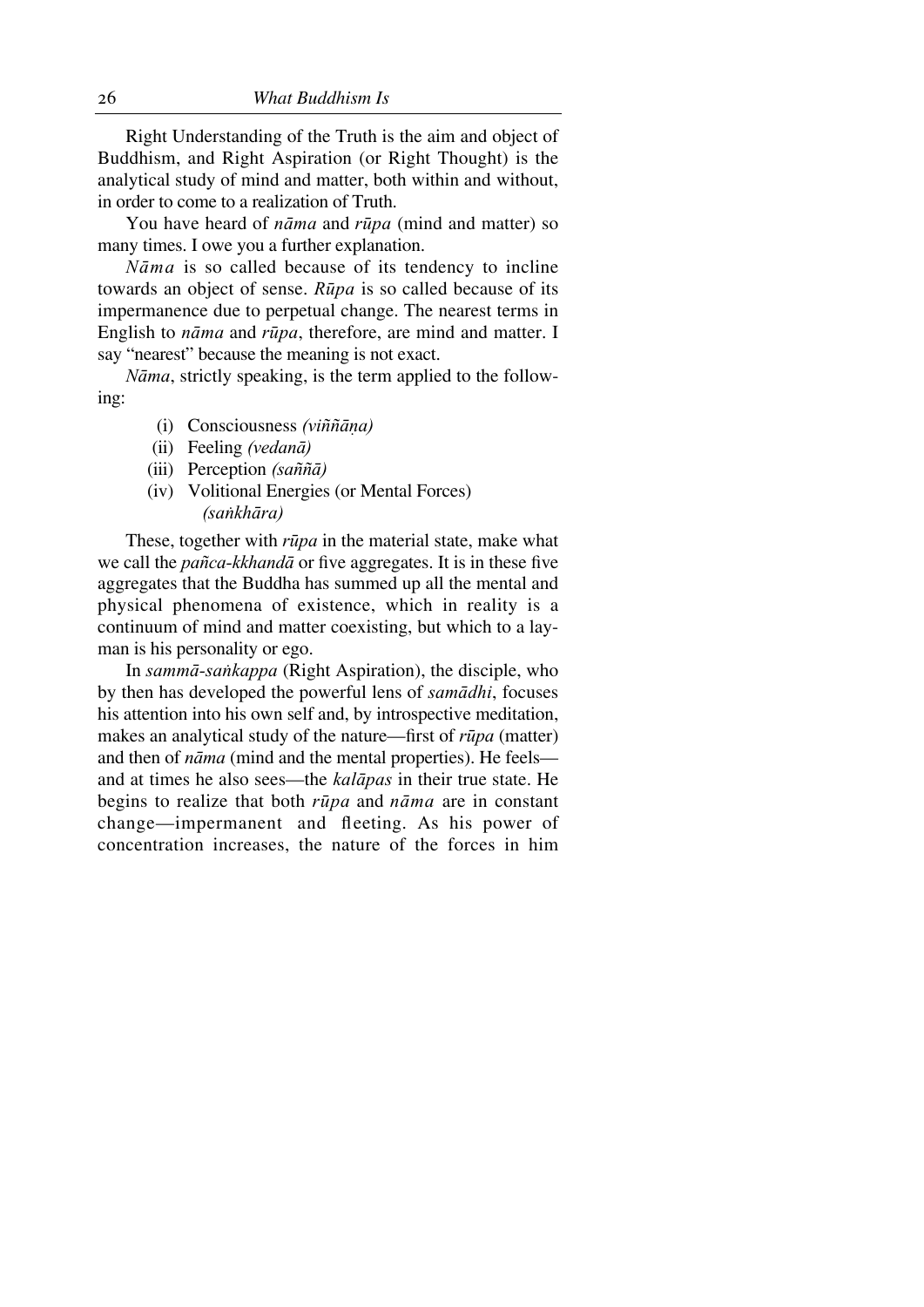Right Understanding of the Truth is the aim and object of Buddhism, and Right Aspiration (or Right Thought) is the analytical study of mind and matter, both within and without, in order to come to a realization of Truth.

You have heard of *nāma* and *rūpa* (mind and matter) so many times. I owe you a further explanation.

*Nāma* is so called because of its tendency to incline towards an object of sense. *Rūpa* is so called because of its impermanence due to perpetual change. The nearest terms in English to *nāma* and *rūpa*, therefore, are mind and matter. I say "nearest" because the meaning is not exact.

*Nāma*, strictly speaking, is the term applied to the following:

(i) Consciousness *(viññāṇa)*
(ii) Feeling *(vedanā)*
(iii) Perception *(saññā)*
(iv) Volitional Energies (or Mental Forces) *(saṅkhāra)*

These, together with *rūpa* in the material state, make what we call the *pañca-kkhandā* or five aggregates. It is in these five aggregates that the Buddha has summed up all the mental and physical phenomena of existence, which in reality is a continuum of mind and matter coexisting, but which to a layman is his personality or ego.

In *sammā-saṅkappa* (Right Aspiration), the disciple, who by then has developed the powerful lens of *samādhi*, focuses his attention into his own self and, by introspective meditation, makes an analytical study of the nature—first of *rūpa* (matter) and then of *nāma* (mind and the mental properties). He feels—and at times he also sees—the *kalāpas* in their true state. He begins to realize that both *rūpa* and *nāma* are in constant change—impermanent and fleeting. As his power of concentration increases, the nature of the forces in him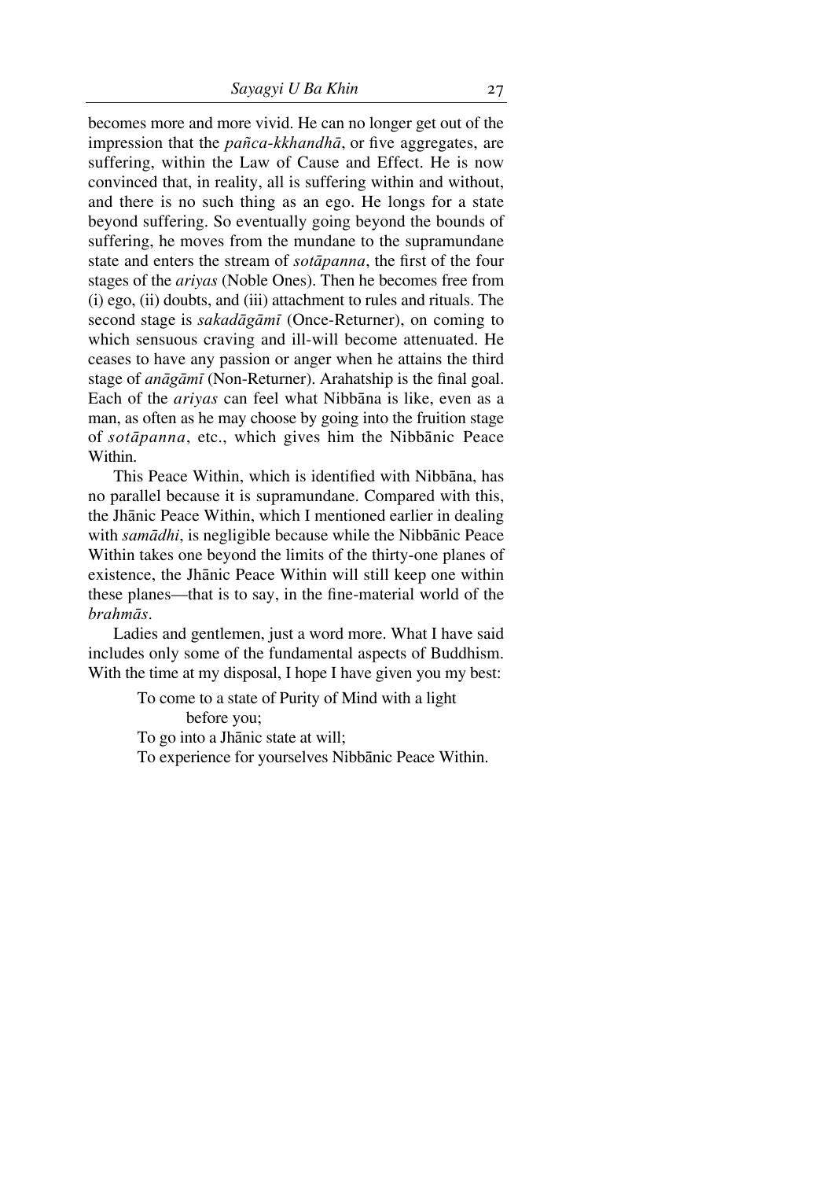becomes more and more vivid. He can no longer get out of the impression that the *pañca-kkhandhā*, or five aggregates, are suffering, within the Law of Cause and Effect. He is now convinced that, in reality, all is suffering within and without, and there is no such thing as an ego. He longs for a state beyond suffering. So eventually going beyond the bounds of suffering, he moves from the mundane to the supramundane state and enters the stream of *sotāpanna*, the first of the four stages of the *ariyas* (Noble Ones). Then he becomes free from (i) ego, (ii) doubts, and (iii) attachment to rules and rituals. The second stage is *sakadāgāmī* (Once-Returner), on coming to which sensuous craving and ill-will become attenuated. He ceases to have any passion or anger when he attains the third stage of *anāgāmī* (Non-Returner). Arahatship is the final goal. Each of the *ariyas* can feel what Nibbāna is like, even as a man, as often as he may choose by going into the fruition stage of *sotāpanna*, etc., which gives him the Nibbānic Peace Within.

This Peace Within, which is identified with Nibbāna, has no parallel because it is supramundane. Compared with this, the Jhānic Peace Within, which I mentioned earlier in dealing with *samādhi*, is negligible because while the Nibbānic Peace Within takes one beyond the limits of the thirty-one planes of existence, the Jhānic Peace Within will still keep one within these planes—that is to say, in the fine-material world of the *brahmās*.

Ladies and gentlemen, just a word more. What I have said includes only some of the fundamental aspects of Buddhism. With the time at my disposal, I hope I have given you my best:

> To come to a state of Purity of Mind with a light before you;
> To go into a Jhānic state at will;
> To experience for yourselves Nibbānic Peace Within.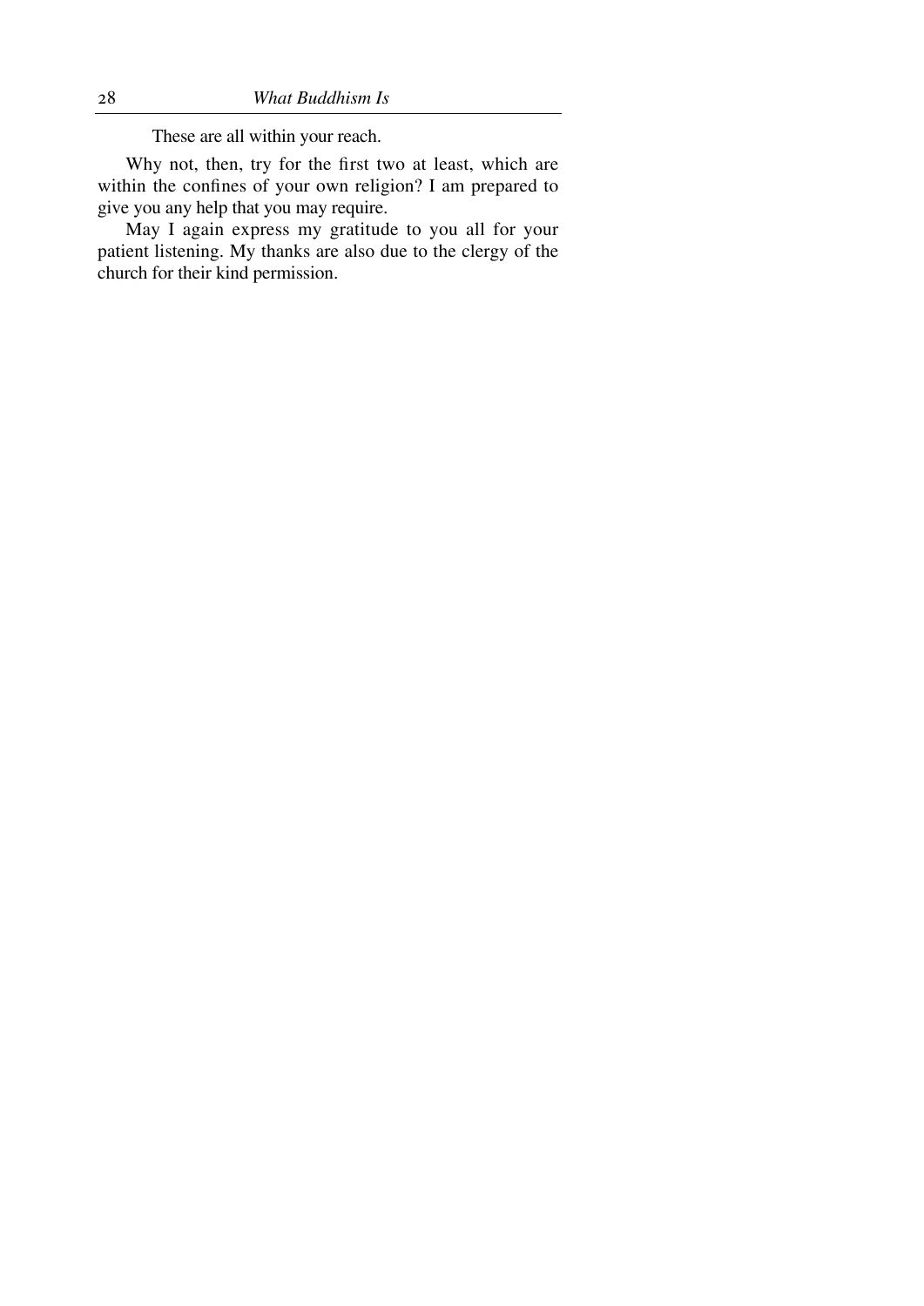These are all within your reach.

Why not, then, try for the first two at least, which are within the confines of your own religion? I am prepared to give you any help that you may require.

May I again express my gratitude to you all for your patient listening. My thanks are also due to the clergy of the church for their kind permission.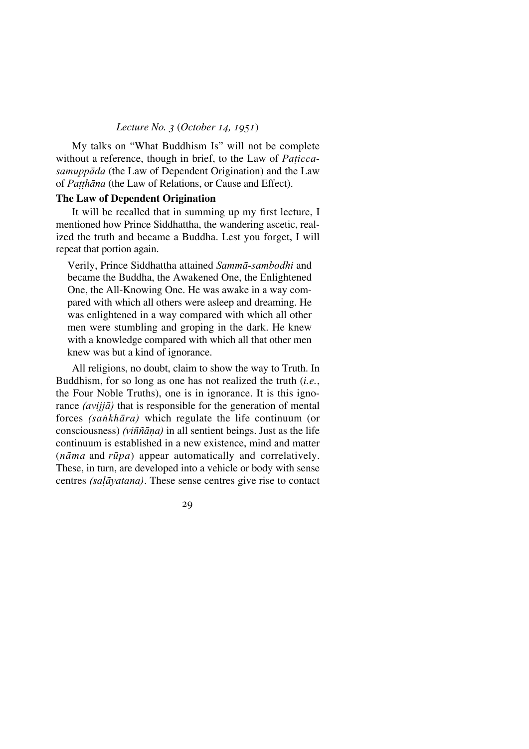*Lecture No. 3 (October 14, 1951)*

My talks on "What Buddhism Is" will not be complete without a reference, though in brief, to the Law of *Paṭicca-samuppāda* (the Law of Dependent Origination) and the Law of *Paṭṭhāna* (the Law of Relations, or Cause and Effect).

**The Law of Dependent Origination**

It will be recalled that in summing up my first lecture, I mentioned how Prince Siddhattha, the wandering ascetic, realized the truth and became a Buddha. Lest you forget, I will repeat that portion again.

> Verily, Prince Siddhattha attained *Sammā-sambodhi* and became the Buddha, the Awakened One, the Enlightened One, the All-Knowing One. He was awake in a way compared with which all others were asleep and dreaming. He was enlightened in a way compared with which all other men were stumbling and groping in the dark. He knew with a knowledge compared with which all that other men knew was but a kind of ignorance.

All religions, no doubt, claim to show the way to Truth. In Buddhism, for so long as one has not realized the truth (*i.e.*, the Four Noble Truths), one is in ignorance. It is this ignorance *(avijjā)* that is responsible for the generation of mental forces *(saṅkhāra)* which regulate the life continuum (or consciousness) *(viññāṇa)* in all sentient beings. Just as the life continuum is established in a new existence, mind and matter (*nāma* and *rūpa*) appear automatically and correlatively. These, in turn, are developed into a vehicle or body with sense centres *(saḷāyatana)*. These sense centres give rise to contact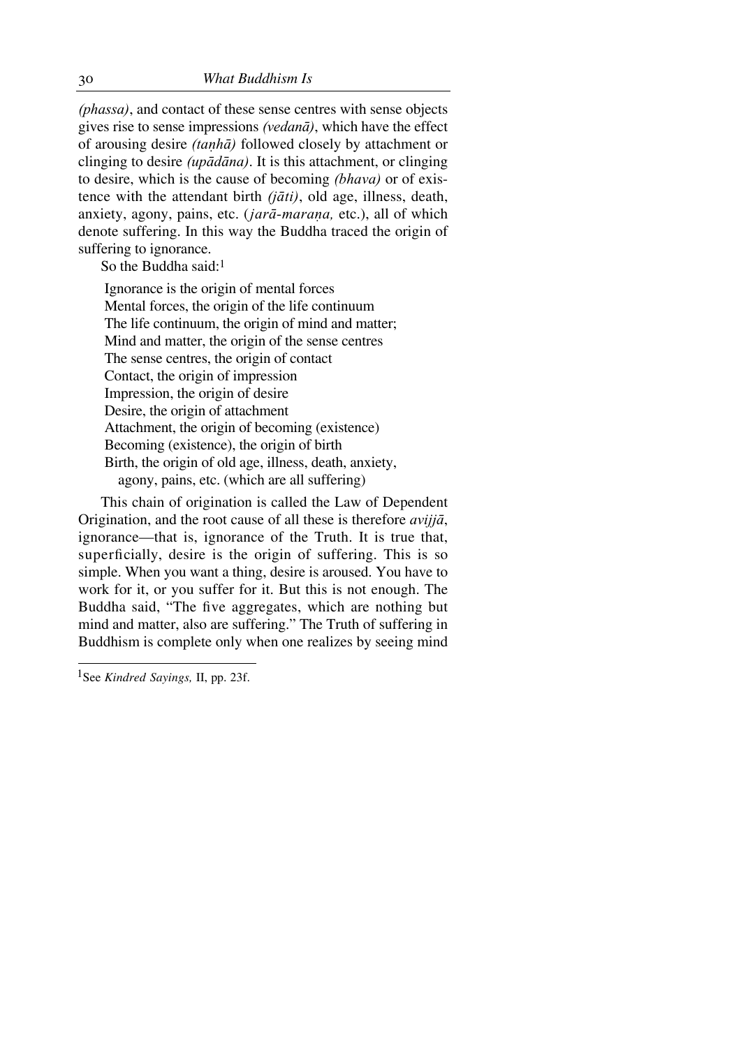*(phassa)*, and contact of these sense centres with sense objects gives rise to sense impressions *(vedanā)*, which have the effect of arousing desire *(taṇhā)* followed closely by attachment or clinging to desire *(upādāna)*. It is this attachment, or clinging to desire, which is the cause of becoming *(bhava)* or of existence with the attendant birth *(jāti)*, old age, illness, death, anxiety, agony, pains, etc. (*jarā-maraṇa,* etc.), all of which denote suffering. In this way the Buddha traced the origin of suffering to ignorance.

So the Buddha said:[1]

> Ignorance is the origin of mental forces
> Mental forces, the origin of the life continuum
> The life continuum, the origin of mind and matter;
> Mind and matter, the origin of the sense centres
> The sense centres, the origin of contact
> Contact, the origin of impression
> Impression, the origin of desire
> Desire, the origin of attachment
> Attachment, the origin of becoming (existence)
> Becoming (existence), the origin of birth
> Birth, the origin of old age, illness, death, anxiety,
> agony, pains, etc. (which are all suffering)

This chain of origination is called the Law of Dependent Origination, and the root cause of all these is therefore *avijjā*, ignorance—that is, ignorance of the Truth. It is true that, superficially, desire is the origin of suffering. This is so simple. When you want a thing, desire is aroused. You have to work for it, or you suffer for it. But this is not enough. The Buddha said, "The five aggregates, which are nothing but mind and matter, also are suffering." The Truth of suffering in Buddhism is complete only when one realizes by seeing mind

[1] See *Kindred Sayings,* II, pp. 23f.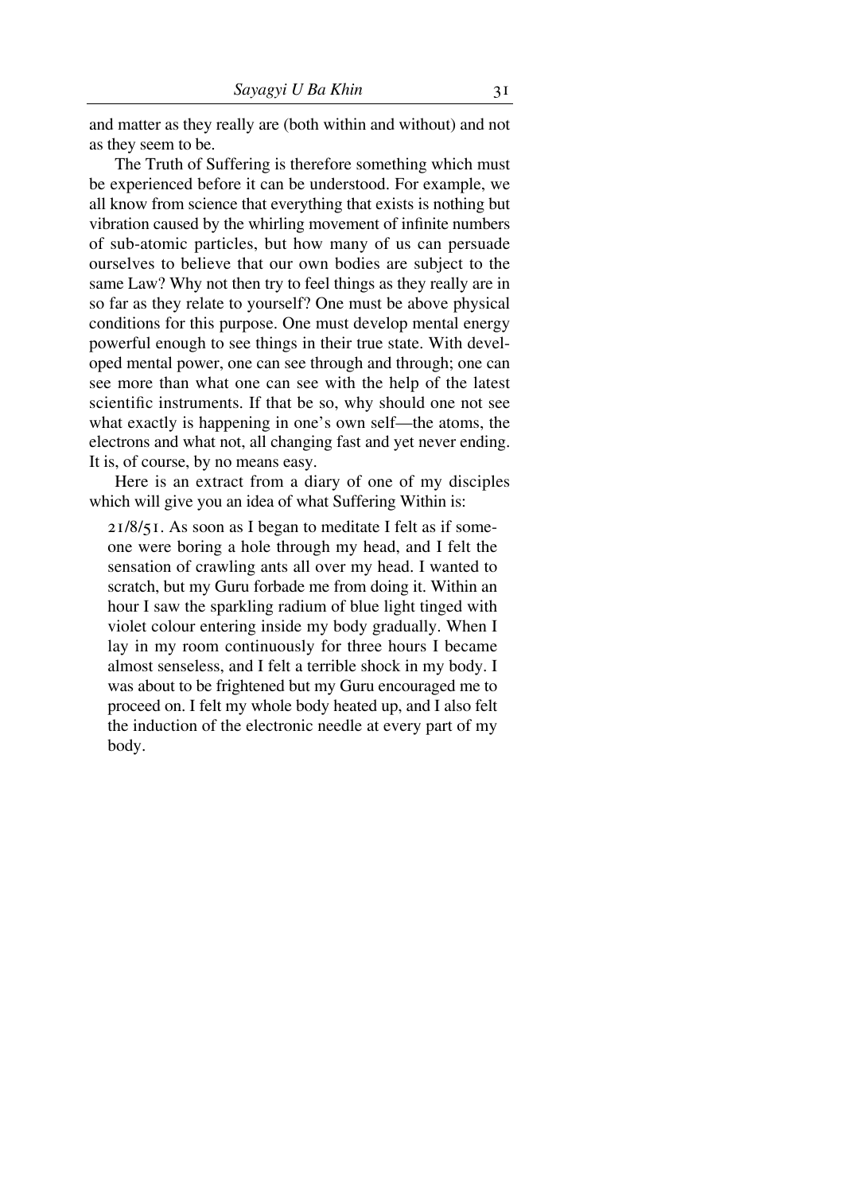and matter as they really are (both within and without) and not as they seem to be.

The Truth of Suffering is therefore something which must be experienced before it can be understood. For example, we all know from science that everything that exists is nothing but vibration caused by the whirling movement of infinite numbers of sub-atomic particles, but how many of us can persuade ourselves to believe that our own bodies are subject to the same Law? Why not then try to feel things as they really are in so far as they relate to yourself? One must be above physical conditions for this purpose. One must develop mental energy powerful enough to see things in their true state. With developed mental power, one can see through and through; one can see more than what one can see with the help of the latest scientific instruments. If that be so, why should one not see what exactly is happening in one's own self—the atoms, the electrons and what not, all changing fast and yet never ending. It is, of course, by no means easy.

Here is an extract from a diary of one of my disciples which will give you an idea of what Suffering Within is:

> 21/8/51. As soon as I began to meditate I felt as if someone were boring a hole through my head, and I felt the sensation of crawling ants all over my head. I wanted to scratch, but my Guru forbade me from doing it. Within an hour I saw the sparkling radium of blue light tinged with violet colour entering inside my body gradually. When I lay in my room continuously for three hours I became almost senseless, and I felt a terrible shock in my body. I was about to be frightened but my Guru encouraged me to proceed on. I felt my whole body heated up, and I also felt the induction of the electronic needle at every part of my body.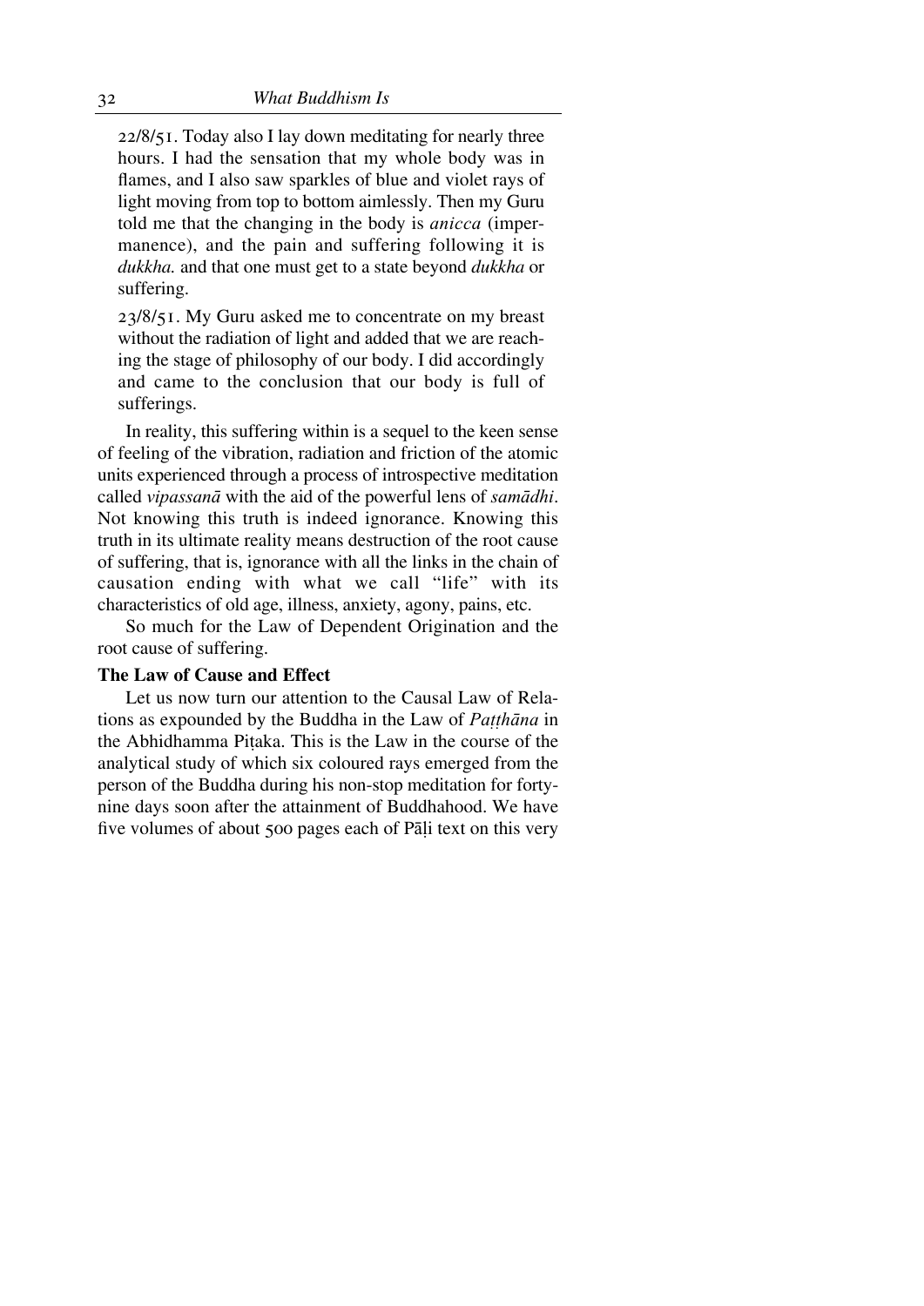22/8/51. Today also I lay down meditating for nearly three hours. I had the sensation that my whole body was in flames, and I also saw sparkles of blue and violet rays of light moving from top to bottom aimlessly. Then my Guru told me that the changing in the body is *anicca* (impermanence), and the pain and suffering following it is *dukkha.* and that one must get to a state beyond *dukkha* or suffering.

23/8/51. My Guru asked me to concentrate on my breast without the radiation of light and added that we are reaching the stage of philosophy of our body. I did accordingly and came to the conclusion that our body is full of sufferings.

In reality, this suffering within is a sequel to the keen sense of feeling of the vibration, radiation and friction of the atomic units experienced through a process of introspective meditation called *vipassanā* with the aid of the powerful lens of *samādhi*. Not knowing this truth is indeed ignorance. Knowing this truth in its ultimate reality means destruction of the root cause of suffering, that is, ignorance with all the links in the chain of causation ending with what we call "life" with its characteristics of old age, illness, anxiety, agony, pains, etc.

So much for the Law of Dependent Origination and the root cause of suffering.

**The Law of Cause and Effect**

Let us now turn our attention to the Causal Law of Relations as expounded by the Buddha in the Law of *Paṭṭhāna* in the Abhidhamma Piṭaka. This is the Law in the course of the analytical study of which six coloured rays emerged from the person of the Buddha during his non-stop meditation for forty-nine days soon after the attainment of Buddhahood. We have five volumes of about 500 pages each of Pāḷi text on this very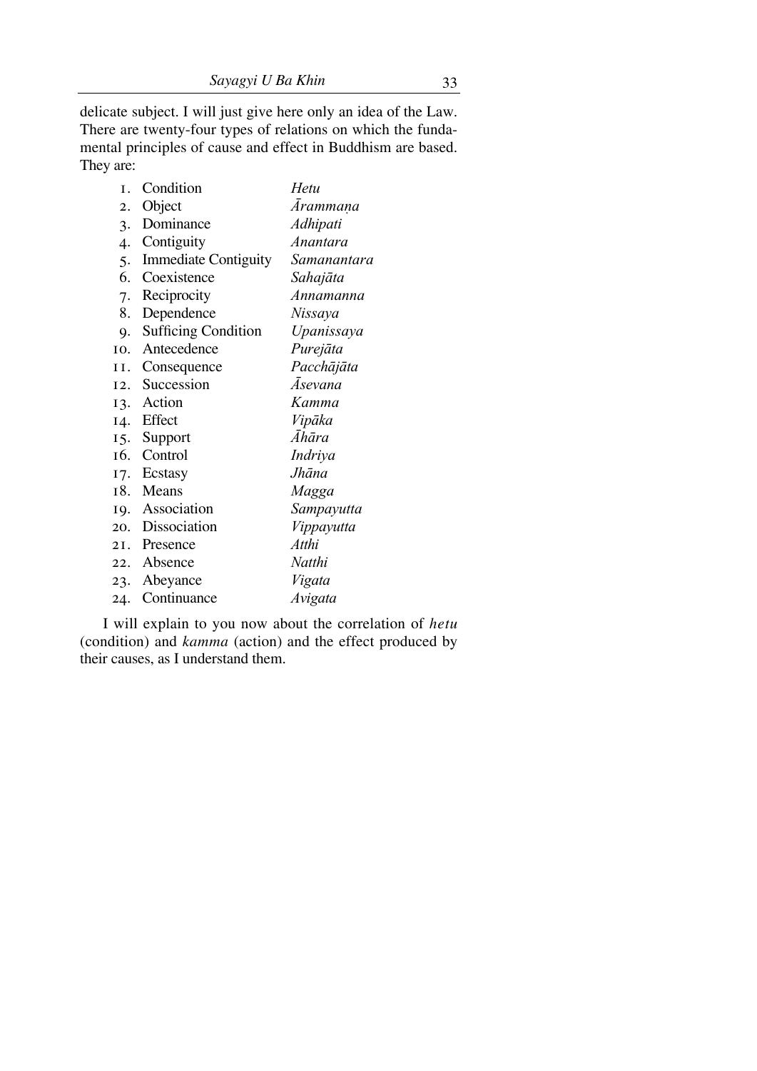delicate subject. I will just give here only an idea of the Law. There are twenty-four types of relations on which the fundamental principles of cause and effect in Buddhism are based. They are:

| | | |
|---|---|---|
| 1. | Condition | *Hetu* |
| 2. | Object | *Ārammaṇa* |
| 3. | Dominance | *Adhipati* |
| 4. | Contiguity | *Anantara* |
| 5. | Immediate Contiguity | *Samanantara* |
| 6. | Coexistence | *Sahajāta* |
| 7. | Reciprocity | *Annamanna* |
| 8. | Dependence | *Nissaya* |
| 9. | Sufficing Condition | *Upanissaya* |
| 10. | Antecedence | *Purejāta* |
| 11. | Consequence | *Pacchājāta* |
| 12. | Succession | *Āsevana* |
| 13. | Action | *Kamma* |
| 14. | Effect | *Vipāka* |
| 15. | Support | *Āhāra* |
| 16. | Control | *Indriya* |
| 17. | Ecstasy | *Jhāna* |
| 18. | Means | *Magga* |
| 19. | Association | *Sampayutta* |
| 20. | Dissociation | *Vippayutta* |
| 21. | Presence | *Atthi* |
| 22. | Absence | *Natthi* |
| 23. | Abeyance | *Vigata* |
| 24. | Continuance | *Avigata* |

I will explain to you now about the correlation of *hetu* (condition) and *kamma* (action) and the effect produced by their causes, as I understand them.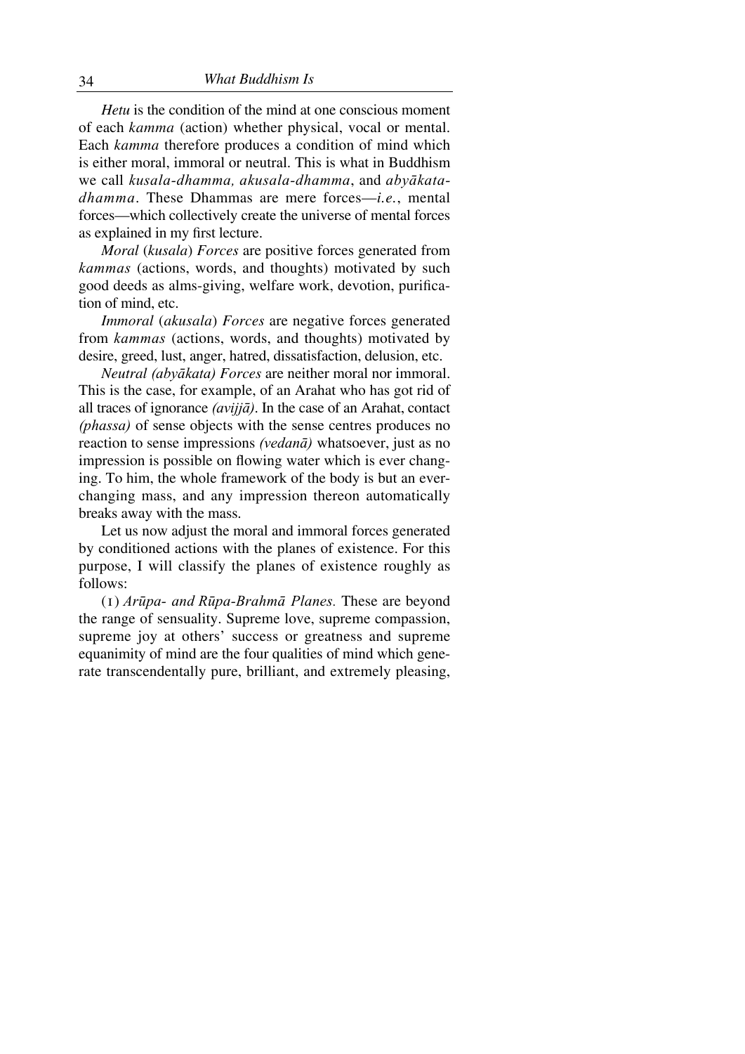*Hetu* is the condition of the mind at one conscious moment of each *kamma* (action) whether physical, vocal or mental. Each *kamma* therefore produces a condition of mind which is either moral, immoral or neutral. This is what in Buddhism we call *kusala-dhamma, akusala-dhamma*, and *abyākata-dhamma*. These Dhammas are mere forces—*i.e.*, mental forces—which collectively create the universe of mental forces as explained in my first lecture.

*Moral* (*kusala*) *Forces* are positive forces generated from *kammas* (actions, words, and thoughts) motivated by such good deeds as alms-giving, welfare work, devotion, purification of mind, etc.

*Immoral* (*akusala*) *Forces* are negative forces generated from *kammas* (actions, words, and thoughts) motivated by desire, greed, lust, anger, hatred, dissatisfaction, delusion, etc.

*Neutral (abyākata) Forces* are neither moral nor immoral. This is the case, for example, of an Arahat who has got rid of all traces of ignorance *(avijjā)*. In the case of an Arahat, contact *(phassa)* of sense objects with the sense centres produces no reaction to sense impressions *(vedanā)* whatsoever, just as no impression is possible on flowing water which is ever changing. To him, the whole framework of the body is but an ever-changing mass, and any impression thereon automatically breaks away with the mass.

Let us now adjust the moral and immoral forces generated by conditioned actions with the planes of existence. For this purpose, I will classify the planes of existence roughly as follows:

(1) *Arūpa- and Rūpa-Brahmā Planes.* These are beyond the range of sensuality. Supreme love, supreme compassion, supreme joy at others' success or greatness and supreme equanimity of mind are the four qualities of mind which generate transcendentally pure, brilliant, and extremely pleasing,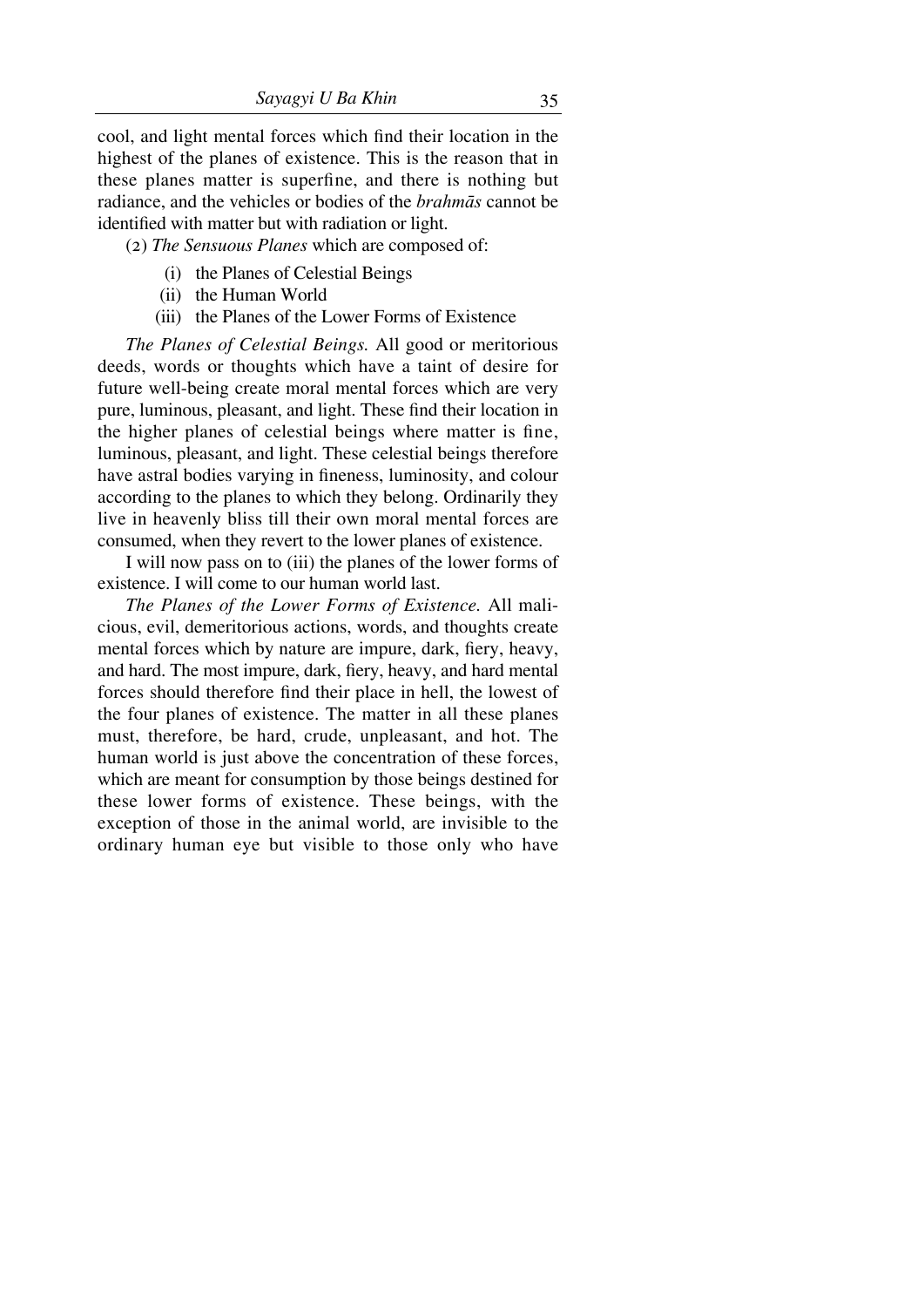cool, and light mental forces which find their location in the highest of the planes of existence. This is the reason that in these planes matter is superfine, and there is nothing but radiance, and the vehicles or bodies of the *brahmās* cannot be identified with matter but with radiation or light.

(2) *The Sensuous Planes* which are composed of:

- (i) the Planes of Celestial Beings
- (ii) the Human World
- (iii) the Planes of the Lower Forms of Existence

*The Planes of Celestial Beings.* All good or meritorious deeds, words or thoughts which have a taint of desire for future well-being create moral mental forces which are very pure, luminous, pleasant, and light. These find their location in the higher planes of celestial beings where matter is fine, luminous, pleasant, and light. These celestial beings therefore have astral bodies varying in fineness, luminosity, and colour according to the planes to which they belong. Ordinarily they live in heavenly bliss till their own moral mental forces are consumed, when they revert to the lower planes of existence.

I will now pass on to (iii) the planes of the lower forms of existence. I will come to our human world last.

*The Planes of the Lower Forms of Existence.* All malicious, evil, demeritorious actions, words, and thoughts create mental forces which by nature are impure, dark, fiery, heavy, and hard. The most impure, dark, fiery, heavy, and hard mental forces should therefore find their place in hell, the lowest of the four planes of existence. The matter in all these planes must, therefore, be hard, crude, unpleasant, and hot. The human world is just above the concentration of these forces, which are meant for consumption by those beings destined for these lower forms of existence. These beings, with the exception of those in the animal world, are invisible to the ordinary human eye but visible to those only who have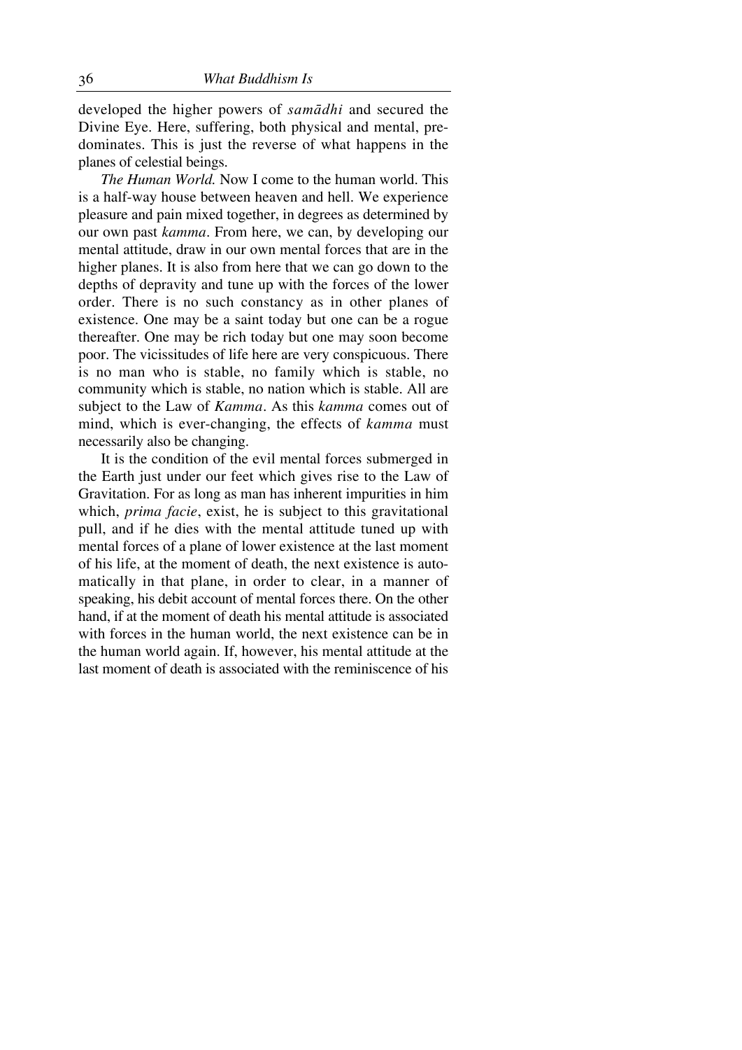developed the higher powers of *samādhi* and secured the Divine Eye. Here, suffering, both physical and mental, predominates. This is just the reverse of what happens in the planes of celestial beings.

*The Human World.* Now I come to the human world. This is a half-way house between heaven and hell. We experience pleasure and pain mixed together, in degrees as determined by our own past *kamma*. From here, we can, by developing our mental attitude, draw in our own mental forces that are in the higher planes. It is also from here that we can go down to the depths of depravity and tune up with the forces of the lower order. There is no such constancy as in other planes of existence. One may be a saint today but one can be a rogue thereafter. One may be rich today but one may soon become poor. The vicissitudes of life here are very conspicuous. There is no man who is stable, no family which is stable, no community which is stable, no nation which is stable. All are subject to the Law of *Kamma*. As this *kamma* comes out of mind, which is ever-changing, the effects of *kamma* must necessarily also be changing.

It is the condition of the evil mental forces submerged in the Earth just under our feet which gives rise to the Law of Gravitation. For as long as man has inherent impurities in him which, *prima facie*, exist, he is subject to this gravitational pull, and if he dies with the mental attitude tuned up with mental forces of a plane of lower existence at the last moment of his life, at the moment of death, the next existence is automatically in that plane, in order to clear, in a manner of speaking, his debit account of mental forces there. On the other hand, if at the moment of death his mental attitude is associated with forces in the human world, the next existence can be in the human world again. If, however, his mental attitude at the last moment of death is associated with the reminiscence of his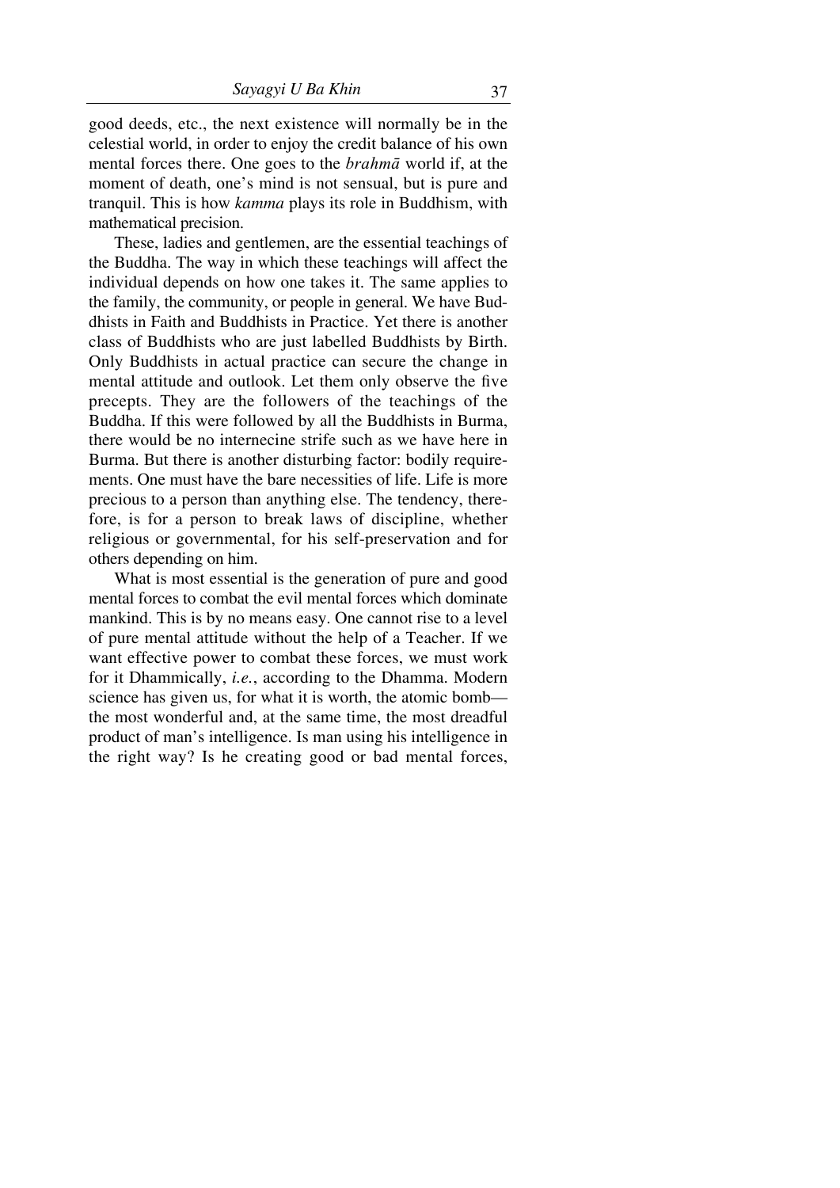good deeds, etc., the next existence will normally be in the celestial world, in order to enjoy the credit balance of his own mental forces there. One goes to the *brahmā* world if, at the moment of death, one's mind is not sensual, but is pure and tranquil. This is how *kamma* plays its role in Buddhism, with mathematical precision.

These, ladies and gentlemen, are the essential teachings of the Buddha. The way in which these teachings will affect the individual depends on how one takes it. The same applies to the family, the community, or people in general. We have Buddhists in Faith and Buddhists in Practice. Yet there is another class of Buddhists who are just labelled Buddhists by Birth. Only Buddhists in actual practice can secure the change in mental attitude and outlook. Let them only observe the five precepts. They are the followers of the teachings of the Buddha. If this were followed by all the Buddhists in Burma, there would be no internecine strife such as we have here in Burma. But there is another disturbing factor: bodily requirements. One must have the bare necessities of life. Life is more precious to a person than anything else. The tendency, therefore, is for a person to break laws of discipline, whether religious or governmental, for his self-preservation and for others depending on him.

What is most essential is the generation of pure and good mental forces to combat the evil mental forces which dominate mankind. This is by no means easy. One cannot rise to a level of pure mental attitude without the help of a Teacher. If we want effective power to combat these forces, we must work for it Dhammically, *i.e.*, according to the Dhamma. Modern science has given us, for what it is worth, the atomic bomb—the most wonderful and, at the same time, the most dreadful product of man's intelligence. Is man using his intelligence in the right way? Is he creating good or bad mental forces,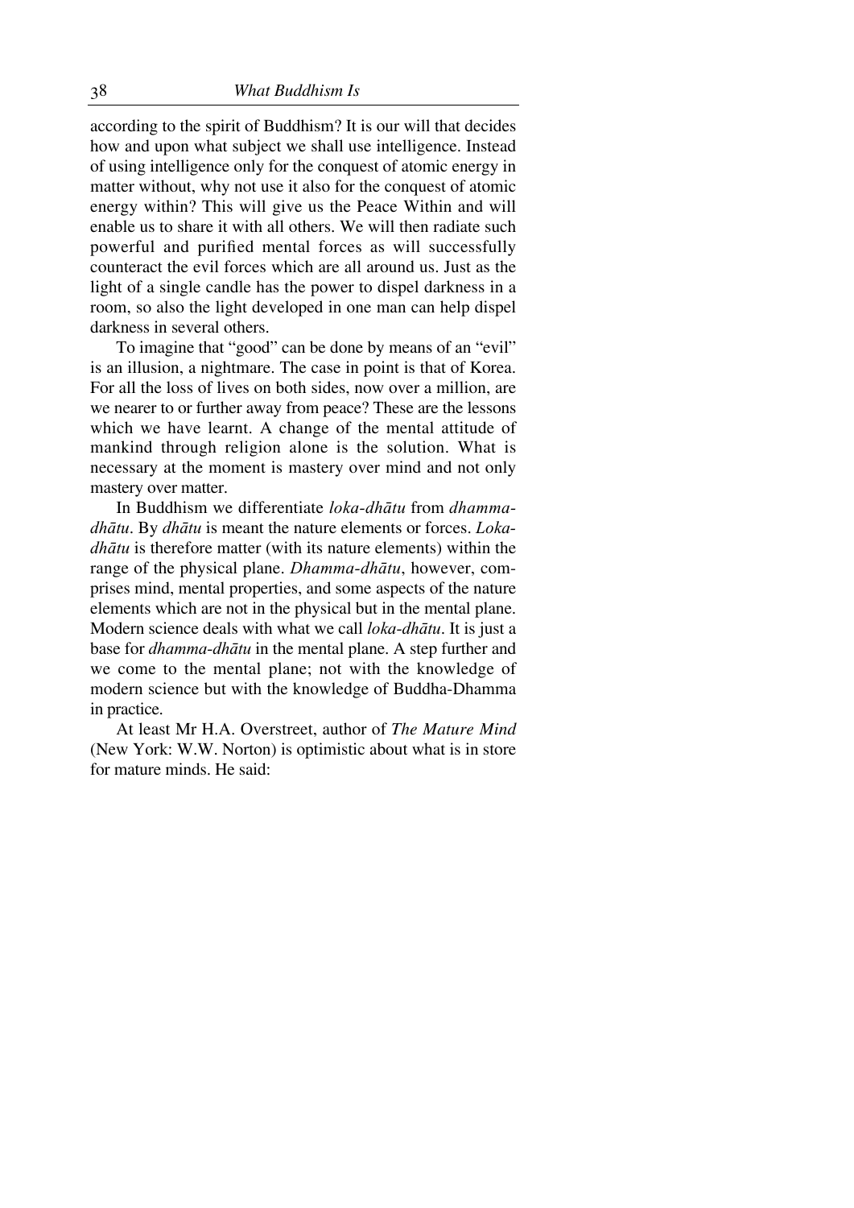according to the spirit of Buddhism? It is our will that decides how and upon what subject we shall use intelligence. Instead of using intelligence only for the conquest of atomic energy in matter without, why not use it also for the conquest of atomic energy within? This will give us the Peace Within and will enable us to share it with all others. We will then radiate such powerful and purified mental forces as will successfully counteract the evil forces which are all around us. Just as the light of a single candle has the power to dispel darkness in a room, so also the light developed in one man can help dispel darkness in several others.

To imagine that "good" can be done by means of an "evil" is an illusion, a nightmare. The case in point is that of Korea. For all the loss of lives on both sides, now over a million, are we nearer to or further away from peace? These are the lessons which we have learnt. A change of the mental attitude of mankind through religion alone is the solution. What is necessary at the moment is mastery over mind and not only mastery over matter.

In Buddhism we differentiate *loka-dhātu* from *dhamma-dhātu*. By *dhātu* is meant the nature elements or forces. *Loka-dhātu* is therefore matter (with its nature elements) within the range of the physical plane. *Dhamma-dhātu*, however, comprises mind, mental properties, and some aspects of the nature elements which are not in the physical but in the mental plane. Modern science deals with what we call *loka-dhātu*. It is just a base for *dhamma-dhātu* in the mental plane. A step further and we come to the mental plane; not with the knowledge of modern science but with the knowledge of Buddha-Dhamma in practice.

At least Mr H.A. Overstreet, author of *The Mature Mind* (New York: W.W. Norton) is optimistic about what is in store for mature minds. He said: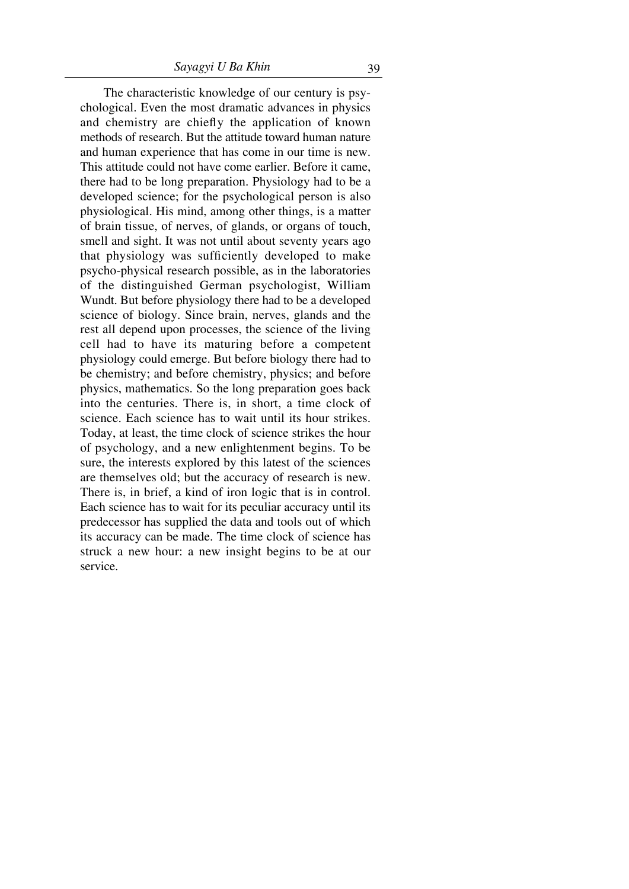The characteristic knowledge of our century is psychological. Even the most dramatic advances in physics and chemistry are chiefly the application of known methods of research. But the attitude toward human nature and human experience that has come in our time is new. This attitude could not have come earlier. Before it came, there had to be long preparation. Physiology had to be a developed science; for the psychological person is also physiological. His mind, among other things, is a matter of brain tissue, of nerves, of glands, or organs of touch, smell and sight. It was not until about seventy years ago that physiology was sufficiently developed to make psycho-physical research possible, as in the laboratories of the distinguished German psychologist, William Wundt. But before physiology there had to be a developed science of biology. Since brain, nerves, glands and the rest all depend upon processes, the science of the living cell had to have its maturing before a competent physiology could emerge. But before biology there had to be chemistry; and before chemistry, physics; and before physics, mathematics. So the long preparation goes back into the centuries. There is, in short, a time clock of science. Each science has to wait until its hour strikes. Today, at least, the time clock of science strikes the hour of psychology, and a new enlightenment begins. To be sure, the interests explored by this latest of the sciences are themselves old; but the accuracy of research is new. There is, in brief, a kind of iron logic that is in control. Each science has to wait for its peculiar accuracy until its predecessor has supplied the data and tools out of which its accuracy can be made. The time clock of science has struck a new hour: a new insight begins to be at our service.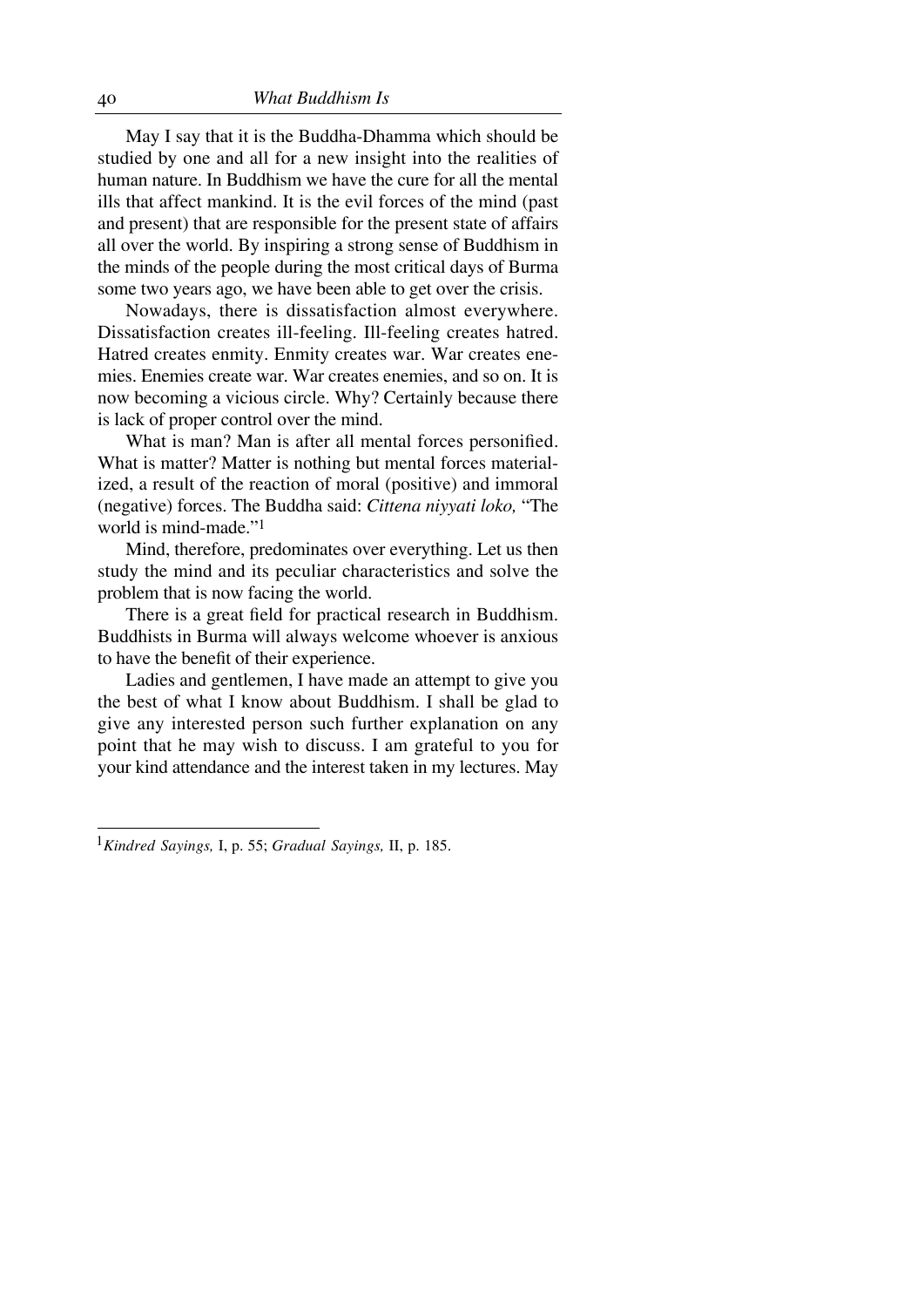May I say that it is the Buddha-Dhamma which should be studied by one and all for a new insight into the realities of human nature. In Buddhism we have the cure for all the mental ills that affect mankind. It is the evil forces of the mind (past and present) that are responsible for the present state of affairs all over the world. By inspiring a strong sense of Buddhism in the minds of the people during the most critical days of Burma some two years ago, we have been able to get over the crisis.

Nowadays, there is dissatisfaction almost everywhere. Dissatisfaction creates ill-feeling. Ill-feeling creates hatred. Hatred creates enmity. Enmity creates war. War creates enemies. Enemies create war. War creates enemies, and so on. It is now becoming a vicious circle. Why? Certainly because there is lack of proper control over the mind.

What is man? Man is after all mental forces personified. What is matter? Matter is nothing but mental forces materialized, a result of the reaction of moral (positive) and immoral (negative) forces. The Buddha said: *Cittena niyyati loko,* "The world is mind-made."[1]

Mind, therefore, predominates over everything. Let us then study the mind and its peculiar characteristics and solve the problem that is now facing the world.

There is a great field for practical research in Buddhism. Buddhists in Burma will always welcome whoever is anxious to have the benefit of their experience.

Ladies and gentlemen, I have made an attempt to give you the best of what I know about Buddhism. I shall be glad to give any interested person such further explanation on any point that he may wish to discuss. I am grateful to you for your kind attendance and the interest taken in my lectures. May

---

[1] *Kindred Sayings,* I, p. 55; *Gradual Sayings,* II, p. 185.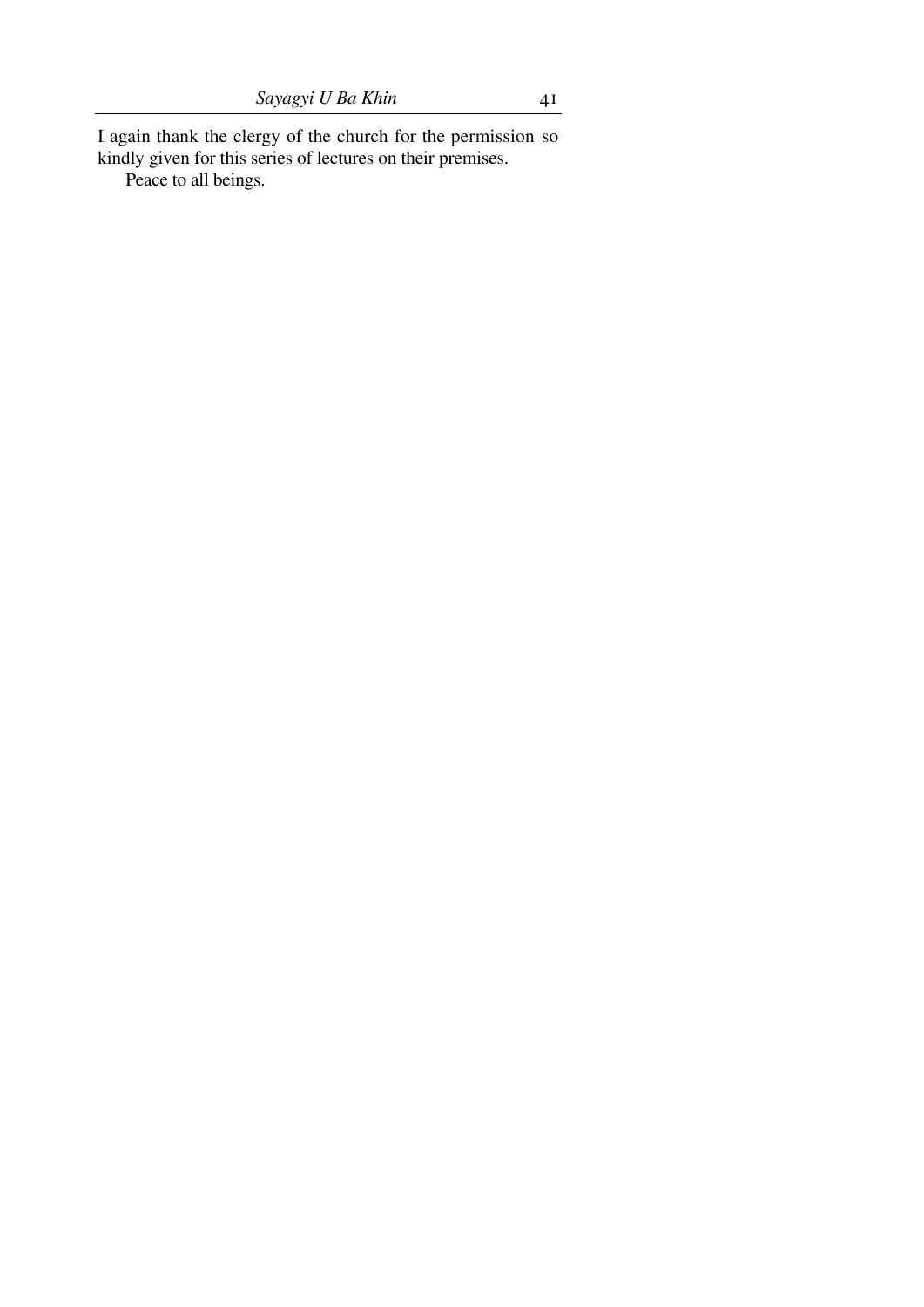I again thank the clergy of the church for the permission so kindly given for this series of lectures on their premises.

Peace to all beings.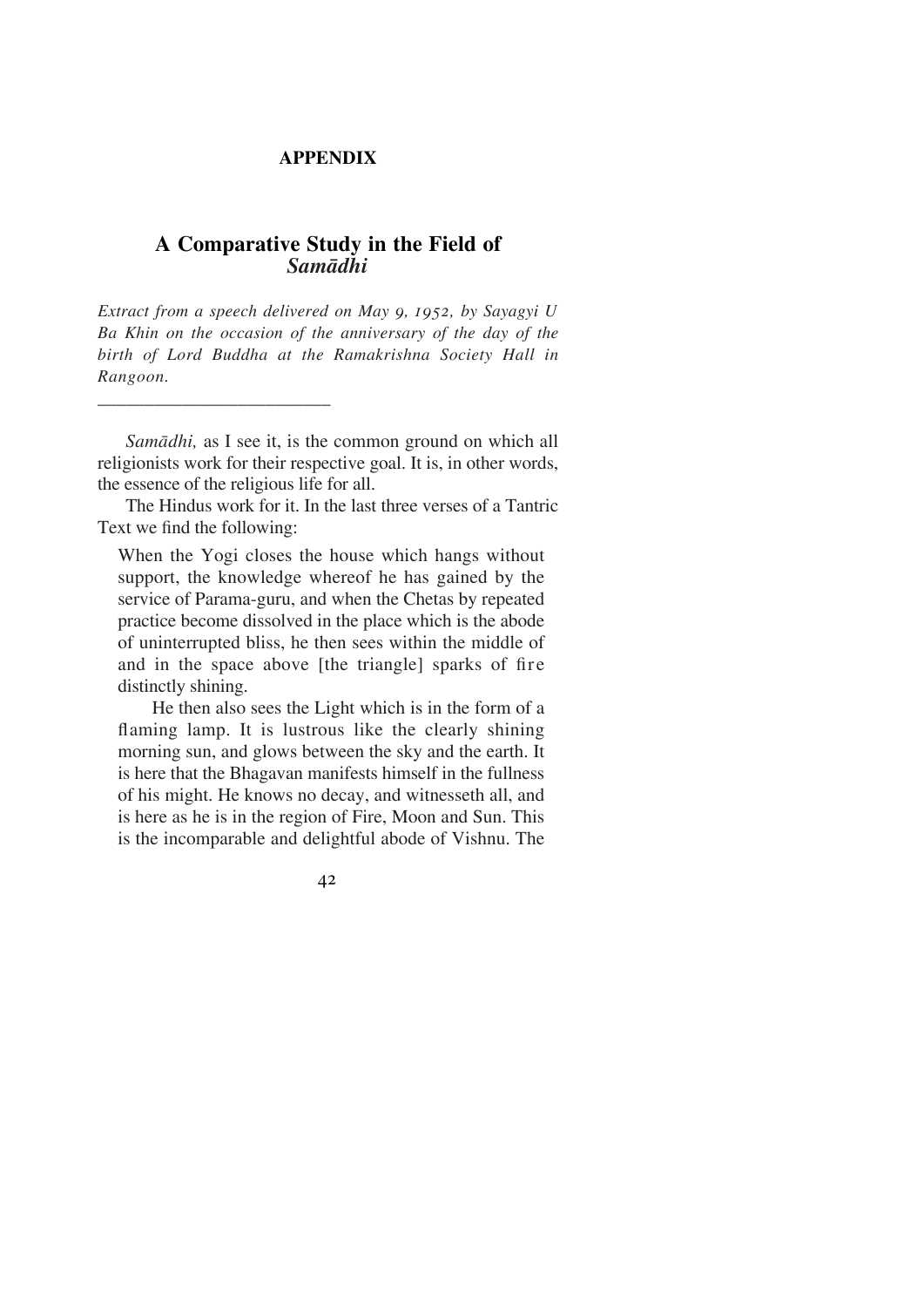## APPENDIX

# A Comparative Study in the Field of *Samādhi*

*Extract from a speech delivered on May 9, 1952, by Sayagyi U Ba Khin on the occasion of the anniversary of the day of the birth of Lord Buddha at the Ramakrishna Society Hall in Rangoon.*

---

*Samādhi,* as I see it, is the common ground on which all religionists work for their respective goal. It is, in other words, the essence of the religious life for all.

The Hindus work for it. In the last three verses of a Tantric Text we find the following:

> When the Yogi closes the house which hangs without support, the knowledge whereof he has gained by the service of Parama-guru, and when the Chetas by repeated practice become dissolved in the place which is the abode of uninterrupted bliss, he then sees within the middle of and in the space above [the triangle] sparks of fire distinctly shining.
>
> He then also sees the Light which is in the form of a flaming lamp. It is lustrous like the clearly shining morning sun, and glows between the sky and the earth. It is here that the Bhagavan manifests himself in the fullness of his might. He knows no decay, and witnesseth all, and is here as he is in the region of Fire, Moon and Sun. This is the incomparable and delightful abode of Vishnu. The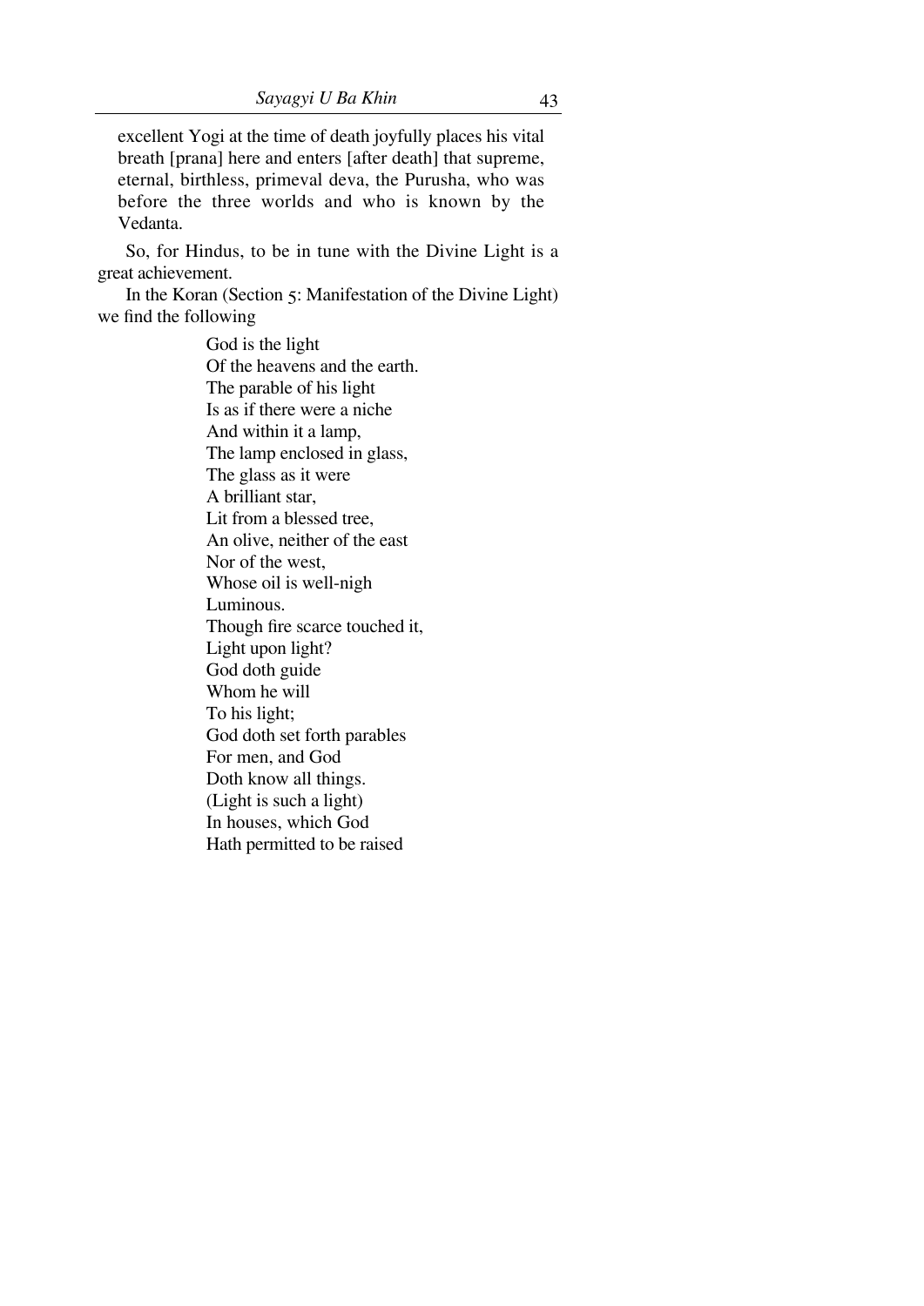> excellent Yogi at the time of death joyfully places his vital breath [prana] here and enters [after death] that supreme, eternal, birthless, primeval deva, the Purusha, who was before the three worlds and who is known by the Vedanta.

So, for Hindus, to be in tune with the Divine Light is a great achievement.

In the Koran (Section 5: Manifestation of the Divine Light) we find the following

> God is the light  
> Of the heavens and the earth.  
> The parable of his light  
> Is as if there were a niche  
> And within it a lamp,  
> The lamp enclosed in glass,  
> The glass as it were  
> A brilliant star,  
> Lit from a blessed tree,  
> An olive, neither of the east  
> Nor of the west,  
> Whose oil is well-nigh  
> Luminous.  
> Though fire scarce touched it,  
> Light upon light?  
> God doth guide  
> Whom he will  
> To his light;  
> God doth set forth parables  
> For men, and God  
> Doth know all things.  
> (Light is such a light)  
> In houses, which God  
> Hath permitted to be raised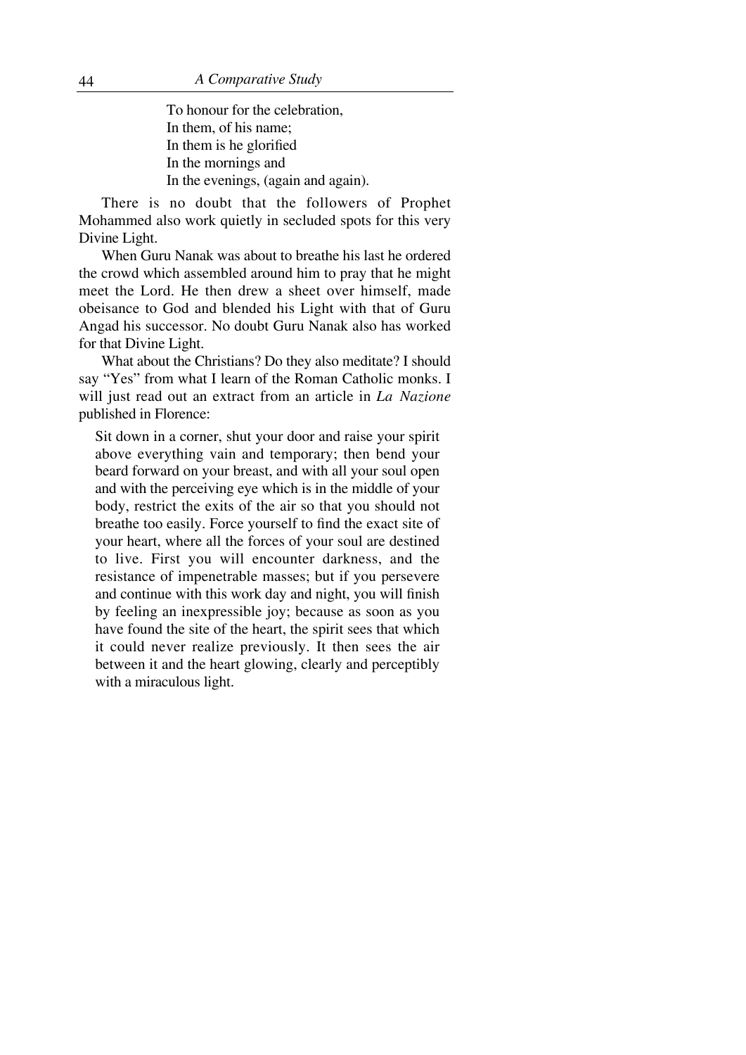To honour for the celebration,  
In them, of his name;  
In them is he glorified  
In the mornings and  
In the evenings, (again and again).

There is no doubt that the followers of Prophet Mohammed also work quietly in secluded spots for this very Divine Light.

When Guru Nanak was about to breathe his last he ordered the crowd which assembled around him to pray that he might meet the Lord. He then drew a sheet over himself, made obeisance to God and blended his Light with that of Guru Angad his successor. No doubt Guru Nanak also has worked for that Divine Light.

What about the Christians? Do they also meditate? I should say "Yes" from what I learn of the Roman Catholic monks. I will just read out an extract from an article in *La Nazione* published in Florence:

> Sit down in a corner, shut your door and raise your spirit above everything vain and temporary; then bend your beard forward on your breast, and with all your soul open and with the perceiving eye which is in the middle of your body, restrict the exits of the air so that you should not breathe too easily. Force yourself to find the exact site of your heart, where all the forces of your soul are destined to live. First you will encounter darkness, and the resistance of impenetrable masses; but if you persevere and continue with this work day and night, you will finish by feeling an inexpressible joy; because as soon as you have found the site of the heart, the spirit sees that which it could never realize previously. It then sees the air between it and the heart glowing, clearly and perceptibly with a miraculous light.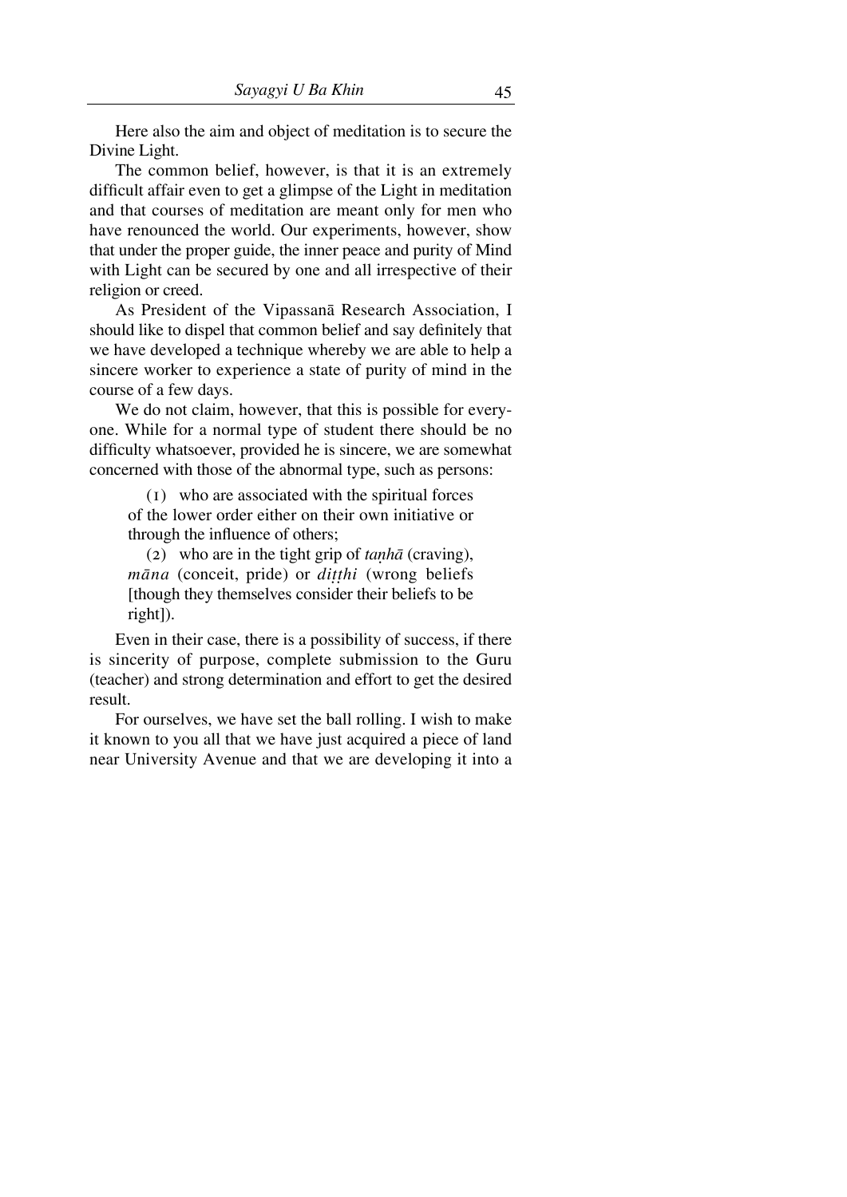Here also the aim and object of meditation is to secure the Divine Light.

The common belief, however, is that it is an extremely difficult affair even to get a glimpse of the Light in meditation and that courses of meditation are meant only for men who have renounced the world. Our experiments, however, show that under the proper guide, the inner peace and purity of Mind with Light can be secured by one and all irrespective of their religion or creed.

As President of the Vipassanā Research Association, I should like to dispel that common belief and say definitely that we have developed a technique whereby we are able to help a sincere worker to experience a state of purity of mind in the course of a few days.

We do not claim, however, that this is possible for everyone. While for a normal type of student there should be no difficulty whatsoever, provided he is sincere, we are somewhat concerned with those of the abnormal type, such as persons:

> (1) who are associated with the spiritual forces of the lower order either on their own initiative or through the influence of others;
>
> (2) who are in the tight grip of *taṇhā* (craving), *māna* (conceit, pride) or *diṭṭhi* (wrong beliefs [though they themselves consider their beliefs to be right]).

Even in their case, there is a possibility of success, if there is sincerity of purpose, complete submission to the Guru (teacher) and strong determination and effort to get the desired result.

For ourselves, we have set the ball rolling. I wish to make it known to you all that we have just acquired a piece of land near University Avenue and that we are developing it into a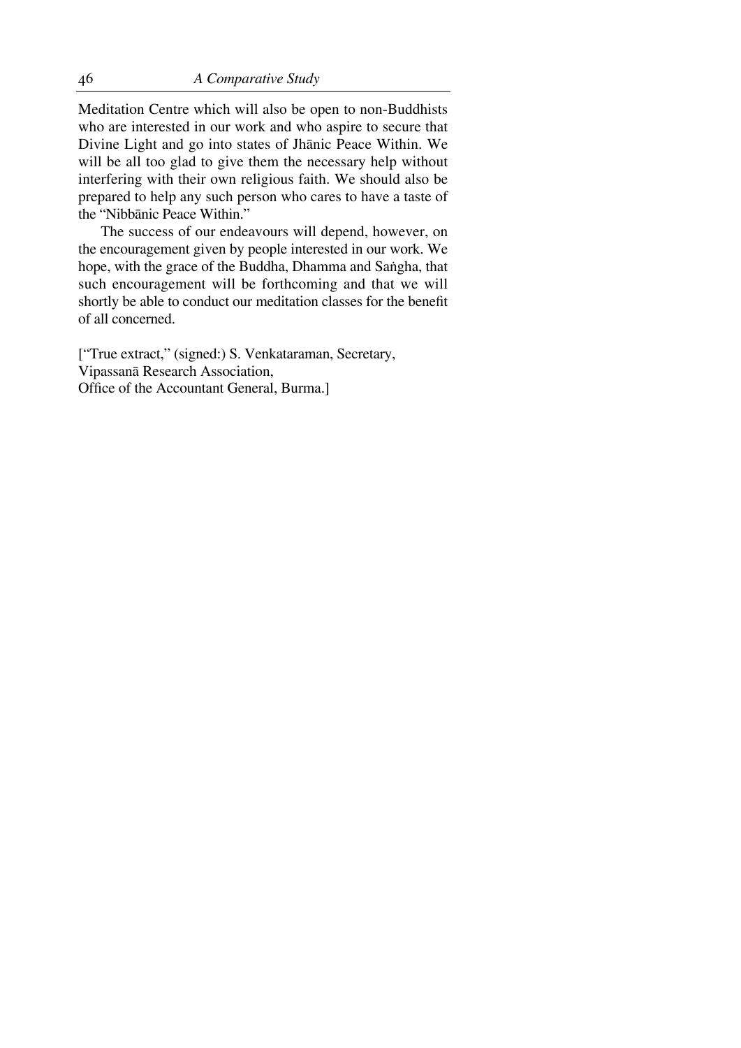Meditation Centre which will also be open to non-Buddhists who are interested in our work and who aspire to secure that Divine Light and go into states of Jhānic Peace Within. We will be all too glad to give them the necessary help without interfering with their own religious faith. We should also be prepared to help any such person who cares to have a taste of the "Nibbānic Peace Within."

The success of our endeavours will depend, however, on the encouragement given by people interested in our work. We hope, with the grace of the Buddha, Dhamma and Saṅgha, that such encouragement will be forthcoming and that we will shortly be able to conduct our meditation classes for the benefit of all concerned.

["True extract," (signed:) S. Venkataraman, Secretary,
Vipassanā Research Association,
Office of the Accountant General, Burma.]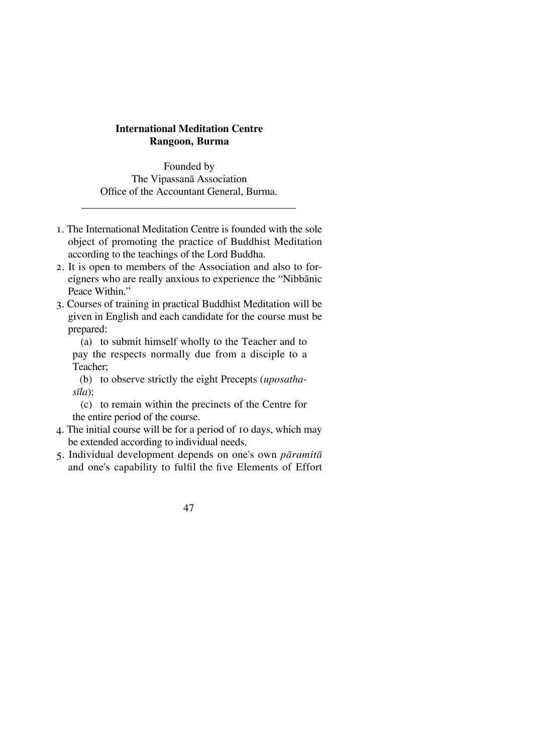**International Meditation Centre**
**Rangoon, Burma**

Founded by
The Vipassanā Association
Office of the Accountant General, Burma.

---

1. The International Meditation Centre is founded with the sole object of promoting the practice of Buddhist Meditation according to the teachings of the Lord Buddha.
2. It is open to members of the Association and also to foreigners who are really anxious to experience the "Nibbānic Peace Within."
3. Courses of training in practical Buddhist Meditation will be given in English and each candidate for the course must be prepared:

   (a) to submit himself wholly to the Teacher and to pay the respects normally due from a disciple to a Teacher;

   (b) to observe strictly the eight Precepts (*uposatha-sīla*);

   (c) to remain within the precincts of the Centre for the entire period of the course.
4. The initial course will be for a period of 10 days, which may be extended according to individual needs.
5. Individual development depends on one's own *pāramitā* and one's capability to fulfil the five Elements of Effort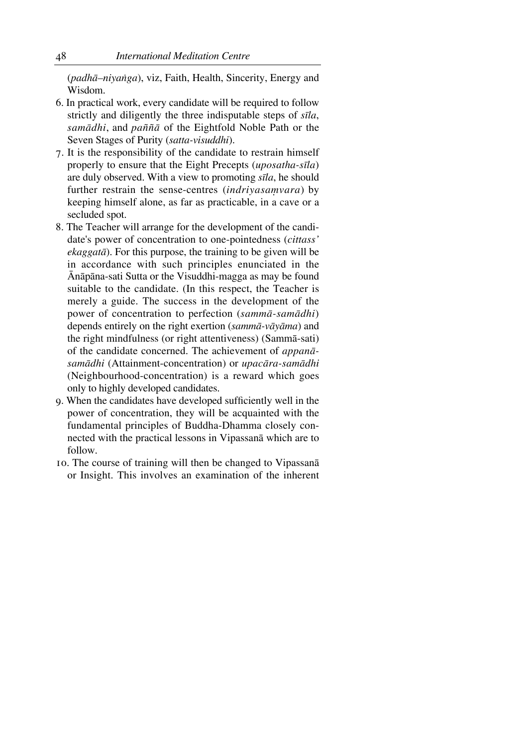(*padhā–niyaṅga*), viz, Faith, Health, Sincerity, Energy and Wisdom.

6. In practical work, every candidate will be required to follow strictly and diligently the three indisputable steps of *sīla*, *samādhi*, and *paññā* of the Eightfold Noble Path or the Seven Stages of Purity (*satta-visuddhi*).
7. It is the responsibility of the candidate to restrain himself properly to ensure that the Eight Precepts (*uposatha-sīla*) are duly observed. With a view to promoting *sīla*, he should further restrain the sense-centres (*indriyasaṃvara*) by keeping himself alone, as far as practicable, in a cave or a secluded spot.
8. The Teacher will arrange for the development of the candidate's power of concentration to one-pointedness (*cittass' ekaggatā*). For this purpose, the training to be given will be in accordance with such principles enunciated in the Ānāpāna-sati Sutta or the Visuddhi-magga as may be found suitable to the candidate. (In this respect, the Teacher is merely a guide. The success in the development of the power of concentration to perfection (*sammā-samādhi*) depends entirely on the right exertion (*sammā-vāyāma*) and the right mindfulness (or right attentiveness) (Sammā-sati) of the candidate concerned. The achievement of *appanā-samādhi* (Attainment-concentration) or *upacāra-samādhi* (Neighbourhood-concentration) is a reward which goes only to highly developed candidates.
9. When the candidates have developed sufficiently well in the power of concentration, they will be acquainted with the fundamental principles of Buddha-Dhamma closely connected with the practical lessons in Vipassanā which are to follow.
10. The course of training will then be changed to Vipassanā or Insight. This involves an examination of the inherent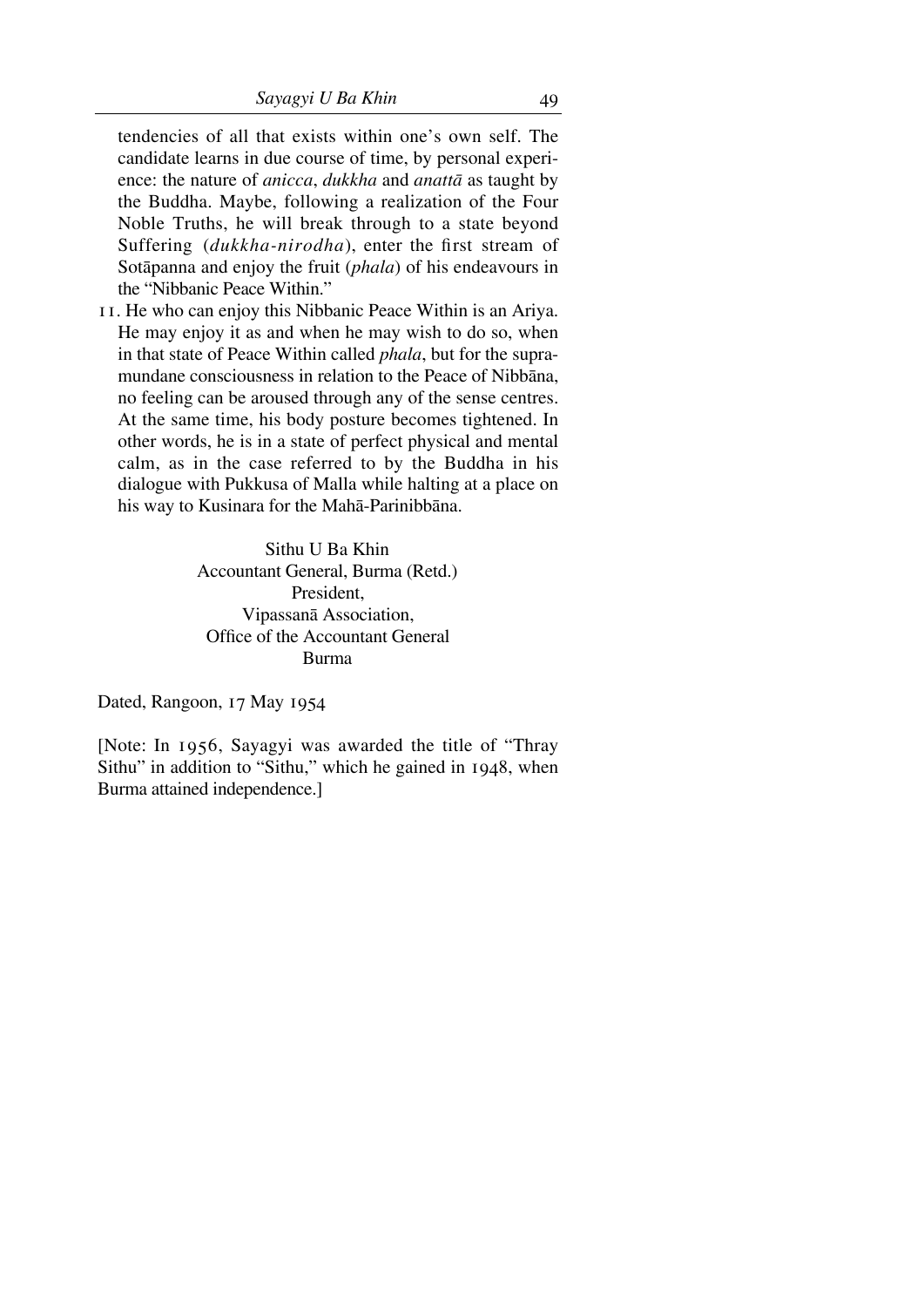tendencies of all that exists within one's own self. The candidate learns in due course of time, by personal experience: the nature of *anicca*, *dukkha* and *anattā* as taught by the Buddha. Maybe, following a realization of the Four Noble Truths, he will break through to a state beyond Suffering (*dukkha-nirodha*), enter the first stream of Sotāpanna and enjoy the fruit (*phala*) of his endeavours in the "Nibbanic Peace Within."

11. He who can enjoy this Nibbanic Peace Within is an Ariya. He may enjoy it as and when he may wish to do so, when in that state of Peace Within called *phala*, but for the supramundane consciousness in relation to the Peace of Nibbāna, no feeling can be aroused through any of the sense centres. At the same time, his body posture becomes tightened. In other words, he is in a state of perfect physical and mental calm, as in the case referred to by the Buddha in his dialogue with Pukkusa of Malla while halting at a place on his way to Kusinara for the Mahā-Parinibbāna.

Sithu U Ba Khin
Accountant General, Burma (Retd.)
President,
Vipassanā Association,
Office of the Accountant General
Burma

Dated, Rangoon, 17 May 1954

[Note: In 1956, Sayagyi was awarded the title of "Thray Sithu" in addition to "Sithu," which he gained in 1948, when Burma attained independence.]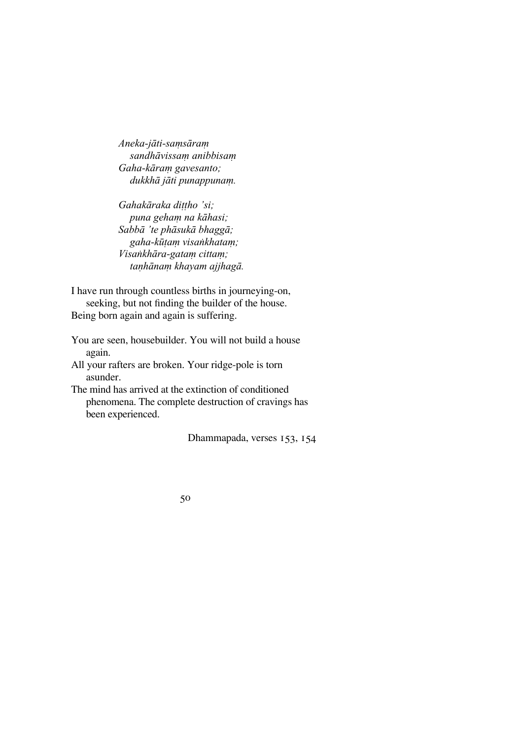*Aneka-jāti-saṃsāraṃ*  
*sandhāvissaṃ anibbisaṃ*  
*Gaha-kāraṃ gavesanto;*  
*dukkhā jāti punappunaṃ.*

*Gahakāraka diṭṭho 'si;*  
*puna gehaṃ na kāhasi;*  
*Sabbā 'te phāsukā bhaggā;*  
*gaha-kūṭaṃ visaṅkhataṃ;*  
*Visaṅkhāra-gataṃ cittaṃ;*  
*taṇhānaṃ khayam ajjhagā.*

I have run through countless births in journeying-on,  
seeking, but not finding the builder of the house.  
Being born again and again is suffering.

You are seen, housebuilder. You will not build a house again.  
All your rafters are broken. Your ridge-pole is torn asunder.  
The mind has arrived at the extinction of conditioned phenomena. The complete destruction of cravings has been experienced.

Dhammapada, verses 153, 154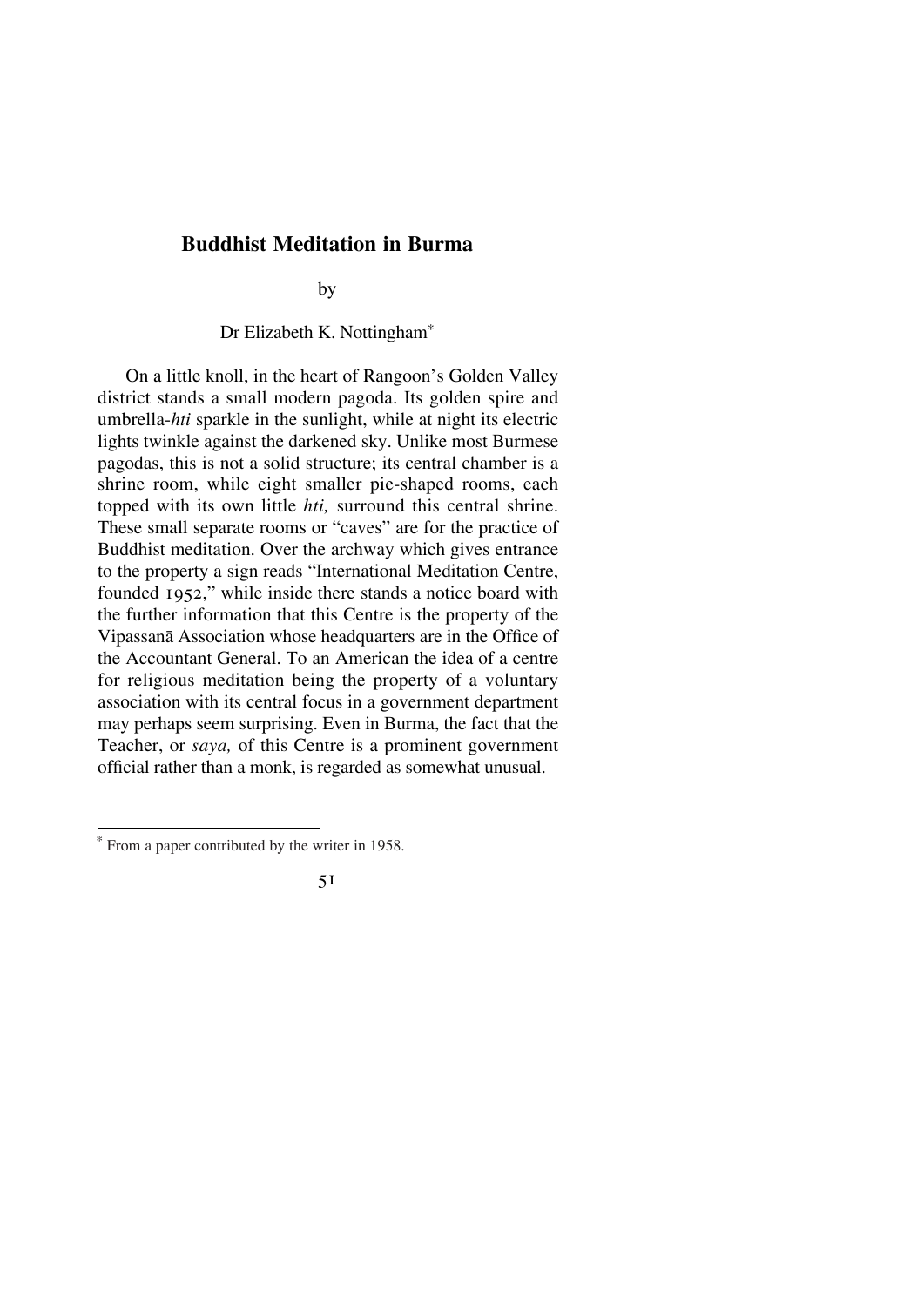# Buddhist Meditation in Burma

by

Dr Elizabeth K. Nottingham[*]

On a little knoll, in the heart of Rangoon's Golden Valley district stands a small modern pagoda. Its golden spire and umbrella-*hti* sparkle in the sunlight, while at night its electric lights twinkle against the darkened sky. Unlike most Burmese pagodas, this is not a solid structure; its central chamber is a shrine room, while eight smaller pie-shaped rooms, each topped with its own little *hti,* surround this central shrine. These small separate rooms or "caves" are for the practice of Buddhist meditation. Over the archway which gives entrance to the property a sign reads "International Meditation Centre, founded 1952," while inside there stands a notice board with the further information that this Centre is the property of the Vipassanā Association whose headquarters are in the Office of the Accountant General. To an American the idea of a centre for religious meditation being the property of a voluntary association with its central focus in a government department may perhaps seem surprising. Even in Burma, the fact that the Teacher, or *saya,* of this Centre is a prominent government official rather than a monk, is regarded as somewhat unusual.

---

[*] From a paper contributed by the writer in 1958.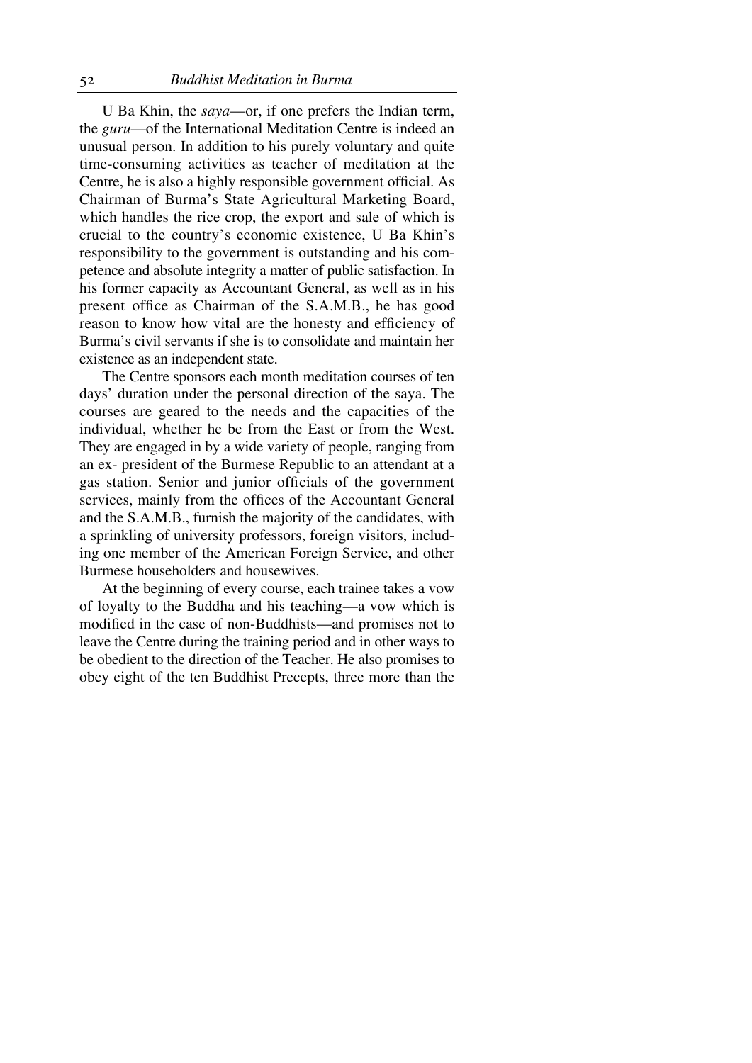U Ba Khin, the *saya*—or, if one prefers the Indian term, the *guru*—of the International Meditation Centre is indeed an unusual person. In addition to his purely voluntary and quite time-consuming activities as teacher of meditation at the Centre, he is also a highly responsible government official. As Chairman of Burma's State Agricultural Marketing Board, which handles the rice crop, the export and sale of which is crucial to the country's economic existence, U Ba Khin's responsibility to the government is outstanding and his competence and absolute integrity a matter of public satisfaction. In his former capacity as Accountant General, as well as in his present office as Chairman of the S.A.M.B., he has good reason to know how vital are the honesty and efficiency of Burma's civil servants if she is to consolidate and maintain her existence as an independent state.

The Centre sponsors each month meditation courses of ten days' duration under the personal direction of the saya. The courses are geared to the needs and the capacities of the individual, whether he be from the East or from the West. They are engaged in by a wide variety of people, ranging from an ex- president of the Burmese Republic to an attendant at a gas station. Senior and junior officials of the government services, mainly from the offices of the Accountant General and the S.A.M.B., furnish the majority of the candidates, with a sprinkling of university professors, foreign visitors, including one member of the American Foreign Service, and other Burmese householders and housewives.

At the beginning of every course, each trainee takes a vow of loyalty to the Buddha and his teaching—a vow which is modified in the case of non-Buddhists—and promises not to leave the Centre during the training period and in other ways to be obedient to the direction of the Teacher. He also promises to obey eight of the ten Buddhist Precepts, three more than the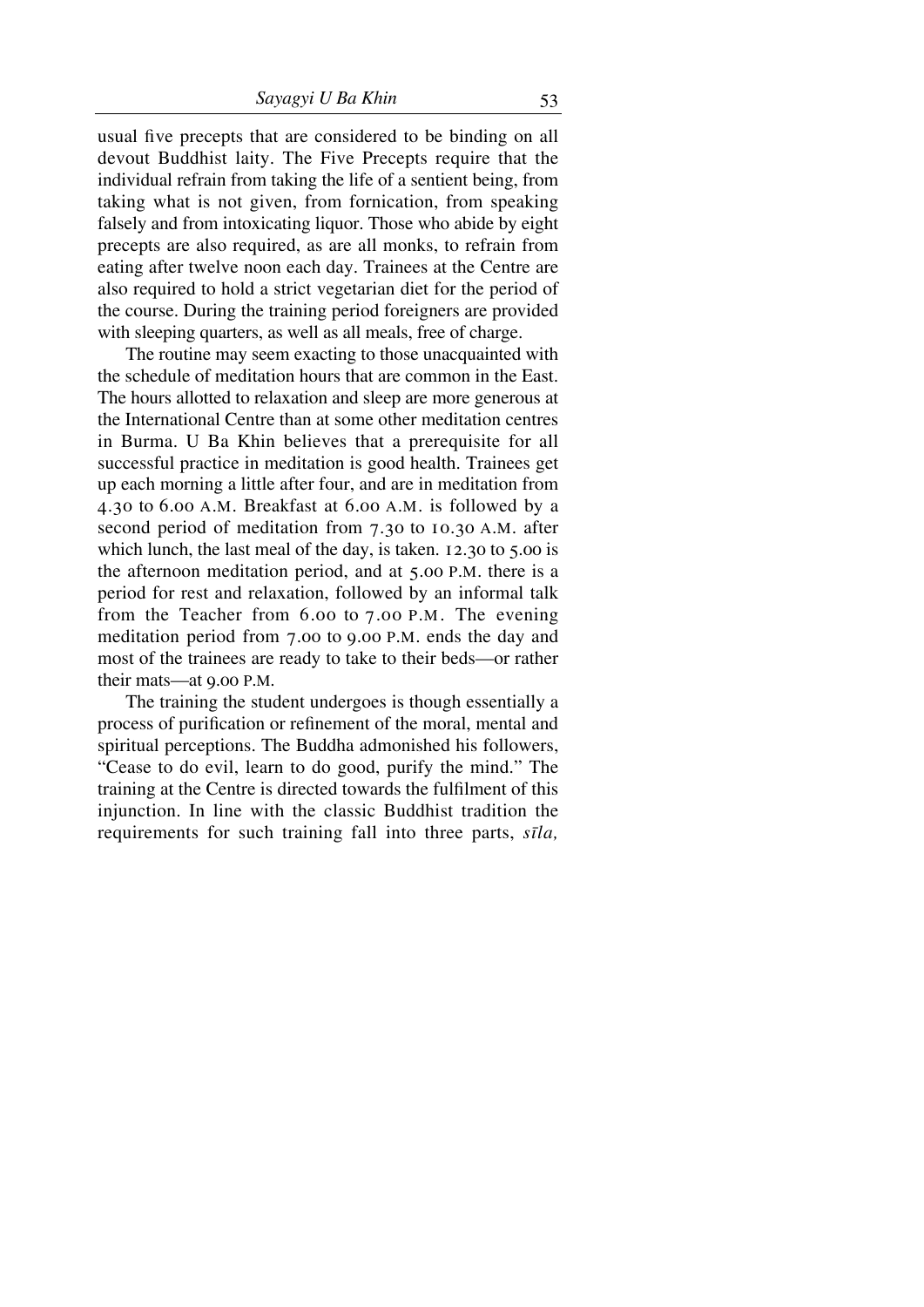usual five precepts that are considered to be binding on all devout Buddhist laity. The Five Precepts require that the individual refrain from taking the life of a sentient being, from taking what is not given, from fornication, from speaking falsely and from intoxicating liquor. Those who abide by eight precepts are also required, as are all monks, to refrain from eating after twelve noon each day. Trainees at the Centre are also required to hold a strict vegetarian diet for the period of the course. During the training period foreigners are provided with sleeping quarters, as well as all meals, free of charge.

The routine may seem exacting to those unacquainted with the schedule of meditation hours that are common in the East. The hours allotted to relaxation and sleep are more generous at the International Centre than at some other meditation centres in Burma. U Ba Khin believes that a prerequisite for all successful practice in meditation is good health. Trainees get up each morning a little after four, and are in meditation from 4.30 to 6.00 A.M. Breakfast at 6.00 A.M. is followed by a second period of meditation from 7.30 to 10.30 A.M. after which lunch, the last meal of the day, is taken. 12.30 to 5.00 is the afternoon meditation period, and at 5.00 P.M. there is a period for rest and relaxation, followed by an informal talk from the Teacher from 6.00 to 7.00 P.M. The evening meditation period from 7.00 to 9.00 P.M. ends the day and most of the trainees are ready to take to their beds—or rather their mats—at 9.00 P.M.

The training the student undergoes is though essentially a process of purification or refinement of the moral, mental and spiritual perceptions. The Buddha admonished his followers, "Cease to do evil, learn to do good, purify the mind." The training at the Centre is directed towards the fulfilment of this injunction. In line with the classic Buddhist tradition the requirements for such training fall into three parts, *sīla,*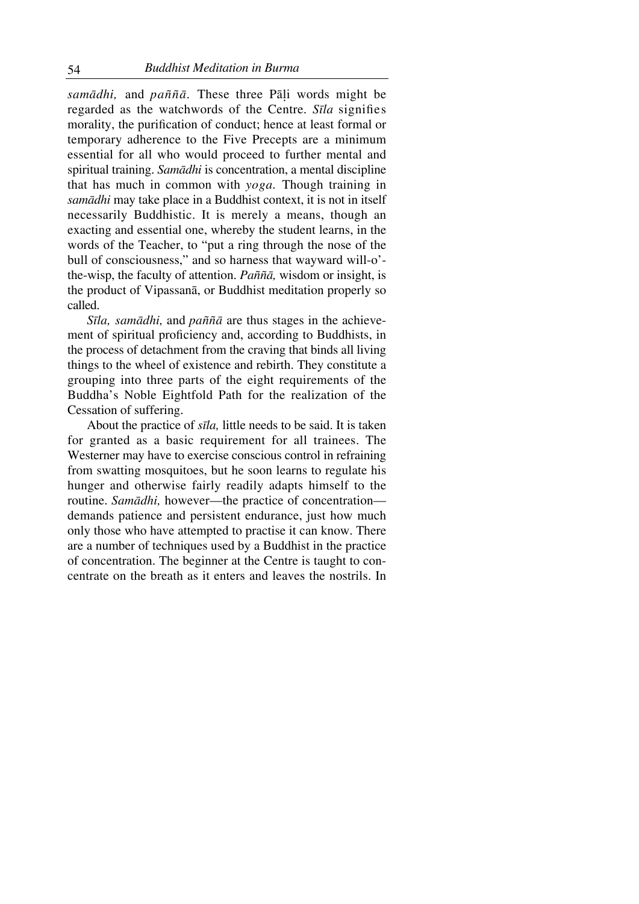*samādhi,* and *paññā.* These three Pāḷi words might be regarded as the watchwords of the Centre. *Sīla* signifies morality, the purification of conduct; hence at least formal or temporary adherence to the Five Precepts are a minimum essential for all who would proceed to further mental and spiritual training. *Samādhi* is concentration, a mental discipline that has much in common with *yoga.* Though training in *samādhi* may take place in a Buddhist context, it is not in itself necessarily Buddhistic. It is merely a means, though an exacting and essential one, whereby the student learns, in the words of the Teacher, to "put a ring through the nose of the bull of consciousness," and so harness that wayward will-o'-the-wisp, the faculty of attention. *Paññā,* wisdom or insight, is the product of Vipassanā, or Buddhist meditation properly so called.

*Sīla, samādhi,* and *paññā* are thus stages in the achievement of spiritual proficiency and, according to Buddhists, in the process of detachment from the craving that binds all living things to the wheel of existence and rebirth. They constitute a grouping into three parts of the eight requirements of the Buddha's Noble Eightfold Path for the realization of the Cessation of suffering.

About the practice of *sīla,* little needs to be said. It is taken for granted as a basic requirement for all trainees. The Westerner may have to exercise conscious control in refraining from swatting mosquitoes, but he soon learns to regulate his hunger and otherwise fairly readily adapts himself to the routine. *Samādhi,* however—the practice of concentration—demands patience and persistent endurance, just how much only those who have attempted to practise it can know. There are a number of techniques used by a Buddhist in the practice of concentration. The beginner at the Centre is taught to concentrate on the breath as it enters and leaves the nostrils. In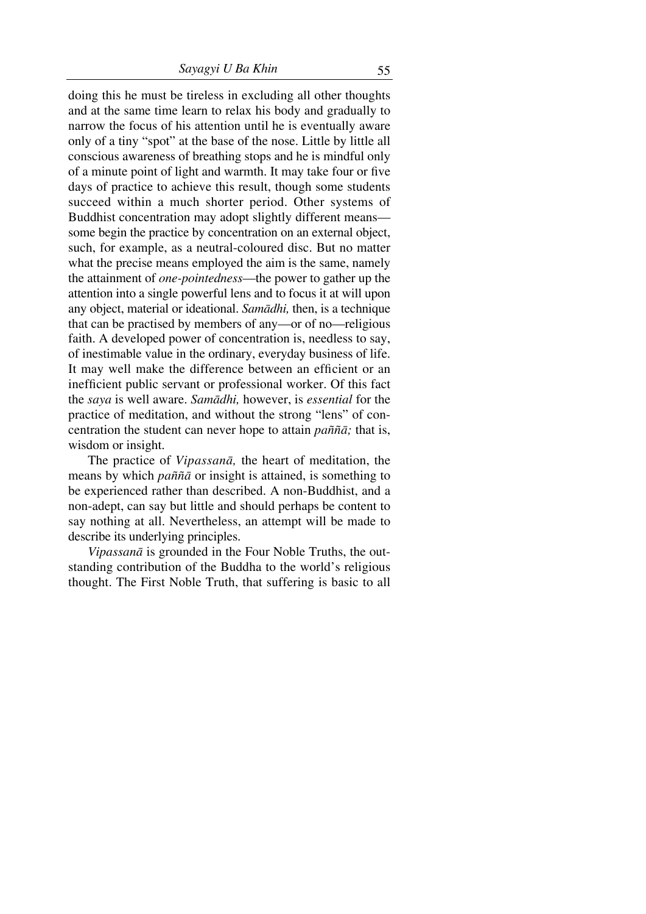doing this he must be tireless in excluding all other thoughts and at the same time learn to relax his body and gradually to narrow the focus of his attention until he is eventually aware only of a tiny "spot" at the base of the nose. Little by little all conscious awareness of breathing stops and he is mindful only of a minute point of light and warmth. It may take four or five days of practice to achieve this result, though some students succeed within a much shorter period. Other systems of Buddhist concentration may adopt slightly different means—some begin the practice by concentration on an external object, such, for example, as a neutral-coloured disc. But no matter what the precise means employed the aim is the same, namely the attainment of *one-pointedness*—the power to gather up the attention into a single powerful lens and to focus it at will upon any object, material or ideational. *Samādhi,* then, is a technique that can be practised by members of any—or of no—religious faith. A developed power of concentration is, needless to say, of inestimable value in the ordinary, everyday business of life. It may well make the difference between an efficient or an inefficient public servant or professional worker. Of this fact the *saya* is well aware. *Samādhi,* however, is *essential* for the practice of meditation, and without the strong "lens" of concentration the student can never hope to attain *paññā;* that is, wisdom or insight.

The practice of *Vipassanā,* the heart of meditation, the means by which *paññā* or insight is attained, is something to be experienced rather than described. A non-Buddhist, and a non-adept, can say but little and should perhaps be content to say nothing at all. Nevertheless, an attempt will be made to describe its underlying principles.

*Vipassanā* is grounded in the Four Noble Truths, the outstanding contribution of the Buddha to the world's religious thought. The First Noble Truth, that suffering is basic to all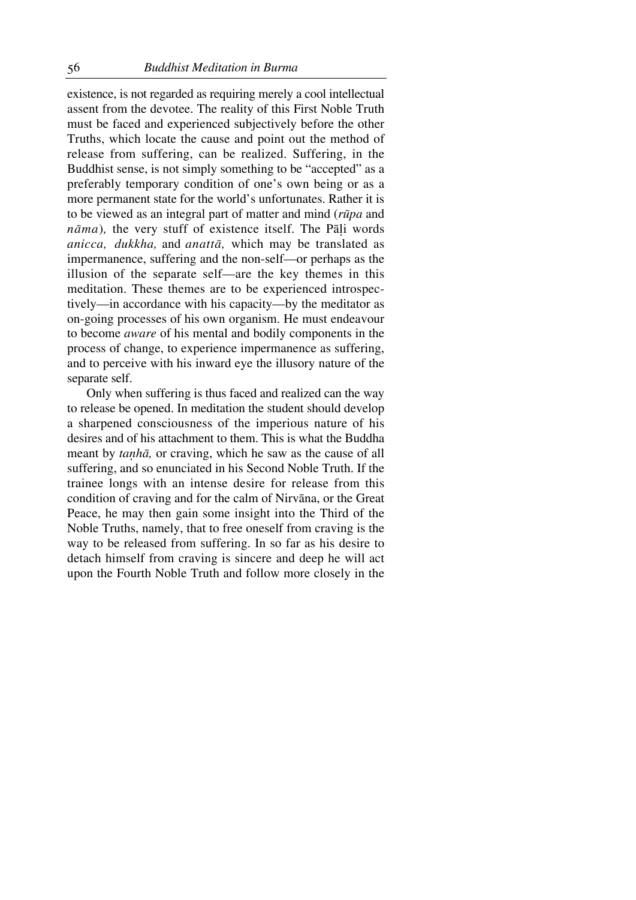existence, is not regarded as requiring merely a cool intellectual assent from the devotee. The reality of this First Noble Truth must be faced and experienced subjectively before the other Truths, which locate the cause and point out the method of release from suffering, can be realized. Suffering, in the Buddhist sense, is not simply something to be "accepted" as a preferably temporary condition of one's own being or as a more permanent state for the world's unfortunates. Rather it is to be viewed as an integral part of matter and mind (*rūpa* and *nāma*), the very stuff of existence itself. The Pāḷi words *anicca, dukkha,* and *anattā,* which may be translated as impermanence, suffering and the non-self—or perhaps as the illusion of the separate self—are the key themes in this meditation. These themes are to be experienced introspectively—in accordance with his capacity—by the meditator as on-going processes of his own organism. He must endeavour to become *aware* of his mental and bodily components in the process of change, to experience impermanence as suffering, and to perceive with his inward eye the illusory nature of the separate self.

Only when suffering is thus faced and realized can the way to release be opened. In meditation the student should develop a sharpened consciousness of the imperious nature of his desires and of his attachment to them. This is what the Buddha meant by *taṇhā,* or craving, which he saw as the cause of all suffering, and so enunciated in his Second Noble Truth. If the trainee longs with an intense desire for release from this condition of craving and for the calm of Nirvāna, or the Great Peace, he may then gain some insight into the Third of the Noble Truths, namely, that to free oneself from craving is the way to be released from suffering. In so far as his desire to detach himself from craving is sincere and deep he will act upon the Fourth Noble Truth and follow more closely in the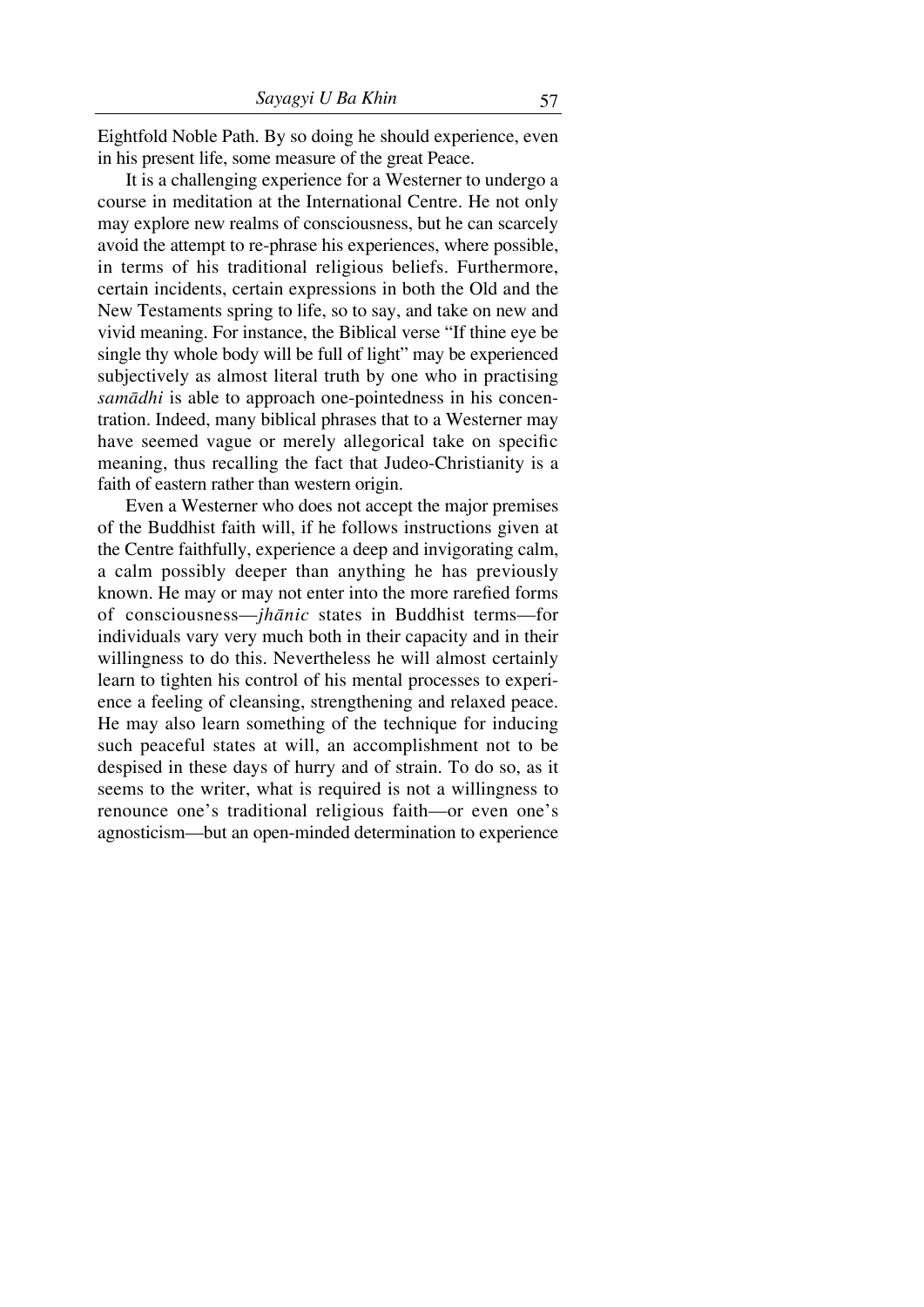Eightfold Noble Path. By so doing he should experience, even in his present life, some measure of the great Peace.

It is a challenging experience for a Westerner to undergo a course in meditation at the International Centre. He not only may explore new realms of consciousness, but he can scarcely avoid the attempt to re-phrase his experiences, where possible, in terms of his traditional religious beliefs. Furthermore, certain incidents, certain expressions in both the Old and the New Testaments spring to life, so to say, and take on new and vivid meaning. For instance, the Biblical verse "If thine eye be single thy whole body will be full of light" may be experienced subjectively as almost literal truth by one who in practising *samādhi* is able to approach one-pointedness in his concentration. Indeed, many biblical phrases that to a Westerner may have seemed vague or merely allegorical take on specific meaning, thus recalling the fact that Judeo-Christianity is a faith of eastern rather than western origin.

Even a Westerner who does not accept the major premises of the Buddhist faith will, if he follows instructions given at the Centre faithfully, experience a deep and invigorating calm, a calm possibly deeper than anything he has previously known. He may or may not enter into the more rarefied forms of consciousness—*jhānic* states in Buddhist terms—for individuals vary very much both in their capacity and in their willingness to do this. Nevertheless he will almost certainly learn to tighten his control of his mental processes to experience a feeling of cleansing, strengthening and relaxed peace. He may also learn something of the technique for inducing such peaceful states at will, an accomplishment not to be despised in these days of hurry and of strain. To do so, as it seems to the writer, what is required is not a willingness to renounce one's traditional religious faith—or even one's agnosticism—but an open-minded determination to experience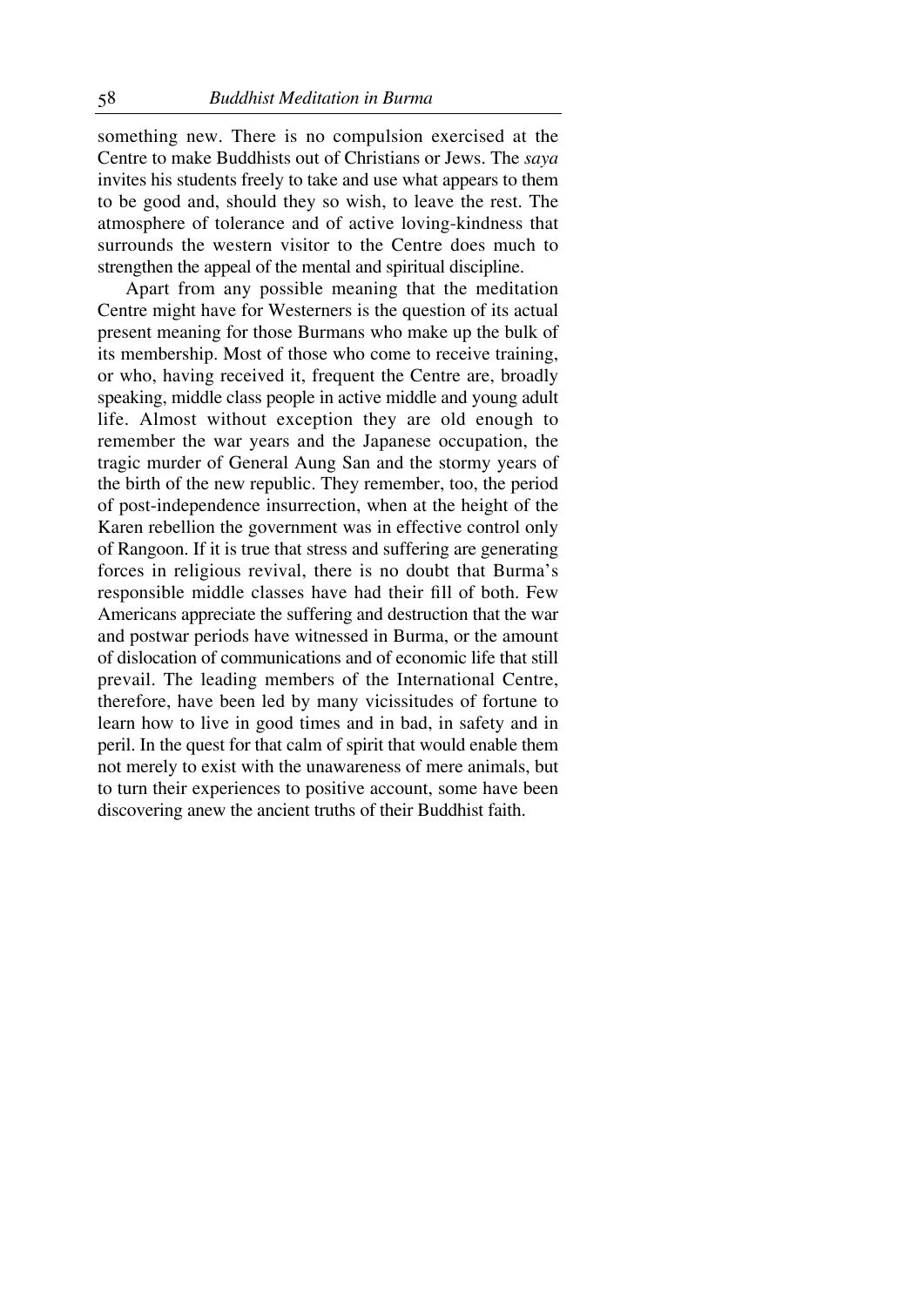something new. There is no compulsion exercised at the Centre to make Buddhists out of Christians or Jews. The *saya* invites his students freely to take and use what appears to them to be good and, should they so wish, to leave the rest. The atmosphere of tolerance and of active loving-kindness that surrounds the western visitor to the Centre does much to strengthen the appeal of the mental and spiritual discipline.

Apart from any possible meaning that the meditation Centre might have for Westerners is the question of its actual present meaning for those Burmans who make up the bulk of its membership. Most of those who come to receive training, or who, having received it, frequent the Centre are, broadly speaking, middle class people in active middle and young adult life. Almost without exception they are old enough to remember the war years and the Japanese occupation, the tragic murder of General Aung San and the stormy years of the birth of the new republic. They remember, too, the period of post-independence insurrection, when at the height of the Karen rebellion the government was in effective control only of Rangoon. If it is true that stress and suffering are generating forces in religious revival, there is no doubt that Burma's responsible middle classes have had their fill of both. Few Americans appreciate the suffering and destruction that the war and postwar periods have witnessed in Burma, or the amount of dislocation of communications and of economic life that still prevail. The leading members of the International Centre, therefore, have been led by many vicissitudes of fortune to learn how to live in good times and in bad, in safety and in peril. In the quest for that calm of spirit that would enable them not merely to exist with the unawareness of mere animals, but to turn their experiences to positive account, some have been discovering anew the ancient truths of their Buddhist faith.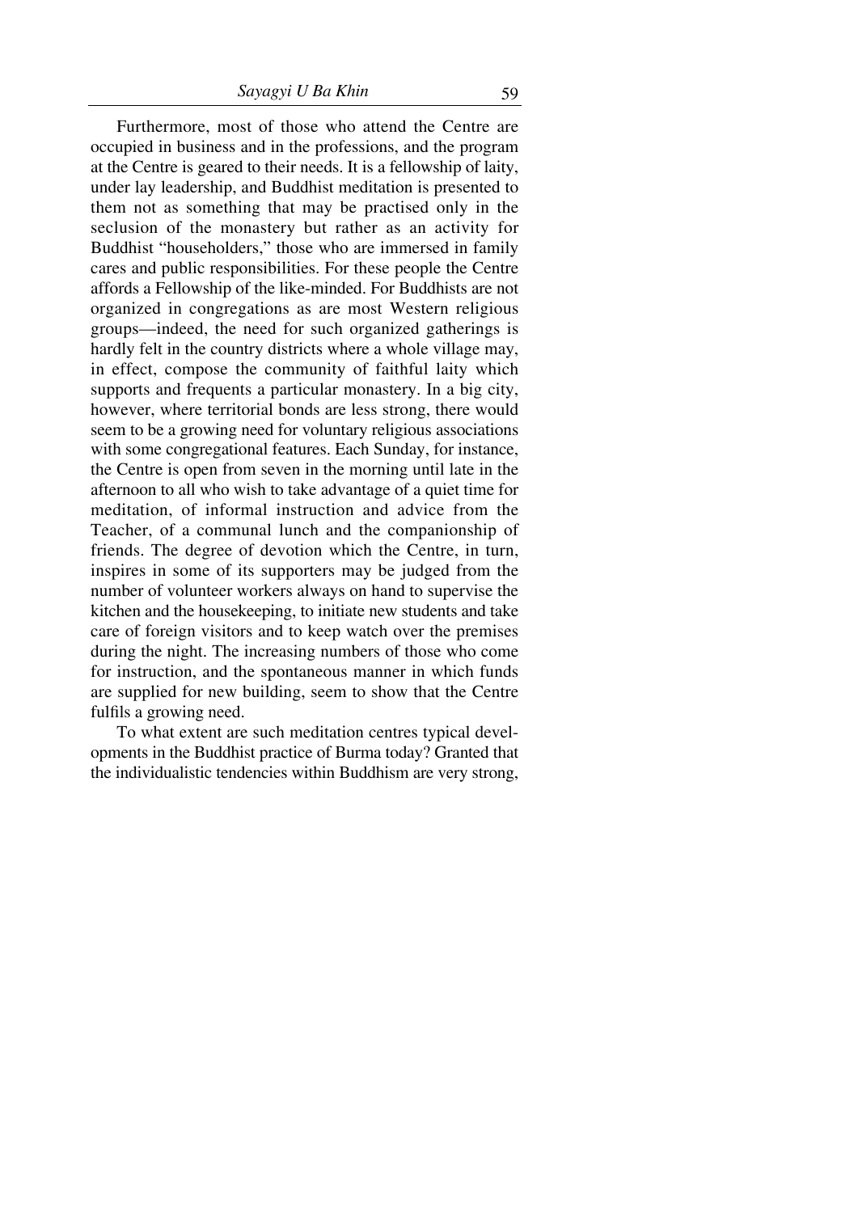Furthermore, most of those who attend the Centre are occupied in business and in the professions, and the program at the Centre is geared to their needs. It is a fellowship of laity, under lay leadership, and Buddhist meditation is presented to them not as something that may be practised only in the seclusion of the monastery but rather as an activity for Buddhist "householders," those who are immersed in family cares and public responsibilities. For these people the Centre affords a Fellowship of the like-minded. For Buddhists are not organized in congregations as are most Western religious groups—indeed, the need for such organized gatherings is hardly felt in the country districts where a whole village may, in effect, compose the community of faithful laity which supports and frequents a particular monastery. In a big city, however, where territorial bonds are less strong, there would seem to be a growing need for voluntary religious associations with some congregational features. Each Sunday, for instance, the Centre is open from seven in the morning until late in the afternoon to all who wish to take advantage of a quiet time for meditation, of informal instruction and advice from the Teacher, of a communal lunch and the companionship of friends. The degree of devotion which the Centre, in turn, inspires in some of its supporters may be judged from the number of volunteer workers always on hand to supervise the kitchen and the housekeeping, to initiate new students and take care of foreign visitors and to keep watch over the premises during the night. The increasing numbers of those who come for instruction, and the spontaneous manner in which funds are supplied for new building, seem to show that the Centre fulfils a growing need.

To what extent are such meditation centres typical developments in the Buddhist practice of Burma today? Granted that the individualistic tendencies within Buddhism are very strong,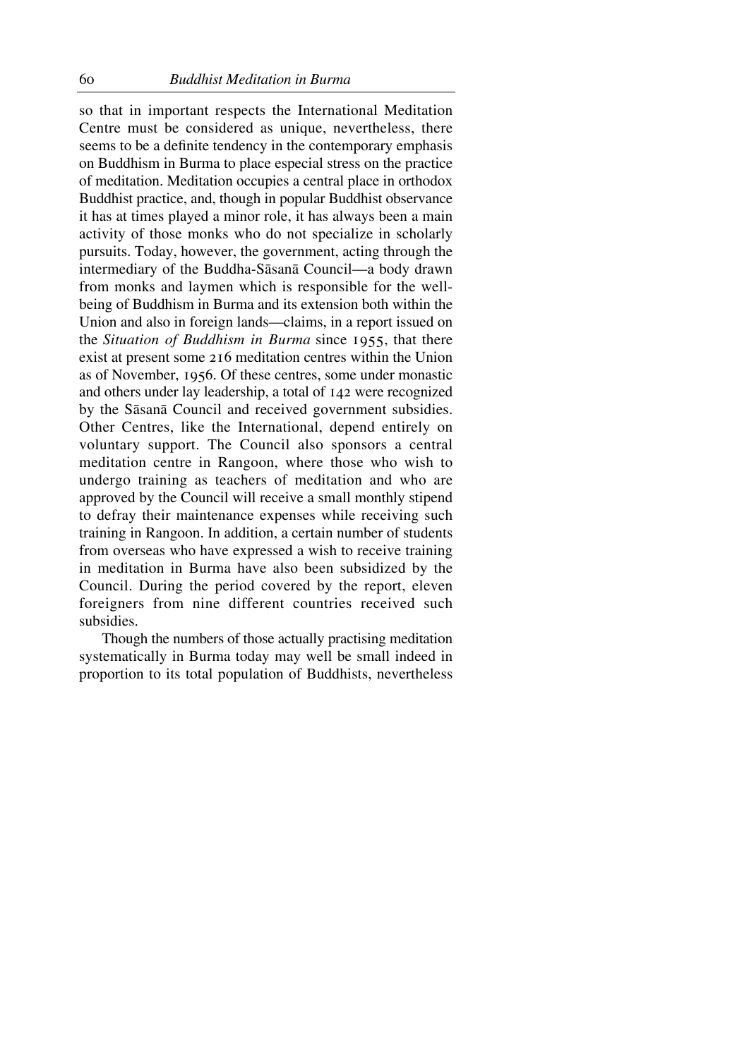so that in important respects the International Meditation Centre must be considered as unique, nevertheless, there seems to be a definite tendency in the contemporary emphasis on Buddhism in Burma to place especial stress on the practice of meditation. Meditation occupies a central place in orthodox Buddhist practice, and, though in popular Buddhist observance it has at times played a minor role, it has always been a main activity of those monks who do not specialize in scholarly pursuits. Today, however, the government, acting through the intermediary of the Buddha-Sāsanā Council—a body drawn from monks and laymen which is responsible for the well-being of Buddhism in Burma and its extension both within the Union and also in foreign lands—claims, in a report issued on the *Situation of Buddhism in Burma* since 1955, that there exist at present some 216 meditation centres within the Union as of November, 1956. Of these centres, some under monastic and others under lay leadership, a total of 142 were recognized by the Sāsanā Council and received government subsidies. Other Centres, like the International, depend entirely on voluntary support. The Council also sponsors a central meditation centre in Rangoon, where those who wish to undergo training as teachers of meditation and who are approved by the Council will receive a small monthly stipend to defray their maintenance expenses while receiving such training in Rangoon. In addition, a certain number of students from overseas who have expressed a wish to receive training in meditation in Burma have also been subsidized by the Council. During the period covered by the report, eleven foreigners from nine different countries received such subsidies.

Though the numbers of those actually practising meditation systematically in Burma today may well be small indeed in proportion to its total population of Buddhists, nevertheless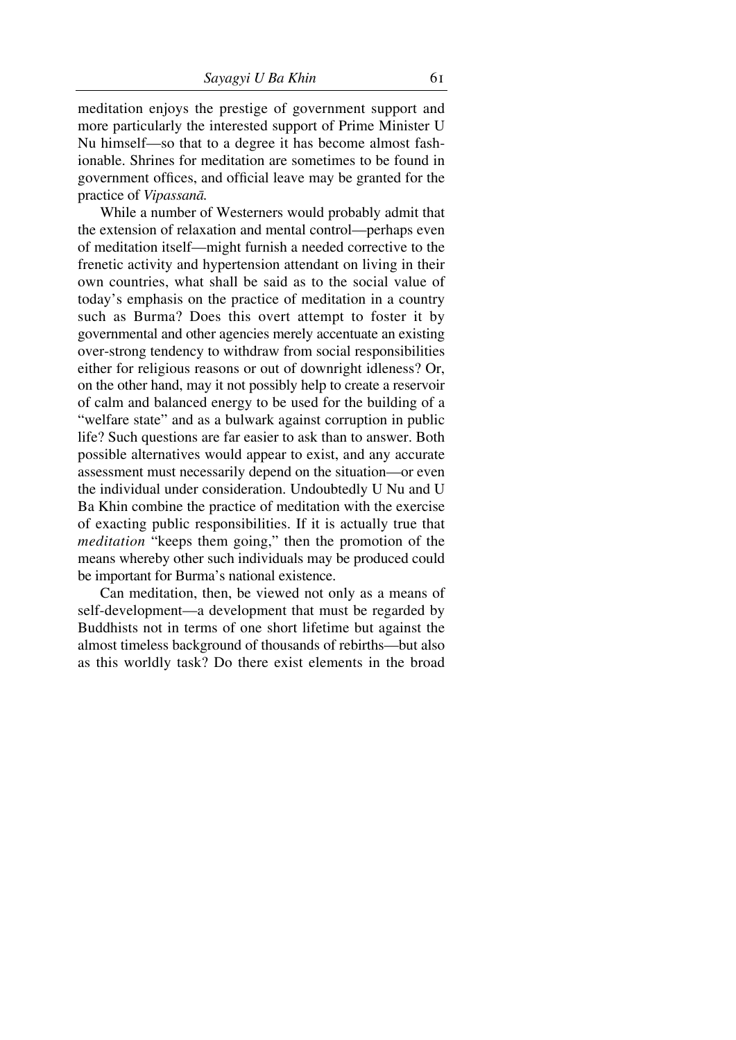meditation enjoys the prestige of government support and more particularly the interested support of Prime Minister U Nu himself—so that to a degree it has become almost fashionable. Shrines for meditation are sometimes to be found in government offices, and official leave may be granted for the practice of *Vipassanā.*

While a number of Westerners would probably admit that the extension of relaxation and mental control—perhaps even of meditation itself—might furnish a needed corrective to the frenetic activity and hypertension attendant on living in their own countries, what shall be said as to the social value of today's emphasis on the practice of meditation in a country such as Burma? Does this overt attempt to foster it by governmental and other agencies merely accentuate an existing over-strong tendency to withdraw from social responsibilities either for religious reasons or out of downright idleness? Or, on the other hand, may it not possibly help to create a reservoir of calm and balanced energy to be used for the building of a "welfare state" and as a bulwark against corruption in public life? Such questions are far easier to ask than to answer. Both possible alternatives would appear to exist, and any accurate assessment must necessarily depend on the situation—or even the individual under consideration. Undoubtedly U Nu and U Ba Khin combine the practice of meditation with the exercise of exacting public responsibilities. If it is actually true that *meditation* "keeps them going," then the promotion of the means whereby other such individuals may be produced could be important for Burma's national existence.

Can meditation, then, be viewed not only as a means of self-development—a development that must be regarded by Buddhists not in terms of one short lifetime but against the almost timeless background of thousands of rebirths—but also as this worldly task? Do there exist elements in the broad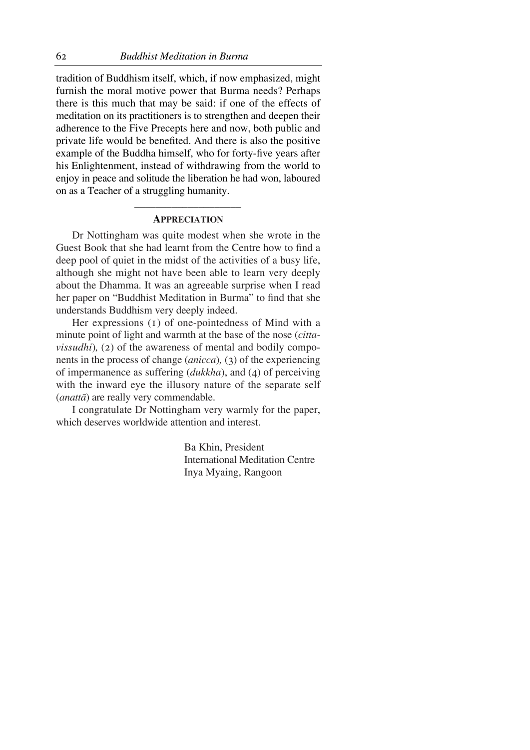tradition of Buddhism itself, which, if now emphasized, might furnish the moral motive power that Burma needs? Perhaps there is this much that may be said: if one of the effects of meditation on its practitioners is to strengthen and deepen their adherence to the Five Precepts here and now, both public and private life would be benefited. And there is also the positive example of the Buddha himself, who for forty-five years after his Enlightenment, instead of withdrawing from the world to enjoy in peace and solitude the liberation he had won, laboured on as a Teacher of a struggling humanity.

---

## APPRECIATION

Dr Nottingham was quite modest when she wrote in the Guest Book that she had learnt from the Centre how to find a deep pool of quiet in the midst of the activities of a busy life, although she might not have been able to learn very deeply about the Dhamma. It was an agreeable surprise when I read her paper on "Buddhist Meditation in Burma" to find that she understands Buddhism very deeply indeed.

Her expressions (1) of one-pointedness of Mind with a minute point of light and warmth at the base of the nose (*citta-vissudhi*), (2) of the awareness of mental and bodily components in the process of change (*anicca*), (3) of the experiencing of impermanence as suffering (*dukkha*), and (4) of perceiving with the inward eye the illusory nature of the separate self (*anattā*) are really very commendable.

I congratulate Dr Nottingham very warmly for the paper, which deserves worldwide attention and interest.

Ba Khin, President
International Meditation Centre
Inya Myaing, Rangoon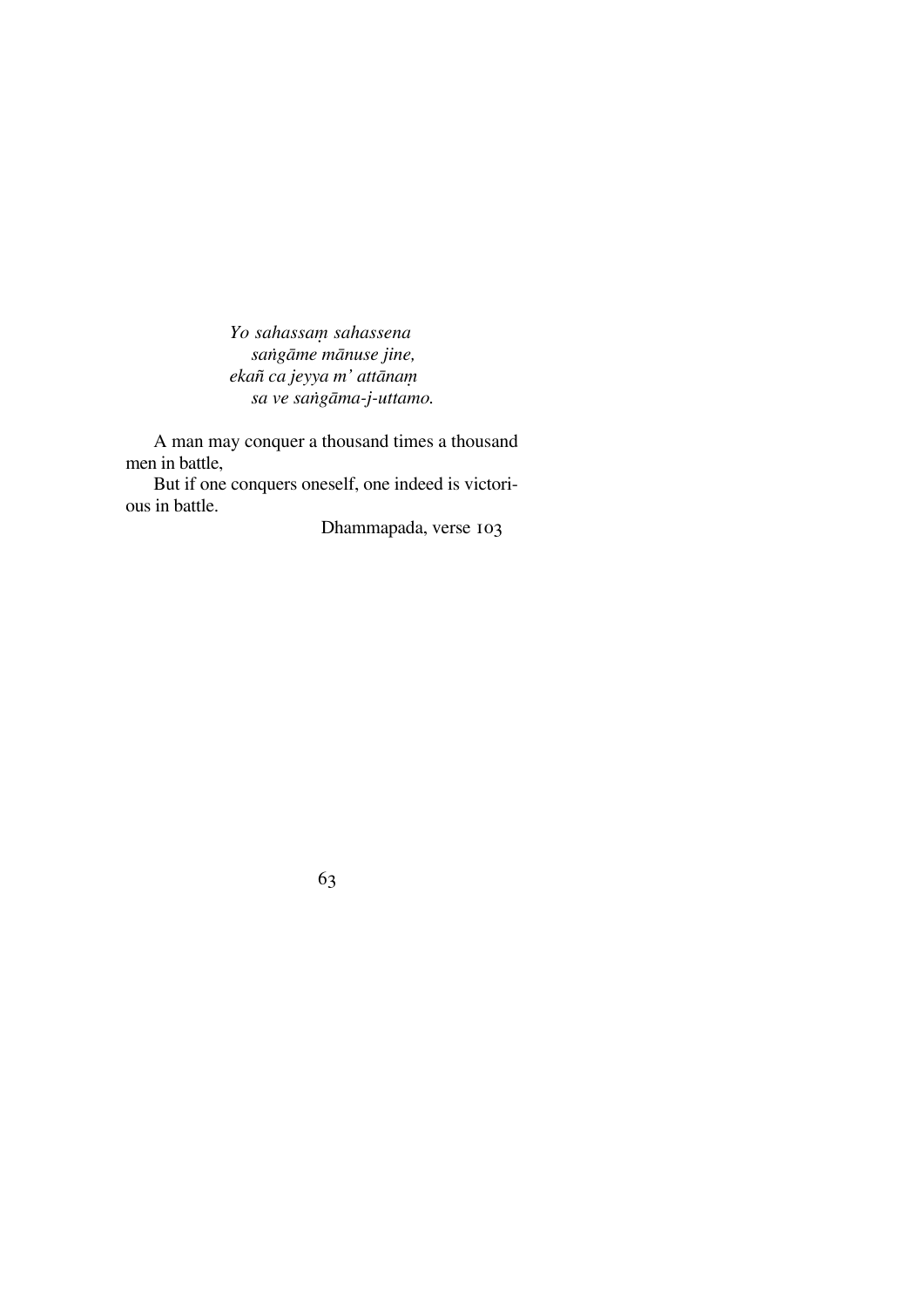*Yo sahassaṃ sahassena*  
*saṅgāme mānuse jine,*  
*ekañ ca jeyya m' attānaṃ*  
*sa ve saṅgāma-j-uttamo.*

A man may conquer a thousand times a thousand men in battle,  
But if one conquers oneself, one indeed is victorious in battle.

Dhammapada, verse 103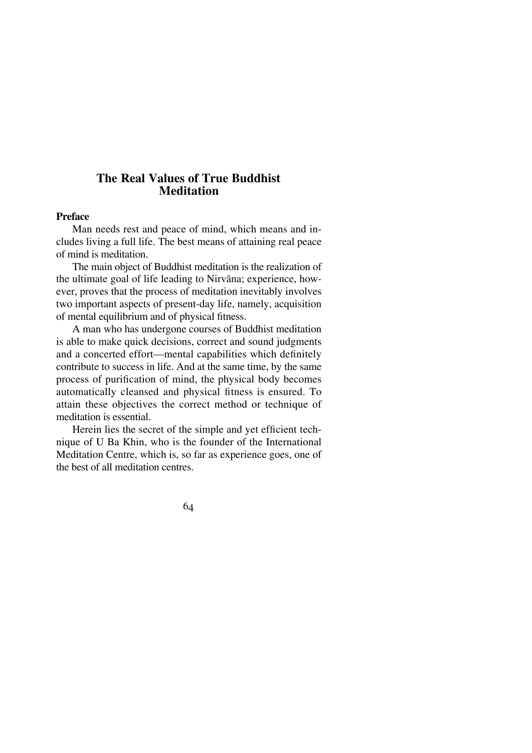# The Real Values of True Buddhist Meditation

## Preface

Man needs rest and peace of mind, which means and includes living a full life. The best means of attaining real peace of mind is meditation.

The main object of Buddhist meditation is the realization of the ultimate goal of life leading to Nirvāna; experience, however, proves that the process of meditation inevitably involves two important aspects of present-day life, namely, acquisition of mental equilibrium and of physical fitness.

A man who has undergone courses of Buddhist meditation is able to make quick decisions, correct and sound judgments and a concerted effort—mental capabilities which definitely contribute to success in life. And at the same time, by the same process of purification of mind, the physical body becomes automatically cleansed and physical fitness is ensured. To attain these objectives the correct method or technique of meditation is essential.

Herein lies the secret of the simple and yet efficient technique of U Ba Khin, who is the founder of the International Meditation Centre, which is, so far as experience goes, one of the best of all meditation centres.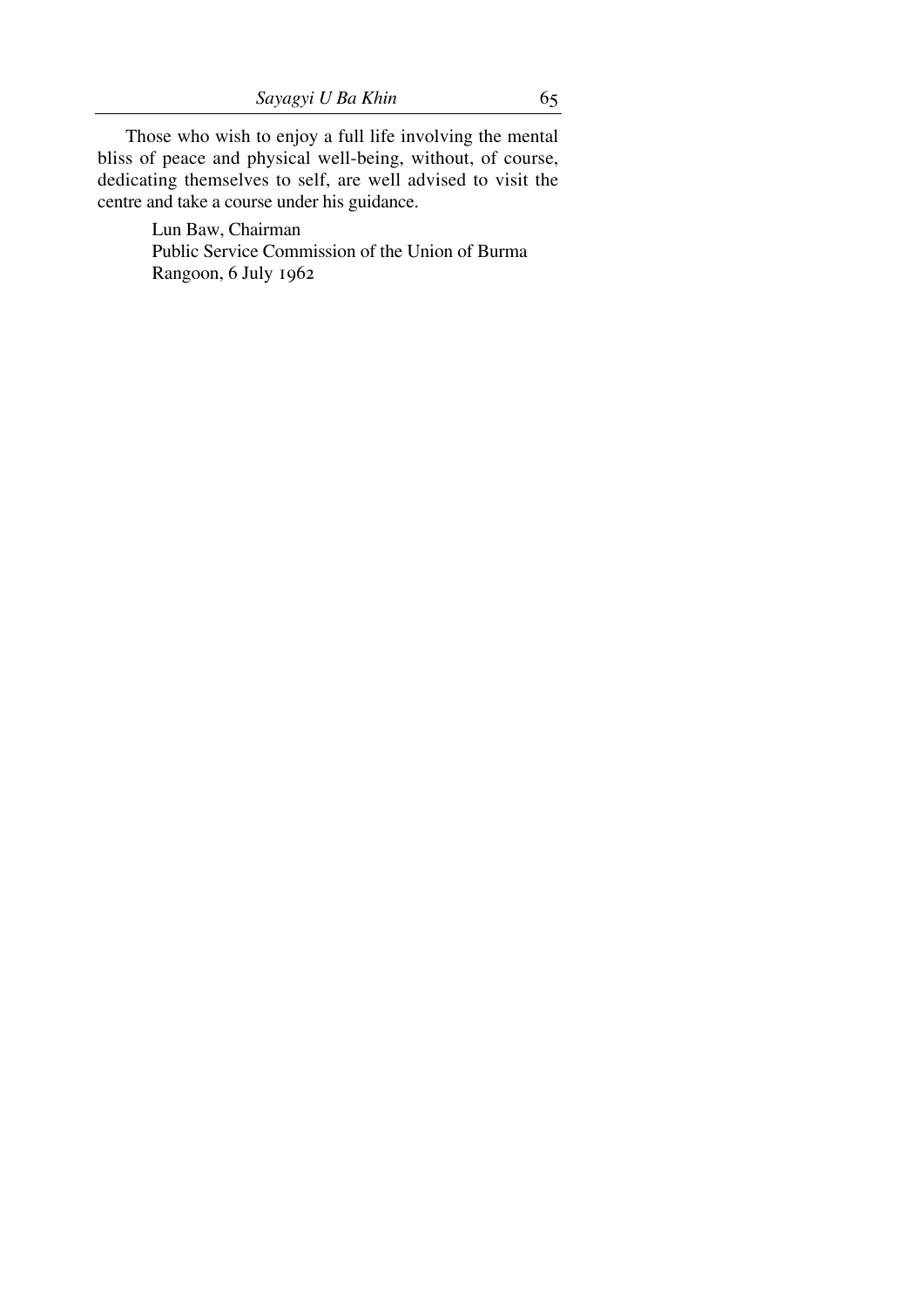Those who wish to enjoy a full life involving the mental bliss of peace and physical well-being, without, of course, dedicating themselves to self, are well advised to visit the centre and take a course under his guidance.

Lun Baw, Chairman
Public Service Commission of the Union of Burma
Rangoon, 6 July 1962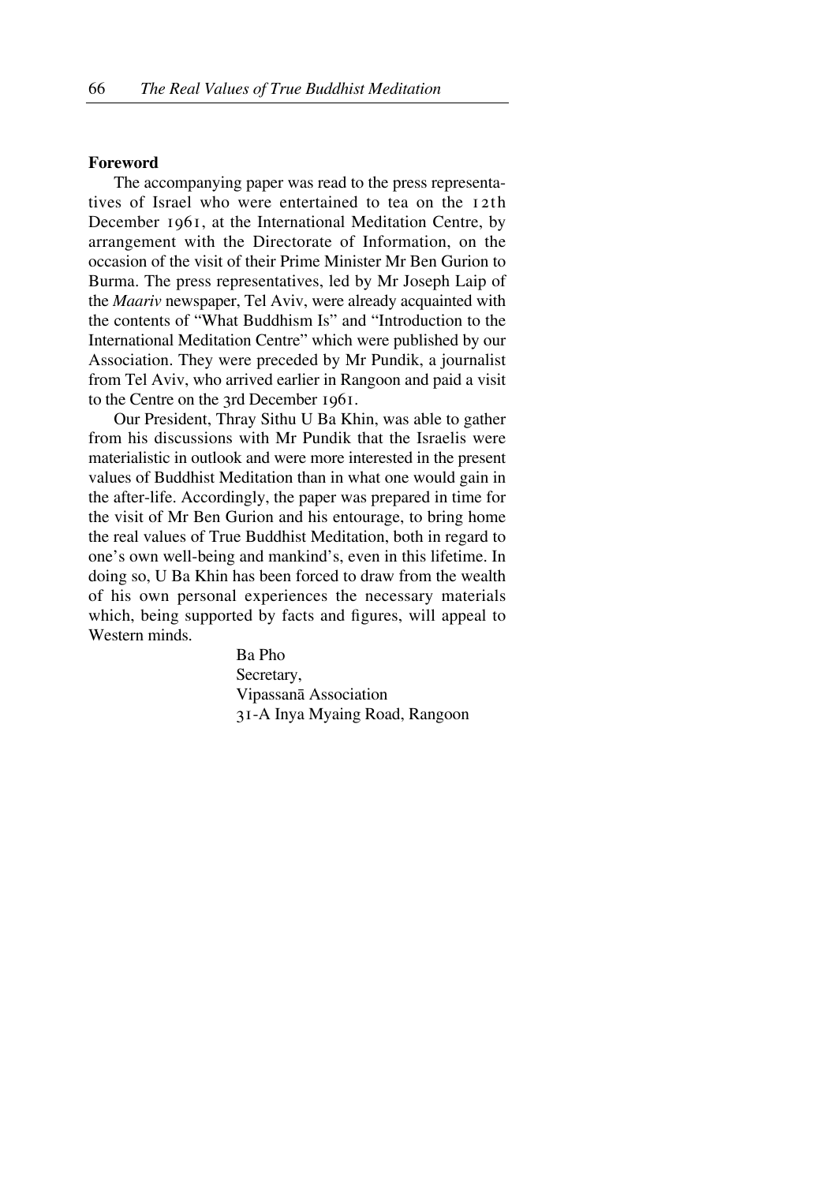**Foreword**

The accompanying paper was read to the press representatives of Israel who were entertained to tea on the 12th December 1961, at the International Meditation Centre, by arrangement with the Directorate of Information, on the occasion of the visit of their Prime Minister Mr Ben Gurion to Burma. The press representatives, led by Mr Joseph Laip of the *Maariv* newspaper, Tel Aviv, were already acquainted with the contents of "What Buddhism Is" and "Introduction to the International Meditation Centre" which were published by our Association. They were preceded by Mr Pundik, a journalist from Tel Aviv, who arrived earlier in Rangoon and paid a visit to the Centre on the 3rd December 1961.

Our President, Thray Sithu U Ba Khin, was able to gather from his discussions with Mr Pundik that the Israelis were materialistic in outlook and were more interested in the present values of Buddhist Meditation than in what one would gain in the after-life. Accordingly, the paper was prepared in time for the visit of Mr Ben Gurion and his entourage, to bring home the real values of True Buddhist Meditation, both in regard to one's own well-being and mankind's, even in this lifetime. In doing so, U Ba Khin has been forced to draw from the wealth of his own personal experiences the necessary materials which, being supported by facts and figures, will appeal to Western minds.

Ba Pho
Secretary,
Vipassanā Association
31-A Inya Myaing Road, Rangoon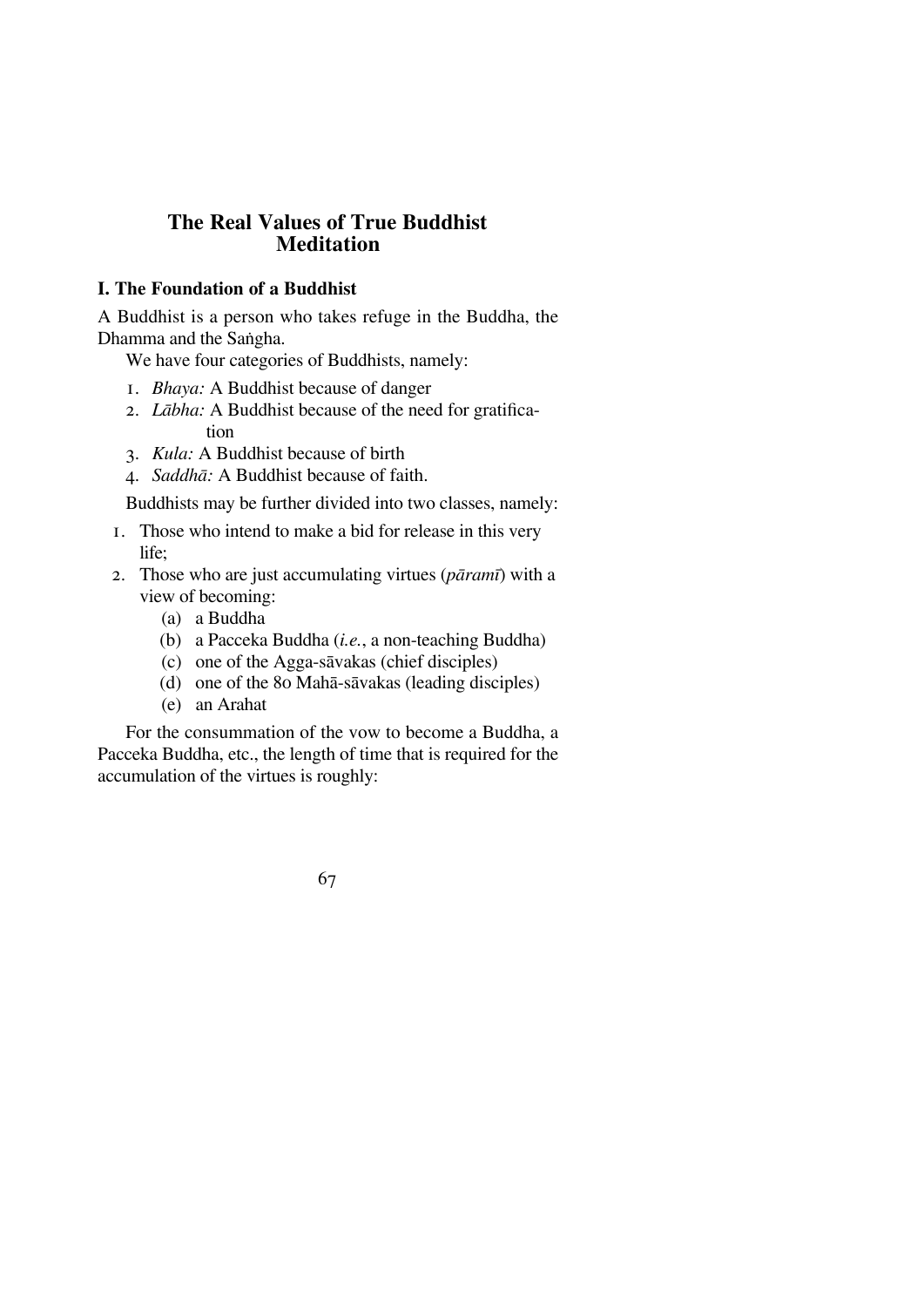## The Real Values of True Buddhist Meditation

### I. The Foundation of a Buddhist

A Buddhist is a person who takes refuge in the Buddha, the Dhamma and the Saṅgha.

We have four categories of Buddhists, namely:

1. *Bhaya:* A Buddhist because of danger
2. *Lābha:* A Buddhist because of the need for gratification
3. *Kula:* A Buddhist because of birth
4. *Saddhā:* A Buddhist because of faith.

Buddhists may be further divided into two classes, namely:

1. Those who intend to make a bid for release in this very life;
2. Those who are just accumulating virtues (*pāramī*) with a view of becoming:
   - (a) a Buddha
   - (b) a Pacceka Buddha (*i.e.*, a non-teaching Buddha)
   - (c) one of the Agga-sāvakas (chief disciples)
   - (d) one of the 80 Mahā-sāvakas (leading disciples)
   - (e) an Arahat

For the consummation of the vow to become a Buddha, a Pacceka Buddha, etc., the length of time that is required for the accumulation of the virtues is roughly: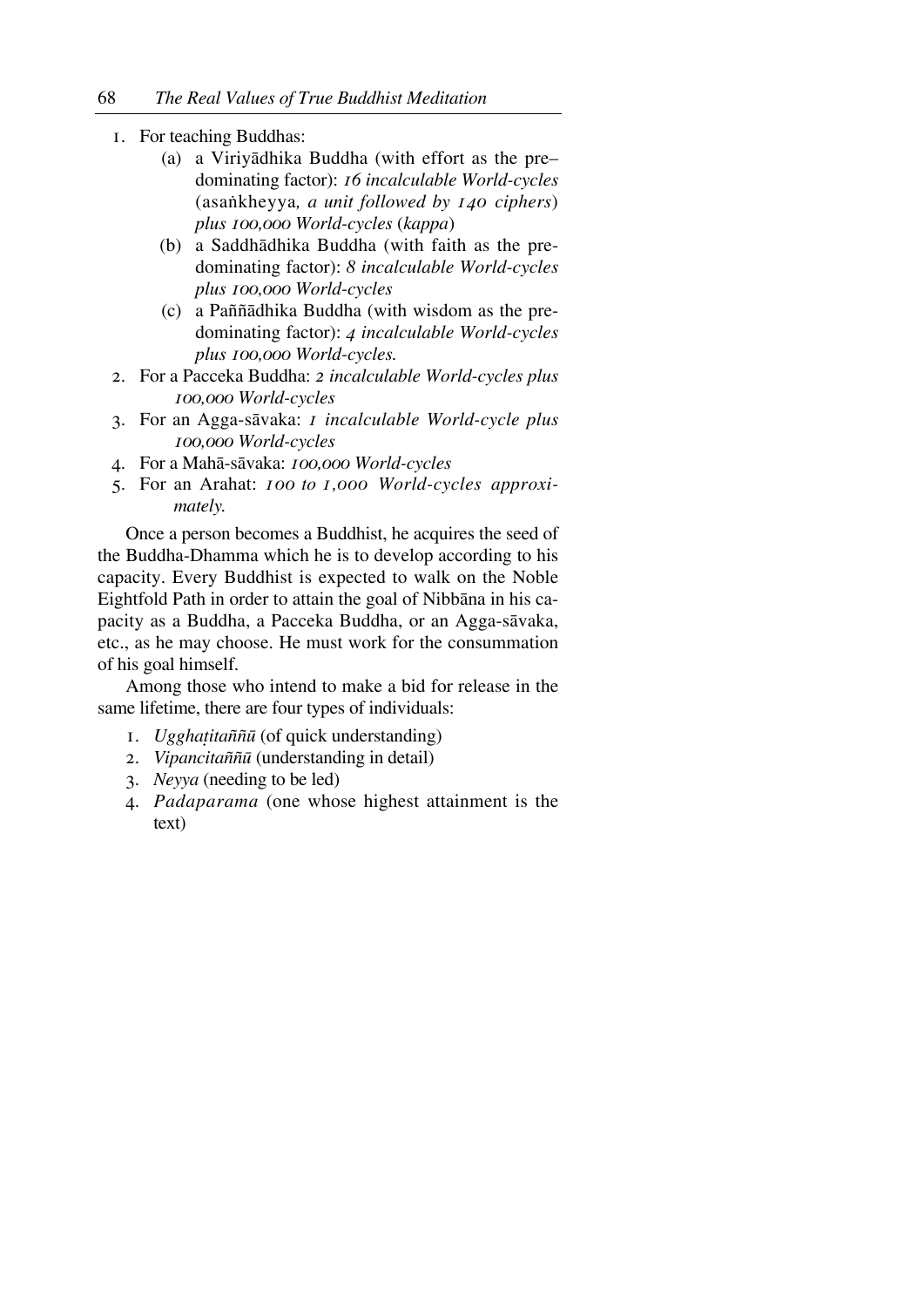1. For teaching Buddhas:
    (a) a Viriyādhika Buddha (with effort as the pre–dominating factor): *16 incalculable World-cycles* (asaṅkheyya*, a unit followed by 140 ciphers*) *plus 100,000 World-cycles* (*kappa*)
    (b) a Saddhādhika Buddha (with faith as the predominating factor): *8 incalculable World-cycles plus 100,000 World-cycles*
    (c) a Paññādhika Buddha (with wisdom as the predominating factor): *4 incalculable World-cycles plus 100,000 World-cycles.*
2. For a Pacceka Buddha: *2 incalculable World-cycles plus 100,000 World-cycles*
3. For an Agga-sāvaka: *1 incalculable World-cycle plus 100,000 World-cycles*
4. For a Mahā-sāvaka: *100,000 World-cycles*
5. For an Arahat: *100 to 1,000 World-cycles approximately.*

Once a person becomes a Buddhist, he acquires the seed of the Buddha-Dhamma which he is to develop according to his capacity. Every Buddhist is expected to walk on the Noble Eightfold Path in order to attain the goal of Nibbāna in his capacity as a Buddha, a Pacceka Buddha, or an Agga-sāvaka, etc., as he may choose. He must work for the consummation of his goal himself.

Among those who intend to make a bid for release in the same lifetime, there are four types of individuals:

1. *Ugghaṭitaññū* (of quick understanding)
2. *Vipancitaññū* (understanding in detail)
3. *Neyya* (needing to be led)
4. *Padaparama* (one whose highest attainment is the text)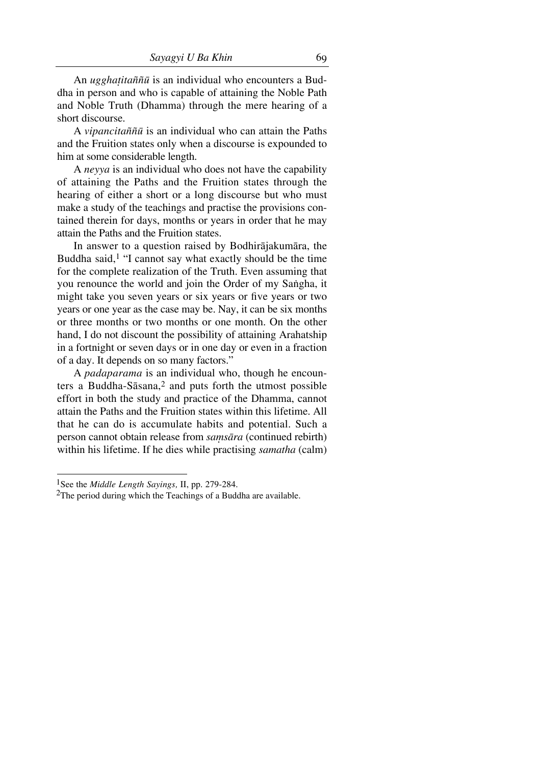An *ugghaṭitaññū* is an individual who encounters a Buddha in person and who is capable of attaining the Noble Path and Noble Truth (Dhamma) through the mere hearing of a short discourse.

A *vipancitaññū* is an individual who can attain the Paths and the Fruition states only when a discourse is expounded to him at some considerable length.

A *neyya* is an individual who does not have the capability of attaining the Paths and the Fruition states through the hearing of either a short or a long discourse but who must make a study of the teachings and practise the provisions contained therein for days, months or years in order that he may attain the Paths and the Fruition states.

In answer to a question raised by Bodhirājakumāra, the Buddha said,[1] "I cannot say what exactly should be the time for the complete realization of the Truth. Even assuming that you renounce the world and join the Order of my Saṅgha, it might take you seven years or six years or five years or two years or one year as the case may be. Nay, it can be six months or three months or two months or one month. On the other hand, I do not discount the possibility of attaining Arahatship in a fortnight or seven days or in one day or even in a fraction of a day. It depends on so many factors."

A *padaparama* is an individual who, though he encounters a Buddha-Sāsana,[2] and puts forth the utmost possible effort in both the study and practice of the Dhamma, cannot attain the Paths and the Fruition states within this lifetime. All that he can do is accumulate habits and potential. Such a person cannot obtain release from *saṃsāra* (continued rebirth) within his lifetime. If he dies while practising *samatha* (calm)

---

[1] See the *Middle Length Sayings,* II, pp. 279-284.

[2] The period during which the Teachings of a Buddha are available.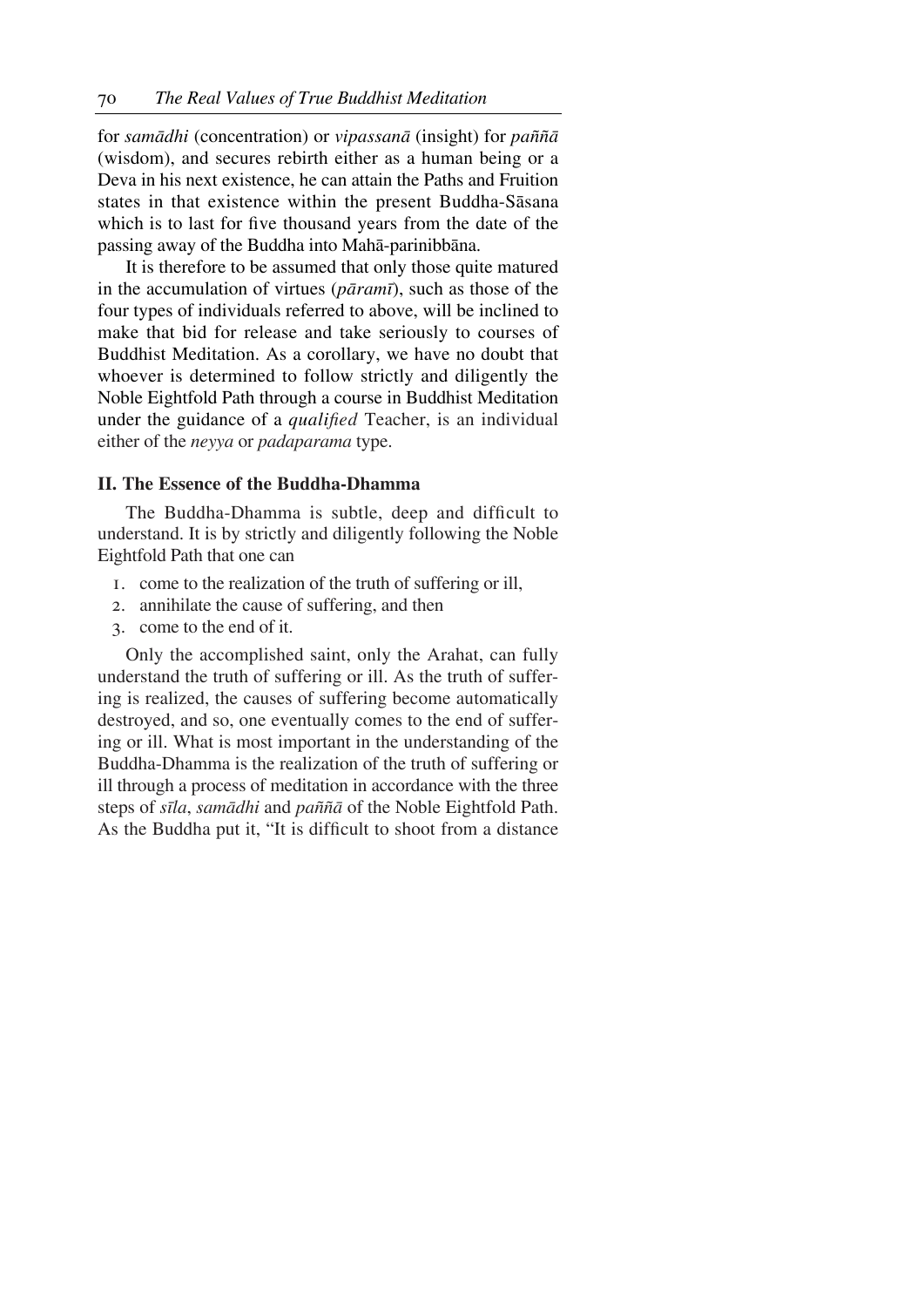for *samādhi* (concentration) or *vipassanā* (insight) for *paññā* (wisdom), and secures rebirth either as a human being or a Deva in his next existence, he can attain the Paths and Fruition states in that existence within the present Buddha-Sāsana which is to last for five thousand years from the date of the passing away of the Buddha into Mahā-parinibbāna.

It is therefore to be assumed that only those quite matured in the accumulation of virtues (*pāramī*), such as those of the four types of individuals referred to above, will be inclined to make that bid for release and take seriously to courses of Buddhist Meditation. As a corollary, we have no doubt that whoever is determined to follow strictly and diligently the Noble Eightfold Path through a course in Buddhist Meditation under the guidance of a *qualified* Teacher, is an individual either of the *neyya* or *padaparama* type.

### II. The Essence of the Buddha-Dhamma

The Buddha-Dhamma is subtle, deep and difficult to understand. It is by strictly and diligently following the Noble Eightfold Path that one can

1. come to the realization of the truth of suffering or ill,
2. annihilate the cause of suffering, and then
3. come to the end of it.

Only the accomplished saint, only the Arahat, can fully understand the truth of suffering or ill. As the truth of suffering is realized, the causes of suffering become automatically destroyed, and so, one eventually comes to the end of suffering or ill. What is most important in the understanding of the Buddha-Dhamma is the realization of the truth of suffering or ill through a process of meditation in accordance with the three steps of *sīla*, *samādhi* and *paññā* of the Noble Eightfold Path. As the Buddha put it, "It is difficult to shoot from a distance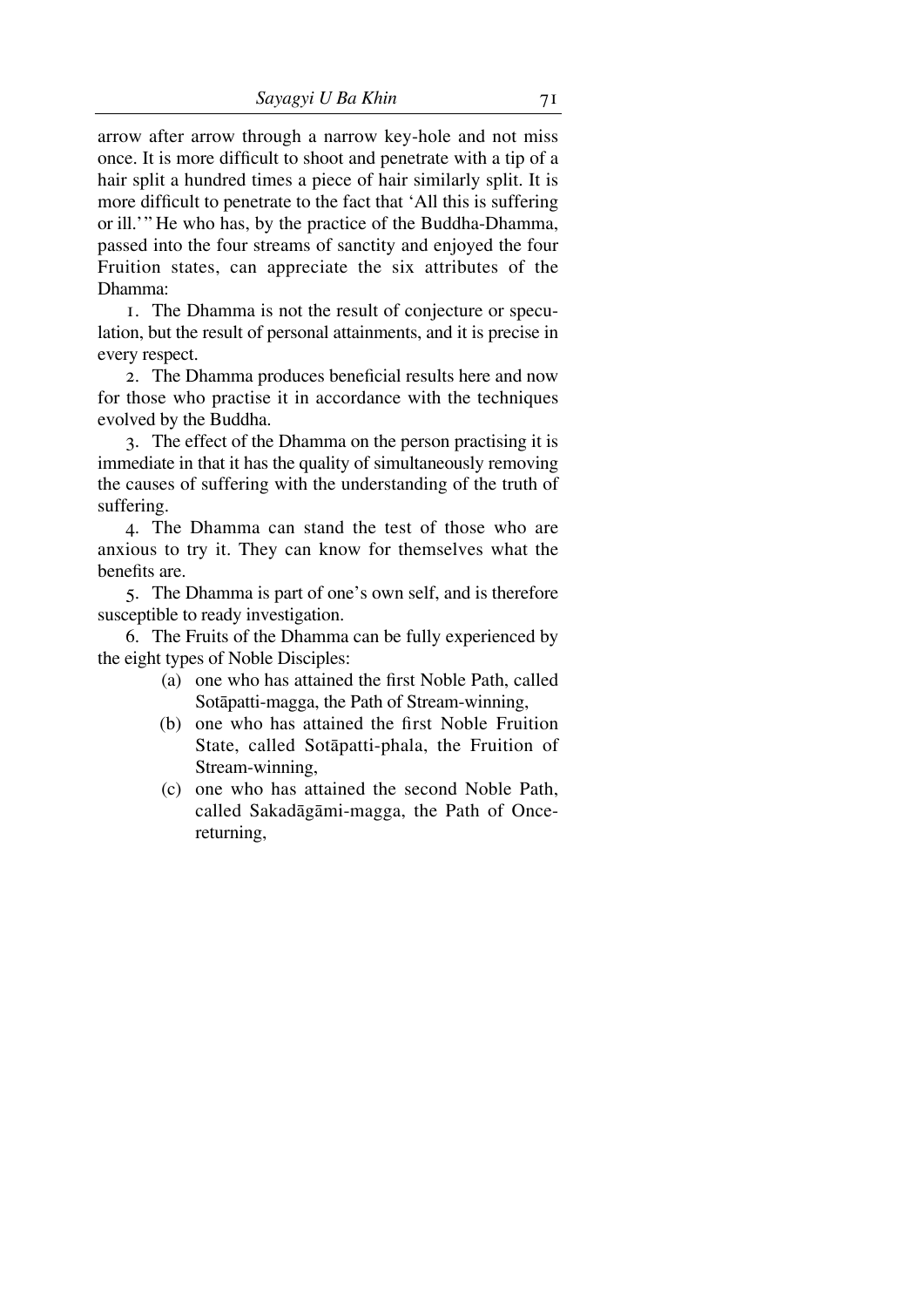arrow after arrow through a narrow key-hole and not miss once. It is more difficult to shoot and penetrate with a tip of a hair split a hundred times a piece of hair similarly split. It is more difficult to penetrate to the fact that 'All this is suffering or ill.'" He who has, by the practice of the Buddha-Dhamma, passed into the four streams of sanctity and enjoyed the four Fruition states, can appreciate the six attributes of the Dhamma:

1. The Dhamma is not the result of conjecture or speculation, but the result of personal attainments, and it is precise in every respect.

2. The Dhamma produces beneficial results here and now for those who practise it in accordance with the techniques evolved by the Buddha.

3. The effect of the Dhamma on the person practising it is immediate in that it has the quality of simultaneously removing the causes of suffering with the understanding of the truth of suffering.

4. The Dhamma can stand the test of those who are anxious to try it. They can know for themselves what the benefits are.

5. The Dhamma is part of one's own self, and is therefore susceptible to ready investigation.

6. The Fruits of the Dhamma can be fully experienced by the eight types of Noble Disciples:

   (a) one who has attained the first Noble Path, called Sotāpatti-magga, the Path of Stream-winning,

   (b) one who has attained the first Noble Fruition State, called Sotāpatti-phala, the Fruition of Stream-winning,

   (c) one who has attained the second Noble Path, called Sakadāgāmi-magga, the Path of Once-returning,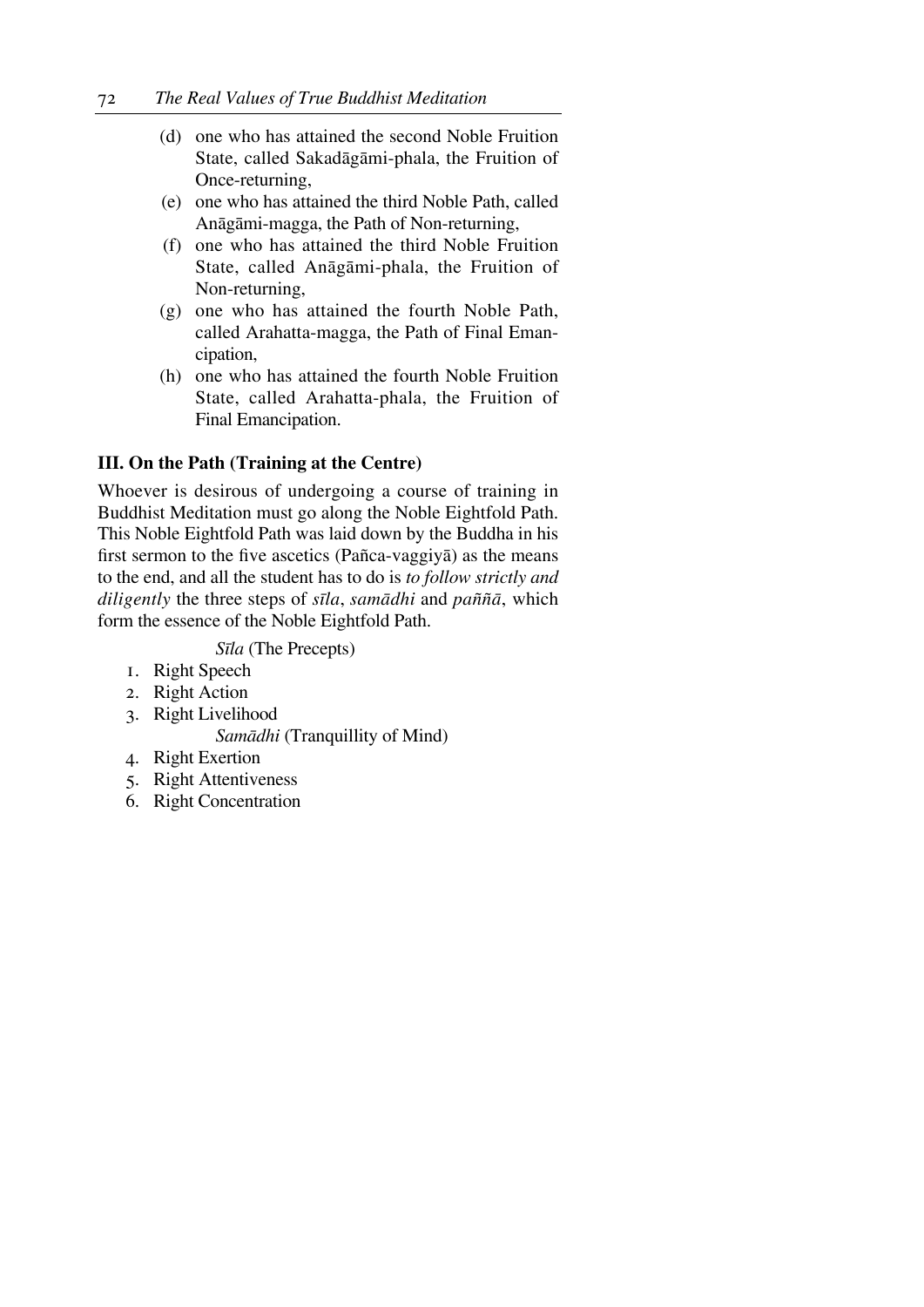(d) one who has attained the second Noble Fruition State, called Sakadāgāmi-phala, the Fruition of Once-returning,

(e) one who has attained the third Noble Path, called Anāgāmi-magga, the Path of Non-returning,

(f) one who has attained the third Noble Fruition State, called Anāgāmi-phala, the Fruition of Non-returning,

(g) one who has attained the fourth Noble Path, called Arahatta-magga, the Path of Final Emancipation,

(h) one who has attained the fourth Noble Fruition State, called Arahatta-phala, the Fruition of Final Emancipation.

### III. On the Path (Training at the Centre)

Whoever is desirous of undergoing a course of training in Buddhist Meditation must go along the Noble Eightfold Path. This Noble Eightfold Path was laid down by the Buddha in his first sermon to the five ascetics (Pañca-vaggiyā) as the means to the end, and all the student has to do is *to follow strictly and diligently* the three steps of *sīla*, *samādhi* and *paññā*, which form the essence of the Noble Eightfold Path.

*Sīla* (The Precepts)

1. Right Speech
2. Right Action
3. Right Livelihood

*Samādhi* (Tranquillity of Mind)

4. Right Exertion
5. Right Attentiveness
6. Right Concentration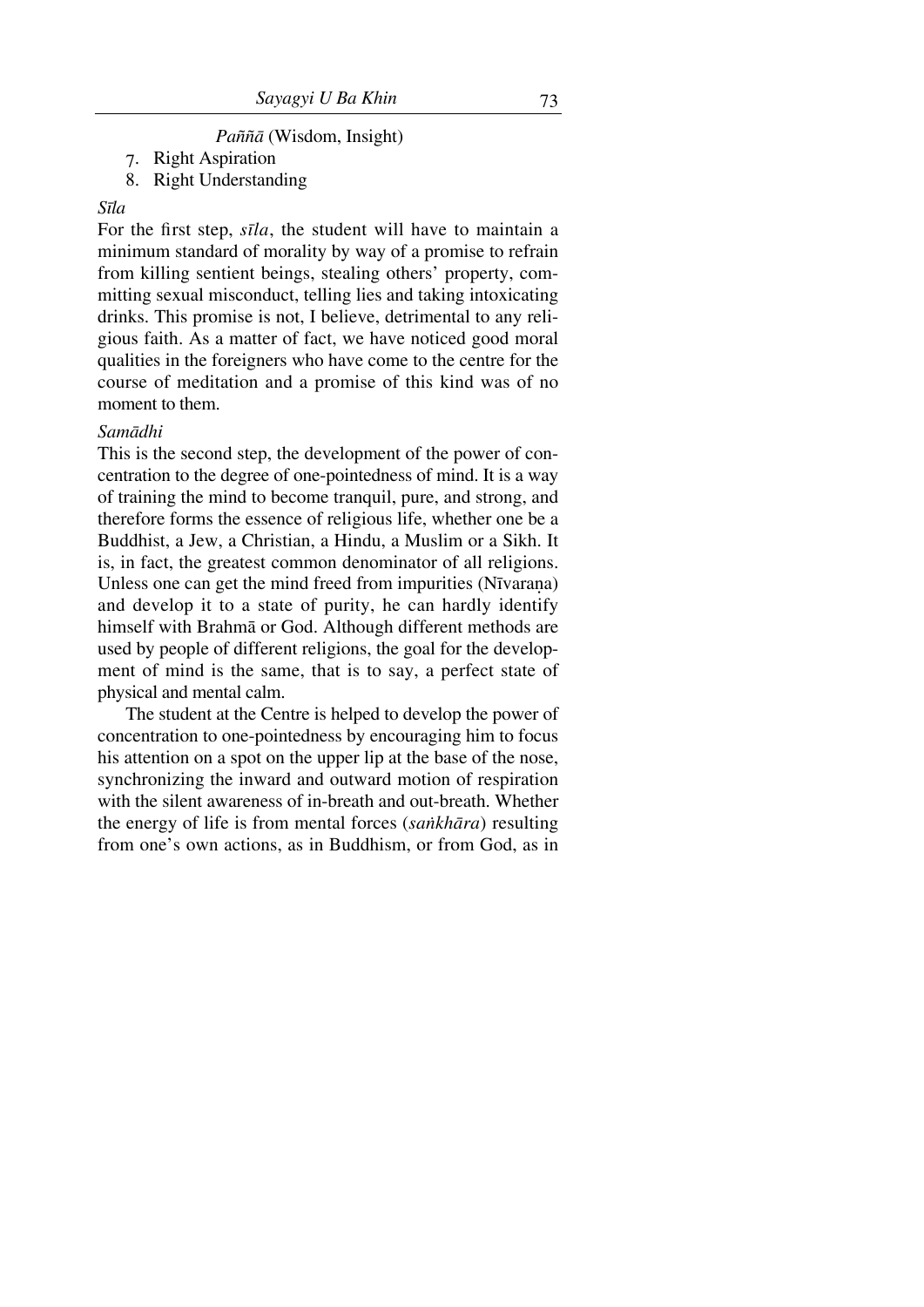*Paññā* (Wisdom, Insight)

7. Right Aspiration
8. Right Understanding

*Sīla*

For the first step, *sīla*, the student will have to maintain a minimum standard of morality by way of a promise to refrain from killing sentient beings, stealing others' property, committing sexual misconduct, telling lies and taking intoxicating drinks. This promise is not, I believe, detrimental to any religious faith. As a matter of fact, we have noticed good moral qualities in the foreigners who have come to the centre for the course of meditation and a promise of this kind was of no moment to them.

*Samādhi*

This is the second step, the development of the power of concentration to the degree of one-pointedness of mind. It is a way of training the mind to become tranquil, pure, and strong, and therefore forms the essence of religious life, whether one be a Buddhist, a Jew, a Christian, a Hindu, a Muslim or a Sikh. It is, in fact, the greatest common denominator of all religions. Unless one can get the mind freed from impurities (Nīvaraṇa) and develop it to a state of purity, he can hardly identify himself with Brahmā or God. Although different methods are used by people of different religions, the goal for the development of mind is the same, that is to say, a perfect state of physical and mental calm.

The student at the Centre is helped to develop the power of concentration to one-pointedness by encouraging him to focus his attention on a spot on the upper lip at the base of the nose, synchronizing the inward and outward motion of respiration with the silent awareness of in-breath and out-breath. Whether the energy of life is from mental forces (*saṅkhāra*) resulting from one's own actions, as in Buddhism, or from God, as in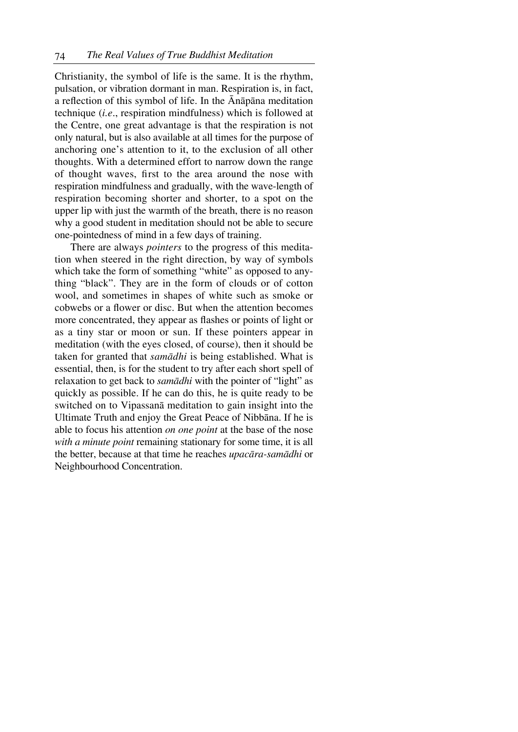Christianity, the symbol of life is the same. It is the rhythm, pulsation, or vibration dormant in man. Respiration is, in fact, a reflection of this symbol of life. In the Ānāpāna meditation technique (*i.e*., respiration mindfulness) which is followed at the Centre, one great advantage is that the respiration is not only natural, but is also available at all times for the purpose of anchoring one's attention to it, to the exclusion of all other thoughts. With a determined effort to narrow down the range of thought waves, first to the area around the nose with respiration mindfulness and gradually, with the wave-length of respiration becoming shorter and shorter, to a spot on the upper lip with just the warmth of the breath, there is no reason why a good student in meditation should not be able to secure one-pointedness of mind in a few days of training.

There are always *pointers* to the progress of this meditation when steered in the right direction, by way of symbols which take the form of something "white" as opposed to anything "black". They are in the form of clouds or of cotton wool, and sometimes in shapes of white such as smoke or cobwebs or a flower or disc. But when the attention becomes more concentrated, they appear as flashes or points of light or as a tiny star or moon or sun. If these pointers appear in meditation (with the eyes closed, of course), then it should be taken for granted that *samādhi* is being established. What is essential, then, is for the student to try after each short spell of relaxation to get back to *samādhi* with the pointer of "light" as quickly as possible. If he can do this, he is quite ready to be switched on to Vipassanā meditation to gain insight into the Ultimate Truth and enjoy the Great Peace of Nibbāna. If he is able to focus his attention *on one point* at the base of the nose *with a minute point* remaining stationary for some time, it is all the better, because at that time he reaches *upacāra-samādhi* or Neighbourhood Concentration.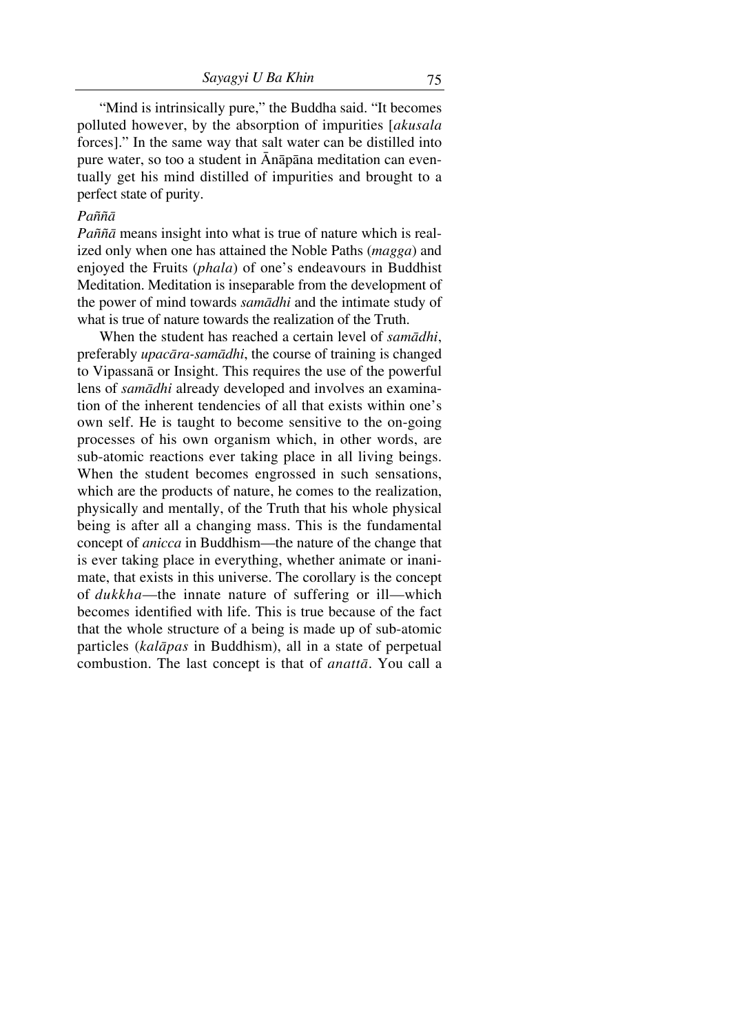"Mind is intrinsically pure," the Buddha said. "It becomes polluted however, by the absorption of impurities [*akusala* forces]." In the same way that salt water can be distilled into pure water, so too a student in Ānāpāna meditation can eventually get his mind distilled of impurities and brought to a perfect state of purity.

### *Paññā*

*Paññā* means insight into what is true of nature which is realized only when one has attained the Noble Paths (*magga*) and enjoyed the Fruits (*phala*) of one's endeavours in Buddhist Meditation. Meditation is inseparable from the development of the power of mind towards *samādhi* and the intimate study of what is true of nature towards the realization of the Truth.

When the student has reached a certain level of *samādhi*, preferably *upacāra-samādhi*, the course of training is changed to Vipassanā or Insight. This requires the use of the powerful lens of *samādhi* already developed and involves an examination of the inherent tendencies of all that exists within one's own self. He is taught to become sensitive to the on-going processes of his own organism which, in other words, are sub-atomic reactions ever taking place in all living beings. When the student becomes engrossed in such sensations, which are the products of nature, he comes to the realization, physically and mentally, of the Truth that his whole physical being is after all a changing mass. This is the fundamental concept of *anicca* in Buddhism—the nature of the change that is ever taking place in everything, whether animate or inanimate, that exists in this universe. The corollary is the concept of *dukkha*—the innate nature of suffering or ill—which becomes identified with life. This is true because of the fact that the whole structure of a being is made up of sub-atomic particles (*kalāpas* in Buddhism), all in a state of perpetual combustion. The last concept is that of *anattā*. You call a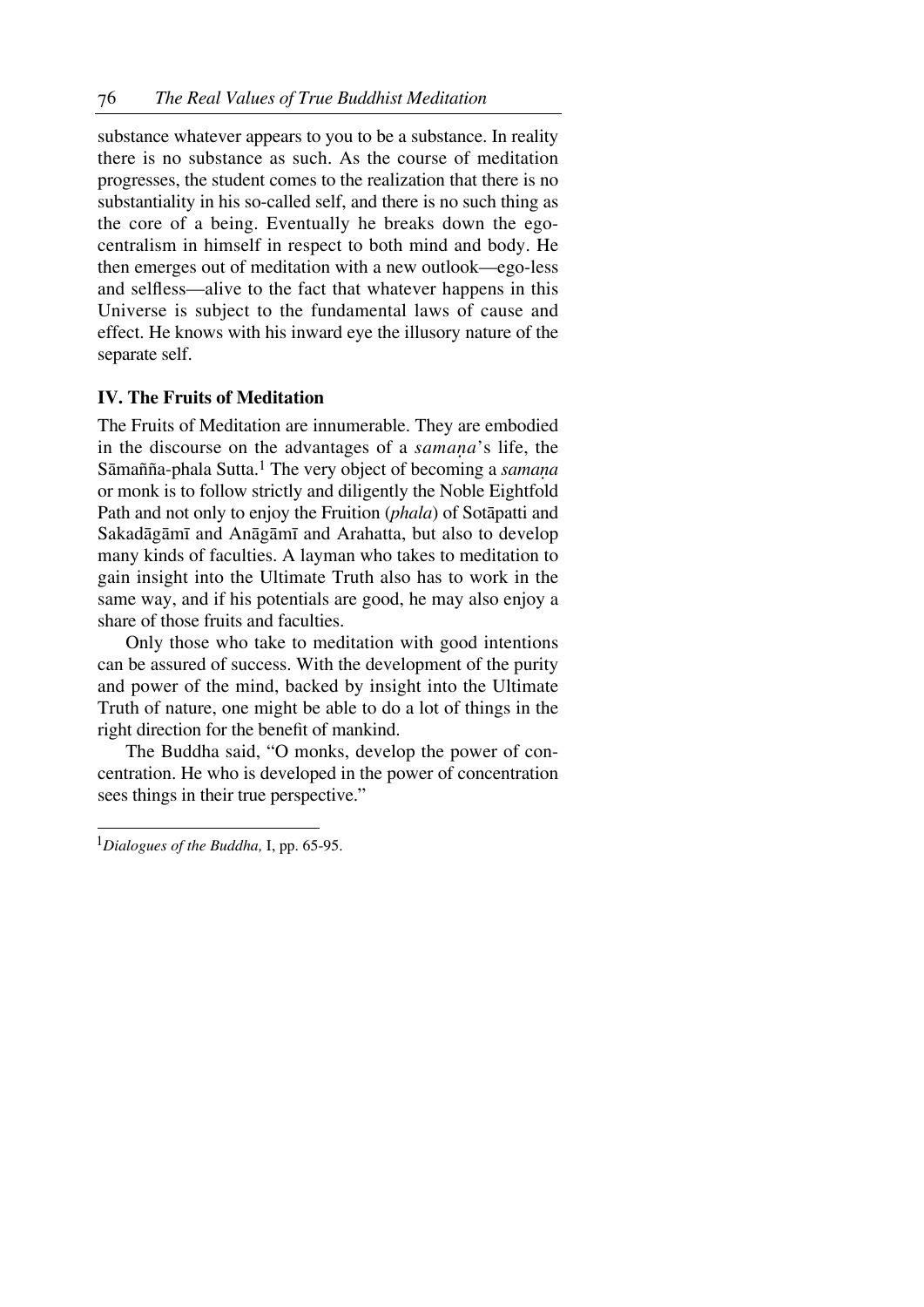substance whatever appears to you to be a substance. In reality there is no substance as such. As the course of meditation progresses, the student comes to the realization that there is no substantiality in his so-called self, and there is no such thing as the core of a being. Eventually he breaks down the ego-centralism in himself in respect to both mind and body. He then emerges out of meditation with a new outlook—ego-less and selfless—alive to the fact that whatever happens in this Universe is subject to the fundamental laws of cause and effect. He knows with his inward eye the illusory nature of the separate self.

### IV. The Fruits of Meditation

The Fruits of Meditation are innumerable. They are embodied in the discourse on the advantages of a *samaṇa*'s life, the Sāmañña-phala Sutta.[1] The very object of becoming a *samaṇa* or monk is to follow strictly and diligently the Noble Eightfold Path and not only to enjoy the Fruition (*phala*) of Sotāpatti and Sakadāgāmī and Anāgāmī and Arahatta, but also to develop many kinds of faculties. A layman who takes to meditation to gain insight into the Ultimate Truth also has to work in the same way, and if his potentials are good, he may also enjoy a share of those fruits and faculties.

Only those who take to meditation with good intentions can be assured of success. With the development of the purity and power of the mind, backed by insight into the Ultimate Truth of nature, one might be able to do a lot of things in the right direction for the benefit of mankind.

The Buddha said, "O monks, develop the power of concentration. He who is developed in the power of concentration sees things in their true perspective."

---

[1] *Dialogues of the Buddha,* I, pp. 65-95.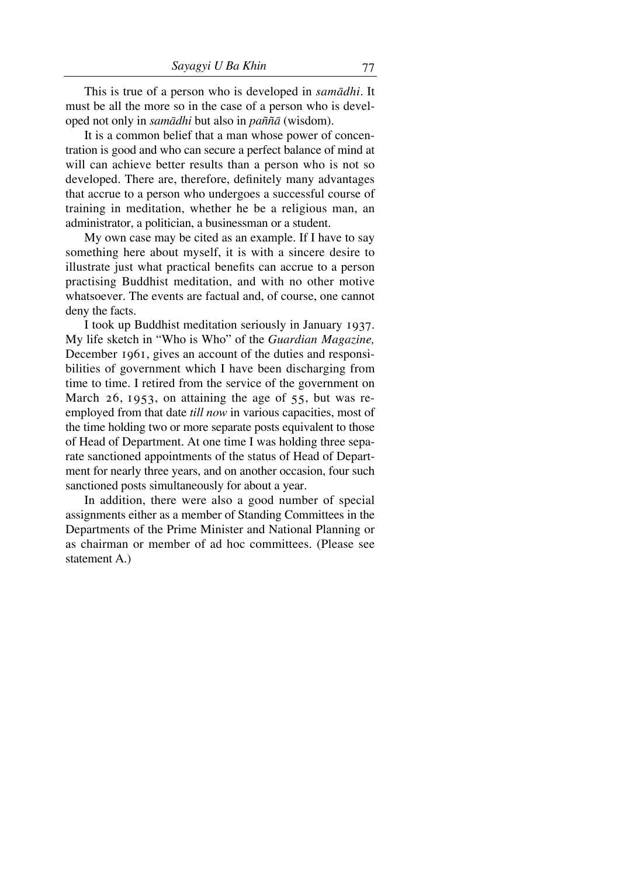This is true of a person who is developed in *samādhi*. It must be all the more so in the case of a person who is developed not only in *samādhi* but also in *paññā* (wisdom).

It is a common belief that a man whose power of concentration is good and who can secure a perfect balance of mind at will can achieve better results than a person who is not so developed. There are, therefore, definitely many advantages that accrue to a person who undergoes a successful course of training in meditation, whether he be a religious man, an administrator, a politician, a businessman or a student.

My own case may be cited as an example. If I have to say something here about myself, it is with a sincere desire to illustrate just what practical benefits can accrue to a person practising Buddhist meditation, and with no other motive whatsoever. The events are factual and, of course, one cannot deny the facts.

I took up Buddhist meditation seriously in January 1937. My life sketch in "Who is Who" of the *Guardian Magazine,* December 1961, gives an account of the duties and responsibilities of government which I have been discharging from time to time. I retired from the service of the government on March 26, 1953, on attaining the age of 55, but was re-employed from that date *till now* in various capacities, most of the time holding two or more separate posts equivalent to those of Head of Department. At one time I was holding three separate sanctioned appointments of the status of Head of Department for nearly three years, and on another occasion, four such sanctioned posts simultaneously for about a year.

In addition, there were also a good number of special assignments either as a member of Standing Committees in the Departments of the Prime Minister and National Planning or as chairman or member of ad hoc committees. (Please see statement A.)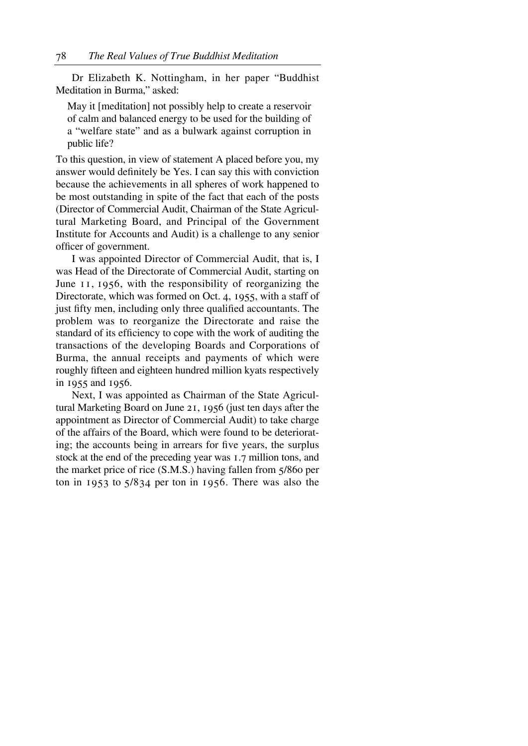Dr Elizabeth K. Nottingham, in her paper "Buddhist Meditation in Burma," asked:

> May it [meditation] not possibly help to create a reservoir of calm and balanced energy to be used for the building of a "welfare state" and as a bulwark against corruption in public life?

To this question, in view of statement A placed before you, my answer would definitely be Yes. I can say this with conviction because the achievements in all spheres of work happened to be most outstanding in spite of the fact that each of the posts (Director of Commercial Audit, Chairman of the State Agricultural Marketing Board, and Principal of the Government Institute for Accounts and Audit) is a challenge to any senior officer of government.

I was appointed Director of Commercial Audit, that is, I was Head of the Directorate of Commercial Audit, starting on June 11, 1956, with the responsibility of reorganizing the Directorate, which was formed on Oct. 4, 1955, with a staff of just fifty men, including only three qualified accountants. The problem was to reorganize the Directorate and raise the standard of its efficiency to cope with the work of auditing the transactions of the developing Boards and Corporations of Burma, the annual receipts and payments of which were roughly fifteen and eighteen hundred million kyats respectively in 1955 and 1956.

Next, I was appointed as Chairman of the State Agricultural Marketing Board on June 21, 1956 (just ten days after the appointment as Director of Commercial Audit) to take charge of the affairs of the Board, which were found to be deteriorating; the accounts being in arrears for five years, the surplus stock at the end of the preceding year was 1.7 million tons, and the market price of rice (S.M.S.) having fallen from 5/860 per ton in 1953 to 5/834 per ton in 1956. There was also the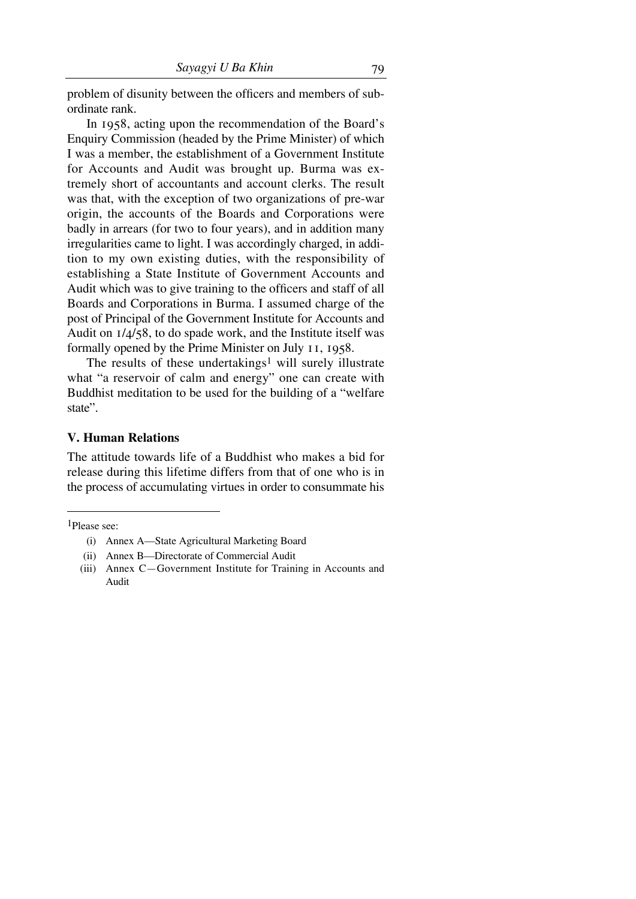problem of disunity between the officers and members of subordinate rank.

In 1958, acting upon the recommendation of the Board's Enquiry Commission (headed by the Prime Minister) of which I was a member, the establishment of a Government Institute for Accounts and Audit was brought up. Burma was extremely short of accountants and account clerks. The result was that, with the exception of two organizations of pre-war origin, the accounts of the Boards and Corporations were badly in arrears (for two to four years), and in addition many irregularities came to light. I was accordingly charged, in addition to my own existing duties, with the responsibility of establishing a State Institute of Government Accounts and Audit which was to give training to the officers and staff of all Boards and Corporations in Burma. I assumed charge of the post of Principal of the Government Institute for Accounts and Audit on 1/4/58, to do spade work, and the Institute itself was formally opened by the Prime Minister on July 11, 1958.

The results of these undertakings[1] will surely illustrate what "a reservoir of calm and energy" one can create with Buddhist meditation to be used for the building of a "welfare state".

## V. Human Relations

The attitude towards life of a Buddhist who makes a bid for release during this lifetime differs from that of one who is in the process of accumulating virtues in order to consummate his

---

[1]Please see:

- (i) Annex A—State Agricultural Marketing Board
- (ii) Annex B—Directorate of Commercial Audit
- (iii) Annex C—Government Institute for Training in Accounts and Audit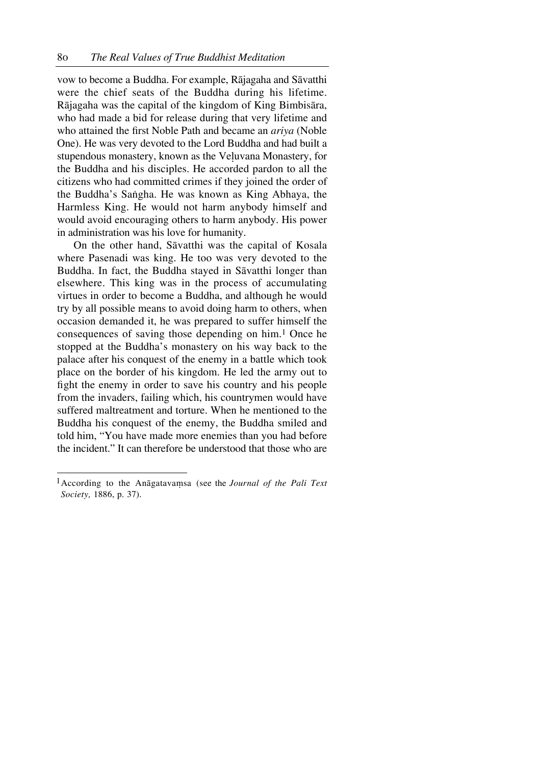vow to become a Buddha. For example, Rājagaha and Sāvatthi were the chief seats of the Buddha during his lifetime. Rājagaha was the capital of the kingdom of King Bimbisāra, who had made a bid for release during that very lifetime and who attained the first Noble Path and became an *ariya* (Noble One). He was very devoted to the Lord Buddha and had built a stupendous monastery, known as the Veḷuvana Monastery, for the Buddha and his disciples. He accorded pardon to all the citizens who had committed crimes if they joined the order of the Buddha's Saṅgha. He was known as King Abhaya, the Harmless King. He would not harm anybody himself and would avoid encouraging others to harm anybody. His power in administration was his love for humanity.

On the other hand, Sāvatthi was the capital of Kosala where Pasenadi was king. He too was very devoted to the Buddha. In fact, the Buddha stayed in Sāvatthi longer than elsewhere. This king was in the process of accumulating virtues in order to become a Buddha, and although he would try by all possible means to avoid doing harm to others, when occasion demanded it, he was prepared to suffer himself the consequences of saving those depending on him.[1] Once he stopped at the Buddha's monastery on his way back to the palace after his conquest of the enemy in a battle which took place on the border of his kingdom. He led the army out to fight the enemy in order to save his country and his people from the invaders, failing which, his countrymen would have suffered maltreatment and torture. When he mentioned to the Buddha his conquest of the enemy, the Buddha smiled and told him, "You have made more enemies than you had before the incident." It can therefore be understood that those who are

---

[1] According to the Anāgatavaṃsa (see the *Journal of the Pali Text Society,* 1886, p. 37).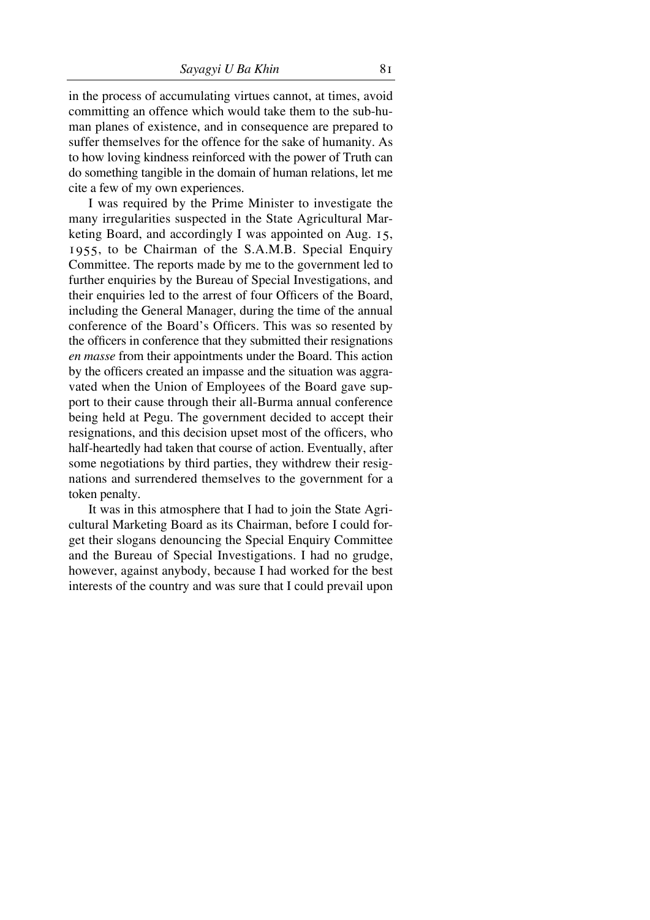in the process of accumulating virtues cannot, at times, avoid committing an offence which would take them to the sub-human planes of existence, and in consequence are prepared to suffer themselves for the offence for the sake of humanity. As to how loving kindness reinforced with the power of Truth can do something tangible in the domain of human relations, let me cite a few of my own experiences.

I was required by the Prime Minister to investigate the many irregularities suspected in the State Agricultural Marketing Board, and accordingly I was appointed on Aug. 15, 1955, to be Chairman of the S.A.M.B. Special Enquiry Committee. The reports made by me to the government led to further enquiries by the Bureau of Special Investigations, and their enquiries led to the arrest of four Officers of the Board, including the General Manager, during the time of the annual conference of the Board's Officers. This was so resented by the officers in conference that they submitted their resignations *en masse* from their appointments under the Board. This action by the officers created an impasse and the situation was aggravated when the Union of Employees of the Board gave support to their cause through their all-Burma annual conference being held at Pegu. The government decided to accept their resignations, and this decision upset most of the officers, who half-heartedly had taken that course of action. Eventually, after some negotiations by third parties, they withdrew their resignations and surrendered themselves to the government for a token penalty.

It was in this atmosphere that I had to join the State Agricultural Marketing Board as its Chairman, before I could forget their slogans denouncing the Special Enquiry Committee and the Bureau of Special Investigations. I had no grudge, however, against anybody, because I had worked for the best interests of the country and was sure that I could prevail upon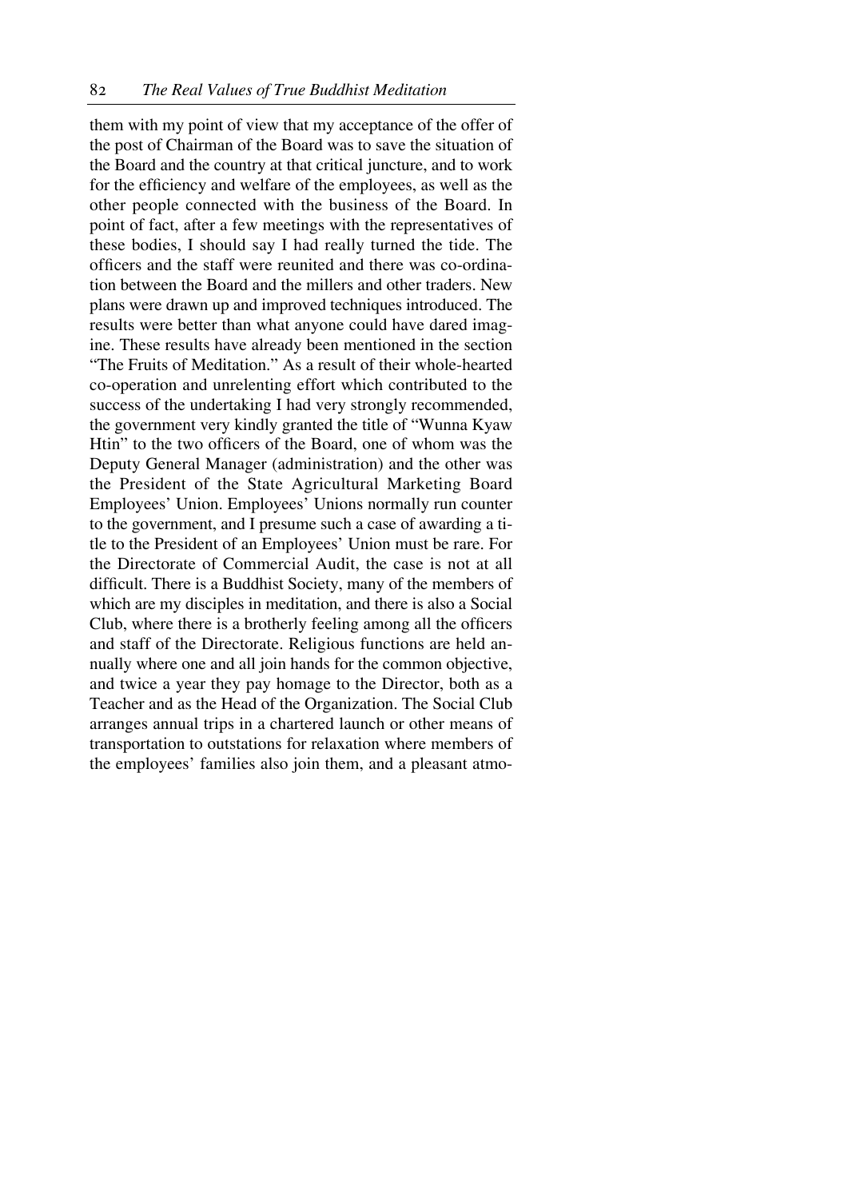them with my point of view that my acceptance of the offer of the post of Chairman of the Board was to save the situation of the Board and the country at that critical juncture, and to work for the efficiency and welfare of the employees, as well as the other people connected with the business of the Board. In point of fact, after a few meetings with the representatives of these bodies, I should say I had really turned the tide. The officers and the staff were reunited and there was co-ordination between the Board and the millers and other traders. New plans were drawn up and improved techniques introduced. The results were better than what anyone could have dared imagine. These results have already been mentioned in the section "The Fruits of Meditation." As a result of their whole-hearted co-operation and unrelenting effort which contributed to the success of the undertaking I had very strongly recommended, the government very kindly granted the title of "Wunna Kyaw Htin" to the two officers of the Board, one of whom was the Deputy General Manager (administration) and the other was the President of the State Agricultural Marketing Board Employees' Union. Employees' Unions normally run counter to the government, and I presume such a case of awarding a title to the President of an Employees' Union must be rare. For the Directorate of Commercial Audit, the case is not at all difficult. There is a Buddhist Society, many of the members of which are my disciples in meditation, and there is also a Social Club, where there is a brotherly feeling among all the officers and staff of the Directorate. Religious functions are held annually where one and all join hands for the common objective, and twice a year they pay homage to the Director, both as a Teacher and as the Head of the Organization. The Social Club arranges annual trips in a chartered launch or other means of transportation to outstations for relaxation where members of the employees' families also join them, and a pleasant atmo-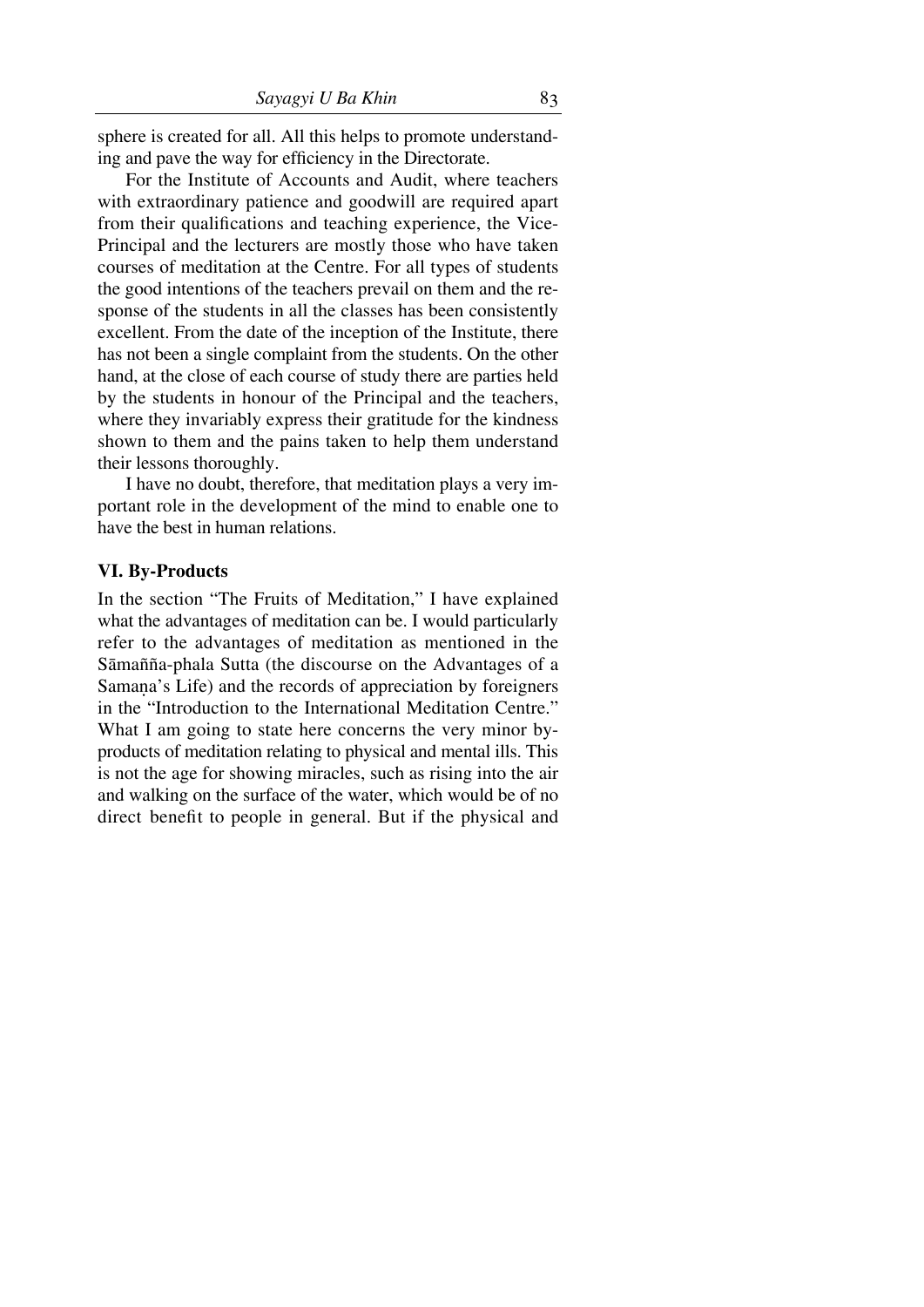sphere is created for all. All this helps to promote understanding and pave the way for efficiency in the Directorate.

For the Institute of Accounts and Audit, where teachers with extraordinary patience and goodwill are required apart from their qualifications and teaching experience, the Vice-Principal and the lecturers are mostly those who have taken courses of meditation at the Centre. For all types of students the good intentions of the teachers prevail on them and the response of the students in all the classes has been consistently excellent. From the date of the inception of the Institute, there has not been a single complaint from the students. On the other hand, at the close of each course of study there are parties held by the students in honour of the Principal and the teachers, where they invariably express their gratitude for the kindness shown to them and the pains taken to help them understand their lessons thoroughly.

I have no doubt, therefore, that meditation plays a very important role in the development of the mind to enable one to have the best in human relations.

### VI. By-Products

In the section "The Fruits of Meditation," I have explained what the advantages of meditation can be. I would particularly refer to the advantages of meditation as mentioned in the Sāmañña-phala Sutta (the discourse on the Advantages of a Samaṇa's Life) and the records of appreciation by foreigners in the "Introduction to the International Meditation Centre." What I am going to state here concerns the very minor by-products of meditation relating to physical and mental ills. This is not the age for showing miracles, such as rising into the air and walking on the surface of the water, which would be of no direct benefit to people in general. But if the physical and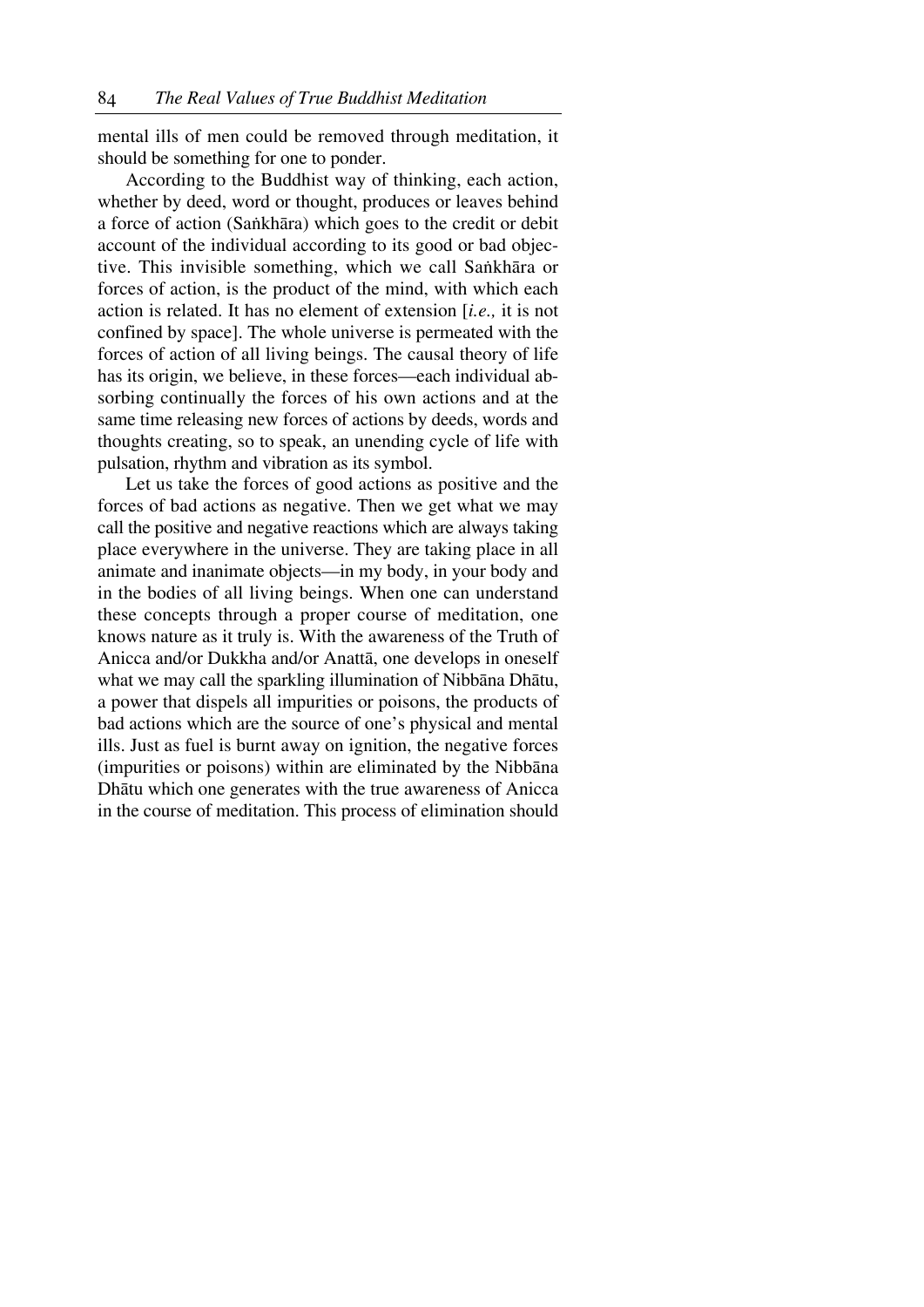mental ills of men could be removed through meditation, it should be something for one to ponder.

According to the Buddhist way of thinking, each action, whether by deed, word or thought, produces or leaves behind a force of action (Saṅkhāra) which goes to the credit or debit account of the individual according to its good or bad objective. This invisible something, which we call Saṅkhāra or forces of action, is the product of the mind, with which each action is related. It has no element of extension [*i.e.,* it is not confined by space]. The whole universe is permeated with the forces of action of all living beings. The causal theory of life has its origin, we believe, in these forces—each individual absorbing continually the forces of his own actions and at the same time releasing new forces of actions by deeds, words and thoughts creating, so to speak, an unending cycle of life with pulsation, rhythm and vibration as its symbol.

Let us take the forces of good actions as positive and the forces of bad actions as negative. Then we get what we may call the positive and negative reactions which are always taking place everywhere in the universe. They are taking place in all animate and inanimate objects—in my body, in your body and in the bodies of all living beings. When one can understand these concepts through a proper course of meditation, one knows nature as it truly is. With the awareness of the Truth of Anicca and/or Dukkha and/or Anattā, one develops in oneself what we may call the sparkling illumination of Nibbāna Dhātu, a power that dispels all impurities or poisons, the products of bad actions which are the source of one's physical and mental ills. Just as fuel is burnt away on ignition, the negative forces (impurities or poisons) within are eliminated by the Nibbāna Dhātu which one generates with the true awareness of Anicca in the course of meditation. This process of elimination should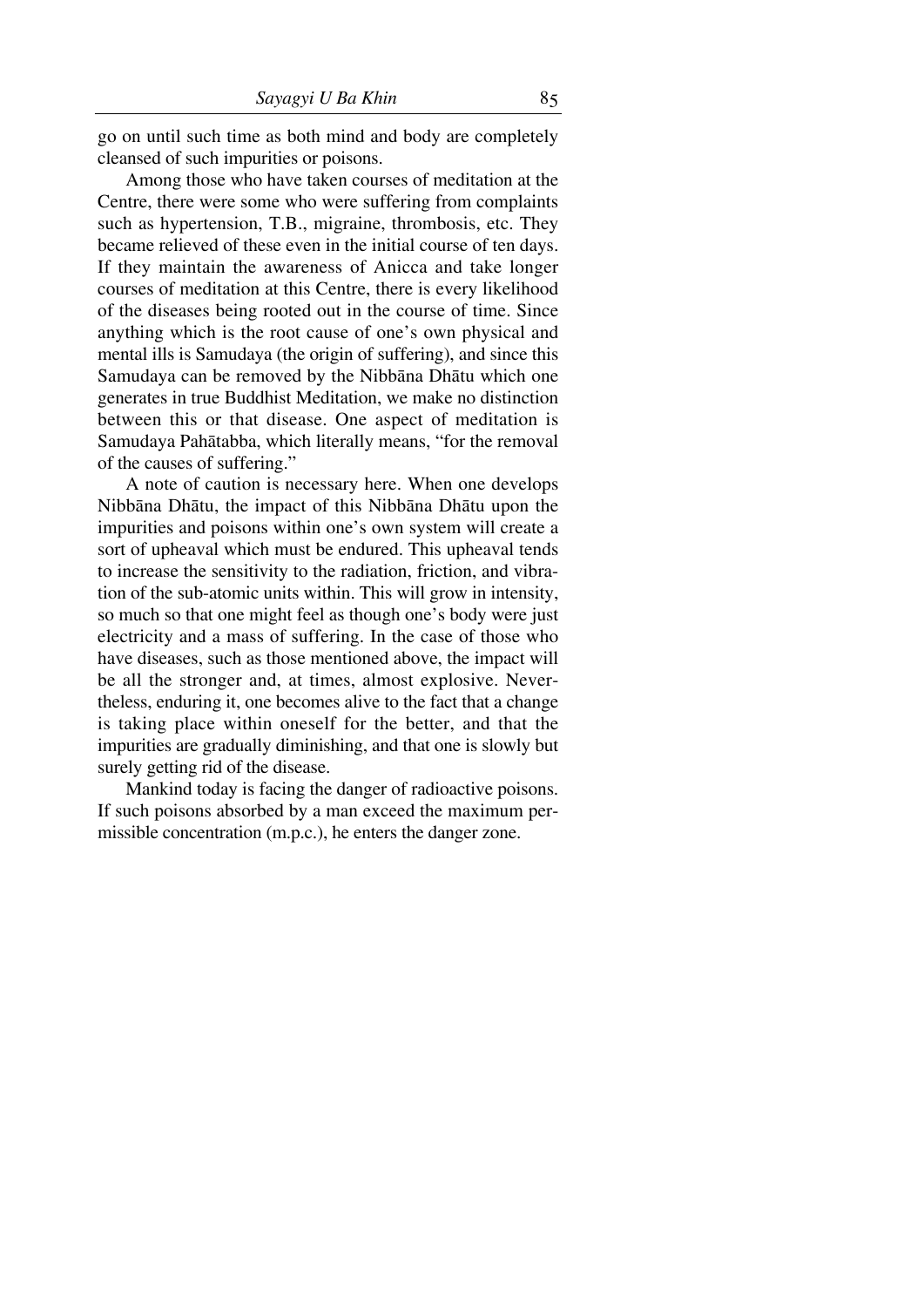go on until such time as both mind and body are completely cleansed of such impurities or poisons.

Among those who have taken courses of meditation at the Centre, there were some who were suffering from complaints such as hypertension, T.B., migraine, thrombosis, etc. They became relieved of these even in the initial course of ten days. If they maintain the awareness of Anicca and take longer courses of meditation at this Centre, there is every likelihood of the diseases being rooted out in the course of time. Since anything which is the root cause of one's own physical and mental ills is Samudaya (the origin of suffering), and since this Samudaya can be removed by the Nibbāna Dhātu which one generates in true Buddhist Meditation, we make no distinction between this or that disease. One aspect of meditation is Samudaya Pahātabba, which literally means, "for the removal of the causes of suffering."

A note of caution is necessary here. When one develops Nibbāna Dhātu, the impact of this Nibbāna Dhātu upon the impurities and poisons within one's own system will create a sort of upheaval which must be endured. This upheaval tends to increase the sensitivity to the radiation, friction, and vibration of the sub-atomic units within. This will grow in intensity, so much so that one might feel as though one's body were just electricity and a mass of suffering. In the case of those who have diseases, such as those mentioned above, the impact will be all the stronger and, at times, almost explosive. Nevertheless, enduring it, one becomes alive to the fact that a change is taking place within oneself for the better, and that the impurities are gradually diminishing, and that one is slowly but surely getting rid of the disease.

Mankind today is facing the danger of radioactive poisons. If such poisons absorbed by a man exceed the maximum permissible concentration (m.p.c.), he enters the danger zone.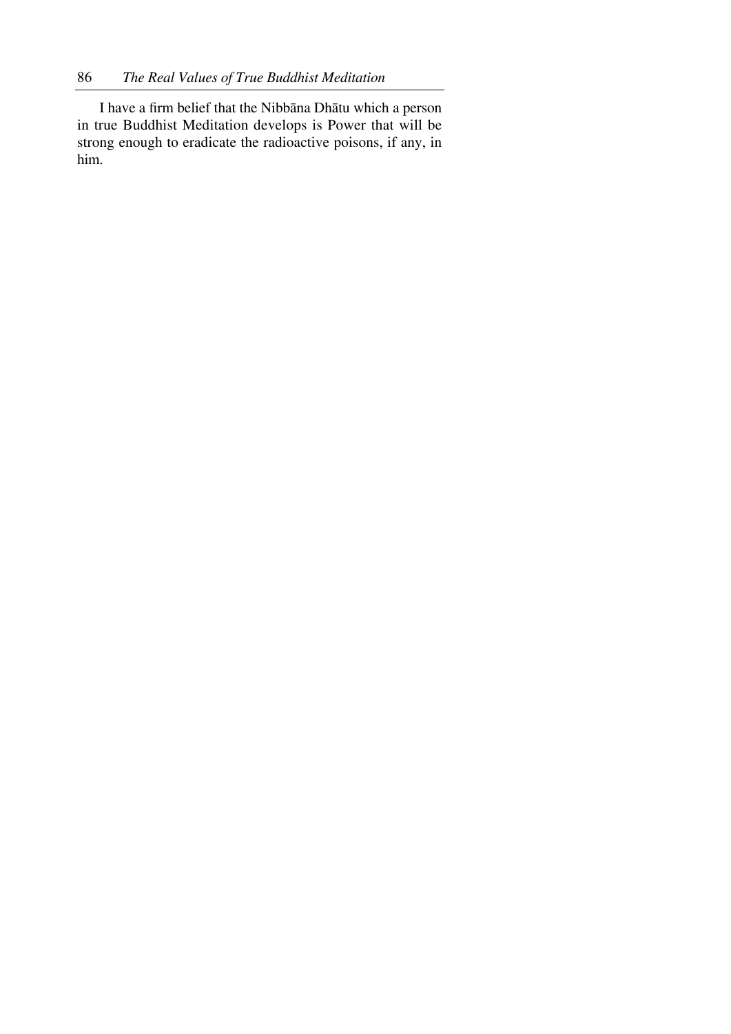I have a firm belief that the Nibbāna Dhātu which a person in true Buddhist Meditation develops is Power that will be strong enough to eradicate the radioactive poisons, if any, in him.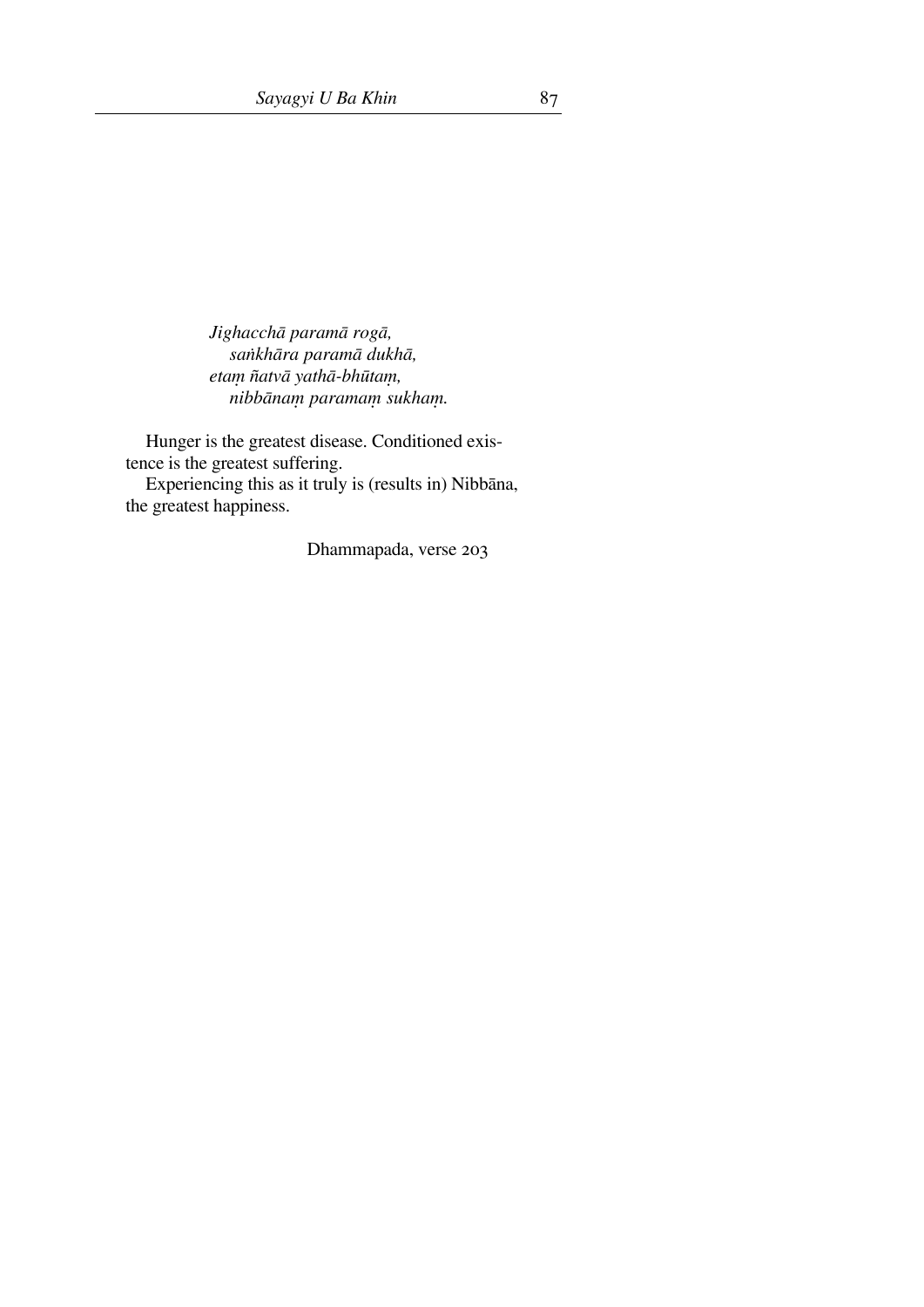*Jighacchā paramā rogā,*
*saṅkhāra paramā dukhā,*
*etaṃ ñatvā yathā-bhūtaṃ,*
*nibbānaṃ paramaṃ sukhaṃ.*

Hunger is the greatest disease. Conditioned existence is the greatest suffering.

Experiencing this as it truly is (results in) Nibbāna, the greatest happiness.

Dhammapada, verse 203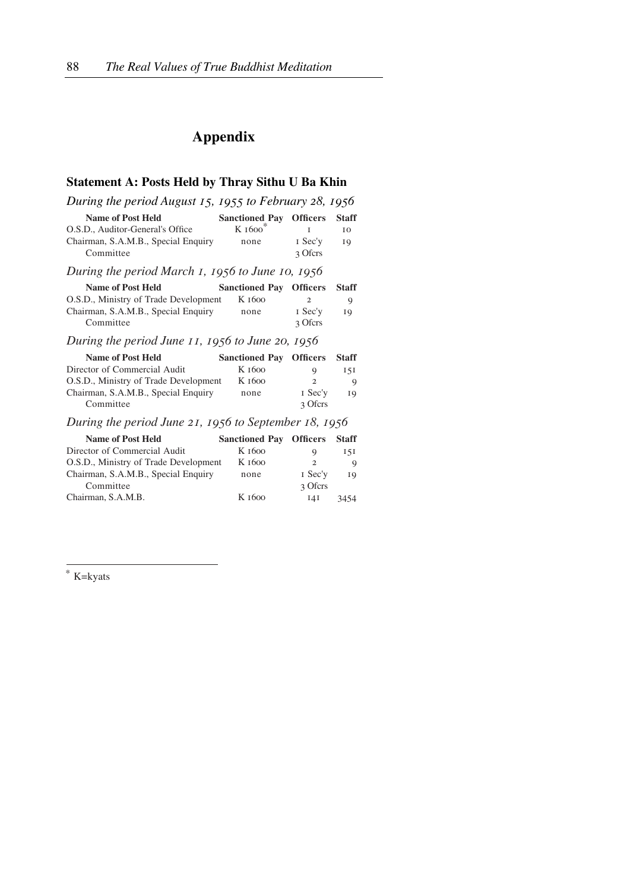# Appendix

## Statement A: Posts Held by Thray Sithu U Ba Khin

*During the period August 15, 1955 to February 28, 1956*

| Name of Post Held | Sanctioned Pay | Officers | Staff |
|---|---|---|---|
| O.S.D., Auditor-General's Office | K 1600* | 1 | 10 |
| Chairman, S.A.M.B., Special Enquiry Committee | none | 1 Sec'y 3 Ofcrs | 19 |

*During the period March 1, 1956 to June 10, 1956*

| Name of Post Held | Sanctioned Pay | Officers | Staff |
|---|---|---|---|
| O.S.D., Ministry of Trade Development | K 1600 | 2 | 9 |
| Chairman, S.A.M.B., Special Enquiry Committee | none | 1 Sec'y 3 Ofcrs | 19 |

*During the period June 11, 1956 to June 20, 1956*

| Name of Post Held | Sanctioned Pay | Officers | Staff |
|---|---|---|---|
| Director of Commercial Audit | K 1600 | 9 | 151 |
| O.S.D., Ministry of Trade Development | K 1600 | 2 | 9 |
| Chairman, S.A.M.B., Special Enquiry Committee | none | 1 Sec'y 3 Ofcrs | 19 |

*During the period June 21, 1956 to September 18, 1956*

| Name of Post Held | Sanctioned Pay | Officers | Staff |
|---|---|---|---|
| Director of Commercial Audit | K 1600 | 9 | 151 |
| O.S.D., Ministry of Trade Development | K 1600 | 2 | 9 |
| Chairman, S.A.M.B., Special Enquiry Committee | none | 1 Sec'y 3 Ofcrs | 19 |
| Chairman, S.A.M.B. | K 1600 | 141 | 3454 |

* K=kyats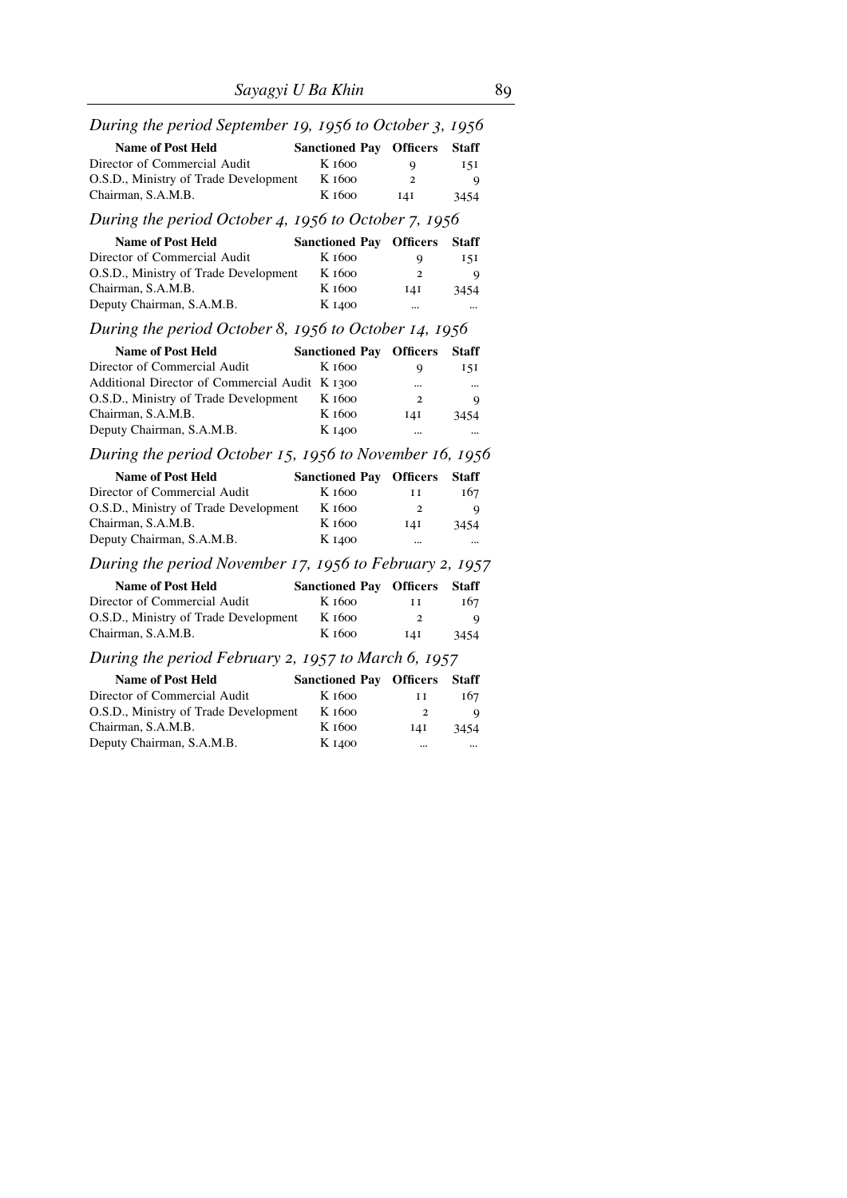*During the period September 19, 1956 to October 3, 1956*

| Name of Post Held | Sanctioned Pay | Officers | Staff |
|---|---|---|---|
| Director of Commercial Audit | K 1600 | 9 | 151 |
| O.S.D., Ministry of Trade Development | K 1600 | 2 | 9 |
| Chairman, S.A.M.B. | K 1600 | 141 | 3454 |

*During the period October 4, 1956 to October 7, 1956*

| Name of Post Held | Sanctioned Pay | Officers | Staff |
|---|---|---|---|
| Director of Commercial Audit | K 1600 | 9 | 151 |
| O.S.D., Ministry of Trade Development | K 1600 | 2 | 9 |
| Chairman, S.A.M.B. | K 1600 | 141 | 3454 |
| Deputy Chairman, S.A.M.B. | K 1400 | ... | ... |

*During the period October 8, 1956 to October 14, 1956*

| Name of Post Held | Sanctioned Pay | Officers | Staff |
|---|---|---|---|
| Director of Commercial Audit | K 1600 | 9 | 151 |
| Additional Director of Commercial Audit | K 1300 | ... | ... |
| O.S.D., Ministry of Trade Development | K 1600 | 2 | 9 |
| Chairman, S.A.M.B. | K 1600 | 141 | 3454 |
| Deputy Chairman, S.A.M.B. | K 1400 | ... | ... |

*During the period October 15, 1956 to November 16, 1956*

| Name of Post Held | Sanctioned Pay | Officers | Staff |
|---|---|---|---|
| Director of Commercial Audit | K 1600 | 11 | 167 |
| O.S.D., Ministry of Trade Development | K 1600 | 2 | 9 |
| Chairman, S.A.M.B. | K 1600 | 141 | 3454 |
| Deputy Chairman, S.A.M.B. | K 1400 | ... | ... |

*During the period November 17, 1956 to February 2, 1957*

| Name of Post Held | Sanctioned Pay | Officers | Staff |
|---|---|---|---|
| Director of Commercial Audit | K 1600 | 11 | 167 |
| O.S.D., Ministry of Trade Development | K 1600 | 2 | 9 |
| Chairman, S.A.M.B. | K 1600 | 141 | 3454 |

*During the period February 2, 1957 to March 6, 1957*

| Name of Post Held | Sanctioned Pay | Officers | Staff |
|---|---|---|---|
| Director of Commercial Audit | K 1600 | 11 | 167 |
| O.S.D., Ministry of Trade Development | K 1600 | 2 | 9 |
| Chairman, S.A.M.B. | K 1600 | 141 | 3454 |
| Deputy Chairman, S.A.M.B. | K 1400 | ... | ... |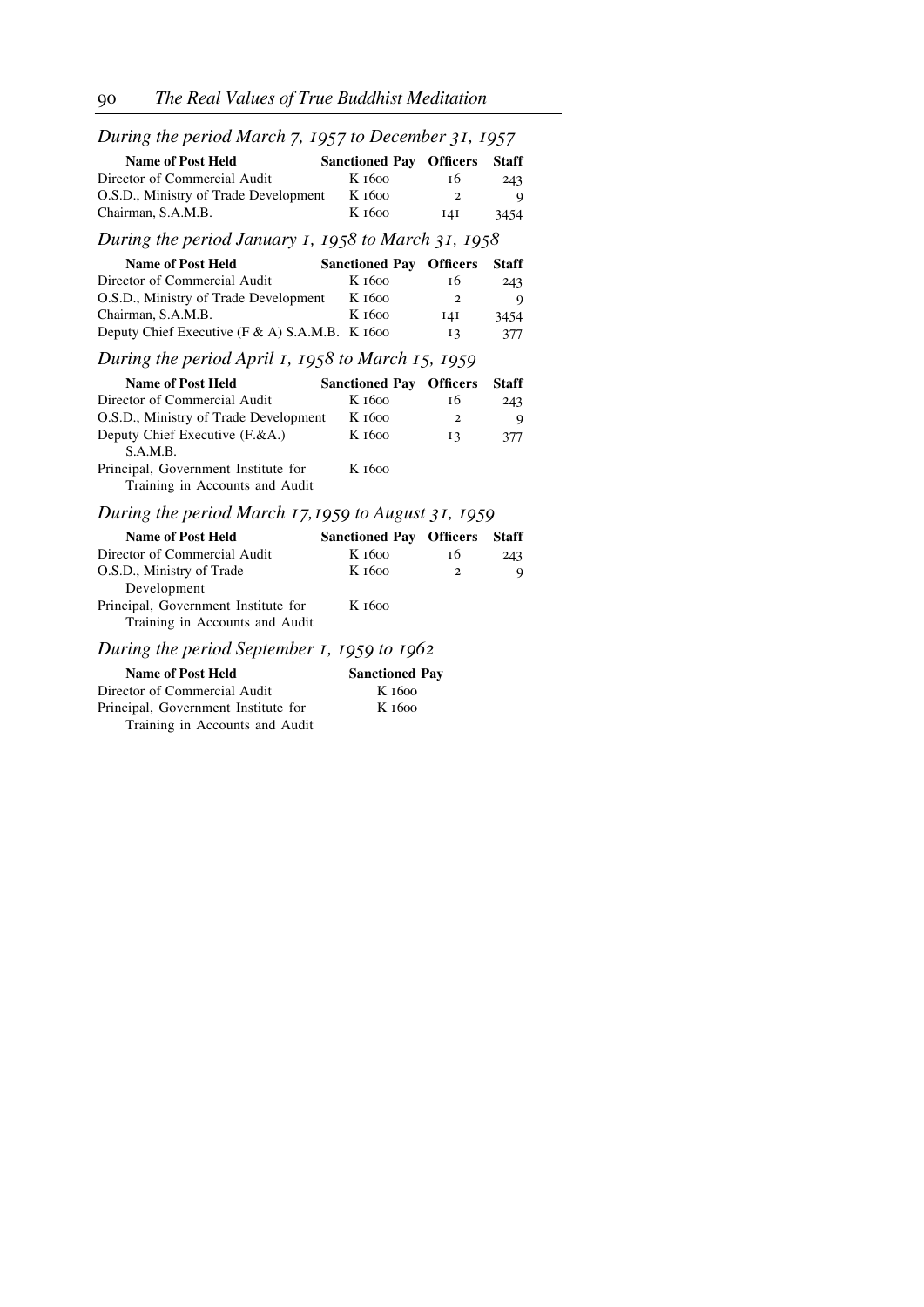### *During the period March 7, 1957 to December 31, 1957*

| Name of Post Held | Sanctioned Pay | Officers | Staff |
|---|---|---|---|
| Director of Commercial Audit | K 1600 | 16 | 243 |
| O.S.D., Ministry of Trade Development | K 1600 | 2 | 9 |
| Chairman, S.A.M.B. | K 1600 | 141 | 3454 |

### *During the period January 1, 1958 to March 31, 1958*

| Name of Post Held | Sanctioned Pay | Officers | Staff |
|---|---|---|---|
| Director of Commercial Audit | K 1600 | 16 | 243 |
| O.S.D., Ministry of Trade Development | K 1600 | 2 | 9 |
| Chairman, S.A.M.B. | K 1600 | 141 | 3454 |
| Deputy Chief Executive (F & A) S.A.M.B. | K 1600 | 13 | 377 |

### *During the period April 1, 1958 to March 15, 1959*

| Name of Post Held | Sanctioned Pay | Officers | Staff |
|---|---|---|---|
| Director of Commercial Audit | K 1600 | 16 | 243 |
| O.S.D., Ministry of Trade Development | K 1600 | 2 | 9 |
| Deputy Chief Executive (F.&A.) S.A.M.B. | K 1600 | 13 | 377 |
| Principal, Government Institute for Training in Accounts and Audit | K 1600 | | |

### *During the period March 17,1959 to August 31, 1959*

| Name of Post Held | Sanctioned Pay | Officers | Staff |
|---|---|---|---|
| Director of Commercial Audit | K 1600 | 16 | 243 |
| O.S.D., Ministry of Trade Development | K 1600 | 2 | 9 |
| Principal, Government Institute for Training in Accounts and Audit | K 1600 | | |

### *During the period September 1, 1959 to 1962*

| Name of Post Held | Sanctioned Pay |
|---|---|
| Director of Commercial Audit | K 1600 |
| Principal, Government Institute for Training in Accounts and Audit | K 1600 |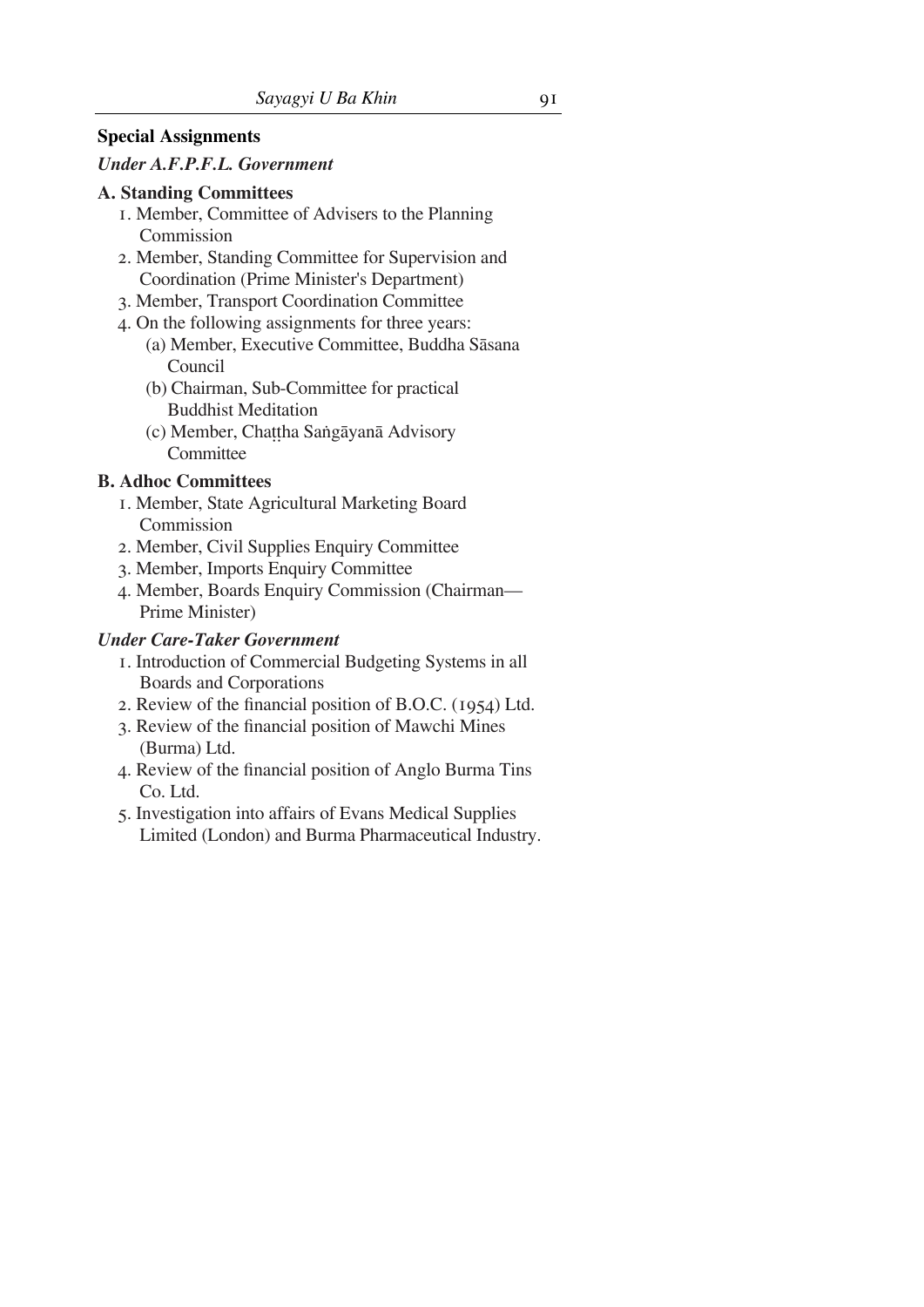## Special Assignments

### *Under A.F.P.F.L. Government*

**A. Standing Committees**

1. Member, Committee of Advisers to the Planning Commission
2. Member, Standing Committee for Supervision and Coordination (Prime Minister's Department)
3. Member, Transport Coordination Committee
4. On the following assignments for three years:
   - (a) Member, Executive Committee, Buddha Sāsana Council
   - (b) Chairman, Sub-Committee for practical Buddhist Meditation
   - (c) Member, Chaṭṭha Saṅgāyanā Advisory Committee

**B. Adhoc Committees**

1. Member, State Agricultural Marketing Board Commission
2. Member, Civil Supplies Enquiry Committee
3. Member, Imports Enquiry Committee
4. Member, Boards Enquiry Commission (Chairman—Prime Minister)

### *Under Care-Taker Government*

1. Introduction of Commercial Budgeting Systems in all Boards and Corporations
2. Review of the financial position of B.O.C. (1954) Ltd.
3. Review of the financial position of Mawchi Mines (Burma) Ltd.
4. Review of the financial position of Anglo Burma Tins Co. Ltd.
5. Investigation into affairs of Evans Medical Supplies Limited (London) and Burma Pharmaceutical Industry.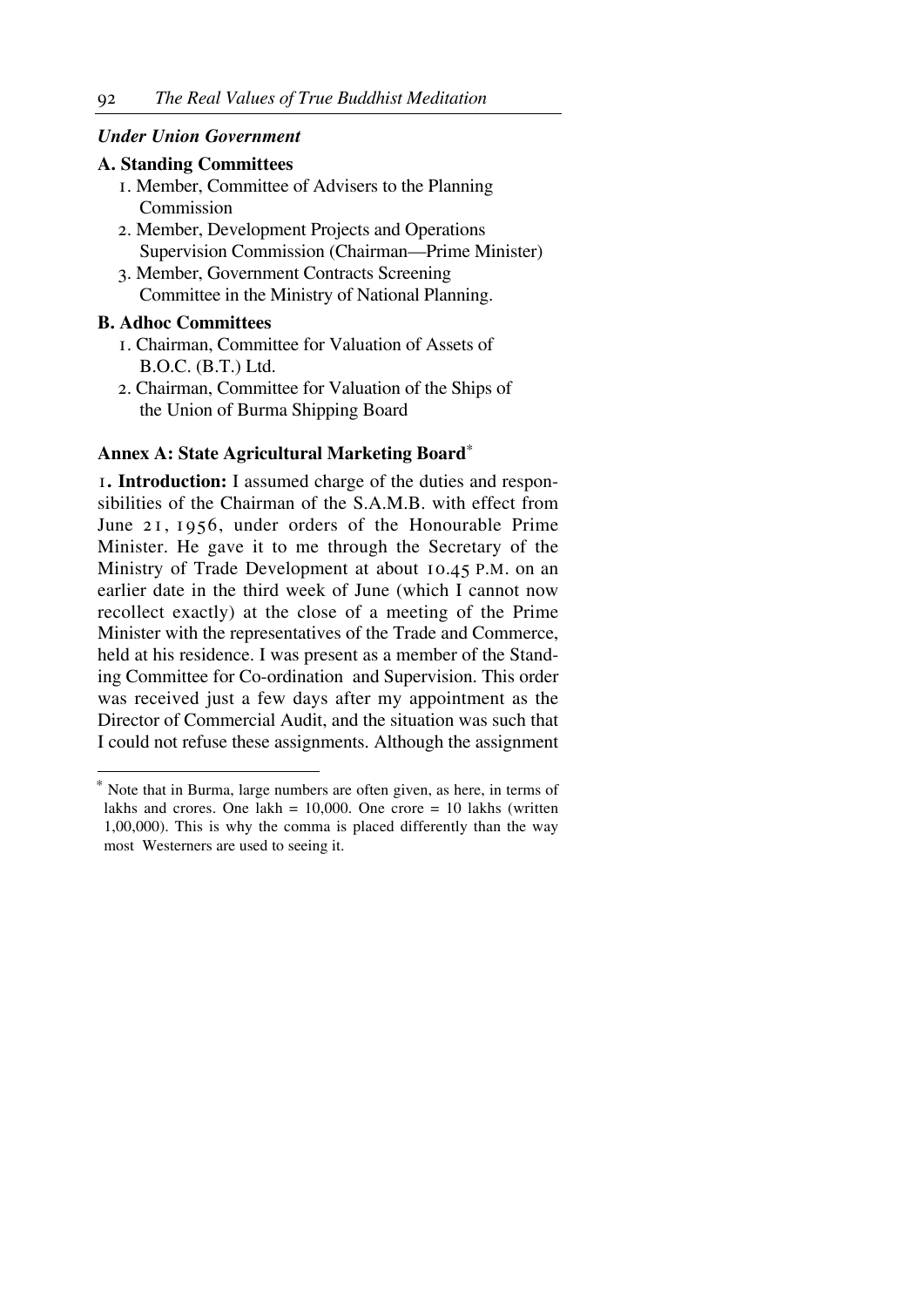***Under Union Government***

**A. Standing Committees**

1. Member, Committee of Advisers to the Planning Commission
2. Member, Development Projects and Operations Supervision Commission (Chairman—Prime Minister)
3. Member, Government Contracts Screening Committee in the Ministry of National Planning.

**B. Adhoc Committees**

1. Chairman, Committee for Valuation of Assets of B.O.C. (B.T.) Ltd.
2. Chairman, Committee for Valuation of the Ships of the Union of Burma Shipping Board

### Annex A: State Agricultural Marketing Board*

1. **Introduction:** I assumed charge of the duties and responsibilities of the Chairman of the S.A.M.B. with effect from June 21, 1956, under orders of the Honourable Prime Minister. He gave it to me through the Secretary of the Ministry of Trade Development at about 10.45 P.M. on an earlier date in the third week of June (which I cannot now recollect exactly) at the close of a meeting of the Prime Minister with the representatives of the Trade and Commerce, held at his residence. I was present as a member of the Standing Committee for Co-ordination and Supervision. This order was received just a few days after my appointment as the Director of Commercial Audit, and the situation was such that I could not refuse these assignments. Although the assignment

---

* Note that in Burma, large numbers are often given, as here, in terms of lakhs and crores. One lakh = 10,000. One crore = 10 lakhs (written 1,00,000). This is why the comma is placed differently than the way most Westerners are used to seeing it.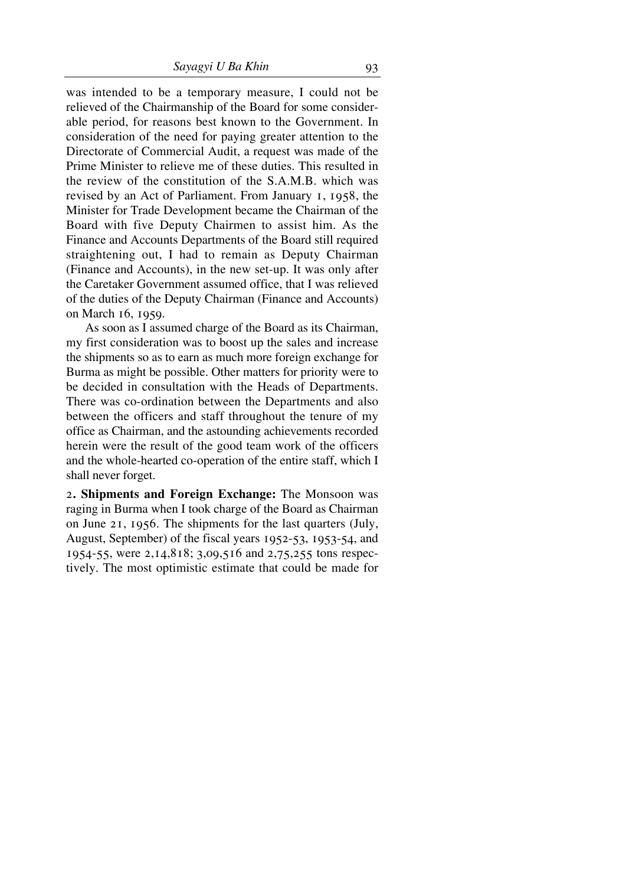was intended to be a temporary measure, I could not be relieved of the Chairmanship of the Board for some considerable period, for reasons best known to the Government. In consideration of the need for paying greater attention to the Directorate of Commercial Audit, a request was made of the Prime Minister to relieve me of these duties. This resulted in the review of the constitution of the S.A.M.B. which was revised by an Act of Parliament. From January 1, 1958, the Minister for Trade Development became the Chairman of the Board with five Deputy Chairmen to assist him. As the Finance and Accounts Departments of the Board still required straightening out, I had to remain as Deputy Chairman (Finance and Accounts), in the new set-up. It was only after the Caretaker Government assumed office, that I was relieved of the duties of the Deputy Chairman (Finance and Accounts) on March 16, 1959.

As soon as I assumed charge of the Board as its Chairman, my first consideration was to boost up the sales and increase the shipments so as to earn as much more foreign exchange for Burma as might be possible. Other matters for priority were to be decided in consultation with the Heads of Departments. There was co-ordination between the Departments and also between the officers and staff throughout the tenure of my office as Chairman, and the astounding achievements recorded herein were the result of the good team work of the officers and the whole-hearted co-operation of the entire staff, which I shall never forget.

2**. Shipments and Foreign Exchange:** The Monsoon was raging in Burma when I took charge of the Board as Chairman on June 21, 1956. The shipments for the last quarters (July, August, September) of the fiscal years 1952-53, 1953-54, and 1954-55, were 2,14,818; 3,09,516 and 2,75,255 tons respectively. The most optimistic estimate that could be made for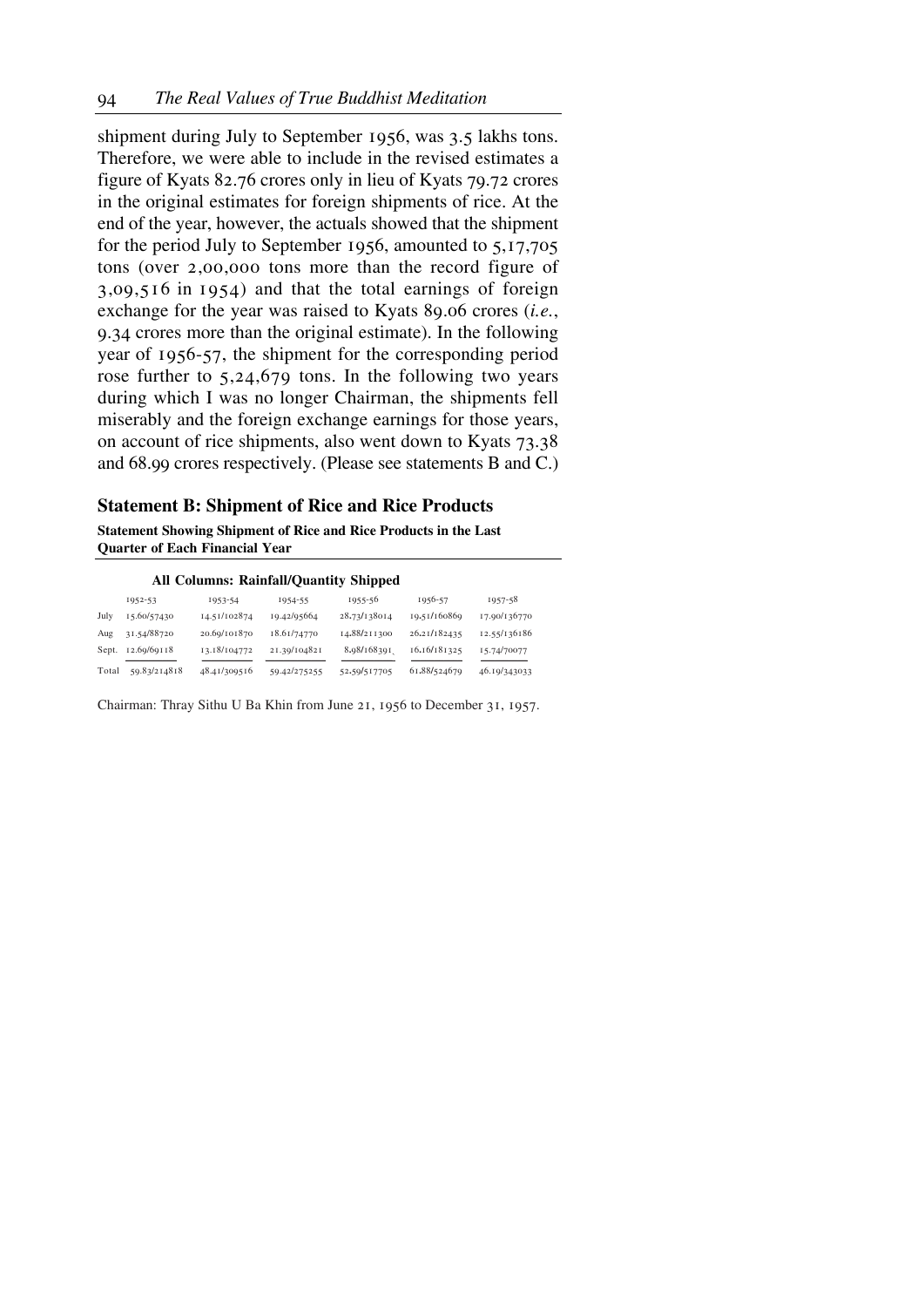shipment during July to September 1956, was 3.5 lakhs tons. Therefore, we were able to include in the revised estimates a figure of Kyats 82.76 crores only in lieu of Kyats 79.72 crores in the original estimates for foreign shipments of rice. At the end of the year, however, the actuals showed that the shipment for the period July to September 1956, amounted to 5,17,705 tons (over 2,00,000 tons more than the record figure of 3,09,516 in 1954) and that the total earnings of foreign exchange for the year was raised to Kyats 89.06 crores (*i.e.*, 9.34 crores more than the original estimate). In the following year of 1956-57, the shipment for the corresponding period rose further to 5,24,679 tons. In the following two years during which I was no longer Chairman, the shipments fell miserably and the foreign exchange earnings for those years, on account of rice shipments, also went down to Kyats 73.38 and 68.99 crores respectively. (Please see statements B and C.)

### Statement B: Shipment of Rice and Rice Products

**Statement Showing Shipment of Rice and Rice Products in the Last Quarter of Each Financial Year**

**All Columns: Rainfall/Quantity Shipped**

| | 1952-53 | 1953-54 | 1954-55 | 1955-56 | 1956-57 | 1957-58 |
|---|---|---|---|---|---|---|
| July | 15.60/57430 | 14.51/102874 | 19.42/95664 | 28.73/138014 | 19.51/160869 | 17.90/136770 |
| Aug | 31.54/88720 | 20.69/101870 | 18.61/74770 | 14.88/211300 | 26.21/182435 | 12.55/136186 |
| Sept. | 12.69/69118 | 13.18/104772 | 21.39/104821 | 8.98/168391 | 16.16/181325 | 15.74/70077 |
| Total | 59.83/214818 | 48.41/309516 | 59.42/275255 | 52.59/517705 | 61.88/524679 | 46.19/343033 |

Chairman: Thray Sithu U Ba Khin from June 21, 1956 to December 31, 1957.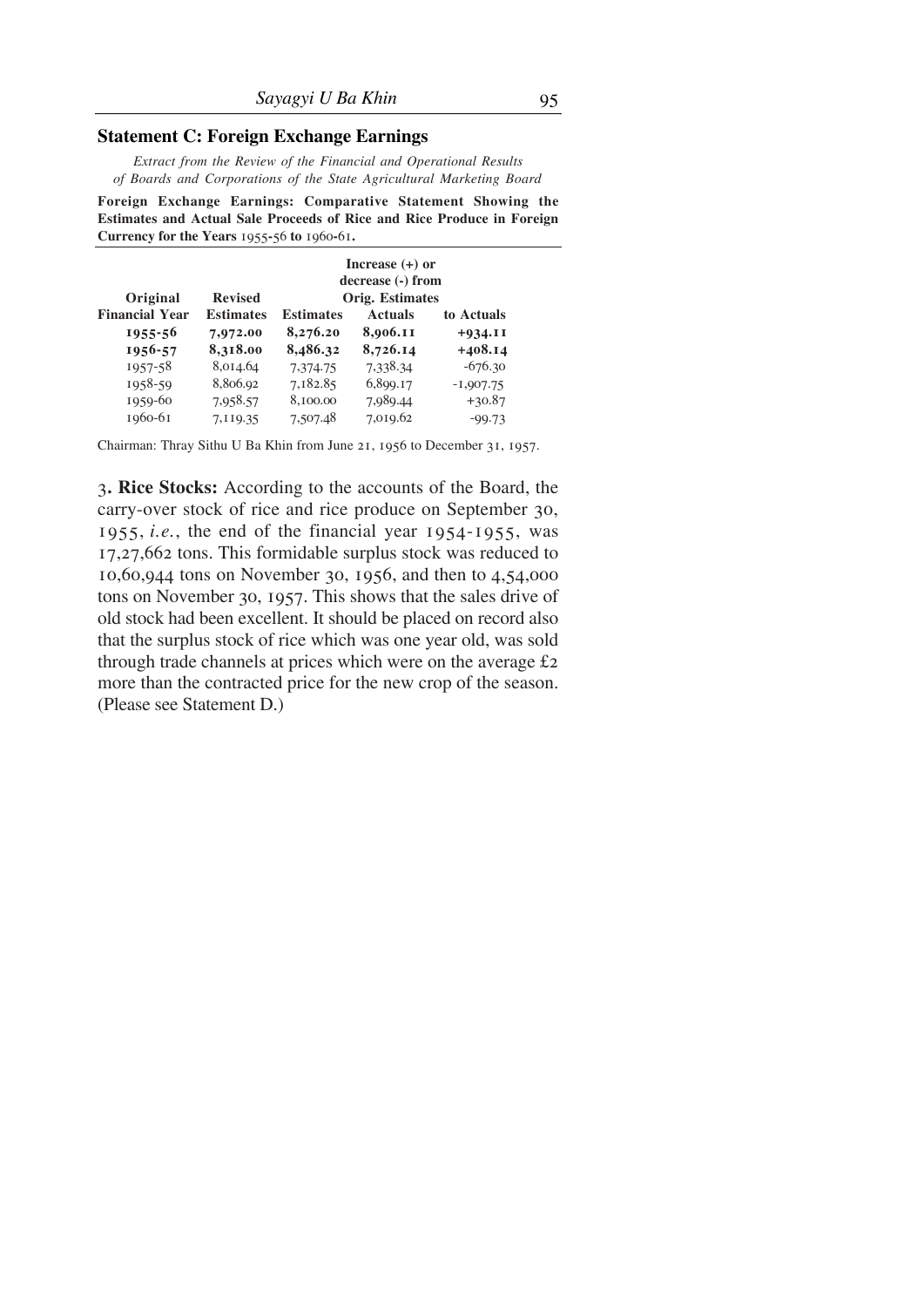## Statement C: Foreign Exchange Earnings

*Extract from the Review of the Financial and Operational Results of Boards and Corporations of the State Agricultural Marketing Board*

**Foreign Exchange Earnings: Comparative Statement Showing the Estimates and Actual Sale Proceeds of Rice and Rice Produce in Foreign Currency for the Years 1955-56 to 1960-61.**

| Financial Year | Original Estimates | Revised Estimates | Actuals | Increase (+) or decrease (-) from Orig. Estimates to Actuals |
|---|---|---|---|---|
| **1955-56** | **7,972.00** | **8,276.20** | **8,906.11** | **+934.11** |
| **1956-57** | **8,318.00** | **8,486.32** | **8,726.14** | **+408.14** |
| 1957-58 | 8,014.64 | 7,374.75 | 7,338.34 | -676.30 |
| 1958-59 | 8,806.92 | 7,182.85 | 6,899.17 | -1,907.75 |
| 1959-60 | 7,958.57 | 8,100.00 | 7,989.44 | +30.87 |
| 1960-61 | 7,119.35 | 7,507.48 | 7,019.62 | -99.73 |

Chairman: Thray Sithu U Ba Khin from June 21, 1956 to December 31, 1957.

3**. Rice Stocks:** According to the accounts of the Board, the carry-over stock of rice and rice produce on September 30, 1955, *i.e.*, the end of the financial year 1954-1955, was 17,27,662 tons. This formidable surplus stock was reduced to 10,60,944 tons on November 30, 1956, and then to 4,54,000 tons on November 30, 1957. This shows that the sales drive of old stock had been excellent. It should be placed on record also that the surplus stock of rice which was one year old, was sold through trade channels at prices which were on the average £2 more than the contracted price for the new crop of the season. (Please see Statement D.)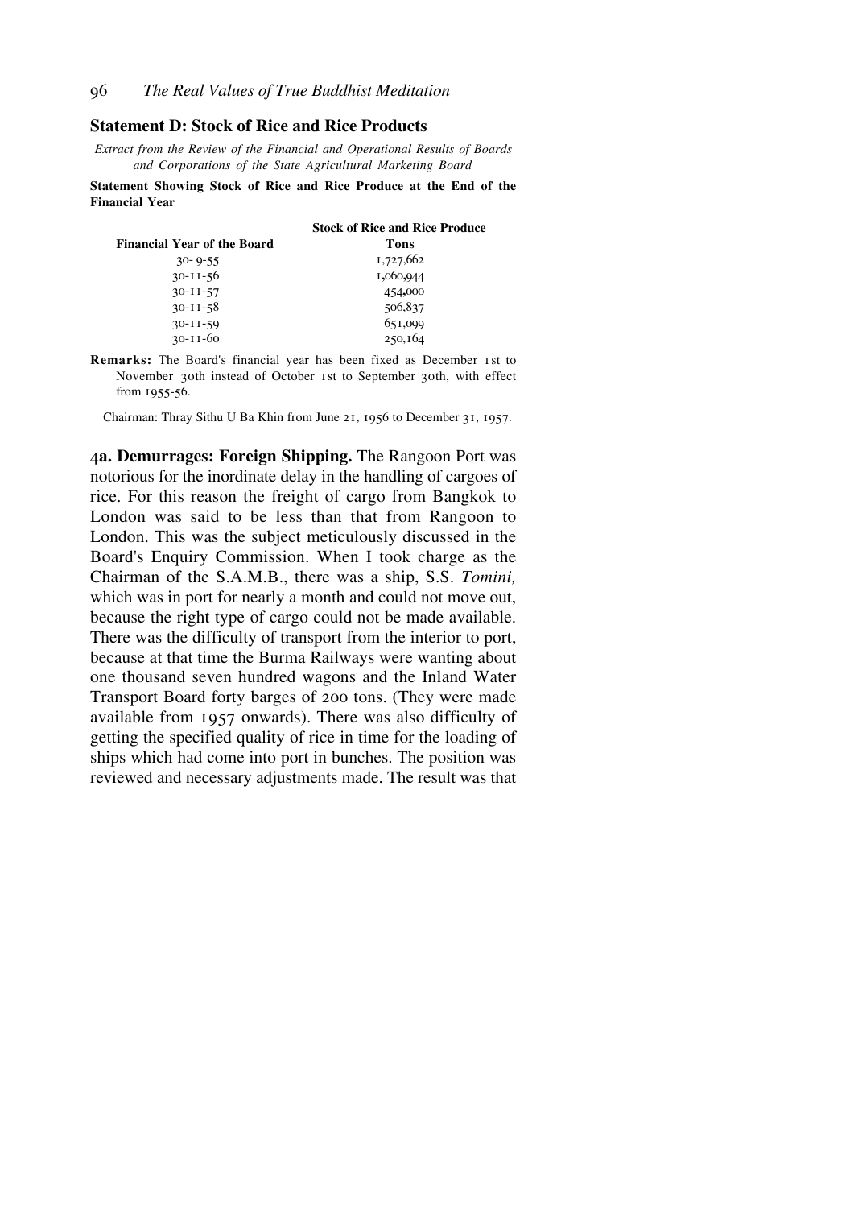## Statement D: Stock of Rice and Rice Products

*Extract from the Review of the Financial and Operational Results of Boards and Corporations of the State Agricultural Marketing Board*

**Statement Showing Stock of Rice and Rice Produce at the End of the Financial Year**

| Financial Year of the Board | Stock of Rice and Rice Produce Tons |
|---|---|
| 30- 9-55 | 1,727,662 |
| 30-11-56 | 1,060,944 |
| 30-11-57 | 454,000 |
| 30-11-58 | 506,837 |
| 30-11-59 | 651,099 |
| 30-11-60 | 250,164 |

**Remarks:** The Board's financial year has been fixed as December 1st to November 30th instead of October 1st to September 30th, with effect from 1955-56.

Chairman: Thray Sithu U Ba Khin from June 21, 1956 to December 31, 1957.

4**a. Demurrages: Foreign Shipping.** The Rangoon Port was notorious for the inordinate delay in the handling of cargoes of rice. For this reason the freight of cargo from Bangkok to London was said to be less than that from Rangoon to London. This was the subject meticulously discussed in the Board's Enquiry Commission. When I took charge as the Chairman of the S.A.M.B., there was a ship, S.S. *Tomini,* which was in port for nearly a month and could not move out, because the right type of cargo could not be made available. There was the difficulty of transport from the interior to port, because at that time the Burma Railways were wanting about one thousand seven hundred wagons and the Inland Water Transport Board forty barges of 200 tons. (They were made available from 1957 onwards). There was also difficulty of getting the specified quality of rice in time for the loading of ships which had come into port in bunches. The position was reviewed and necessary adjustments made. The result was that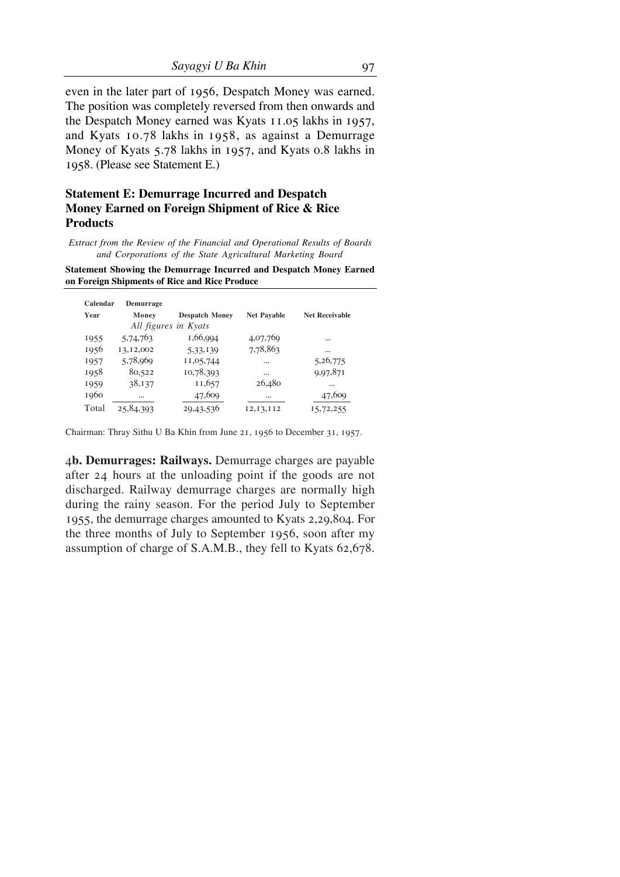even in the later part of 1956, Despatch Money was earned. The position was completely reversed from then onwards and the Despatch Money earned was Kyats 11.05 lakhs in 1957, and Kyats 10.78 lakhs in 1958, as against a Demurrage Money of Kyats 5.78 lakhs in 1957, and Kyats 0.8 lakhs in 1958. (Please see Statement E.)

### Statement E: Demurrage Incurred and Despatch Money Earned on Foreign Shipment of Rice & Rice Products

*Extract from the Review of the Financial and Operational Results of Boards and Corporations of the State Agricultural Marketing Board*

**Statement Showing the Demurrage Incurred and Despatch Money Earned on Foreign Shipments of Rice and Rice Produce**

| Calendar Year | Demurrage Money | Despatch Money | Net Payable | Net Receivable |
|---|---|---|---|---|
| | *All figures in Kyats* | | | |
| 1955 | 5,74,763 | 1,66,994 | 4,07,769 | ... |
| 1956 | 13,12,002 | 5,33,139 | 7,78,863 | ... |
| 1957 | 5,78,969 | 11,05,744 | ... | 5,26,775 |
| 1958 | 80,522 | 10,78,393 | ... | 9,97,871 |
| 1959 | 38,137 | 11,657 | 26,480 | ... |
| 1960 | ... | 47,609 | ... | 47,609 |
| Total | 25,84,393 | 29,43,536 | 12,13,112 | 15,72,255 |

Chairman: Thray Sithu U Ba Khin from June 21, 1956 to December 31, 1957.

4**b. Demurrages: Railways.** Demurrage charges are payable after 24 hours at the unloading point if the goods are not discharged. Railway demurrage charges are normally high during the rainy season. For the period July to September 1955, the demurrage charges amounted to Kyats 2,29,804. For the three months of July to September 1956, soon after my assumption of charge of S.A.M.B., they fell to Kyats 62,678.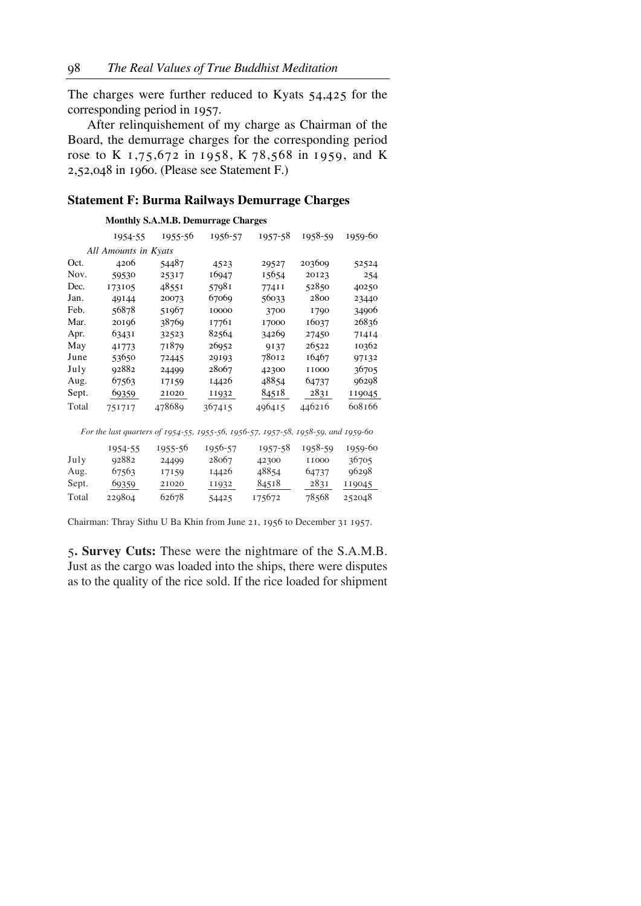The charges were further reduced to Kyats 54,425 for the corresponding period in 1957.

After relinquishement of my charge as Chairman of the Board, the demurrage charges for the corresponding period rose to K 1,75,672 in 1958, K 78,568 in 1959, and K 2,52,048 in 1960. (Please see Statement F.)

## Statement F: Burma Railways Demurrage Charges

**Monthly S.A.M.B. Demurrage Charges**

*All Amounts in Kyats*

| | 1954-55 | 1955-56 | 1956-57 | 1957-58 | 1958-59 | 1959-60 |
|---|---|---|---|---|---|---|
| Oct. | 4206 | 54487 | 4523 | 29527 | 203609 | 52524 |
| Nov. | 59530 | 25317 | 16947 | 15654 | 20123 | 254 |
| Dec. | 173105 | 48551 | 57981 | 77411 | 52850 | 40250 |
| Jan. | 49144 | 20073 | 67069 | 56033 | 2800 | 23440 |
| Feb. | 56878 | 51967 | 10000 | 3700 | 1790 | 34906 |
| Mar. | 20196 | 38769 | 17761 | 17000 | 16037 | 26836 |
| Apr. | 63431 | 32523 | 82564 | 34269 | 27450 | 71414 |
| May | 41773 | 71879 | 26952 | 9137 | 26522 | 10362 |
| June | 53650 | 72445 | 29193 | 78012 | 16467 | 97132 |
| July | 92882 | 24499 | 28067 | 42300 | 11000 | 36705 |
| Aug. | 67563 | 17159 | 14426 | 48854 | 64737 | 96298 |
| Sept. | 69359 | 21020 | 11932 | 84518 | 2831 | 119045 |
| Total | 751717 | 478689 | 367415 | 496415 | 446216 | 608166 |

*For the last quarters of 1954-55, 1955-56, 1956-57, 1957-58, 1958-59, and 1959-60*

| | 1954-55 | 1955-56 | 1956-57 | 1957-58 | 1958-59 | 1959-60 |
|---|---|---|---|---|---|---|
| July | 92882 | 24499 | 28067 | 42300 | 11000 | 36705 |
| Aug. | 67563 | 17159 | 14426 | 48854 | 64737 | 96298 |
| Sept. | 69359 | 21020 | 11932 | 84518 | 2831 | 119045 |
| Total | 229804 | 62678 | 54425 | 175672 | 78568 | 252048 |

Chairman: Thray Sithu U Ba Khin from June 21, 1956 to December 31 1957.

5. **Survey Cuts:** These were the nightmare of the S.A.M.B. Just as the cargo was loaded into the ships, there were disputes as to the quality of the rice sold. If the rice loaded for shipment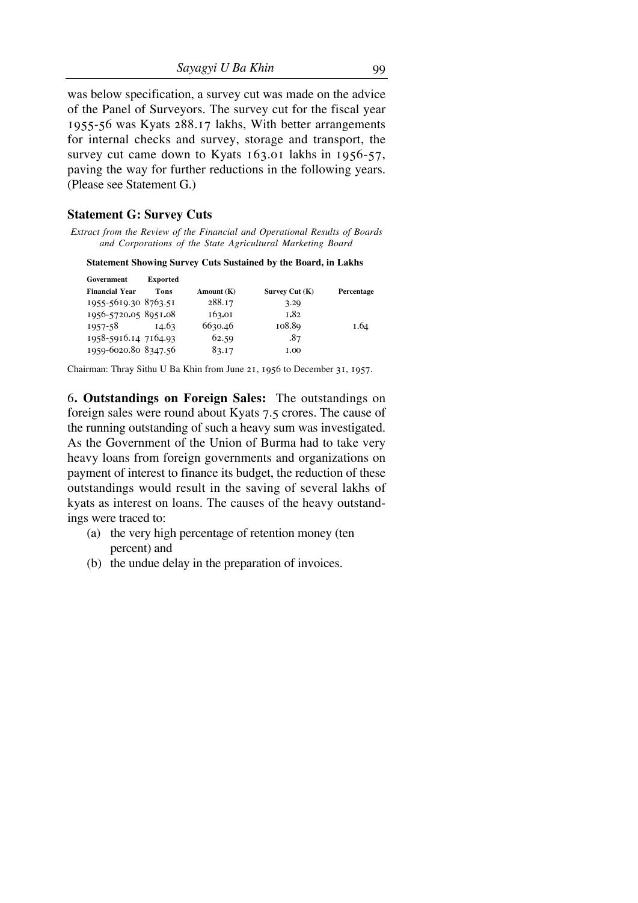was below specification, a survey cut was made on the advice of the Panel of Surveyors. The survey cut for the fiscal year 1955-56 was Kyats 288.17 lakhs, With better arrangements for internal checks and survey, storage and transport, the survey cut came down to Kyats 163.01 lakhs in 1956-57, paving the way for further reductions in the following years. (Please see Statement G.)

### Statement G: Survey Cuts

*Extract from the Review of the Financial and Operational Results of Boards and Corporations of the State Agricultural Marketing Board*

**Statement Showing Survey Cuts Sustained by the Board, in Lakhs**

| Government Financial Year | Exported Tons | Amount (K) | Survey Cut (K) | Percentage |
|---|---|---|---|---|
| 1955-5619.30 | 8763.51 | 288.17 | 3.29 | |
| 1956-5720.05 | 8951.08 | 163.01 | 1.82 | |
| 1957-58 | 14.63 | 6630.46 | 108.89 | 1.64 |
| 1958-5916.14 | 7164.93 | 62.59 | .87 | |
| 1959-6020.80 | 8347.56 | 83.17 | 1.00 | |

Chairman: Thray Sithu U Ba Khin from June 21, 1956 to December 31, 1957.

6**. Outstandings on Foreign Sales:** The outstandings on foreign sales were round about Kyats 7.5 crores. The cause of the running outstanding of such a heavy sum was investigated. As the Government of the Union of Burma had to take very heavy loans from foreign governments and organizations on payment of interest to finance its budget, the reduction of these outstandings would result in the saving of several lakhs of kyats as interest on loans. The causes of the heavy outstandings were traced to:

(a) the very high percentage of retention money (ten percent) and

(b) the undue delay in the preparation of invoices.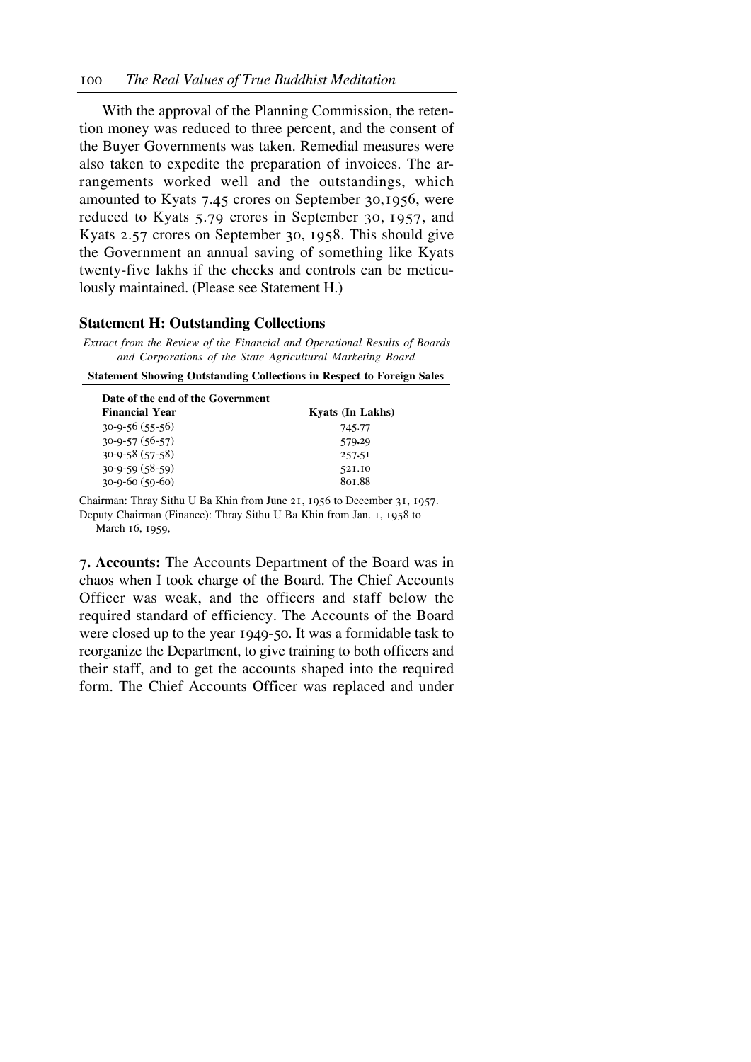With the approval of the Planning Commission, the retention money was reduced to three percent, and the consent of the Buyer Governments was taken. Remedial measures were also taken to expedite the preparation of invoices. The arrangements worked well and the outstandings, which amounted to Kyats 7.45 crores on September 30,1956, were reduced to Kyats 5.79 crores in September 30, 1957, and Kyats 2.57 crores on September 30, 1958. This should give the Government an annual saving of something like Kyats twenty-five lakhs if the checks and controls can be meticulously maintained. (Please see Statement H.)

### Statement H: Outstanding Collections

*Extract from the Review of the Financial and Operational Results of Boards and Corporations of the State Agricultural Marketing Board*

**Statement Showing Outstanding Collections in Respect to Foreign Sales**

| Date of the end of the Government Financial Year | Kyats (In Lakhs) |
|---|---|
| 30-9-56 (55-56) | 745.77 |
| 30-9-57 (56-57) | 579.29 |
| 30-9-58 (57-58) | 257.51 |
| 30-9-59 (58-59) | 521.10 |
| 30-9-60 (59-60) | 801.88 |

Chairman: Thray Sithu U Ba Khin from June 21, 1956 to December 31, 1957.
Deputy Chairman (Finance): Thray Sithu U Ba Khin from Jan. 1, 1958 to March 16, 1959,

7. **Accounts:** The Accounts Department of the Board was in chaos when I took charge of the Board. The Chief Accounts Officer was weak, and the officers and staff below the required standard of efficiency. The Accounts of the Board were closed up to the year 1949-50. It was a formidable task to reorganize the Department, to give training to both officers and their staff, and to get the accounts shaped into the required form. The Chief Accounts Officer was replaced and under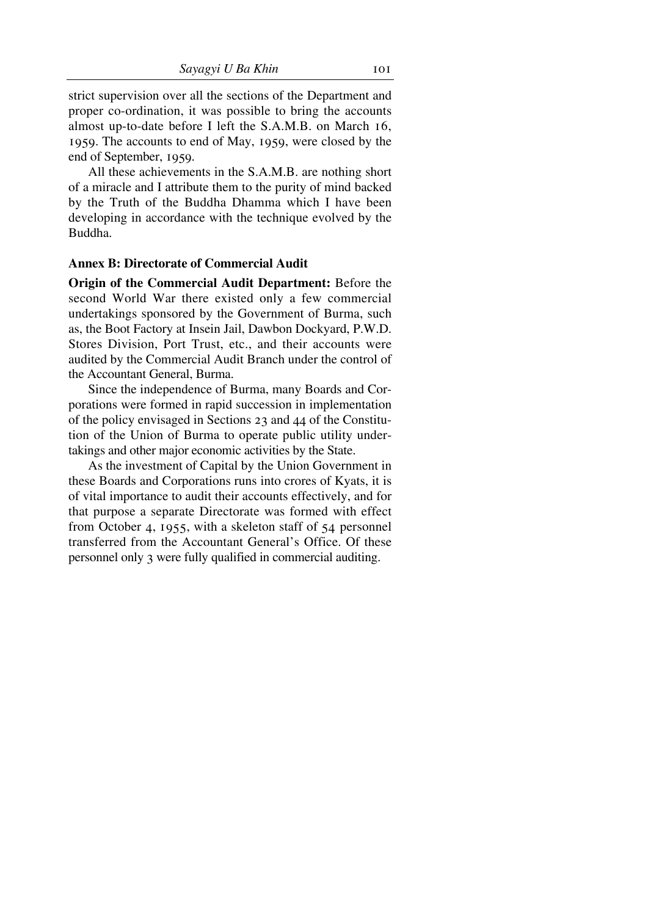strict supervision over all the sections of the Department and proper co-ordination, it was possible to bring the accounts almost up-to-date before I left the S.A.M.B. on March 16, 1959. The accounts to end of May, 1959, were closed by the end of September, 1959.

All these achievements in the S.A.M.B. are nothing short of a miracle and I attribute them to the purity of mind backed by the Truth of the Buddha Dhamma which I have been developing in accordance with the technique evolved by the Buddha.

### Annex B: Directorate of Commercial Audit

**Origin of the Commercial Audit Department:** Before the second World War there existed only a few commercial undertakings sponsored by the Government of Burma, such as, the Boot Factory at Insein Jail, Dawbon Dockyard, P.W.D. Stores Division, Port Trust, etc., and their accounts were audited by the Commercial Audit Branch under the control of the Accountant General, Burma.

Since the independence of Burma, many Boards and Corporations were formed in rapid succession in implementation of the policy envisaged in Sections 23 and 44 of the Constitution of the Union of Burma to operate public utility undertakings and other major economic activities by the State.

As the investment of Capital by the Union Government in these Boards and Corporations runs into crores of Kyats, it is of vital importance to audit their accounts effectively, and for that purpose a separate Directorate was formed with effect from October 4, 1955, with a skeleton staff of 54 personnel transferred from the Accountant General's Office. Of these personnel only 3 were fully qualified in commercial auditing.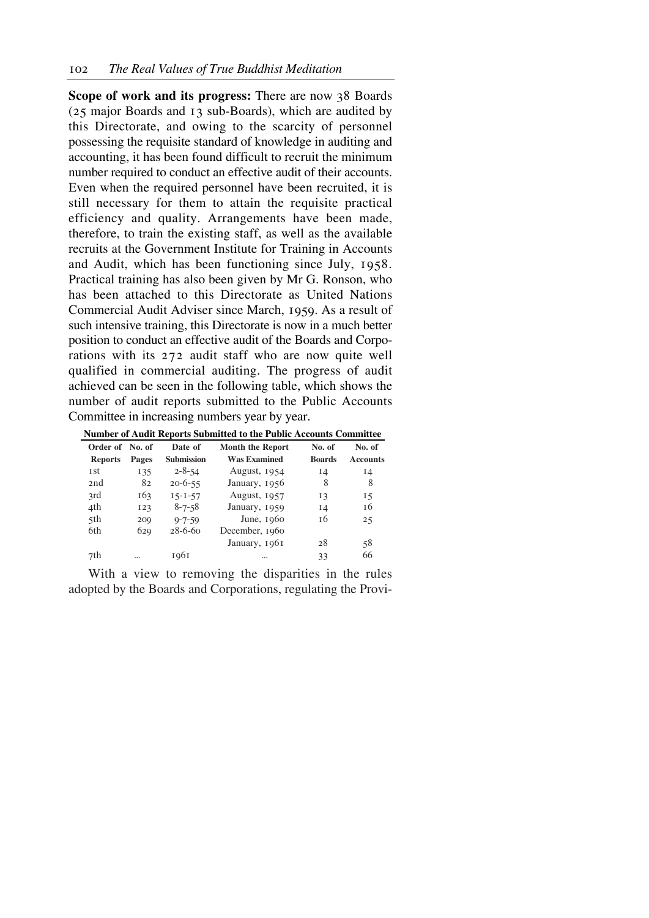**Scope of work and its progress:** There are now 38 Boards (25 major Boards and 13 sub-Boards), which are audited by this Directorate, and owing to the scarcity of personnel possessing the requisite standard of knowledge in auditing and accounting, it has been found difficult to recruit the minimum number required to conduct an effective audit of their accounts. Even when the required personnel have been recruited, it is still necessary for them to attain the requisite practical efficiency and quality. Arrangements have been made, therefore, to train the existing staff, as well as the available recruits at the Government Institute for Training in Accounts and Audit, which has been functioning since July, 1958. Practical training has also been given by Mr G. Ronson, who has been attached to this Directorate as United Nations Commercial Audit Adviser since March, 1959. As a result of such intensive training, this Directorate is now in a much better position to conduct an effective audit of the Boards and Corporations with its 272 audit staff who are now quite well qualified in commercial auditing. The progress of audit achieved can be seen in the following table, which shows the number of audit reports submitted to the Public Accounts Committee in increasing numbers year by year.

**Number of Audit Reports Submitted to the Public Accounts Committee**

| Order of Reports | No. of Pages | Date of Submission | Month the Report Was Examined | No. of Boards | No. of Accounts |
|---|---|---|---|---|---|
| 1st | 135 | 2-8-54 | August, 1954 | 14 | 14 |
| 2nd | 82 | 20-6-55 | January, 1956 | 8 | 8 |
| 3rd | 163 | 15-1-57 | August, 1957 | 13 | 15 |
| 4th | 123 | 8-7-58 | January, 1959 | 14 | 16 |
| 5th | 209 | 9-7-59 | June, 1960 | 16 | 25 |
| 6th | 629 | 28-6-60 | December, 1960 | | |
| | | | January, 1961 | 28 | 58 |
| 7th | ... | 1961 | ... | 33 | 66 |

With a view to removing the disparities in the rules adopted by the Boards and Corporations, regulating the Provi-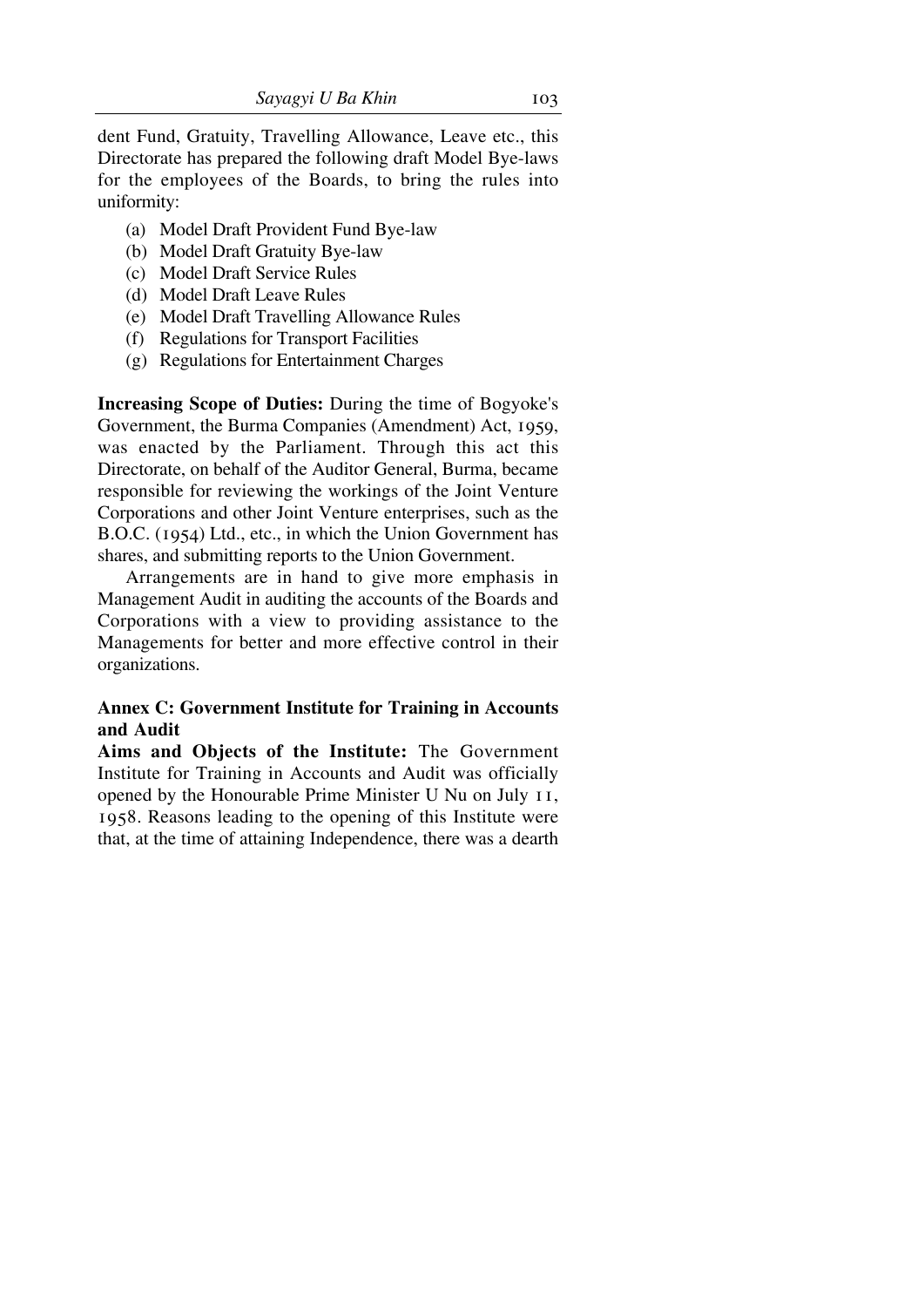dent Fund, Gratuity, Travelling Allowance, Leave etc., this Directorate has prepared the following draft Model Bye-laws for the employees of the Boards, to bring the rules into uniformity:

(a) Model Draft Provident Fund Bye-law
(b) Model Draft Gratuity Bye-law
(c) Model Draft Service Rules
(d) Model Draft Leave Rules
(e) Model Draft Travelling Allowance Rules
(f) Regulations for Transport Facilities
(g) Regulations for Entertainment Charges

**Increasing Scope of Duties:** During the time of Bogyoke's Government, the Burma Companies (Amendment) Act, 1959, was enacted by the Parliament. Through this act this Directorate, on behalf of the Auditor General, Burma, became responsible for reviewing the workings of the Joint Venture Corporations and other Joint Venture enterprises, such as the B.O.C. (1954) Ltd., etc., in which the Union Government has shares, and submitting reports to the Union Government.

Arrangements are in hand to give more emphasis in Management Audit in auditing the accounts of the Boards and Corporations with a view to providing assistance to the Managements for better and more effective control in their organizations.

## Annex C: Government Institute for Training in Accounts and Audit

**Aims and Objects of the Institute:** The Government Institute for Training in Accounts and Audit was officially opened by the Honourable Prime Minister U Nu on July 11, 1958. Reasons leading to the opening of this Institute were that, at the time of attaining Independence, there was a dearth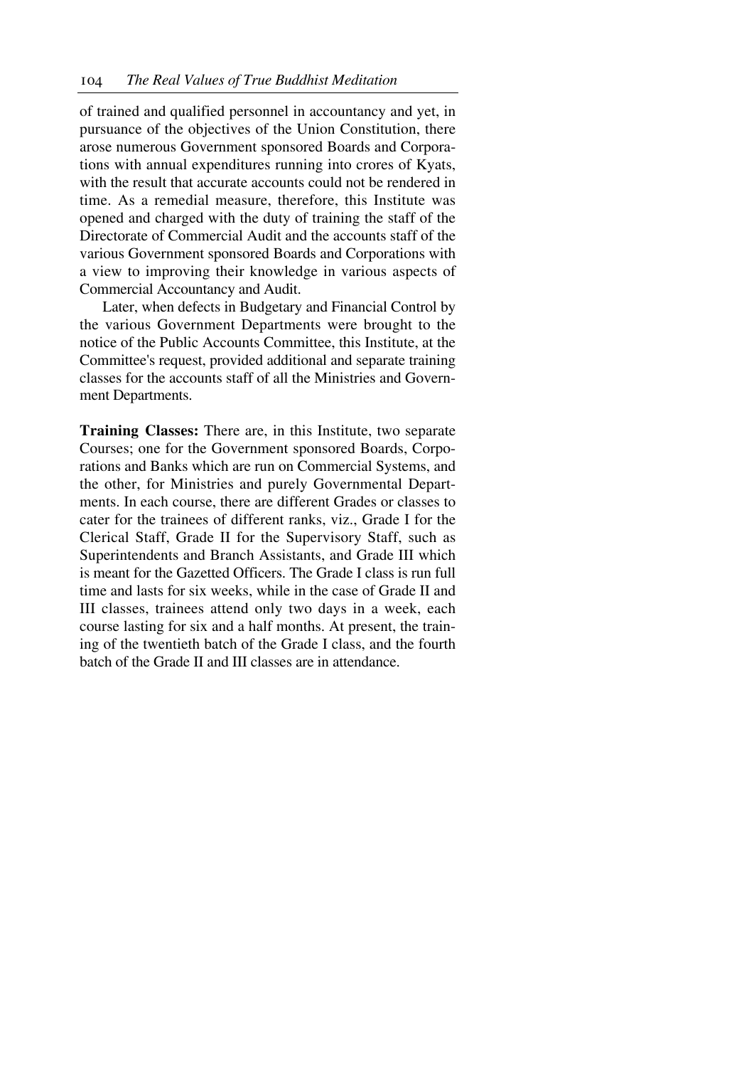of trained and qualified personnel in accountancy and yet, in pursuance of the objectives of the Union Constitution, there arose numerous Government sponsored Boards and Corporations with annual expenditures running into crores of Kyats, with the result that accurate accounts could not be rendered in time. As a remedial measure, therefore, this Institute was opened and charged with the duty of training the staff of the Directorate of Commercial Audit and the accounts staff of the various Government sponsored Boards and Corporations with a view to improving their knowledge in various aspects of Commercial Accountancy and Audit.

Later, when defects in Budgetary and Financial Control by the various Government Departments were brought to the notice of the Public Accounts Committee, this Institute, at the Committee's request, provided additional and separate training classes for the accounts staff of all the Ministries and Government Departments.

**Training Classes:** There are, in this Institute, two separate Courses; one for the Government sponsored Boards, Corporations and Banks which are run on Commercial Systems, and the other, for Ministries and purely Governmental Departments. In each course, there are different Grades or classes to cater for the trainees of different ranks, viz., Grade I for the Clerical Staff, Grade II for the Supervisory Staff, such as Superintendents and Branch Assistants, and Grade III which is meant for the Gazetted Officers. The Grade I class is run full time and lasts for six weeks, while in the case of Grade II and III classes, trainees attend only two days in a week, each course lasting for six and a half months. At present, the training of the twentieth batch of the Grade I class, and the fourth batch of the Grade II and III classes are in attendance.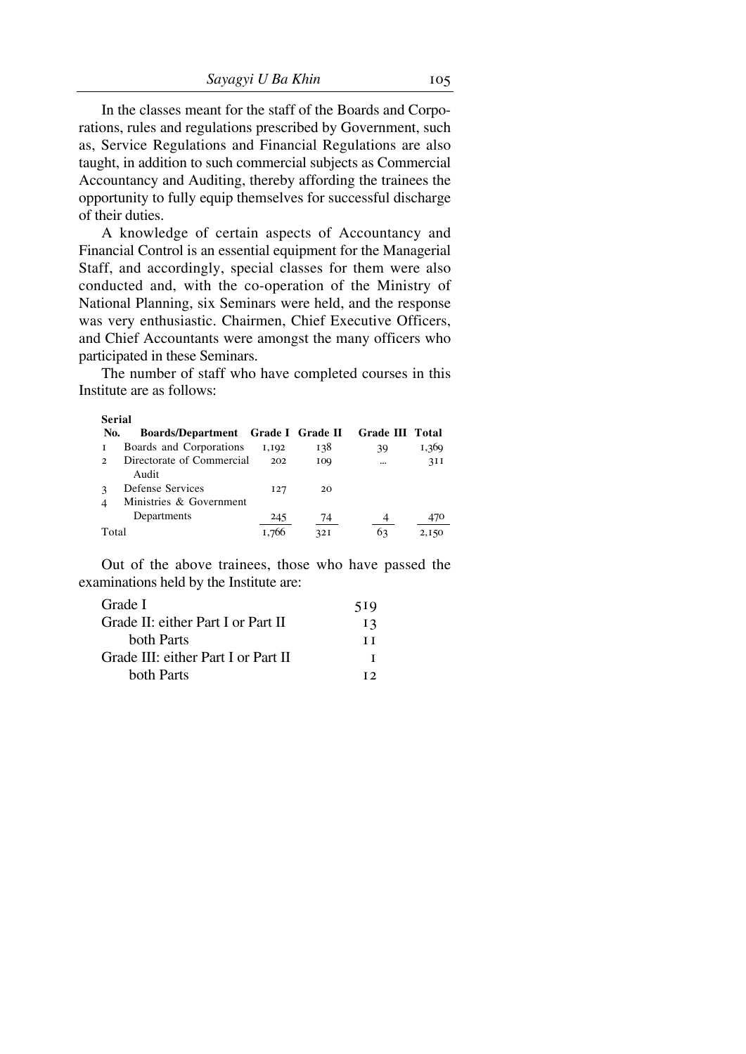In the classes meant for the staff of the Boards and Corporations, rules and regulations prescribed by Government, such as, Service Regulations and Financial Regulations are also taught, in addition to such commercial subjects as Commercial Accountancy and Auditing, thereby affording the trainees the opportunity to fully equip themselves for successful discharge of their duties.

A knowledge of certain aspects of Accountancy and Financial Control is an essential equipment for the Managerial Staff, and accordingly, special classes for them were also conducted and, with the co-operation of the Ministry of National Planning, six Seminars were held, and the response was very enthusiastic. Chairmen, Chief Executive Officers, and Chief Accountants were amongst the many officers who participated in these Seminars.

The number of staff who have completed courses in this Institute are as follows:

| Serial No. | Boards/Department | Grade I | Grade II | Grade III | Total |
|---|---|---|---|---|---|
| 1 | Boards and Corporations | 1,192 | 138 | 39 | 1,369 |
| 2 | Directorate of Commercial Audit | 202 | 109 | ... | 311 |
| 3 | Defense Services | 127 | 20 | | |
| 4 | Ministries & Government Departments | 245 | 74 | 4 | 470 |
| Total | | 1,766 | 321 | 63 | 2,150 |

Out of the above trainees, those who have passed the examinations held by the Institute are:

| | |
|---|---|
| Grade I | 519 |
| Grade II: either Part I or Part II | 13 |
| both Parts | 11 |
| Grade III: either Part I or Part II | 1 |
| both Parts | 12 |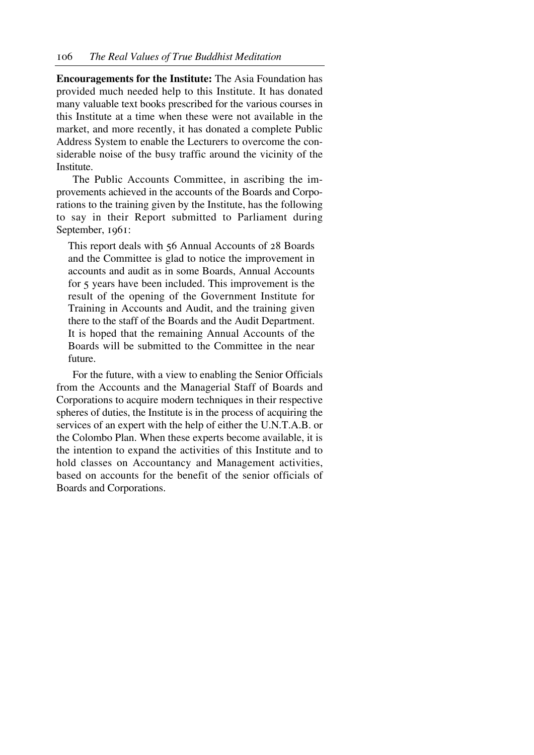**Encouragements for the Institute:** The Asia Foundation has provided much needed help to this Institute. It has donated many valuable text books prescribed for the various courses in this Institute at a time when these were not available in the market, and more recently, it has donated a complete Public Address System to enable the Lecturers to overcome the considerable noise of the busy traffic around the vicinity of the Institute.

The Public Accounts Committee, in ascribing the improvements achieved in the accounts of the Boards and Corporations to the training given by the Institute, has the following to say in their Report submitted to Parliament during September, 1961:

> This report deals with 56 Annual Accounts of 28 Boards and the Committee is glad to notice the improvement in accounts and audit as in some Boards, Annual Accounts for 5 years have been included. This improvement is the result of the opening of the Government Institute for Training in Accounts and Audit, and the training given there to the staff of the Boards and the Audit Department. It is hoped that the remaining Annual Accounts of the Boards will be submitted to the Committee in the near future.

For the future, with a view to enabling the Senior Officials from the Accounts and the Managerial Staff of Boards and Corporations to acquire modern techniques in their respective spheres of duties, the Institute is in the process of acquiring the services of an expert with the help of either the U.N.T.A.B. or the Colombo Plan. When these experts become available, it is the intention to expand the activities of this Institute and to hold classes on Accountancy and Management activities, based on accounts for the benefit of the senior officials of Boards and Corporations.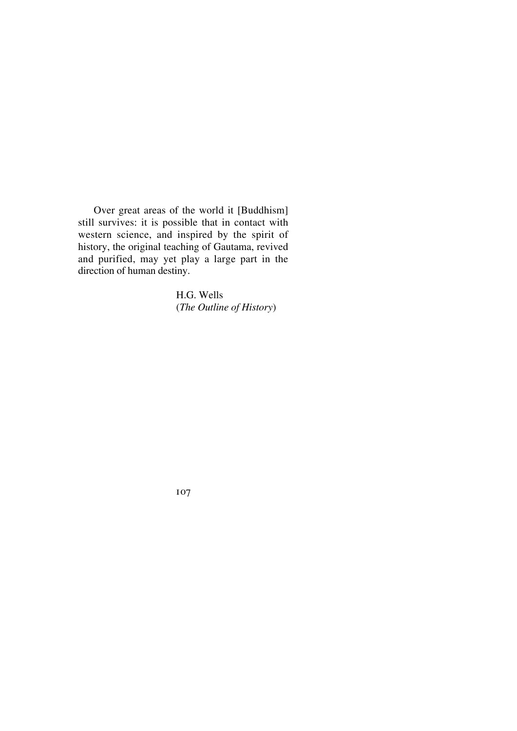Over great areas of the world it [Buddhism] still survives: it is possible that in contact with western science, and inspired by the spirit of history, the original teaching of Gautama, revived and purified, may yet play a large part in the direction of human destiny.

H.G. Wells  
(*The Outline of History*)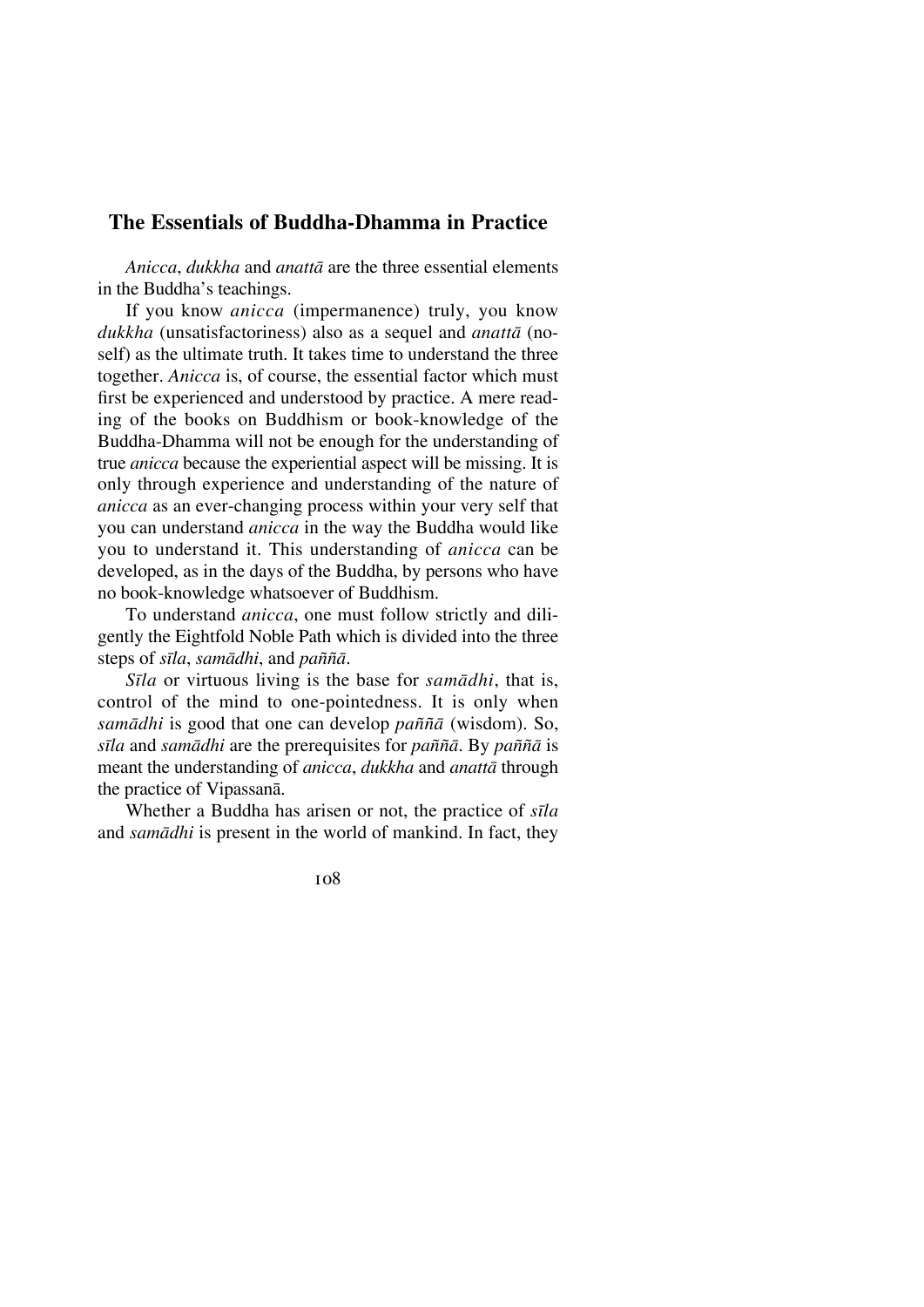## The Essentials of Buddha-Dhamma in Practice

*Anicca*, *dukkha* and *anattā* are the three essential elements in the Buddha's teachings.

If you know *anicca* (impermanence) truly, you know *dukkha* (unsatisfactoriness) also as a sequel and *anattā* (no-self) as the ultimate truth. It takes time to understand the three together. *Anicca* is, of course, the essential factor which must first be experienced and understood by practice. A mere reading of the books on Buddhism or book-knowledge of the Buddha-Dhamma will not be enough for the understanding of true *anicca* because the experiential aspect will be missing. It is only through experience and understanding of the nature of *anicca* as an ever-changing process within your very self that you can understand *anicca* in the way the Buddha would like you to understand it. This understanding of *anicca* can be developed, as in the days of the Buddha, by persons who have no book-knowledge whatsoever of Buddhism.

To understand *anicca*, one must follow strictly and diligently the Eightfold Noble Path which is divided into the three steps of *sīla*, *samādhi*, and *paññā*.

*Sīla* or virtuous living is the base for *samādhi*, that is, control of the mind to one-pointedness. It is only when *samādhi* is good that one can develop *paññā* (wisdom). So, *sīla* and *samādhi* are the prerequisites for *paññā*. By *paññā* is meant the understanding of *anicca*, *dukkha* and *anattā* through the practice of Vipassanā.

Whether a Buddha has arisen or not, the practice of *sīla* and *samādhi* is present in the world of mankind. In fact, they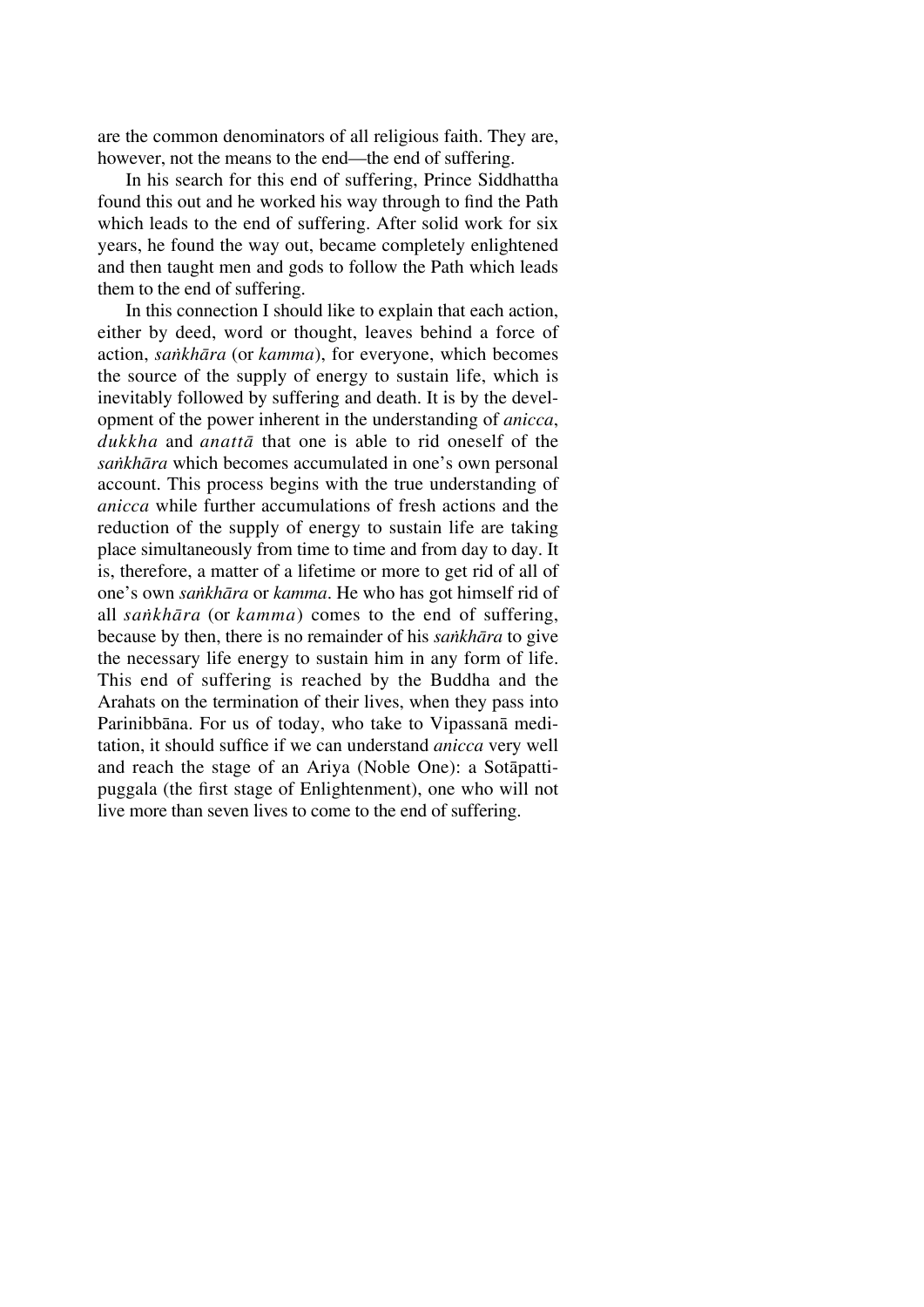are the common denominators of all religious faith. They are, however, not the means to the end—the end of suffering.

In his search for this end of suffering, Prince Siddhattha found this out and he worked his way through to find the Path which leads to the end of suffering. After solid work for six years, he found the way out, became completely enlightened and then taught men and gods to follow the Path which leads them to the end of suffering.

In this connection I should like to explain that each action, either by deed, word or thought, leaves behind a force of action, *saṅkhāra* (or *kamma*), for everyone, which becomes the source of the supply of energy to sustain life, which is inevitably followed by suffering and death. It is by the development of the power inherent in the understanding of *anicca*, *dukkha* and *anattā* that one is able to rid oneself of the *saṅkhāra* which becomes accumulated in one's own personal account. This process begins with the true understanding of *anicca* while further accumulations of fresh actions and the reduction of the supply of energy to sustain life are taking place simultaneously from time to time and from day to day. It is, therefore, a matter of a lifetime or more to get rid of all of one's own *saṅkhāra* or *kamma*. He who has got himself rid of all *saṅkhāra* (or *kamma*) comes to the end of suffering, because by then, there is no remainder of his *saṅkhāra* to give the necessary life energy to sustain him in any form of life. This end of suffering is reached by the Buddha and the Arahats on the termination of their lives, when they pass into Parinibbāna. For us of today, who take to Vipassanā meditation, it should suffice if we can understand *anicca* very well and reach the stage of an Ariya (Noble One): a Sotāpatti-puggala (the first stage of Enlightenment), one who will not live more than seven lives to come to the end of suffering.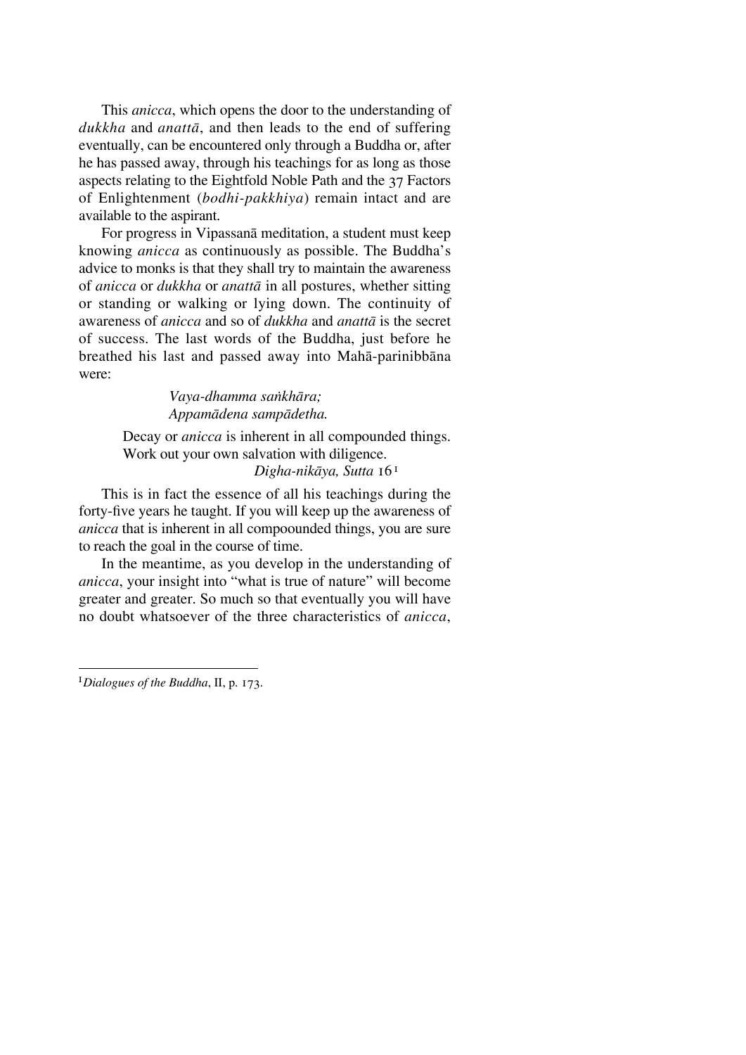This *anicca*, which opens the door to the understanding of *dukkha* and *anattā*, and then leads to the end of suffering eventually, can be encountered only through a Buddha or, after he has passed away, through his teachings for as long as those aspects relating to the Eightfold Noble Path and the 37 Factors of Enlightenment (*bodhi-pakkhiya*) remain intact and are available to the aspirant.

For progress in Vipassanā meditation, a student must keep knowing *anicca* as continuously as possible. The Buddha's advice to monks is that they shall try to maintain the awareness of *anicca* or *dukkha* or *anattā* in all postures, whether sitting or standing or walking or lying down. The continuity of awareness of *anicca* and so of *dukkha* and *anattā* is the secret of success. The last words of the Buddha, just before he breathed his last and passed away into Mahā-parinibbāna were:

> *Vaya-dhamma saṅkhāra;*
> *Appamādena sampādetha.*

> Decay or *anicca* is inherent in all compounded things.
> Work out your own salvation with diligence.
> *Digha-nikāya, Sutta* 16[1]

This is in fact the essence of all his teachings during the forty-five years he taught. If you will keep up the awareness of *anicca* that is inherent in all compoounded things, you are sure to reach the goal in the course of time.

In the meantime, as you develop in the understanding of *anicca*, your insight into "what is true of nature" will become greater and greater. So much so that eventually you will have no doubt whatsoever of the three characteristics of *anicca*,

---

[1] *Dialogues of the Buddha*, II, p. 173.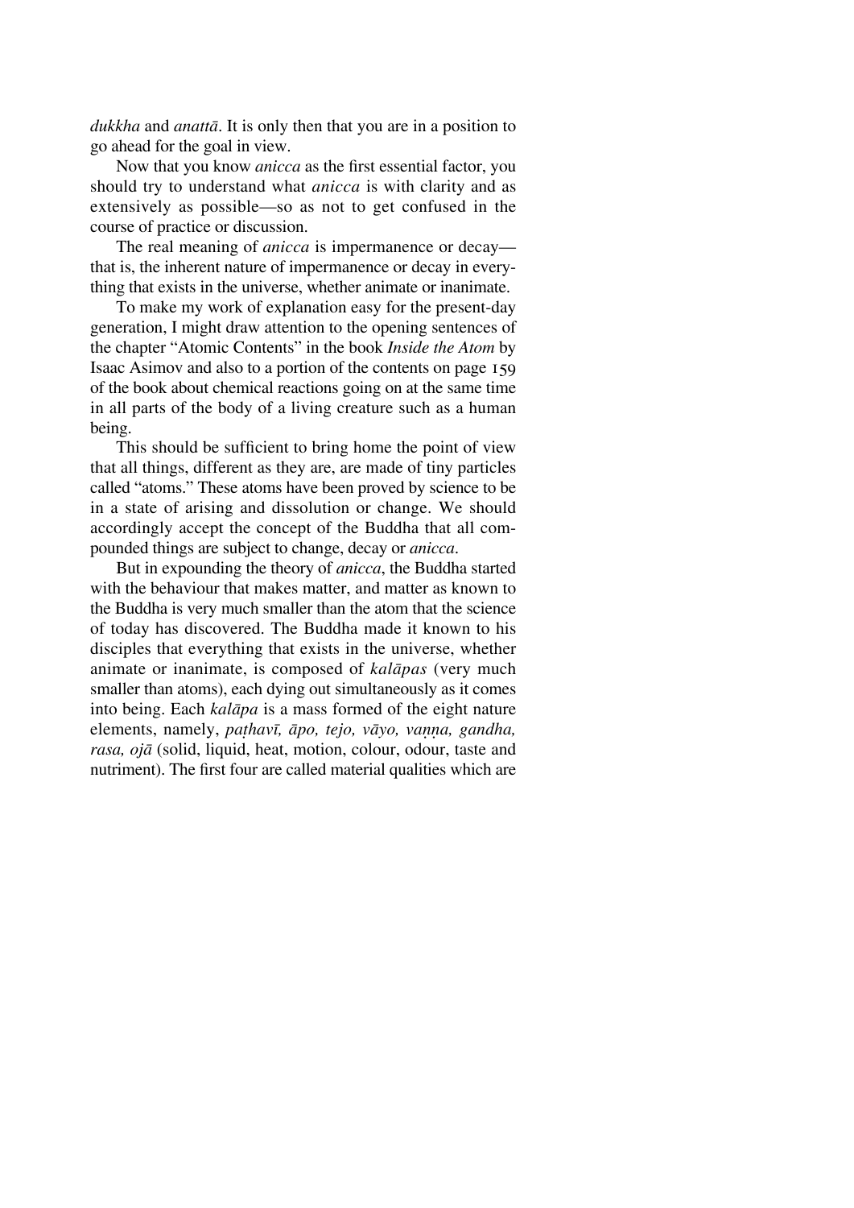*dukkha* and *anattā*. It is only then that you are in a position to go ahead for the goal in view.

Now that you know *anicca* as the first essential factor, you should try to understand what *anicca* is with clarity and as extensively as possible—so as not to get confused in the course of practice or discussion.

The real meaning of *anicca* is impermanence or decay—that is, the inherent nature of impermanence or decay in everything that exists in the universe, whether animate or inanimate.

To make my work of explanation easy for the present-day generation, I might draw attention to the opening sentences of the chapter "Atomic Contents" in the book *Inside the Atom* by Isaac Asimov and also to a portion of the contents on page 159 of the book about chemical reactions going on at the same time in all parts of the body of a living creature such as a human being.

This should be sufficient to bring home the point of view that all things, different as they are, are made of tiny particles called "atoms." These atoms have been proved by science to be in a state of arising and dissolution or change. We should accordingly accept the concept of the Buddha that all compounded things are subject to change, decay or *anicca*.

But in expounding the theory of *anicca*, the Buddha started with the behaviour that makes matter, and matter as known to the Buddha is very much smaller than the atom that the science of today has discovered. The Buddha made it known to his disciples that everything that exists in the universe, whether animate or inanimate, is composed of *kalāpas* (very much smaller than atoms), each dying out simultaneously as it comes into being. Each *kalāpa* is a mass formed of the eight nature elements, namely, *paṭhavī, āpo, tejo, vāyo, vaṇṇa, gandha, rasa, ojā* (solid, liquid, heat, motion, colour, odour, taste and nutriment). The first four are called material qualities which are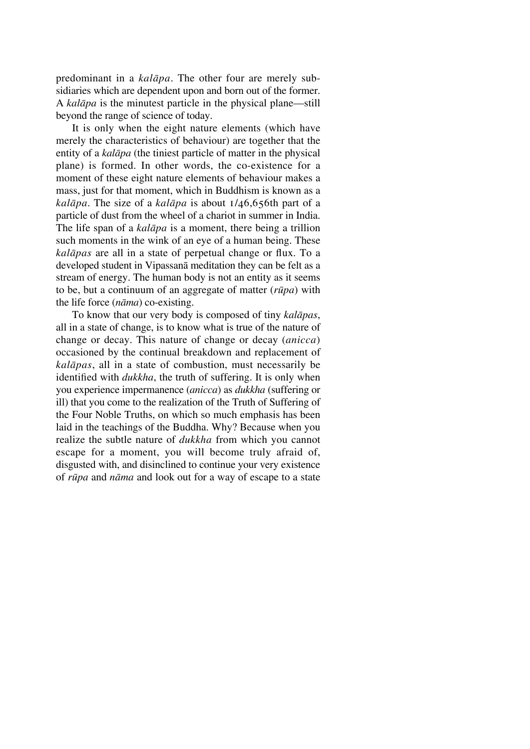predominant in a *kalāpa*. The other four are merely subsidiaries which are dependent upon and born out of the former. A *kalāpa* is the minutest particle in the physical plane—still beyond the range of science of today.

It is only when the eight nature elements (which have merely the characteristics of behaviour) are together that the entity of a *kalāpa* (the tiniest particle of matter in the physical plane) is formed. In other words, the co-existence for a moment of these eight nature elements of behaviour makes a mass, just for that moment, which in Buddhism is known as a *kalāpa*. The size of a *kalāpa* is about 1/46,656th part of a particle of dust from the wheel of a chariot in summer in India. The life span of a *kalāpa* is a moment, there being a trillion such moments in the wink of an eye of a human being. These *kalāpas* are all in a state of perpetual change or flux. To a developed student in Vipassanā meditation they can be felt as a stream of energy. The human body is not an entity as it seems to be, but a continuum of an aggregate of matter (*rūpa*) with the life force (*nāma*) co-existing.

To know that our very body is composed of tiny *kalāpas*, all in a state of change, is to know what is true of the nature of change or decay. This nature of change or decay (*anicca*) occasioned by the continual breakdown and replacement of *kalāpas*, all in a state of combustion, must necessarily be identified with *dukkha*, the truth of suffering. It is only when you experience impermanence (*anicca*) as *dukkha* (suffering or ill) that you come to the realization of the Truth of Suffering of the Four Noble Truths, on which so much emphasis has been laid in the teachings of the Buddha. Why? Because when you realize the subtle nature of *dukkha* from which you cannot escape for a moment, you will become truly afraid of, disgusted with, and disinclined to continue your very existence of *rūpa* and *nāma* and look out for a way of escape to a state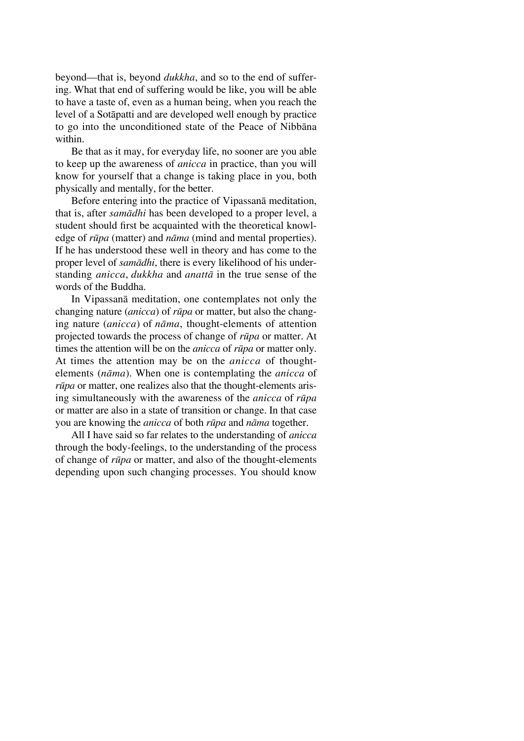beyond—that is, beyond *dukkha*, and so to the end of suffering. What that end of suffering would be like, you will be able to have a taste of, even as a human being, when you reach the level of a Sotāpatti and are developed well enough by practice to go into the unconditioned state of the Peace of Nibbāna within.

Be that as it may, for everyday life, no sooner are you able to keep up the awareness of *anicca* in practice, than you will know for yourself that a change is taking place in you, both physically and mentally, for the better.

Before entering into the practice of Vipassanā meditation, that is, after *samādhi* has been developed to a proper level, a student should first be acquainted with the theoretical knowledge of *rūpa* (matter) and *nāma* (mind and mental properties). If he has understood these well in theory and has come to the proper level of *samādhi*, there is every likelihood of his understanding *anicca*, *dukkha* and *anattā* in the true sense of the words of the Buddha.

In Vipassanā meditation, one contemplates not only the changing nature (*anicca*) of *rūpa* or matter, but also the changing nature (*anicca*) of *nāma*, thought-elements of attention projected towards the process of change of *rūpa* or matter. At times the attention will be on the *anicca* of *rūpa* or matter only. At times the attention may be on the *anicca* of thought-elements (*nāma*). When one is contemplating the *anicca* of *rūpa* or matter, one realizes also that the thought-elements arising simultaneously with the awareness of the *anicca* of *rūpa* or matter are also in a state of transition or change. In that case you are knowing the *anicca* of both *rūpa* and *nāma* together.

All I have said so far relates to the understanding of *anicca* through the body-feelings, to the understanding of the process of change of *rūpa* or matter, and also of the thought-elements depending upon such changing processes. You should know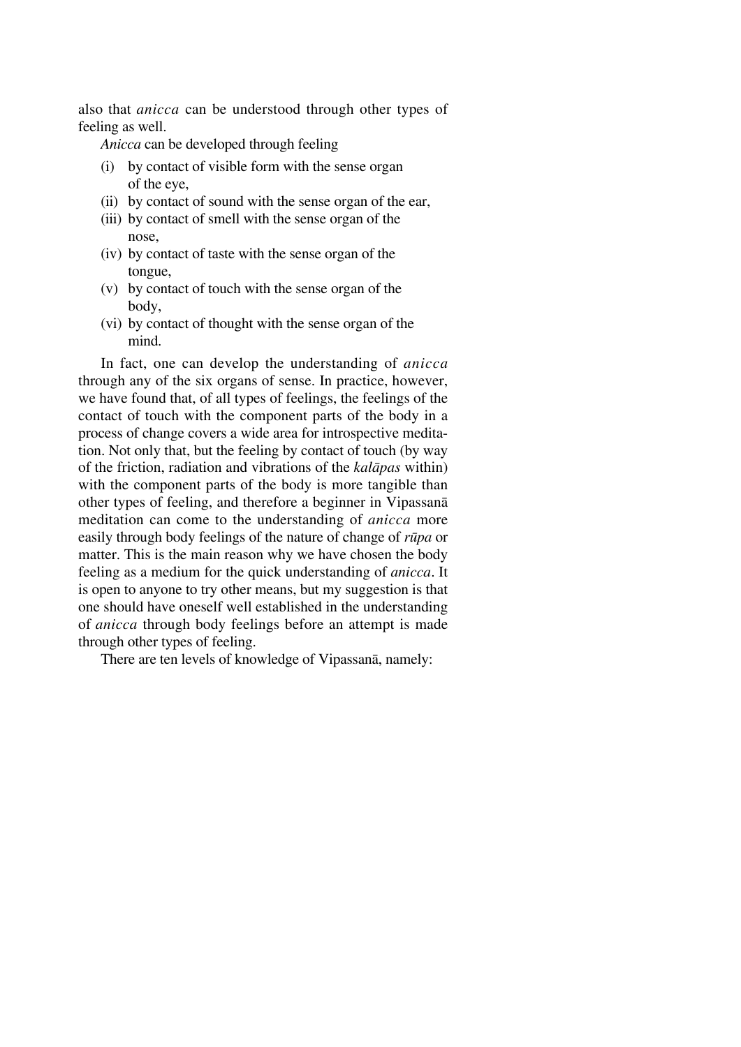also that *anicca* can be understood through other types of feeling as well.

*Anicca* can be developed through feeling

(i) by contact of visible form with the sense organ of the eye,
(ii) by contact of sound with the sense organ of the ear,
(iii) by contact of smell with the sense organ of the nose,
(iv) by contact of taste with the sense organ of the tongue,
(v) by contact of touch with the sense organ of the body,
(vi) by contact of thought with the sense organ of the mind.

In fact, one can develop the understanding of *anicca* through any of the six organs of sense. In practice, however, we have found that, of all types of feelings, the feelings of the contact of touch with the component parts of the body in a process of change covers a wide area for introspective meditation. Not only that, but the feeling by contact of touch (by way of the friction, radiation and vibrations of the *kalāpas* within) with the component parts of the body is more tangible than other types of feeling, and therefore a beginner in Vipassanā meditation can come to the understanding of *anicca* more easily through body feelings of the nature of change of *rūpa* or matter. This is the main reason why we have chosen the body feeling as a medium for the quick understanding of *anicca*. It is open to anyone to try other means, but my suggestion is that one should have oneself well established in the understanding of *anicca* through body feelings before an attempt is made through other types of feeling.

There are ten levels of knowledge of Vipassanā, namely: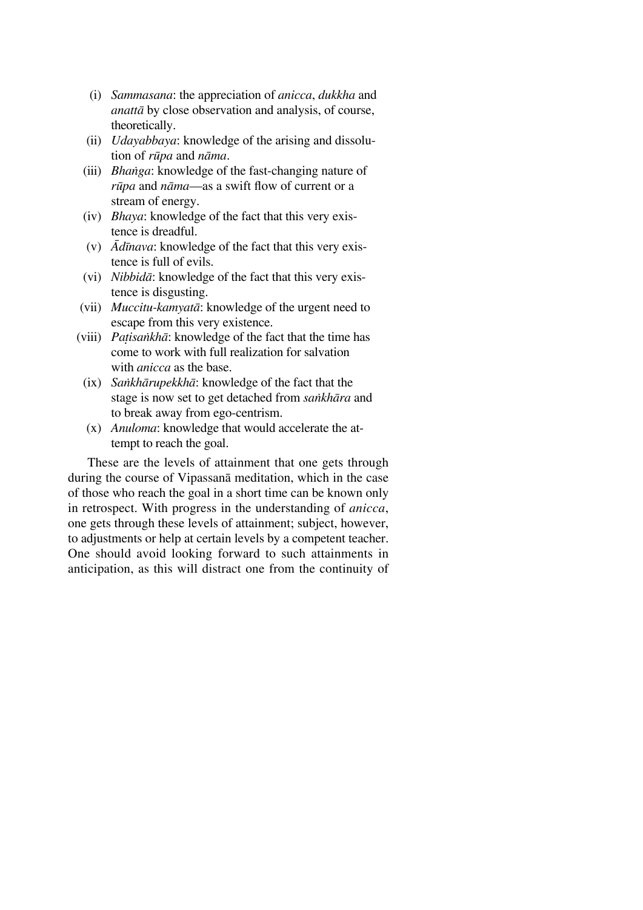(i) *Sammasana*: the appreciation of *anicca*, *dukkha* and *anattā* by close observation and analysis, of course, theoretically.

(ii) *Udayabbaya*: knowledge of the arising and dissolution of *rūpa* and *nāma*.

(iii) *Bhaṅga*: knowledge of the fast-changing nature of *rūpa* and *nāma*—as a swift flow of current or a stream of energy.

(iv) *Bhaya*: knowledge of the fact that this very existence is dreadful.

(v) *Ādīnava*: knowledge of the fact that this very existence is full of evils.

(vi) *Nibbidā*: knowledge of the fact that this very existence is disgusting.

(vii) *Muccitu-kamyatā*: knowledge of the urgent need to escape from this very existence.

(viii) *Paṭisaṅkhā*: knowledge of the fact that the time has come to work with full realization for salvation with *anicca* as the base.

(ix) *Saṅkhārupekkhā*: knowledge of the fact that the stage is now set to get detached from *saṅkhāra* and to break away from ego-centrism.

(x) *Anuloma*: knowledge that would accelerate the attempt to reach the goal.

These are the levels of attainment that one gets through during the course of Vipassanā meditation, which in the case of those who reach the goal in a short time can be known only in retrospect. With progress in the understanding of *anicca*, one gets through these levels of attainment; subject, however, to adjustments or help at certain levels by a competent teacher. One should avoid looking forward to such attainments in anticipation, as this will distract one from the continuity of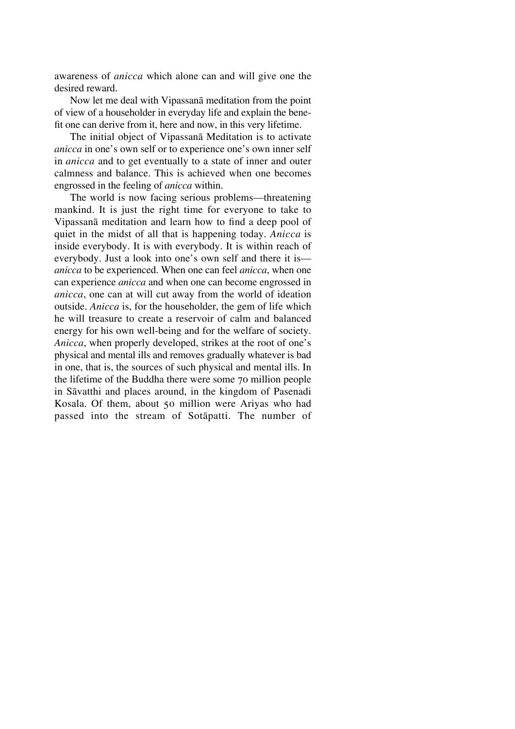awareness of *anicca* which alone can and will give one the desired reward.

Now let me deal with Vipassanā meditation from the point of view of a householder in everyday life and explain the benefit one can derive from it, here and now, in this very lifetime.

The initial object of Vipassanā Meditation is to activate *anicca* in one's own self or to experience one's own inner self in *anicca* and to get eventually to a state of inner and outer calmness and balance. This is achieved when one becomes engrossed in the feeling of *anicca* within.

The world is now facing serious problems—threatening mankind. It is just the right time for everyone to take to Vipassanā meditation and learn how to find a deep pool of quiet in the midst of all that is happening today. *Anicca* is inside everybody. It is with everybody. It is within reach of everybody. Just a look into one's own self and there it is—*anicca* to be experienced. When one can feel *anicca*, when one can experience *anicca* and when one can become engrossed in *anicca*, one can at will cut away from the world of ideation outside. *Anicca* is, for the householder, the gem of life which he will treasure to create a reservoir of calm and balanced energy for his own well-being and for the welfare of society. *Anicca*, when properly developed, strikes at the root of one's physical and mental ills and removes gradually whatever is bad in one, that is, the sources of such physical and mental ills. In the lifetime of the Buddha there were some 70 million people in Sāvatthi and places around, in the kingdom of Pasenadi Kosala. Of them, about 50 million were Ariyas who had passed into the stream of Sotāpatti. The number of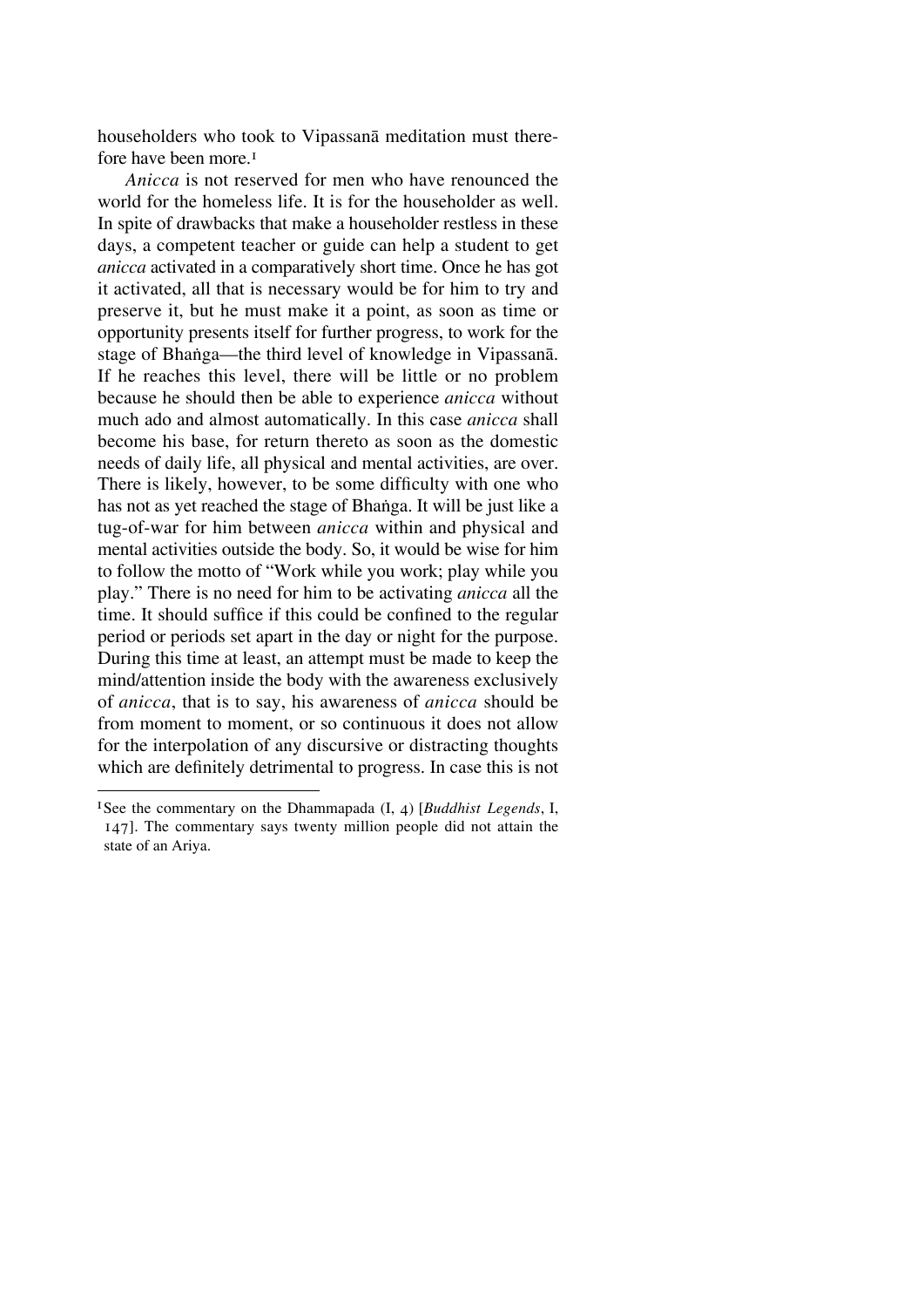householders who took to Vipassanā meditation must therefore have been more.[1]

*Anicca* is not reserved for men who have renounced the world for the homeless life. It is for the householder as well. In spite of drawbacks that make a householder restless in these days, a competent teacher or guide can help a student to get *anicca* activated in a comparatively short time. Once he has got it activated, all that is necessary would be for him to try and preserve it, but he must make it a point, as soon as time or opportunity presents itself for further progress, to work for the stage of Bhaṅga—the third level of knowledge in Vipassanā. If he reaches this level, there will be little or no problem because he should then be able to experience *anicca* without much ado and almost automatically. In this case *anicca* shall become his base, for return thereto as soon as the domestic needs of daily life, all physical and mental activities, are over. There is likely, however, to be some difficulty with one who has not as yet reached the stage of Bhaṅga. It will be just like a tug-of-war for him between *anicca* within and physical and mental activities outside the body. So, it would be wise for him to follow the motto of "Work while you work; play while you play." There is no need for him to be activating *anicca* all the time. It should suffice if this could be confined to the regular period or periods set apart in the day or night for the purpose. During this time at least, an attempt must be made to keep the mind/attention inside the body with the awareness exclusively of *anicca*, that is to say, his awareness of *anicca* should be from moment to moment, or so continuous it does not allow for the interpolation of any discursive or distracting thoughts which are definitely detrimental to progress. In case this is not

[1] See the commentary on the Dhammapada (I, 4) [*Buddhist Legends*, I, 147]. The commentary says twenty million people did not attain the state of an Ariya.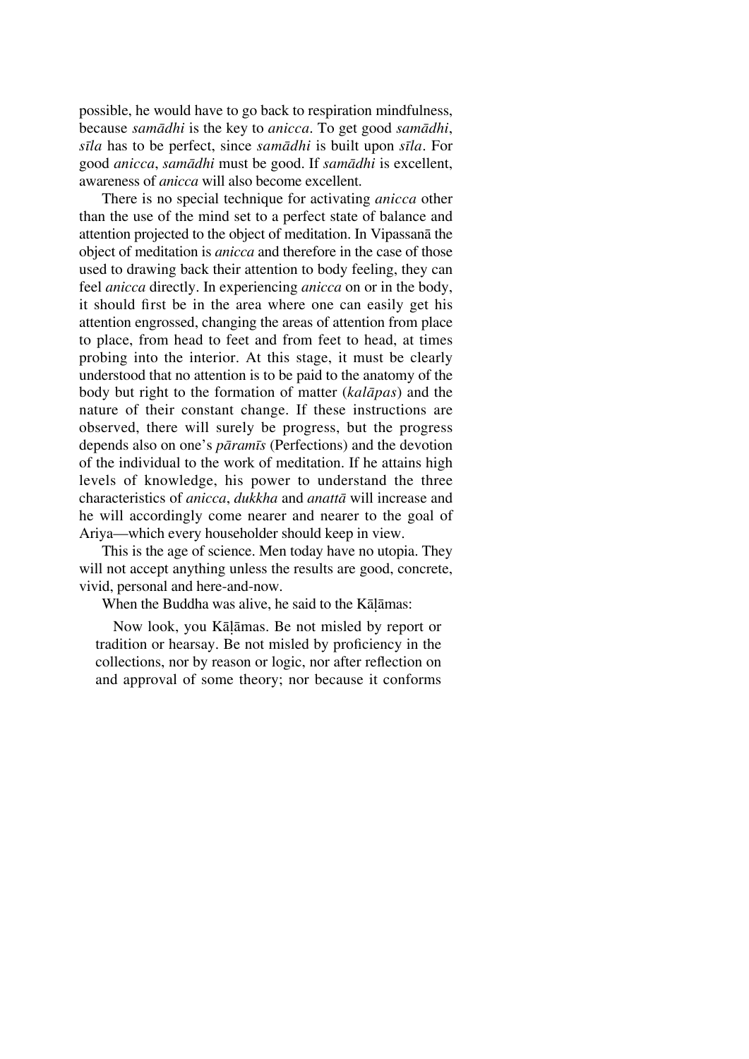possible, he would have to go back to respiration mindfulness, because *samādhi* is the key to *anicca*. To get good *samādhi*, *sīla* has to be perfect, since *samādhi* is built upon *sīla*. For good *anicca*, *samādhi* must be good. If *samādhi* is excellent, awareness of *anicca* will also become excellent.

There is no special technique for activating *anicca* other than the use of the mind set to a perfect state of balance and attention projected to the object of meditation. In Vipassanā the object of meditation is *anicca* and therefore in the case of those used to drawing back their attention to body feeling, they can feel *anicca* directly. In experiencing *anicca* on or in the body, it should first be in the area where one can easily get his attention engrossed, changing the areas of attention from place to place, from head to feet and from feet to head, at times probing into the interior. At this stage, it must be clearly understood that no attention is to be paid to the anatomy of the body but right to the formation of matter (*kalāpas*) and the nature of their constant change. If these instructions are observed, there will surely be progress, but the progress depends also on one's *pāramīs* (Perfections) and the devotion of the individual to the work of meditation. If he attains high levels of knowledge, his power to understand the three characteristics of *anicca*, *dukkha* and *anattā* will increase and he will accordingly come nearer and nearer to the goal of Ariya—which every householder should keep in view.

This is the age of science. Men today have no utopia. They will not accept anything unless the results are good, concrete, vivid, personal and here-and-now.

When the Buddha was alive, he said to the Kāḷāmas:

> Now look, you Kāḷāmas. Be not misled by report or tradition or hearsay. Be not misled by proficiency in the collections, nor by reason or logic, nor after reflection on and approval of some theory; nor because it conforms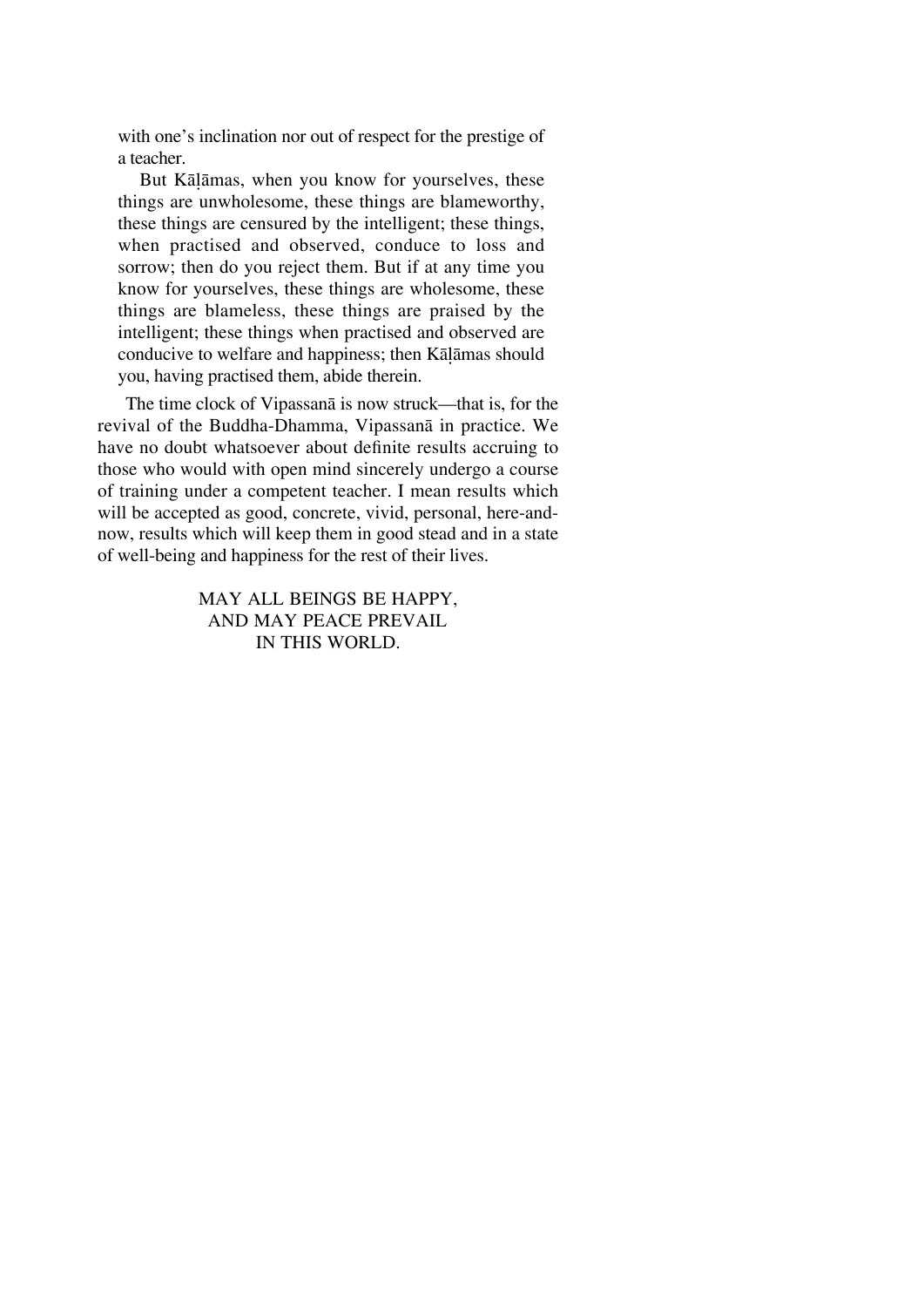> with one's inclination nor out of respect for the prestige of a teacher.
>
> But Kāḷāmas, when you know for yourselves, these things are unwholesome, these things are blameworthy, these things are censured by the intelligent; these things, when practised and observed, conduce to loss and sorrow; then do you reject them. But if at any time you know for yourselves, these things are wholesome, these things are blameless, these things are praised by the intelligent; these things when practised and observed are conducive to welfare and happiness; then Kāḷāmas should you, having practised them, abide therein.

The time clock of Vipassanā is now struck—that is, for the revival of the Buddha-Dhamma, Vipassanā in practice. We have no doubt whatsoever about definite results accruing to those who would with open mind sincerely undergo a course of training under a competent teacher. I mean results which will be accepted as good, concrete, vivid, personal, here-and-now, results which will keep them in good stead and in a state of well-being and happiness for the rest of their lives.

MAY ALL BEINGS BE HAPPY,
AND MAY PEACE PREVAIL
IN THIS WORLD.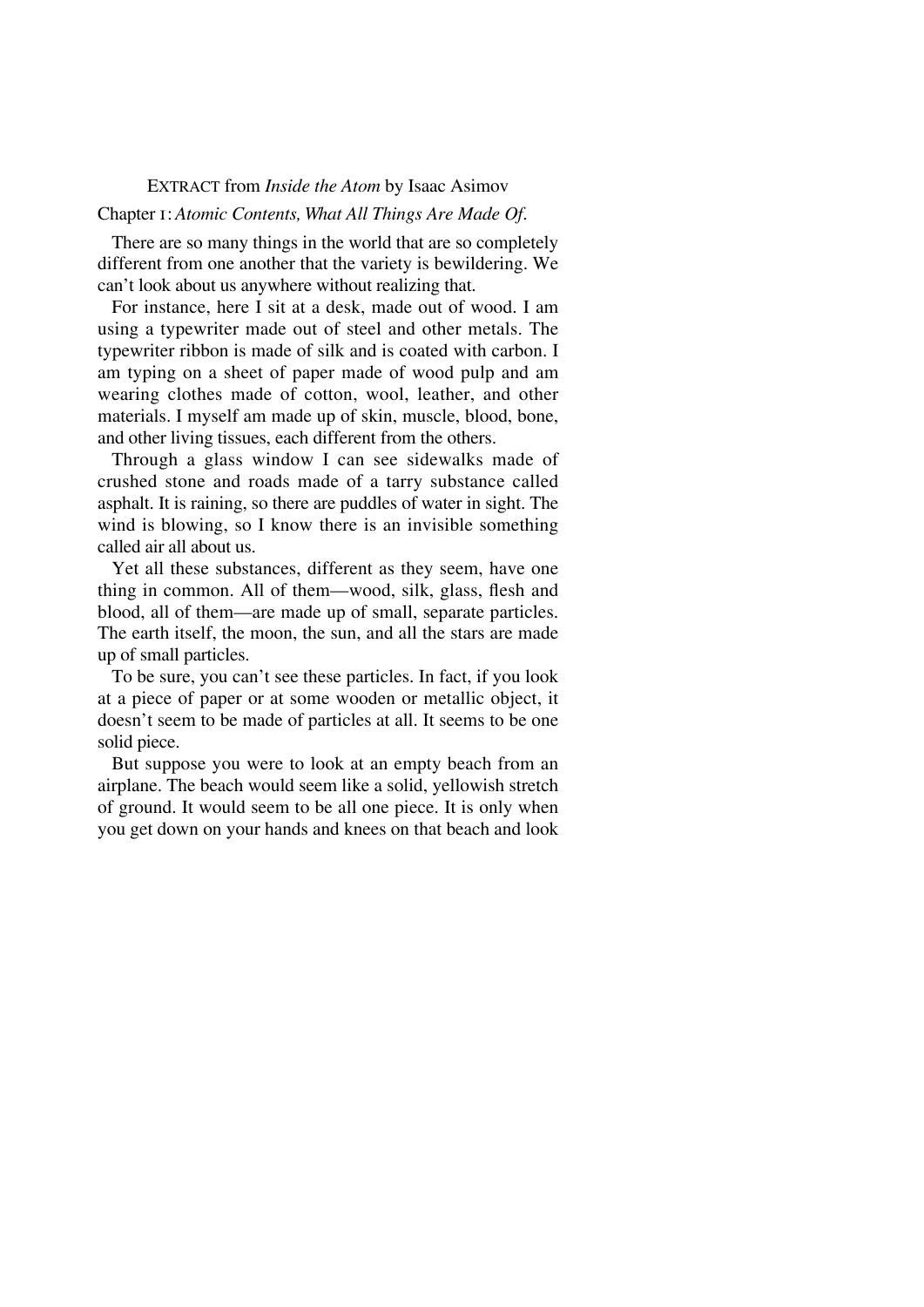EXTRACT from *Inside the Atom* by Isaac Asimov

Chapter I: *Atomic Contents, What All Things Are Made Of.*

There are so many things in the world that are so completely different from one another that the variety is bewildering. We can't look about us anywhere without realizing that.

For instance, here I sit at a desk, made out of wood. I am using a typewriter made out of steel and other metals. The typewriter ribbon is made of silk and is coated with carbon. I am typing on a sheet of paper made of wood pulp and am wearing clothes made of cotton, wool, leather, and other materials. I myself am made up of skin, muscle, blood, bone, and other living tissues, each different from the others.

Through a glass window I can see sidewalks made of crushed stone and roads made of a tarry substance called asphalt. It is raining, so there are puddles of water in sight. The wind is blowing, so I know there is an invisible something called air all about us.

Yet all these substances, different as they seem, have one thing in common. All of them—wood, silk, glass, flesh and blood, all of them—are made up of small, separate particles. The earth itself, the moon, the sun, and all the stars are made up of small particles.

To be sure, you can't see these particles. In fact, if you look at a piece of paper or at some wooden or metallic object, it doesn't seem to be made of particles at all. It seems to be one solid piece.

But suppose you were to look at an empty beach from an airplane. The beach would seem like a solid, yellowish stretch of ground. It would seem to be all one piece. It is only when you get down on your hands and knees on that beach and look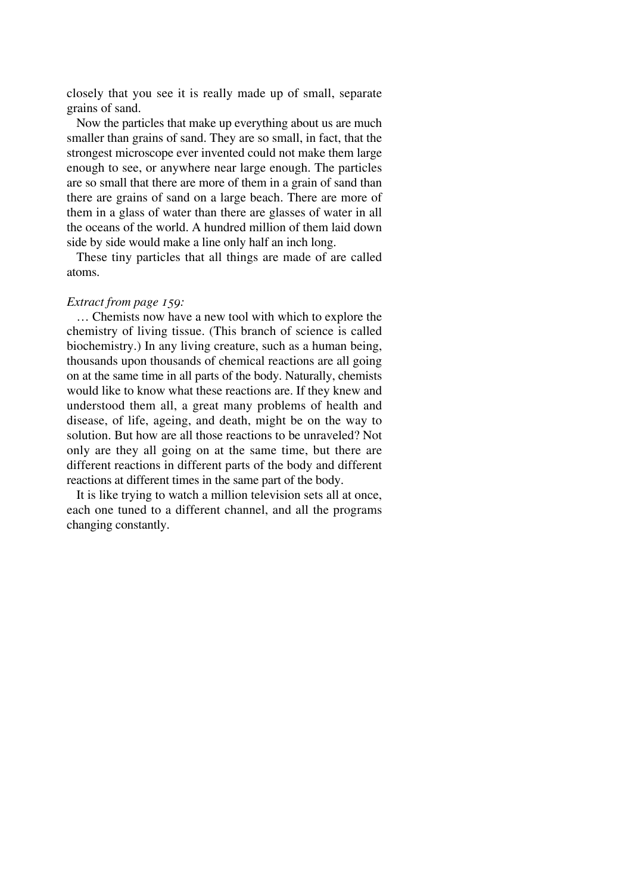closely that you see it is really made up of small, separate grains of sand.

Now the particles that make up everything about us are much smaller than grains of sand. They are so small, in fact, that the strongest microscope ever invented could not make them large enough to see, or anywhere near large enough. The particles are so small that there are more of them in a grain of sand than there are grains of sand on a large beach. There are more of them in a glass of water than there are glasses of water in all the oceans of the world. A hundred million of them laid down side by side would make a line only half an inch long.

These tiny particles that all things are made of are called atoms.

*Extract from page 159:*

… Chemists now have a new tool with which to explore the chemistry of living tissue. (This branch of science is called biochemistry.) In any living creature, such as a human being, thousands upon thousands of chemical reactions are all going on at the same time in all parts of the body. Naturally, chemists would like to know what these reactions are. If they knew and understood them all, a great many problems of health and disease, of life, ageing, and death, might be on the way to solution. But how are all those reactions to be unraveled? Not only are they all going on at the same time, but there are different reactions in different parts of the body and different reactions at different times in the same part of the body.

It is like trying to watch a million television sets all at once, each one tuned to a different channel, and all the programs changing constantly.